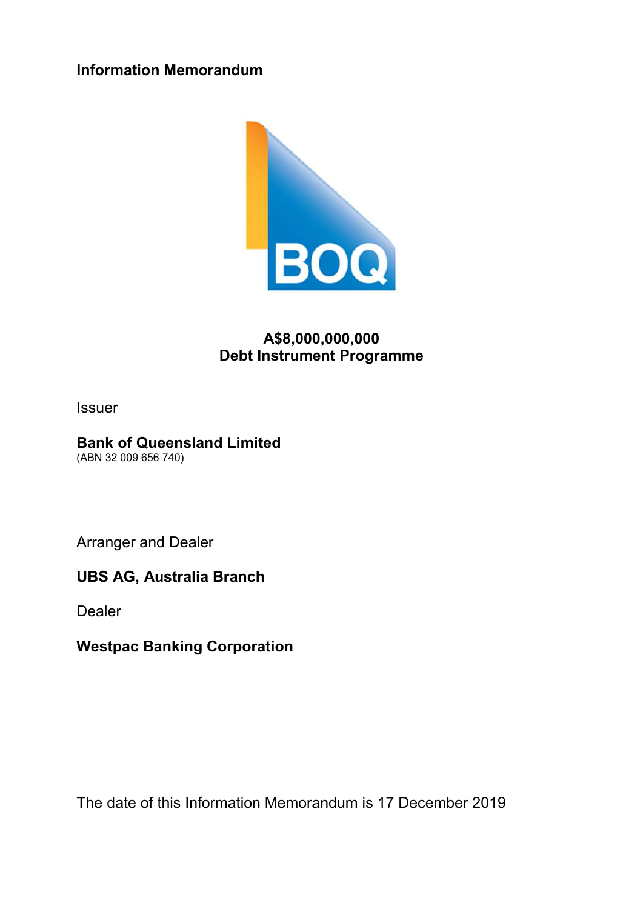# Information Memorandum

BOQ

**A$8,000,000,000**
**Debt Instrument Programme**

Issuer

**Bank of Queensland Limited**
(ABN 32 009 656 740)

Arranger and Dealer

**UBS AG, Australia Branch**

Dealer

**Westpac Banking Corporation**

The date of this Information Memorandum is 17 December 2019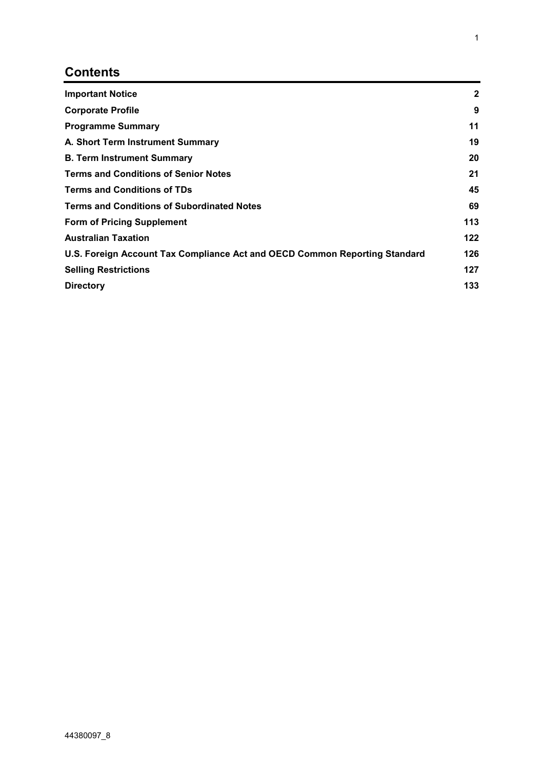## Contents

| | |
|---|---|
| **Important Notice** | **2** |
| **Corporate Profile** | **9** |
| **Programme Summary** | **11** |
| **A. Short Term Instrument Summary** | **19** |
| **B. Term Instrument Summary** | **20** |
| **Terms and Conditions of Senior Notes** | **21** |
| **Terms and Conditions of TDs** | **45** |
| **Terms and Conditions of Subordinated Notes** | **69** |
| **Form of Pricing Supplement** | **113** |
| **Australian Taxation** | **122** |
| **U.S. Foreign Account Tax Compliance Act and OECD Common Reporting Standard** | **126** |
| **Selling Restrictions** | **127** |
| **Directory** | **133** |

44380097_8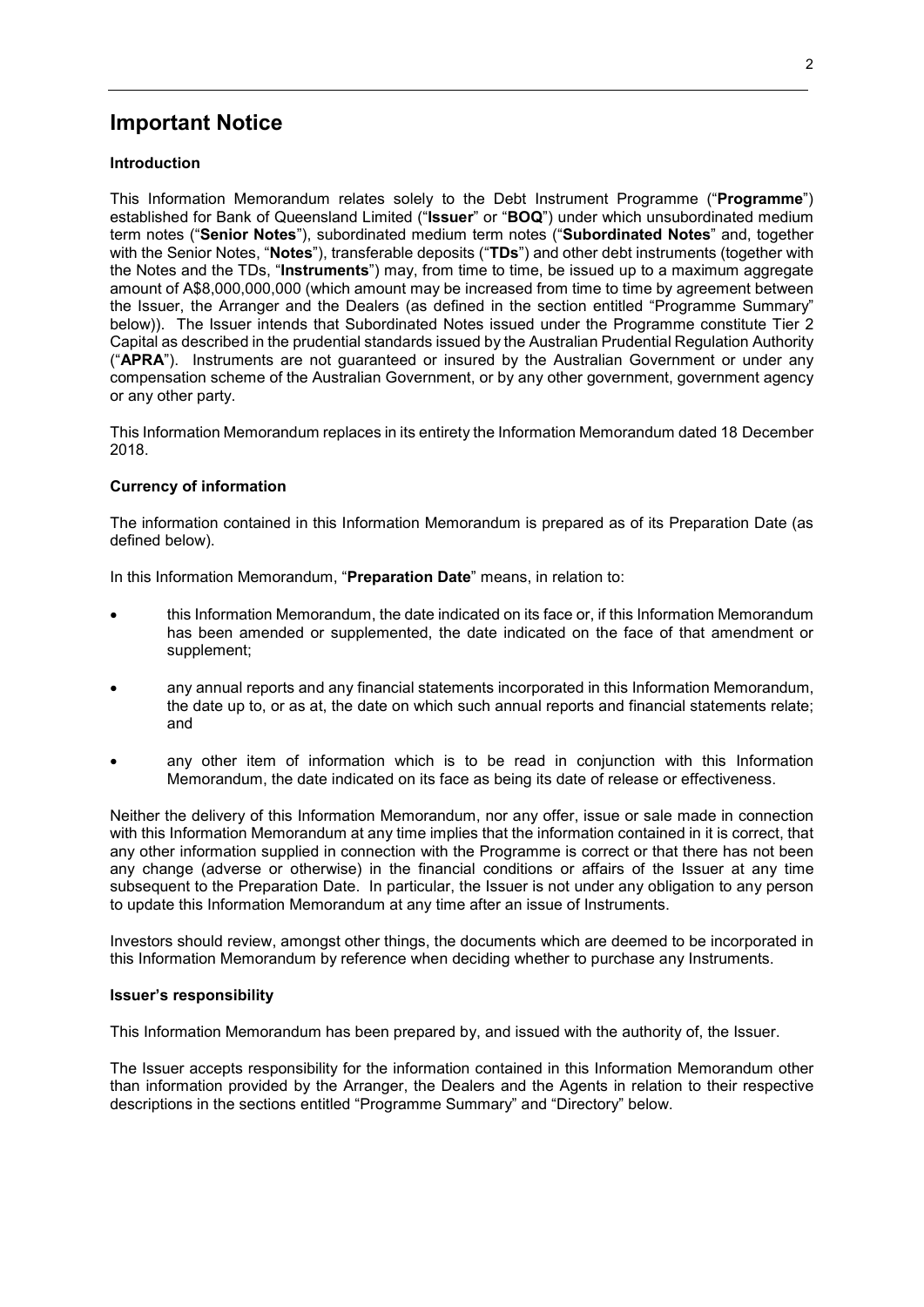# Important Notice

### Introduction

This Information Memorandum relates solely to the Debt Instrument Programme ("**Programme**") established for Bank of Queensland Limited ("**Issuer**" or "**BOQ**") under which unsubordinated medium term notes ("**Senior Notes**"), subordinated medium term notes ("**Subordinated Notes**" and, together with the Senior Notes, "**Notes**"), transferable deposits ("**TDs**") and other debt instruments (together with the Notes and the TDs, "**Instruments**") may, from time to time, be issued up to a maximum aggregate amount of A$8,000,000,000 (which amount may be increased from time to time by agreement between the Issuer, the Arranger and the Dealers (as defined in the section entitled "Programme Summary" below)). The Issuer intends that Subordinated Notes issued under the Programme constitute Tier 2 Capital as described in the prudential standards issued by the Australian Prudential Regulation Authority ("**APRA**"). Instruments are not guaranteed or insured by the Australian Government or under any compensation scheme of the Australian Government, or by any other government, government agency or any other party.

This Information Memorandum replaces in its entirety the Information Memorandum dated 18 December 2018.

### Currency of information

The information contained in this Information Memorandum is prepared as of its Preparation Date (as defined below).

In this Information Memorandum, "**Preparation Date**" means, in relation to:

- this Information Memorandum, the date indicated on its face or, if this Information Memorandum has been amended or supplemented, the date indicated on the face of that amendment or supplement;
- any annual reports and any financial statements incorporated in this Information Memorandum, the date up to, or as at, the date on which such annual reports and financial statements relate; and
- any other item of information which is to be read in conjunction with this Information Memorandum, the date indicated on its face as being its date of release or effectiveness.

Neither the delivery of this Information Memorandum, nor any offer, issue or sale made in connection with this Information Memorandum at any time implies that the information contained in it is correct, that any other information supplied in connection with the Programme is correct or that there has not been any change (adverse or otherwise) in the financial conditions or affairs of the Issuer at any time subsequent to the Preparation Date. In particular, the Issuer is not under any obligation to any person to update this Information Memorandum at any time after an issue of Instruments.

Investors should review, amongst other things, the documents which are deemed to be incorporated in this Information Memorandum by reference when deciding whether to purchase any Instruments.

### Issuer's responsibility

This Information Memorandum has been prepared by, and issued with the authority of, the Issuer.

The Issuer accepts responsibility for the information contained in this Information Memorandum other than information provided by the Arranger, the Dealers and the Agents in relation to their respective descriptions in the sections entitled "Programme Summary" and "Directory" below.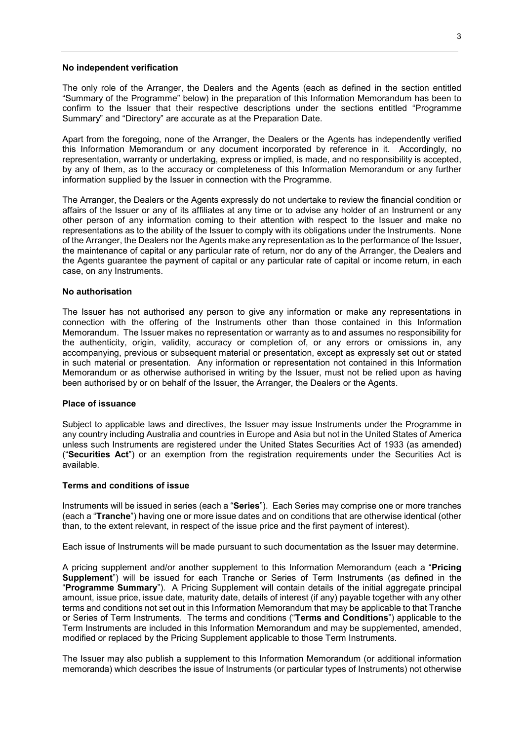**No independent verification**

The only role of the Arranger, the Dealers and the Agents (each as defined in the section entitled "Summary of the Programme" below) in the preparation of this Information Memorandum has been to confirm to the Issuer that their respective descriptions under the sections entitled "Programme Summary" and "Directory" are accurate as at the Preparation Date.

Apart from the foregoing, none of the Arranger, the Dealers or the Agents has independently verified this Information Memorandum or any document incorporated by reference in it. Accordingly, no representation, warranty or undertaking, express or implied, is made, and no responsibility is accepted, by any of them, as to the accuracy or completeness of this Information Memorandum or any further information supplied by the Issuer in connection with the Programme.

The Arranger, the Dealers or the Agents expressly do not undertake to review the financial condition or affairs of the Issuer or any of its affiliates at any time or to advise any holder of an Instrument or any other person of any information coming to their attention with respect to the Issuer and make no representations as to the ability of the Issuer to comply with its obligations under the Instruments. None of the Arranger, the Dealers nor the Agents make any representation as to the performance of the Issuer, the maintenance of capital or any particular rate of return, nor do any of the Arranger, the Dealers and the Agents guarantee the payment of capital or any particular rate of capital or income return, in each case, on any Instruments.

**No authorisation**

The Issuer has not authorised any person to give any information or make any representations in connection with the offering of the Instruments other than those contained in this Information Memorandum. The Issuer makes no representation or warranty as to and assumes no responsibility for the authenticity, origin, validity, accuracy or completion of, or any errors or omissions in, any accompanying, previous or subsequent material or presentation, except as expressly set out or stated in such material or presentation. Any information or representation not contained in this Information Memorandum or as otherwise authorised in writing by the Issuer, must not be relied upon as having been authorised by or on behalf of the Issuer, the Arranger, the Dealers or the Agents.

**Place of issuance**

Subject to applicable laws and directives, the Issuer may issue Instruments under the Programme in any country including Australia and countries in Europe and Asia but not in the United States of America unless such Instruments are registered under the United States Securities Act of 1933 (as amended) ("**Securities Act**") or an exemption from the registration requirements under the Securities Act is available.

**Terms and conditions of issue**

Instruments will be issued in series (each a "**Series**"). Each Series may comprise one or more tranches (each a "**Tranche**") having one or more issue dates and on conditions that are otherwise identical (other than, to the extent relevant, in respect of the issue price and the first payment of interest).

Each issue of Instruments will be made pursuant to such documentation as the Issuer may determine.

A pricing supplement and/or another supplement to this Information Memorandum (each a "**Pricing Supplement**") will be issued for each Tranche or Series of Term Instruments (as defined in the "**Programme Summary**"). A Pricing Supplement will contain details of the initial aggregate principal amount, issue price, issue date, maturity date, details of interest (if any) payable together with any other terms and conditions not set out in this Information Memorandum that may be applicable to that Tranche or Series of Term Instruments. The terms and conditions ("**Terms and Conditions**") applicable to the Term Instruments are included in this Information Memorandum and may be supplemented, amended, modified or replaced by the Pricing Supplement applicable to those Term Instruments.

The Issuer may also publish a supplement to this Information Memorandum (or additional information memoranda) which describes the issue of Instruments (or particular types of Instruments) not otherwise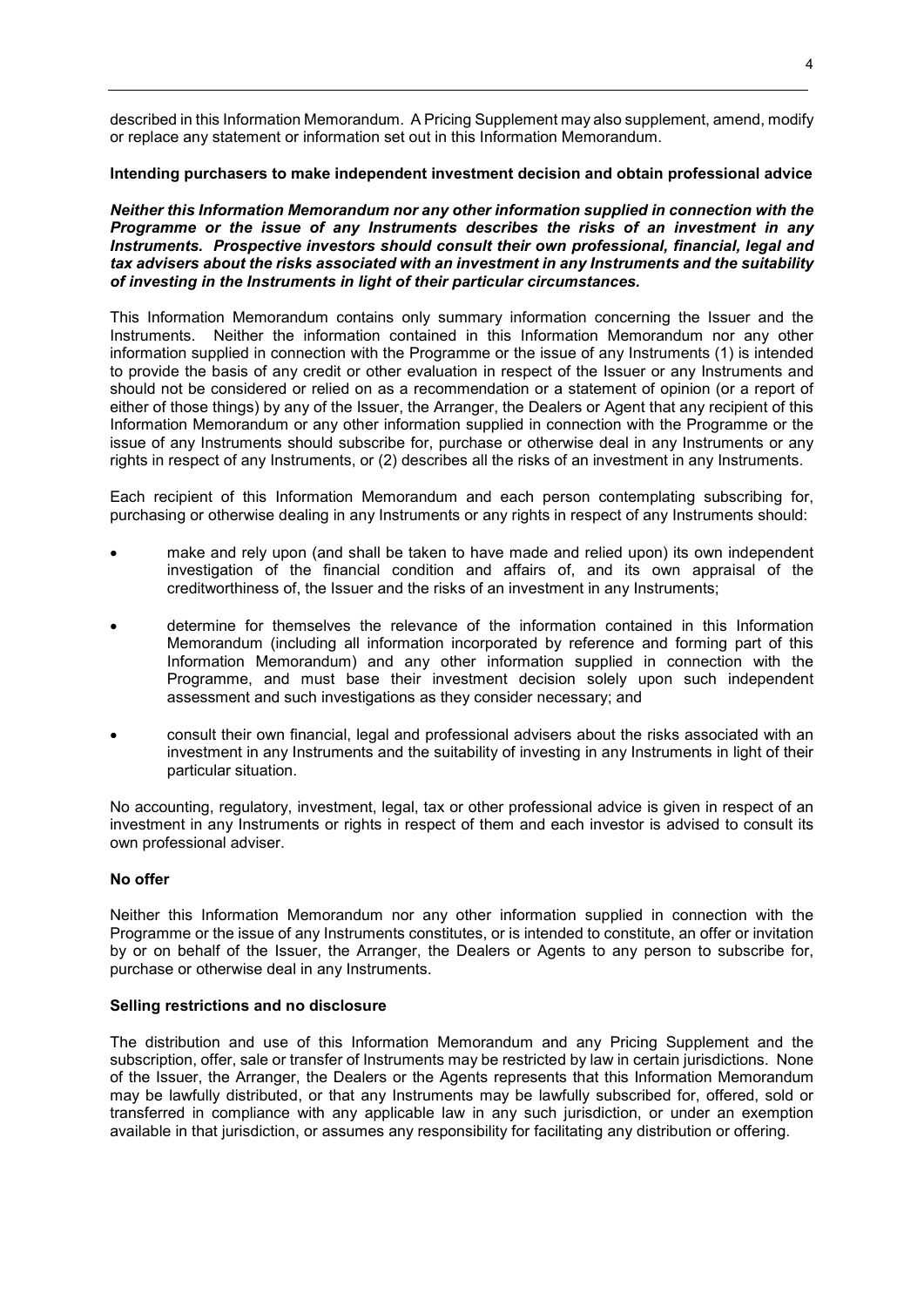described in this Information Memorandum. A Pricing Supplement may also supplement, amend, modify or replace any statement or information set out in this Information Memorandum.

**Intending purchasers to make independent investment decision and obtain professional advice**

***Neither this Information Memorandum nor any other information supplied in connection with the Programme or the issue of any Instruments describes the risks of an investment in any Instruments. Prospective investors should consult their own professional, financial, legal and tax advisers about the risks associated with an investment in any Instruments and the suitability of investing in the Instruments in light of their particular circumstances.***

This Information Memorandum contains only summary information concerning the Issuer and the Instruments. Neither the information contained in this Information Memorandum nor any other information supplied in connection with the Programme or the issue of any Instruments (1) is intended to provide the basis of any credit or other evaluation in respect of the Issuer or any Instruments and should not be considered or relied on as a recommendation or a statement of opinion (or a report of either of those things) by any of the Issuer, the Arranger, the Dealers or Agent that any recipient of this Information Memorandum or any other information supplied in connection with the Programme or the issue of any Instruments should subscribe for, purchase or otherwise deal in any Instruments or any rights in respect of any Instruments, or (2) describes all the risks of an investment in any Instruments.

Each recipient of this Information Memorandum and each person contemplating subscribing for, purchasing or otherwise dealing in any Instruments or any rights in respect of any Instruments should:

- make and rely upon (and shall be taken to have made and relied upon) its own independent investigation of the financial condition and affairs of, and its own appraisal of the creditworthiness of, the Issuer and the risks of an investment in any Instruments;
- determine for themselves the relevance of the information contained in this Information Memorandum (including all information incorporated by reference and forming part of this Information Memorandum) and any other information supplied in connection with the Programme, and must base their investment decision solely upon such independent assessment and such investigations as they consider necessary; and
- consult their own financial, legal and professional advisers about the risks associated with an investment in any Instruments and the suitability of investing in any Instruments in light of their particular situation.

No accounting, regulatory, investment, legal, tax or other professional advice is given in respect of an investment in any Instruments or rights in respect of them and each investor is advised to consult its own professional adviser.

**No offer**

Neither this Information Memorandum nor any other information supplied in connection with the Programme or the issue of any Instruments constitutes, or is intended to constitute, an offer or invitation by or on behalf of the Issuer, the Arranger, the Dealers or Agents to any person to subscribe for, purchase or otherwise deal in any Instruments.

**Selling restrictions and no disclosure**

The distribution and use of this Information Memorandum and any Pricing Supplement and the subscription, offer, sale or transfer of Instruments may be restricted by law in certain jurisdictions. None of the Issuer, the Arranger, the Dealers or the Agents represents that this Information Memorandum may be lawfully distributed, or that any Instruments may be lawfully subscribed for, offered, sold or transferred in compliance with any applicable law in any such jurisdiction, or under an exemption available in that jurisdiction, or assumes any responsibility for facilitating any distribution or offering.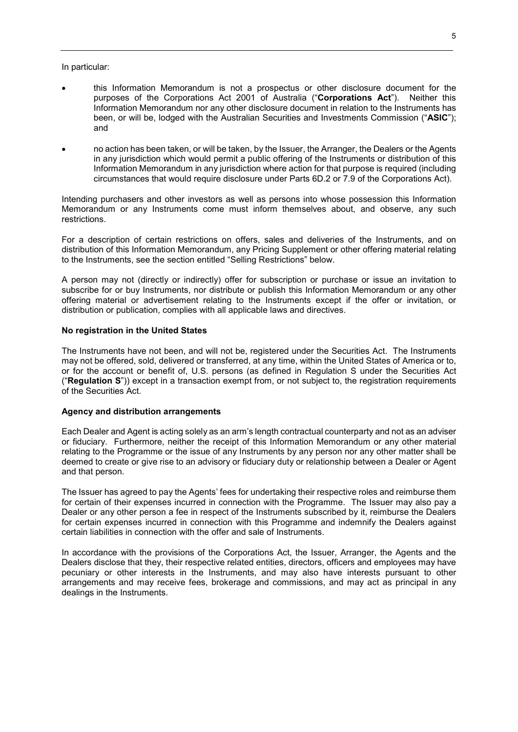In particular:

- this Information Memorandum is not a prospectus or other disclosure document for the purposes of the Corporations Act 2001 of Australia ("**Corporations Act**"). Neither this Information Memorandum nor any other disclosure document in relation to the Instruments has been, or will be, lodged with the Australian Securities and Investments Commission ("**ASIC**"); and
- no action has been taken, or will be taken, by the Issuer, the Arranger, the Dealers or the Agents in any jurisdiction which would permit a public offering of the Instruments or distribution of this Information Memorandum in any jurisdiction where action for that purpose is required (including circumstances that would require disclosure under Parts 6D.2 or 7.9 of the Corporations Act).

Intending purchasers and other investors as well as persons into whose possession this Information Memorandum or any Instruments come must inform themselves about, and observe, any such restrictions.

For a description of certain restrictions on offers, sales and deliveries of the Instruments, and on distribution of this Information Memorandum, any Pricing Supplement or other offering material relating to the Instruments, see the section entitled "Selling Restrictions" below.

A person may not (directly or indirectly) offer for subscription or purchase or issue an invitation to subscribe for or buy Instruments, nor distribute or publish this Information Memorandum or any other offering material or advertisement relating to the Instruments except if the offer or invitation, or distribution or publication, complies with all applicable laws and directives.

**No registration in the United States**

The Instruments have not been, and will not be, registered under the Securities Act. The Instruments may not be offered, sold, delivered or transferred, at any time, within the United States of America or to, or for the account or benefit of, U.S. persons (as defined in Regulation S under the Securities Act ("**Regulation S**")) except in a transaction exempt from, or not subject to, the registration requirements of the Securities Act.

**Agency and distribution arrangements**

Each Dealer and Agent is acting solely as an arm's length contractual counterparty and not as an adviser or fiduciary. Furthermore, neither the receipt of this Information Memorandum or any other material relating to the Programme or the issue of any Instruments by any person nor any other matter shall be deemed to create or give rise to an advisory or fiduciary duty or relationship between a Dealer or Agent and that person.

The Issuer has agreed to pay the Agents' fees for undertaking their respective roles and reimburse them for certain of their expenses incurred in connection with the Programme. The Issuer may also pay a Dealer or any other person a fee in respect of the Instruments subscribed by it, reimburse the Dealers for certain expenses incurred in connection with this Programme and indemnify the Dealers against certain liabilities in connection with the offer and sale of Instruments.

In accordance with the provisions of the Corporations Act, the Issuer, Arranger, the Agents and the Dealers disclose that they, their respective related entities, directors, officers and employees may have pecuniary or other interests in the Instruments, and may also have interests pursuant to other arrangements and may receive fees, brokerage and commissions, and may act as principal in any dealings in the Instruments.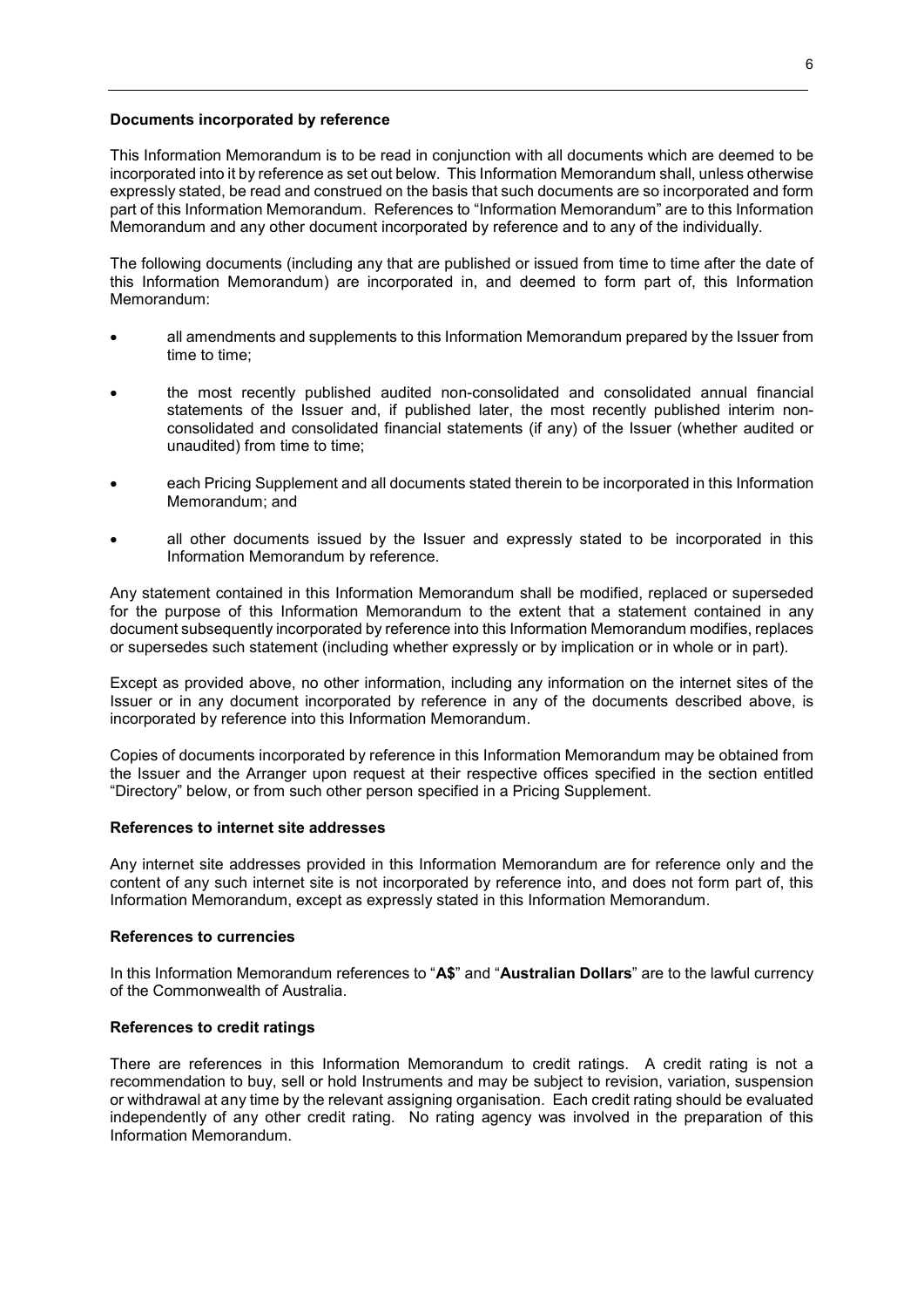**Documents incorporated by reference**

This Information Memorandum is to be read in conjunction with all documents which are deemed to be incorporated into it by reference as set out below. This Information Memorandum shall, unless otherwise expressly stated, be read and construed on the basis that such documents are so incorporated and form part of this Information Memorandum. References to "Information Memorandum" are to this Information Memorandum and any other document incorporated by reference and to any of the individually.

The following documents (including any that are published or issued from time to time after the date of this Information Memorandum) are incorporated in, and deemed to form part of, this Information Memorandum:

- all amendments and supplements to this Information Memorandum prepared by the Issuer from time to time;
- the most recently published audited non-consolidated and consolidated annual financial statements of the Issuer and, if published later, the most recently published interim non-consolidated and consolidated financial statements (if any) of the Issuer (whether audited or unaudited) from time to time;
- each Pricing Supplement and all documents stated therein to be incorporated in this Information Memorandum; and
- all other documents issued by the Issuer and expressly stated to be incorporated in this Information Memorandum by reference.

Any statement contained in this Information Memorandum shall be modified, replaced or superseded for the purpose of this Information Memorandum to the extent that a statement contained in any document subsequently incorporated by reference into this Information Memorandum modifies, replaces or supersedes such statement (including whether expressly or by implication or in whole or in part).

Except as provided above, no other information, including any information on the internet sites of the Issuer or in any document incorporated by reference in any of the documents described above, is incorporated by reference into this Information Memorandum.

Copies of documents incorporated by reference in this Information Memorandum may be obtained from the Issuer and the Arranger upon request at their respective offices specified in the section entitled "Directory" below, or from such other person specified in a Pricing Supplement.

**References to internet site addresses**

Any internet site addresses provided in this Information Memorandum are for reference only and the content of any such internet site is not incorporated by reference into, and does not form part of, this Information Memorandum, except as expressly stated in this Information Memorandum.

**References to currencies**

In this Information Memorandum references to "**A$**" and "**Australian Dollars**" are to the lawful currency of the Commonwealth of Australia.

**References to credit ratings**

There are references in this Information Memorandum to credit ratings. A credit rating is not a recommendation to buy, sell or hold Instruments and may be subject to revision, variation, suspension or withdrawal at any time by the relevant assigning organisation. Each credit rating should be evaluated independently of any other credit rating. No rating agency was involved in the preparation of this Information Memorandum.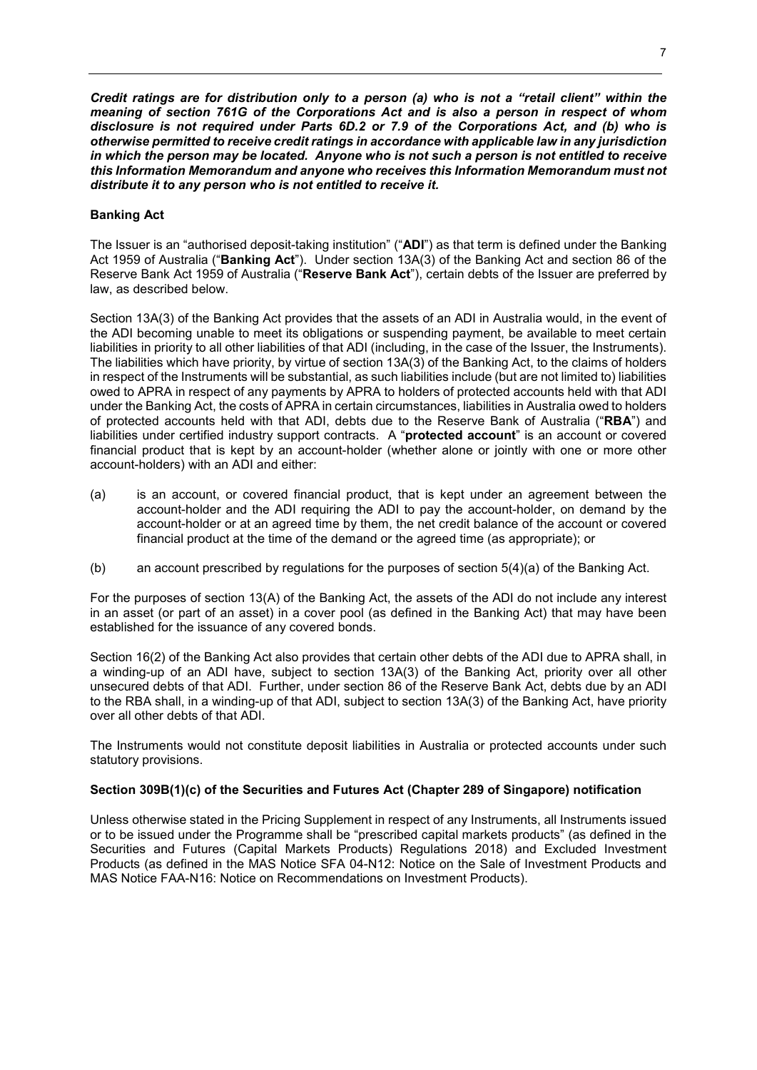***Credit ratings are for distribution only to a person (a) who is not a "retail client" within the meaning of section 761G of the Corporations Act and is also a person in respect of whom disclosure is not required under Parts 6D.2 or 7.9 of the Corporations Act, and (b) who is otherwise permitted to receive credit ratings in accordance with applicable law in any jurisdiction in which the person may be located. Anyone who is not such a person is not entitled to receive this Information Memorandum and anyone who receives this Information Memorandum must not distribute it to any person who is not entitled to receive it.***

**Banking Act**

The Issuer is an "authorised deposit-taking institution" ("**ADI**") as that term is defined under the Banking Act 1959 of Australia ("**Banking Act**"). Under section 13A(3) of the Banking Act and section 86 of the Reserve Bank Act 1959 of Australia ("**Reserve Bank Act**"), certain debts of the Issuer are preferred by law, as described below.

Section 13A(3) of the Banking Act provides that the assets of an ADI in Australia would, in the event of the ADI becoming unable to meet its obligations or suspending payment, be available to meet certain liabilities in priority to all other liabilities of that ADI (including, in the case of the Issuer, the Instruments). The liabilities which have priority, by virtue of section 13A(3) of the Banking Act, to the claims of holders in respect of the Instruments will be substantial, as such liabilities include (but are not limited to) liabilities owed to APRA in respect of any payments by APRA to holders of protected accounts held with that ADI under the Banking Act, the costs of APRA in certain circumstances, liabilities in Australia owed to holders of protected accounts held with that ADI, debts due to the Reserve Bank of Australia ("**RBA**") and liabilities under certified industry support contracts. A "**protected account**" is an account or covered financial product that is kept by an account-holder (whether alone or jointly with one or more other account-holders) with an ADI and either:

(a) is an account, or covered financial product, that is kept under an agreement between the account-holder and the ADI requiring the ADI to pay the account-holder, on demand by the account-holder or at an agreed time by them, the net credit balance of the account or covered financial product at the time of the demand or the agreed time (as appropriate); or

(b) an account prescribed by regulations for the purposes of section 5(4)(a) of the Banking Act.

For the purposes of section 13(A) of the Banking Act, the assets of the ADI do not include any interest in an asset (or part of an asset) in a cover pool (as defined in the Banking Act) that may have been established for the issuance of any covered bonds.

Section 16(2) of the Banking Act also provides that certain other debts of the ADI due to APRA shall, in a winding-up of an ADI have, subject to section 13A(3) of the Banking Act, priority over all other unsecured debts of that ADI. Further, under section 86 of the Reserve Bank Act, debts due by an ADI to the RBA shall, in a winding-up of that ADI, subject to section 13A(3) of the Banking Act, have priority over all other debts of that ADI.

The Instruments would not constitute deposit liabilities in Australia or protected accounts under such statutory provisions.

**Section 309B(1)(c) of the Securities and Futures Act (Chapter 289 of Singapore) notification**

Unless otherwise stated in the Pricing Supplement in respect of any Instruments, all Instruments issued or to be issued under the Programme shall be "prescribed capital markets products" (as defined in the Securities and Futures (Capital Markets Products) Regulations 2018) and Excluded Investment Products (as defined in the MAS Notice SFA 04-N12: Notice on the Sale of Investment Products and MAS Notice FAA-N16: Notice on Recommendations on Investment Products).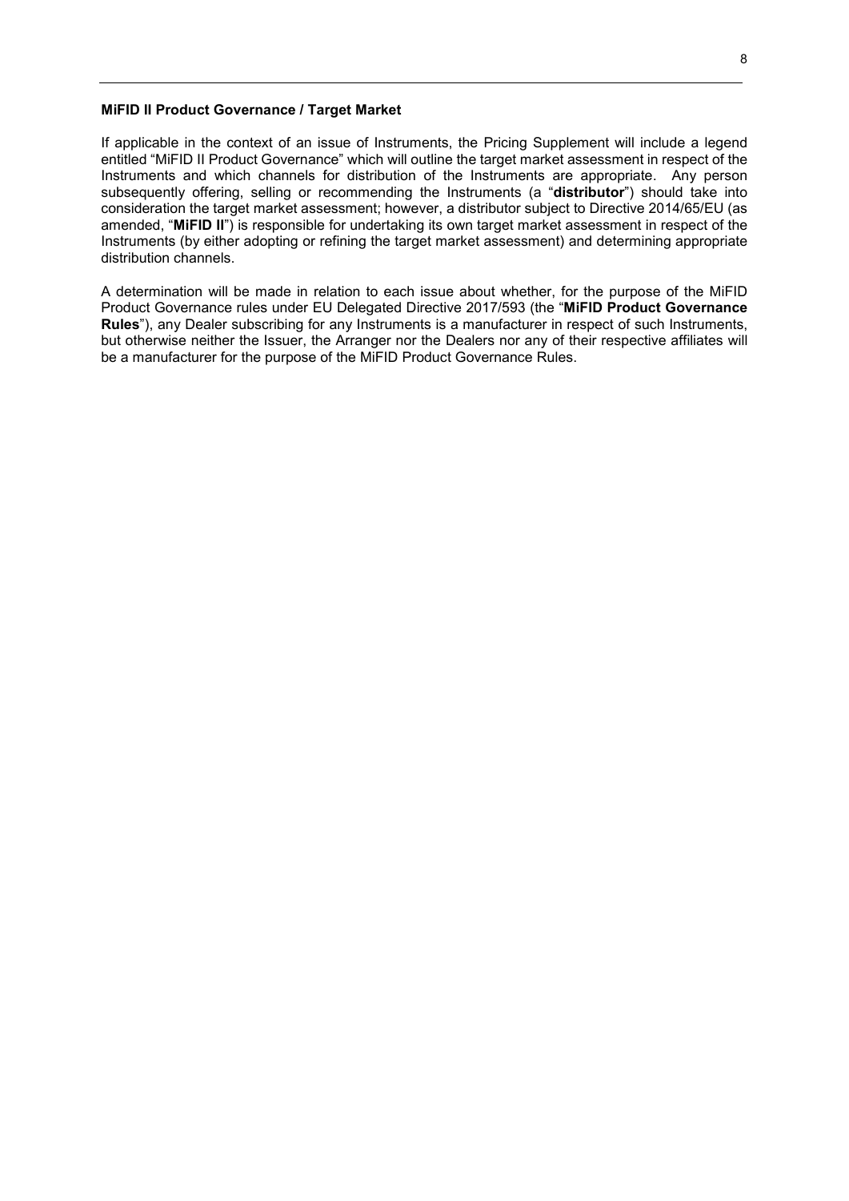**MiFID II Product Governance / Target Market**

If applicable in the context of an issue of Instruments, the Pricing Supplement will include a legend entitled "MiFID II Product Governance" which will outline the target market assessment in respect of the Instruments and which channels for distribution of the Instruments are appropriate. Any person subsequently offering, selling or recommending the Instruments (a "**distributor**") should take into consideration the target market assessment; however, a distributor subject to Directive 2014/65/EU (as amended, "**MiFID II**") is responsible for undertaking its own target market assessment in respect of the Instruments (by either adopting or refining the target market assessment) and determining appropriate distribution channels.

A determination will be made in relation to each issue about whether, for the purpose of the MiFID Product Governance rules under EU Delegated Directive 2017/593 (the "**MiFID Product Governance Rules**"), any Dealer subscribing for any Instruments is a manufacturer in respect of such Instruments, but otherwise neither the Issuer, the Arranger nor the Dealers nor any of their respective affiliates will be a manufacturer for the purpose of the MiFID Product Governance Rules.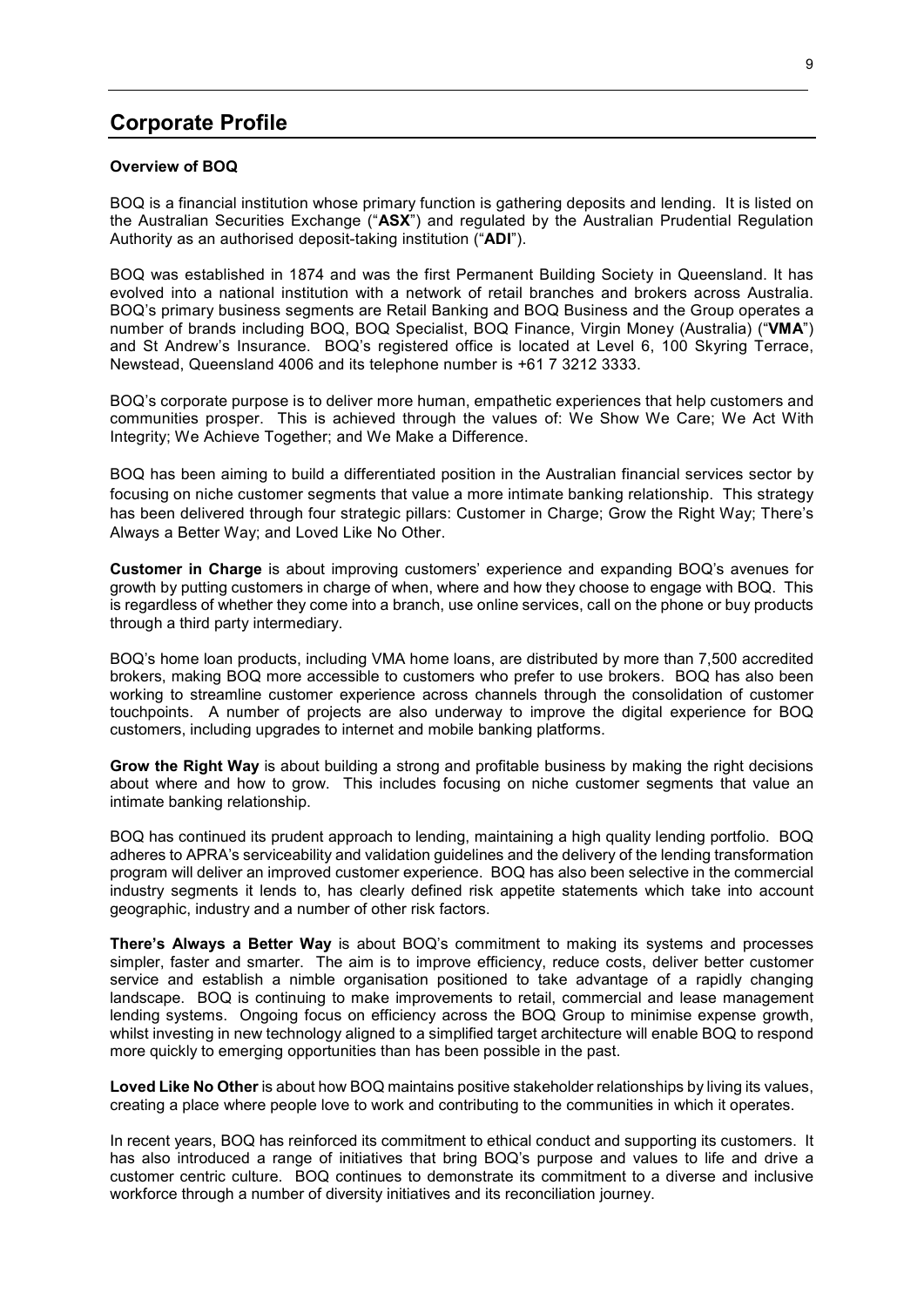# Corporate Profile

**Overview of BOQ**

BOQ is a financial institution whose primary function is gathering deposits and lending. It is listed on the Australian Securities Exchange ("**ASX**") and regulated by the Australian Prudential Regulation Authority as an authorised deposit-taking institution ("**ADI**").

BOQ was established in 1874 and was the first Permanent Building Society in Queensland. It has evolved into a national institution with a network of retail branches and brokers across Australia. BOQ's primary business segments are Retail Banking and BOQ Business and the Group operates a number of brands including BOQ, BOQ Specialist, BOQ Finance, Virgin Money (Australia) ("**VMA**") and St Andrew's Insurance. BOQ's registered office is located at Level 6, 100 Skyring Terrace, Newstead, Queensland 4006 and its telephone number is +61 7 3212 3333.

BOQ's corporate purpose is to deliver more human, empathetic experiences that help customers and communities prosper. This is achieved through the values of: We Show We Care; We Act With Integrity; We Achieve Together; and We Make a Difference.

BOQ has been aiming to build a differentiated position in the Australian financial services sector by focusing on niche customer segments that value a more intimate banking relationship. This strategy has been delivered through four strategic pillars: Customer in Charge; Grow the Right Way; There's Always a Better Way; and Loved Like No Other.

**Customer in Charge** is about improving customers' experience and expanding BOQ's avenues for growth by putting customers in charge of when, where and how they choose to engage with BOQ. This is regardless of whether they come into a branch, use online services, call on the phone or buy products through a third party intermediary.

BOQ's home loan products, including VMA home loans, are distributed by more than 7,500 accredited brokers, making BOQ more accessible to customers who prefer to use brokers. BOQ has also been working to streamline customer experience across channels through the consolidation of customer touchpoints. A number of projects are also underway to improve the digital experience for BOQ customers, including upgrades to internet and mobile banking platforms.

**Grow the Right Way** is about building a strong and profitable business by making the right decisions about where and how to grow. This includes focusing on niche customer segments that value an intimate banking relationship.

BOQ has continued its prudent approach to lending, maintaining a high quality lending portfolio. BOQ adheres to APRA's serviceability and validation guidelines and the delivery of the lending transformation program will deliver an improved customer experience. BOQ has also been selective in the commercial industry segments it lends to, has clearly defined risk appetite statements which take into account geographic, industry and a number of other risk factors.

**There's Always a Better Way** is about BOQ's commitment to making its systems and processes simpler, faster and smarter. The aim is to improve efficiency, reduce costs, deliver better customer service and establish a nimble organisation positioned to take advantage of a rapidly changing landscape. BOQ is continuing to make improvements to retail, commercial and lease management lending systems. Ongoing focus on efficiency across the BOQ Group to minimise expense growth, whilst investing in new technology aligned to a simplified target architecture will enable BOQ to respond more quickly to emerging opportunities than has been possible in the past.

**Loved Like No Other** is about how BOQ maintains positive stakeholder relationships by living its values, creating a place where people love to work and contributing to the communities in which it operates.

In recent years, BOQ has reinforced its commitment to ethical conduct and supporting its customers. It has also introduced a range of initiatives that bring BOQ's purpose and values to life and drive a customer centric culture. BOQ continues to demonstrate its commitment to a diverse and inclusive workforce through a number of diversity initiatives and its reconciliation journey.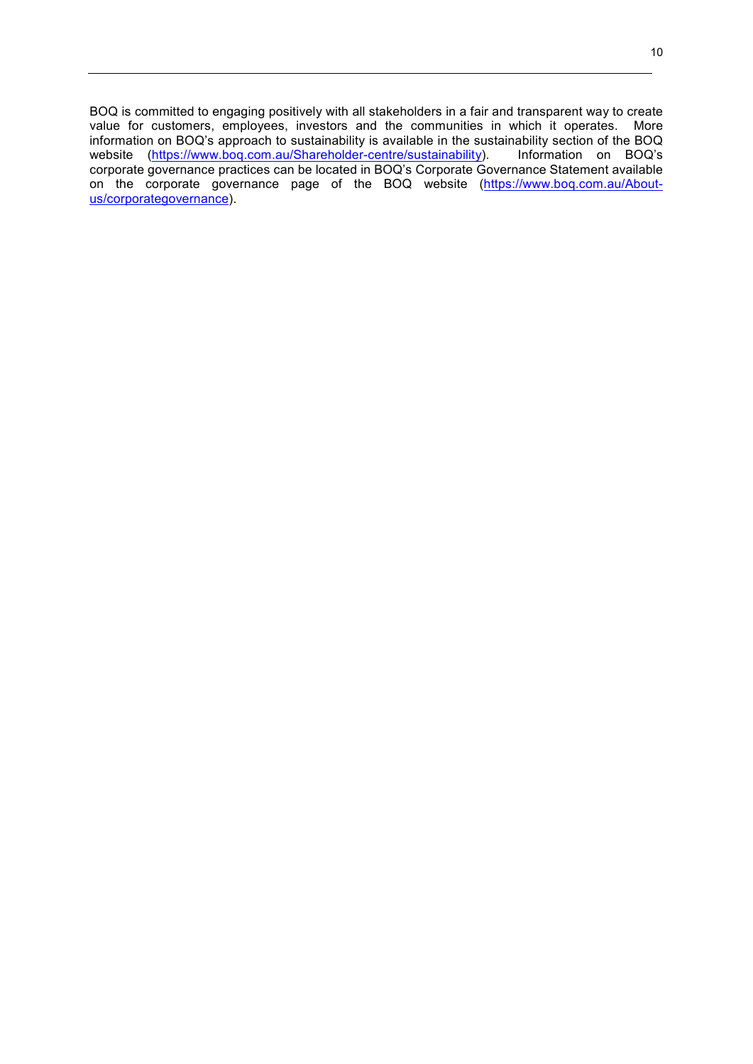BOQ is committed to engaging positively with all stakeholders in a fair and transparent way to create value for customers, employees, investors and the communities in which it operates. More information on BOQ's approach to sustainability is available in the sustainability section of the BOQ website ([https://www.boq.com.au/Shareholder-centre/sustainability](https://www.boq.com.au/Shareholder-centre/sustainability)). Information on BOQ's corporate governance practices can be located in BOQ's Corporate Governance Statement available on the corporate governance page of the BOQ website ([https://www.boq.com.au/About-us/corporategovernance](https://www.boq.com.au/About-us/corporategovernance)).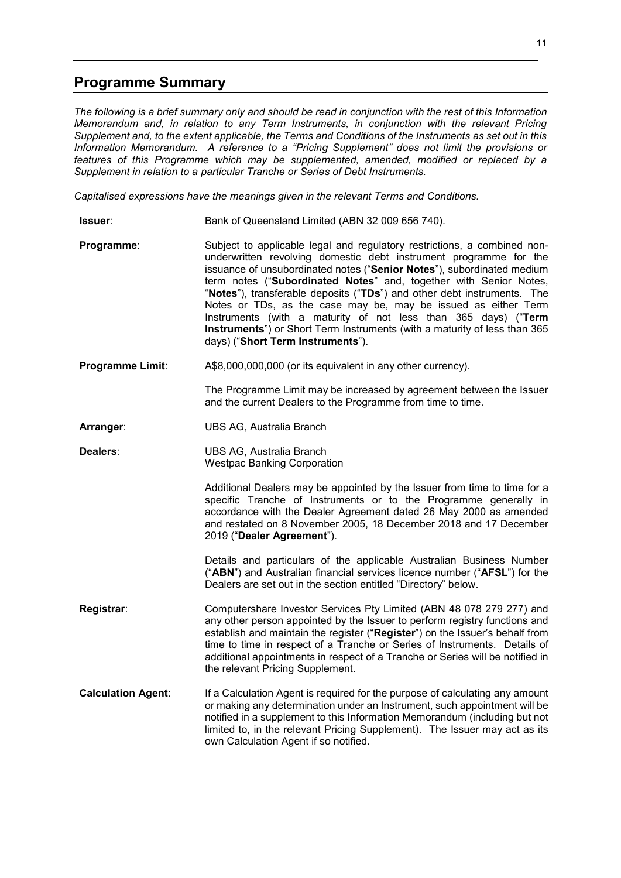## Programme Summary

*The following is a brief summary only and should be read in conjunction with the rest of this Information Memorandum and, in relation to any Term Instruments, in conjunction with the relevant Pricing Supplement and, to the extent applicable, the Terms and Conditions of the Instruments as set out in this Information Memorandum. A reference to a "Pricing Supplement" does not limit the provisions or features of this Programme which may be supplemented, amended, modified or replaced by a Supplement in relation to a particular Tranche or Series of Debt Instruments.*

*Capitalised expressions have the meanings given in the relevant Terms and Conditions.*

**Issuer**: Bank of Queensland Limited (ABN 32 009 656 740).

**Programme**: Subject to applicable legal and regulatory restrictions, a combined non-underwritten revolving domestic debt instrument programme for the issuance of unsubordinated notes ("**Senior Notes**"), subordinated medium term notes ("**Subordinated Notes**" and, together with Senior Notes, "**Notes**"), transferable deposits ("**TDs**") and other debt instruments. The Notes or TDs, as the case may be, may be issued as either Term Instruments (with a maturity of not less than 365 days) ("**Term Instruments**") or Short Term Instruments (with a maturity of less than 365 days) ("**Short Term Instruments**").

**Programme Limit**: A$8,000,000,000 (or its equivalent in any other currency).

The Programme Limit may be increased by agreement between the Issuer and the current Dealers to the Programme from time to time.

**Arranger**: UBS AG, Australia Branch

**Dealers**: UBS AG, Australia Branch
Westpac Banking Corporation

Additional Dealers may be appointed by the Issuer from time to time for a specific Tranche of Instruments or to the Programme generally in accordance with the Dealer Agreement dated 26 May 2000 as amended and restated on 8 November 2005, 18 December 2018 and 17 December 2019 ("**Dealer Agreement**").

Details and particulars of the applicable Australian Business Number ("**ABN**") and Australian financial services licence number ("**AFSL**") for the Dealers are set out in the section entitled "Directory" below.

**Registrar**: Computershare Investor Services Pty Limited (ABN 48 078 279 277) and any other person appointed by the Issuer to perform registry functions and establish and maintain the register ("**Register**") on the Issuer's behalf from time to time in respect of a Tranche or Series of Instruments. Details of additional appointments in respect of a Tranche or Series will be notified in the relevant Pricing Supplement.

**Calculation Agent**: If a Calculation Agent is required for the purpose of calculating any amount or making any determination under an Instrument, such appointment will be notified in a supplement to this Information Memorandum (including but not limited to, in the relevant Pricing Supplement). The Issuer may act as its own Calculation Agent if so notified.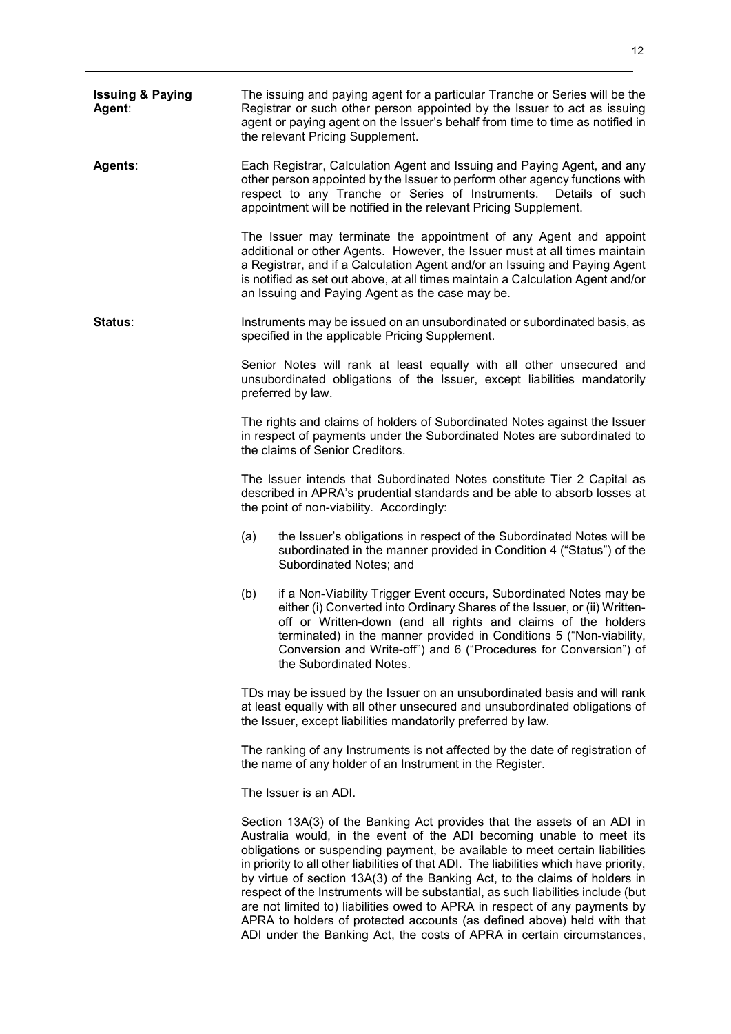**Issuing & Paying Agent**: The issuing and paying agent for a particular Tranche or Series will be the Registrar or such other person appointed by the Issuer to act as issuing agent or paying agent on the Issuer's behalf from time to time as notified in the relevant Pricing Supplement.

**Agents**: Each Registrar, Calculation Agent and Issuing and Paying Agent, and any other person appointed by the Issuer to perform other agency functions with respect to any Tranche or Series of Instruments. Details of such appointment will be notified in the relevant Pricing Supplement.

The Issuer may terminate the appointment of any Agent and appoint additional or other Agents. However, the Issuer must at all times maintain a Registrar, and if a Calculation Agent and/or an Issuing and Paying Agent is notified as set out above, at all times maintain a Calculation Agent and/or an Issuing and Paying Agent as the case may be.

**Status**: Instruments may be issued on an unsubordinated or subordinated basis, as specified in the applicable Pricing Supplement.

Senior Notes will rank at least equally with all other unsecured and unsubordinated obligations of the Issuer, except liabilities mandatorily preferred by law.

The rights and claims of holders of Subordinated Notes against the Issuer in respect of payments under the Subordinated Notes are subordinated to the claims of Senior Creditors.

The Issuer intends that Subordinated Notes constitute Tier 2 Capital as described in APRA's prudential standards and be able to absorb losses at the point of non-viability. Accordingly:

(a) the Issuer's obligations in respect of the Subordinated Notes will be subordinated in the manner provided in Condition 4 ("Status") of the Subordinated Notes; and

(b) if a Non-Viability Trigger Event occurs, Subordinated Notes may be either (i) Converted into Ordinary Shares of the Issuer, or (ii) Written-off or Written-down (and all rights and claims of the holders terminated) in the manner provided in Conditions 5 ("Non-viability, Conversion and Write-off") and 6 ("Procedures for Conversion") of the Subordinated Notes.

TDs may be issued by the Issuer on an unsubordinated basis and will rank at least equally with all other unsecured and unsubordinated obligations of the Issuer, except liabilities mandatorily preferred by law.

The ranking of any Instruments is not affected by the date of registration of the name of any holder of an Instrument in the Register.

The Issuer is an ADI.

Section 13A(3) of the Banking Act provides that the assets of an ADI in Australia would, in the event of the ADI becoming unable to meet its obligations or suspending payment, be available to meet certain liabilities in priority to all other liabilities of that ADI. The liabilities which have priority, by virtue of section 13A(3) of the Banking Act, to the claims of holders in respect of the Instruments will be substantial, as such liabilities include (but are not limited to) liabilities owed to APRA in respect of any payments by APRA to holders of protected accounts (as defined above) held with that ADI under the Banking Act, the costs of APRA in certain circumstances,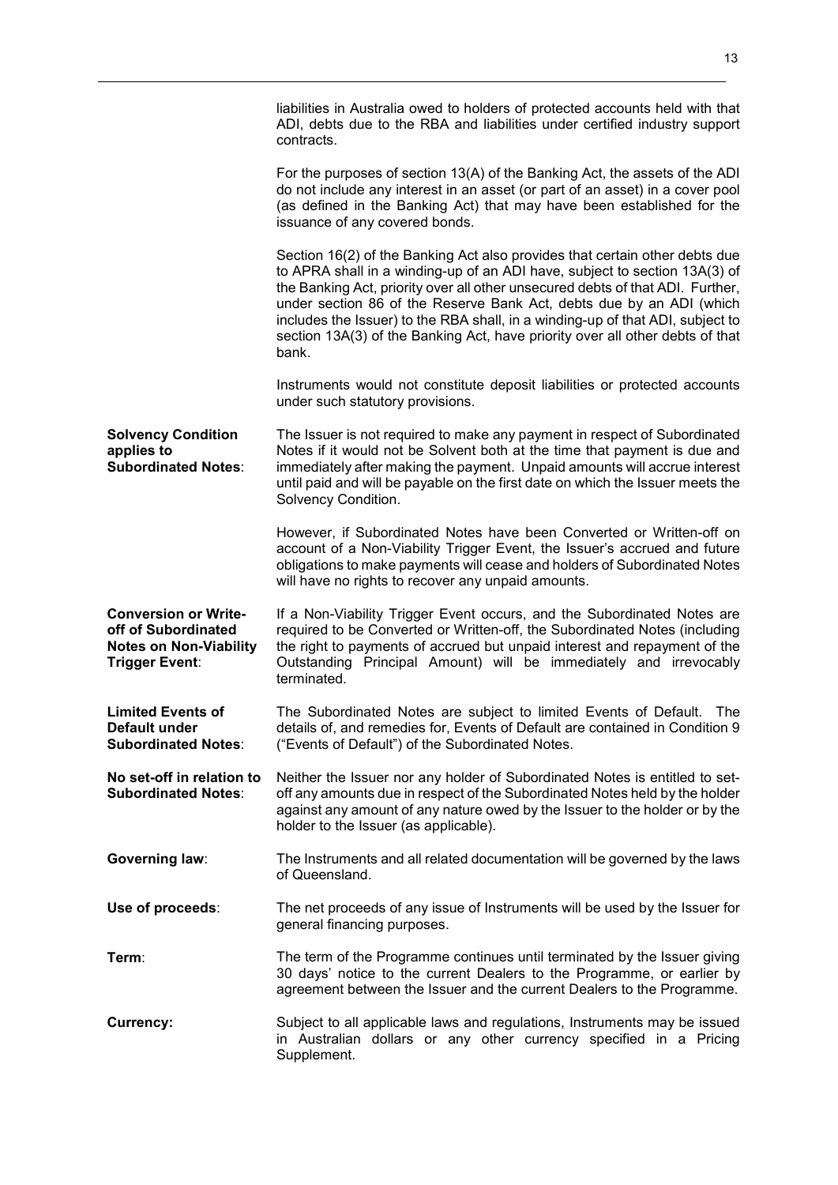liabilities in Australia owed to holders of protected accounts held with that ADI, debts due to the RBA and liabilities under certified industry support contracts.

For the purposes of section 13(A) of the Banking Act, the assets of the ADI do not include any interest in an asset (or part of an asset) in a cover pool (as defined in the Banking Act) that may have been established for the issuance of any covered bonds.

Section 16(2) of the Banking Act also provides that certain other debts due to APRA shall in a winding-up of an ADI have, subject to section 13A(3) of the Banking Act, priority over all other unsecured debts of that ADI. Further, under section 86 of the Reserve Bank Act, debts due by an ADI (which includes the Issuer) to the RBA shall, in a winding-up of that ADI, subject to section 13A(3) of the Banking Act, have priority over all other debts of that bank.

Instruments would not constitute deposit liabilities or protected accounts under such statutory provisions.

**Solvency Condition applies to Subordinated Notes**: The Issuer is not required to make any payment in respect of Subordinated Notes if it would not be Solvent both at the time that payment is due and immediately after making the payment. Unpaid amounts will accrue interest until paid and will be payable on the first date on which the Issuer meets the Solvency Condition.

However, if Subordinated Notes have been Converted or Written-off on account of a Non-Viability Trigger Event, the Issuer's accrued and future obligations to make payments will cease and holders of Subordinated Notes will have no rights to recover any unpaid amounts.

**Conversion or Write-off of Subordinated Notes on Non-Viability Trigger Event**: If a Non-Viability Trigger Event occurs, and the Subordinated Notes are required to be Converted or Written-off, the Subordinated Notes (including the right to payments of accrued but unpaid interest and repayment of the Outstanding Principal Amount) will be immediately and irrevocably terminated.

**Limited Events of Default under Subordinated Notes**: The Subordinated Notes are subject to limited Events of Default. The details of, and remedies for, Events of Default are contained in Condition 9 ("Events of Default") of the Subordinated Notes.

**No set-off in relation to Subordinated Notes**: Neither the Issuer nor any holder of Subordinated Notes is entitled to set-off any amounts due in respect of the Subordinated Notes held by the holder against any amount of any nature owed by the Issuer to the holder or by the holder to the Issuer (as applicable).

**Governing law**: The Instruments and all related documentation will be governed by the laws of Queensland.

**Use of proceeds**: The net proceeds of any issue of Instruments will be used by the Issuer for general financing purposes.

**Term**: The term of the Programme continues until terminated by the Issuer giving 30 days' notice to the current Dealers to the Programme, or earlier by agreement between the Issuer and the current Dealers to the Programme.

**Currency:** Subject to all applicable laws and regulations, Instruments may be issued in Australian dollars or any other currency specified in a Pricing Supplement.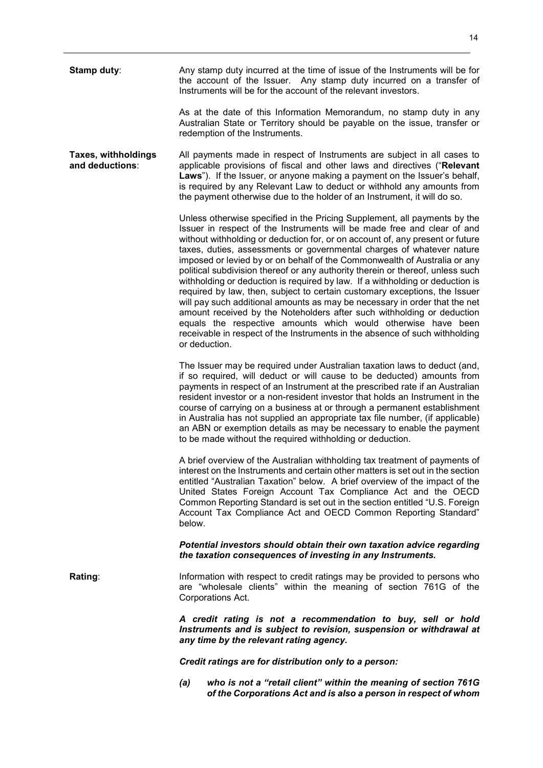**Stamp duty**: Any stamp duty incurred at the time of issue of the Instruments will be for the account of the Issuer. Any stamp duty incurred on a transfer of Instruments will be for the account of the relevant investors.

As at the date of this Information Memorandum, no stamp duty in any Australian State or Territory should be payable on the issue, transfer or redemption of the Instruments.

**Taxes, withholdings and deductions**: All payments made in respect of Instruments are subject in all cases to applicable provisions of fiscal and other laws and directives ("**Relevant Laws**"). If the Issuer, or anyone making a payment on the Issuer's behalf, is required by any Relevant Law to deduct or withhold any amounts from the payment otherwise due to the holder of an Instrument, it will do so.

Unless otherwise specified in the Pricing Supplement, all payments by the Issuer in respect of the Instruments will be made free and clear of and without withholding or deduction for, or on account of, any present or future taxes, duties, assessments or governmental charges of whatever nature imposed or levied by or on behalf of the Commonwealth of Australia or any political subdivision thereof or any authority therein or thereof, unless such withholding or deduction is required by law. If a withholding or deduction is required by law, then, subject to certain customary exceptions, the Issuer will pay such additional amounts as may be necessary in order that the net amount received by the Noteholders after such withholding or deduction equals the respective amounts which would otherwise have been receivable in respect of the Instruments in the absence of such withholding or deduction.

The Issuer may be required under Australian taxation laws to deduct (and, if so required, will deduct or will cause to be deducted) amounts from payments in respect of an Instrument at the prescribed rate if an Australian resident investor or a non-resident investor that holds an Instrument in the course of carrying on a business at or through a permanent establishment in Australia has not supplied an appropriate tax file number, (if applicable) an ABN or exemption details as may be necessary to enable the payment to be made without the required withholding or deduction.

A brief overview of the Australian withholding tax treatment of payments of interest on the Instruments and certain other matters is set out in the section entitled "Australian Taxation" below. A brief overview of the impact of the United States Foreign Account Tax Compliance Act and the OECD Common Reporting Standard is set out in the section entitled "U.S. Foreign Account Tax Compliance Act and OECD Common Reporting Standard" below.

***Potential investors should obtain their own taxation advice regarding the taxation consequences of investing in any Instruments.***

**Rating**: Information with respect to credit ratings may be provided to persons who are "wholesale clients" within the meaning of section 761G of the Corporations Act.

***A credit rating is not a recommendation to buy, sell or hold Instruments and is subject to revision, suspension or withdrawal at any time by the relevant rating agency.***

***Credit ratings are for distribution only to a person:***

***(a) who is not a "retail client" within the meaning of section 761G of the Corporations Act and is also a person in respect of whom***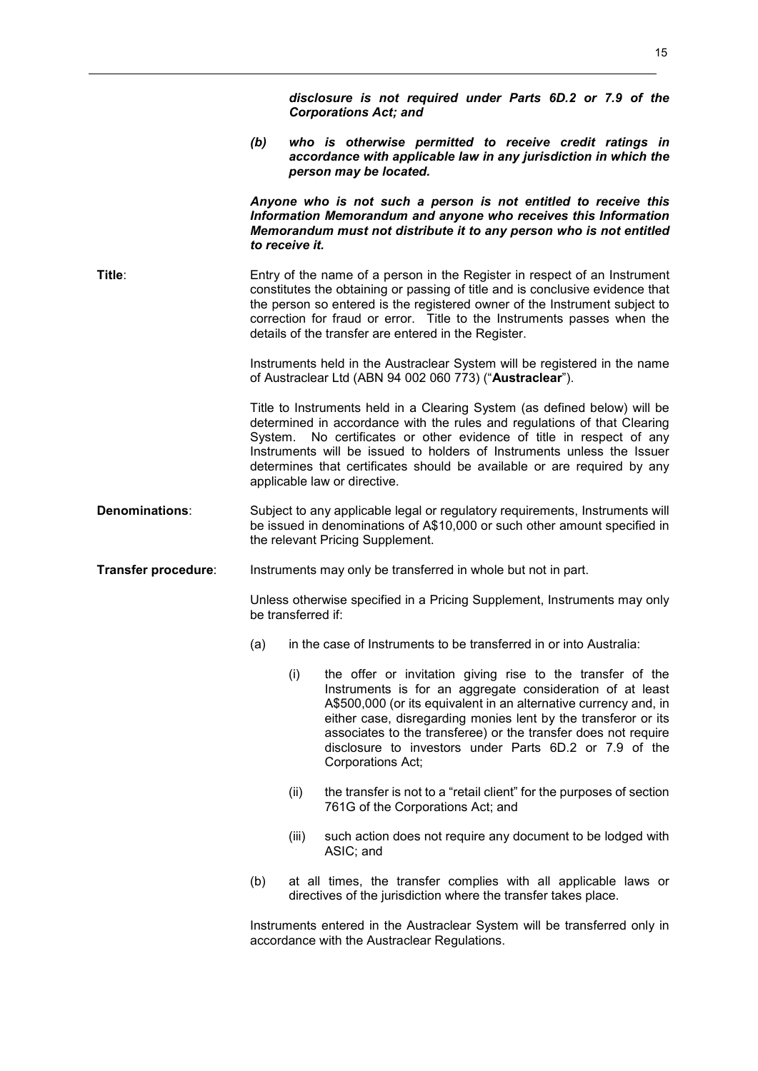***disclosure is not required under Parts 6D.2 or 7.9 of the Corporations Act; and***

***(b) who is otherwise permitted to receive credit ratings in accordance with applicable law in any jurisdiction in which the person may be located.***

***Anyone who is not such a person is not entitled to receive this Information Memorandum and anyone who receives this Information Memorandum must not distribute it to any person who is not entitled to receive it.***

**Title**: Entry of the name of a person in the Register in respect of an Instrument constitutes the obtaining or passing of title and is conclusive evidence that the person so entered is the registered owner of the Instrument subject to correction for fraud or error. Title to the Instruments passes when the details of the transfer are entered in the Register.

Instruments held in the Austraclear System will be registered in the name of Austraclear Ltd (ABN 94 002 060 773) ("**Austraclear**").

Title to Instruments held in a Clearing System (as defined below) will be determined in accordance with the rules and regulations of that Clearing System. No certificates or other evidence of title in respect of any Instruments will be issued to holders of Instruments unless the Issuer determines that certificates should be available or are required by any applicable law or directive.

**Denominations**: Subject to any applicable legal or regulatory requirements, Instruments will be issued in denominations of A$10,000 or such other amount specified in the relevant Pricing Supplement.

**Transfer procedure**: Instruments may only be transferred in whole but not in part.

Unless otherwise specified in a Pricing Supplement, Instruments may only be transferred if:

(a) in the case of Instruments to be transferred in or into Australia:

   (i) the offer or invitation giving rise to the transfer of the Instruments is for an aggregate consideration of at least A$500,000 (or its equivalent in an alternative currency and, in either case, disregarding monies lent by the transferor or its associates to the transferee) or the transfer does not require disclosure to investors under Parts 6D.2 or 7.9 of the Corporations Act;

   (ii) the transfer is not to a "retail client" for the purposes of section 761G of the Corporations Act; and

   (iii) such action does not require any document to be lodged with ASIC; and

(b) at all times, the transfer complies with all applicable laws or directives of the jurisdiction where the transfer takes place.

Instruments entered in the Austraclear System will be transferred only in accordance with the Austraclear Regulations.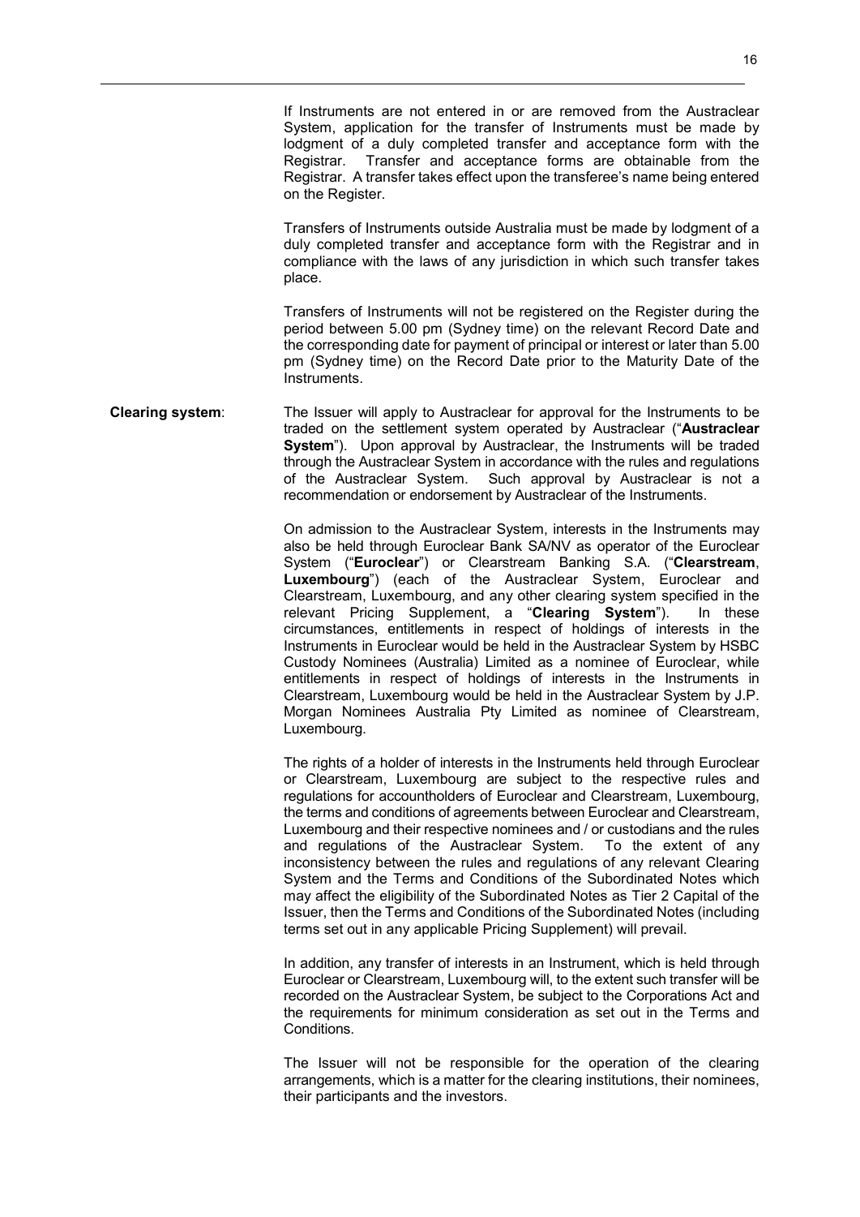If Instruments are not entered in or are removed from the Austraclear System, application for the transfer of Instruments must be made by lodgment of a duly completed transfer and acceptance form with the Registrar. Transfer and acceptance forms are obtainable from the Registrar. A transfer takes effect upon the transferee's name being entered on the Register.

Transfers of Instruments outside Australia must be made by lodgment of a duly completed transfer and acceptance form with the Registrar and in compliance with the laws of any jurisdiction in which such transfer takes place.

Transfers of Instruments will not be registered on the Register during the period between 5.00 pm (Sydney time) on the relevant Record Date and the corresponding date for payment of principal or interest or later than 5.00 pm (Sydney time) on the Record Date prior to the Maturity Date of the Instruments.

**Clearing system**: The Issuer will apply to Austraclear for approval for the Instruments to be traded on the settlement system operated by Austraclear ("**Austraclear System**"). Upon approval by Austraclear, the Instruments will be traded through the Austraclear System in accordance with the rules and regulations of the Austraclear System. Such approval by Austraclear is not a recommendation or endorsement by Austraclear of the Instruments.

On admission to the Austraclear System, interests in the Instruments may also be held through Euroclear Bank SA/NV as operator of the Euroclear System ("**Euroclear**") or Clearstream Banking S.A. ("**Clearstream, Luxembourg**") (each of the Austraclear System, Euroclear and Clearstream, Luxembourg, and any other clearing system specified in the relevant Pricing Supplement, a "**Clearing System**"). In these circumstances, entitlements in respect of holdings of interests in the Instruments in Euroclear would be held in the Austraclear System by HSBC Custody Nominees (Australia) Limited as a nominee of Euroclear, while entitlements in respect of holdings of interests in the Instruments in Clearstream, Luxembourg would be held in the Austraclear System by J.P. Morgan Nominees Australia Pty Limited as nominee of Clearstream, Luxembourg.

The rights of a holder of interests in the Instruments held through Euroclear or Clearstream, Luxembourg are subject to the respective rules and regulations for accountholders of Euroclear and Clearstream, Luxembourg, the terms and conditions of agreements between Euroclear and Clearstream, Luxembourg and their respective nominees and / or custodians and the rules and regulations of the Austraclear System. To the extent of any inconsistency between the rules and regulations of any relevant Clearing System and the Terms and Conditions of the Subordinated Notes which may affect the eligibility of the Subordinated Notes as Tier 2 Capital of the Issuer, then the Terms and Conditions of the Subordinated Notes (including terms set out in any applicable Pricing Supplement) will prevail.

In addition, any transfer of interests in an Instrument, which is held through Euroclear or Clearstream, Luxembourg will, to the extent such transfer will be recorded on the Austraclear System, be subject to the Corporations Act and the requirements for minimum consideration as set out in the Terms and Conditions.

The Issuer will not be responsible for the operation of the clearing arrangements, which is a matter for the clearing institutions, their nominees, their participants and the investors.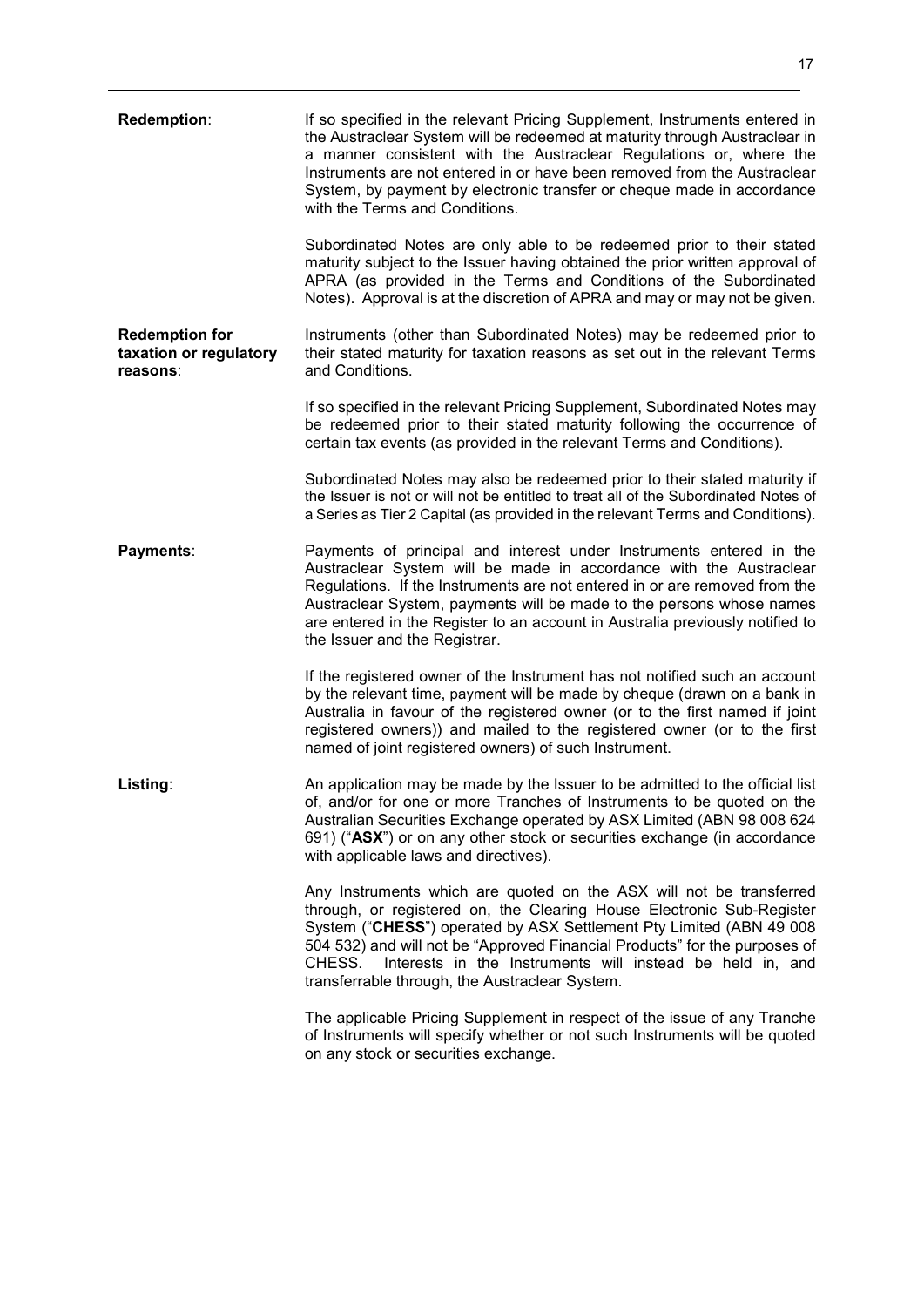**Redemption**: If so specified in the relevant Pricing Supplement, Instruments entered in the Austraclear System will be redeemed at maturity through Austraclear in a manner consistent with the Austraclear Regulations or, where the Instruments are not entered in or have been removed from the Austraclear System, by payment by electronic transfer or cheque made in accordance with the Terms and Conditions.

Subordinated Notes are only able to be redeemed prior to their stated maturity subject to the Issuer having obtained the prior written approval of APRA (as provided in the Terms and Conditions of the Subordinated Notes). Approval is at the discretion of APRA and may or may not be given.

**Redemption for taxation or regulatory reasons**: Instruments (other than Subordinated Notes) may be redeemed prior to their stated maturity for taxation reasons as set out in the relevant Terms and Conditions.

If so specified in the relevant Pricing Supplement, Subordinated Notes may be redeemed prior to their stated maturity following the occurrence of certain tax events (as provided in the relevant Terms and Conditions).

Subordinated Notes may also be redeemed prior to their stated maturity if the Issuer is not or will not be entitled to treat all of the Subordinated Notes of a Series as Tier 2 Capital (as provided in the relevant Terms and Conditions).

**Payments**: Payments of principal and interest under Instruments entered in the Austraclear System will be made in accordance with the Austraclear Regulations. If the Instruments are not entered in or are removed from the Austraclear System, payments will be made to the persons whose names are entered in the Register to an account in Australia previously notified to the Issuer and the Registrar.

If the registered owner of the Instrument has not notified such an account by the relevant time, payment will be made by cheque (drawn on a bank in Australia in favour of the registered owner (or to the first named if joint registered owners)) and mailed to the registered owner (or to the first named of joint registered owners) of such Instrument.

**Listing**: An application may be made by the Issuer to be admitted to the official list of, and/or for one or more Tranches of Instruments to be quoted on the Australian Securities Exchange operated by ASX Limited (ABN 98 008 624 691) ("**ASX**") or on any other stock or securities exchange (in accordance with applicable laws and directives).

Any Instruments which are quoted on the ASX will not be transferred through, or registered on, the Clearing House Electronic Sub-Register System ("**CHESS**") operated by ASX Settlement Pty Limited (ABN 49 008 504 532) and will not be "Approved Financial Products" for the purposes of CHESS. Interests in the Instruments will instead be held in, and transferrable through, the Austraclear System.

The applicable Pricing Supplement in respect of the issue of any Tranche of Instruments will specify whether or not such Instruments will be quoted on any stock or securities exchange.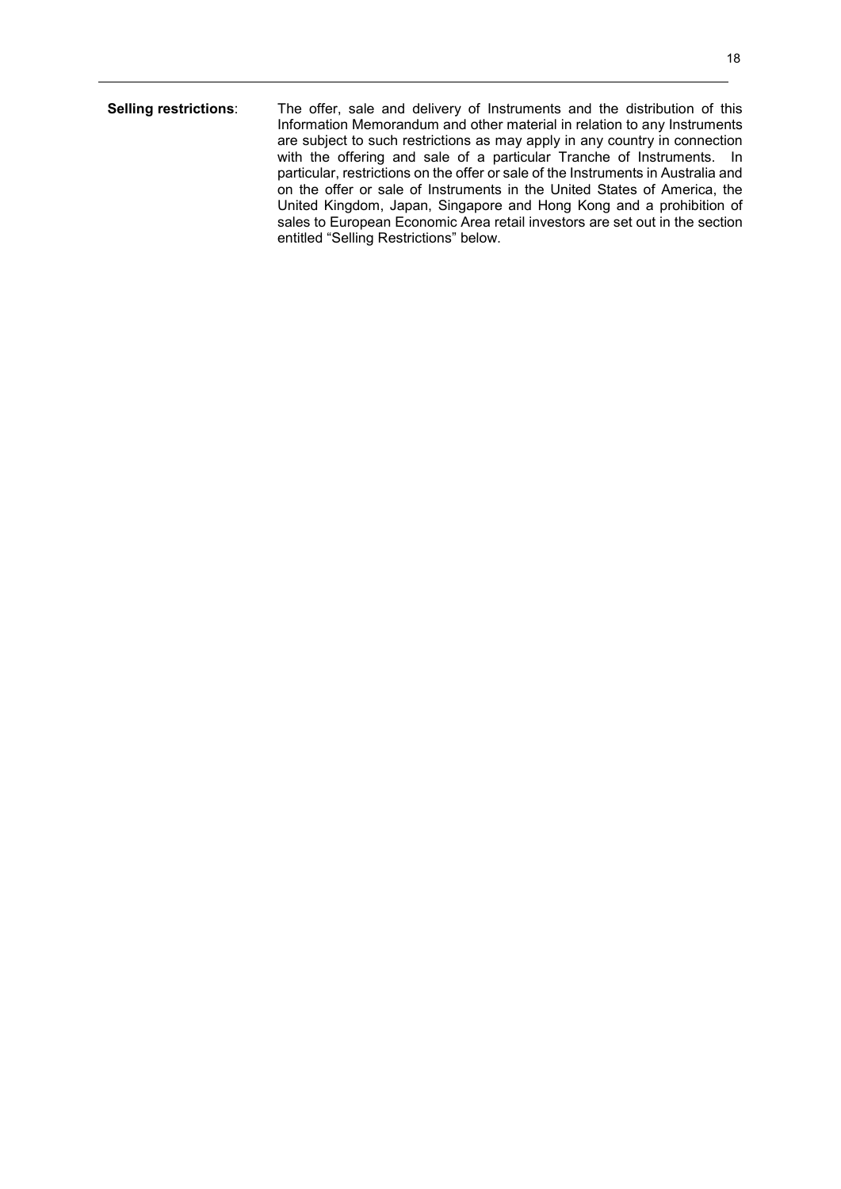**Selling restrictions**: The offer, sale and delivery of Instruments and the distribution of this Information Memorandum and other material in relation to any Instruments are subject to such restrictions as may apply in any country in connection with the offering and sale of a particular Tranche of Instruments. In particular, restrictions on the offer or sale of the Instruments in Australia and on the offer or sale of Instruments in the United States of America, the United Kingdom, Japan, Singapore and Hong Kong and a prohibition of sales to European Economic Area retail investors are set out in the section entitled "Selling Restrictions" below.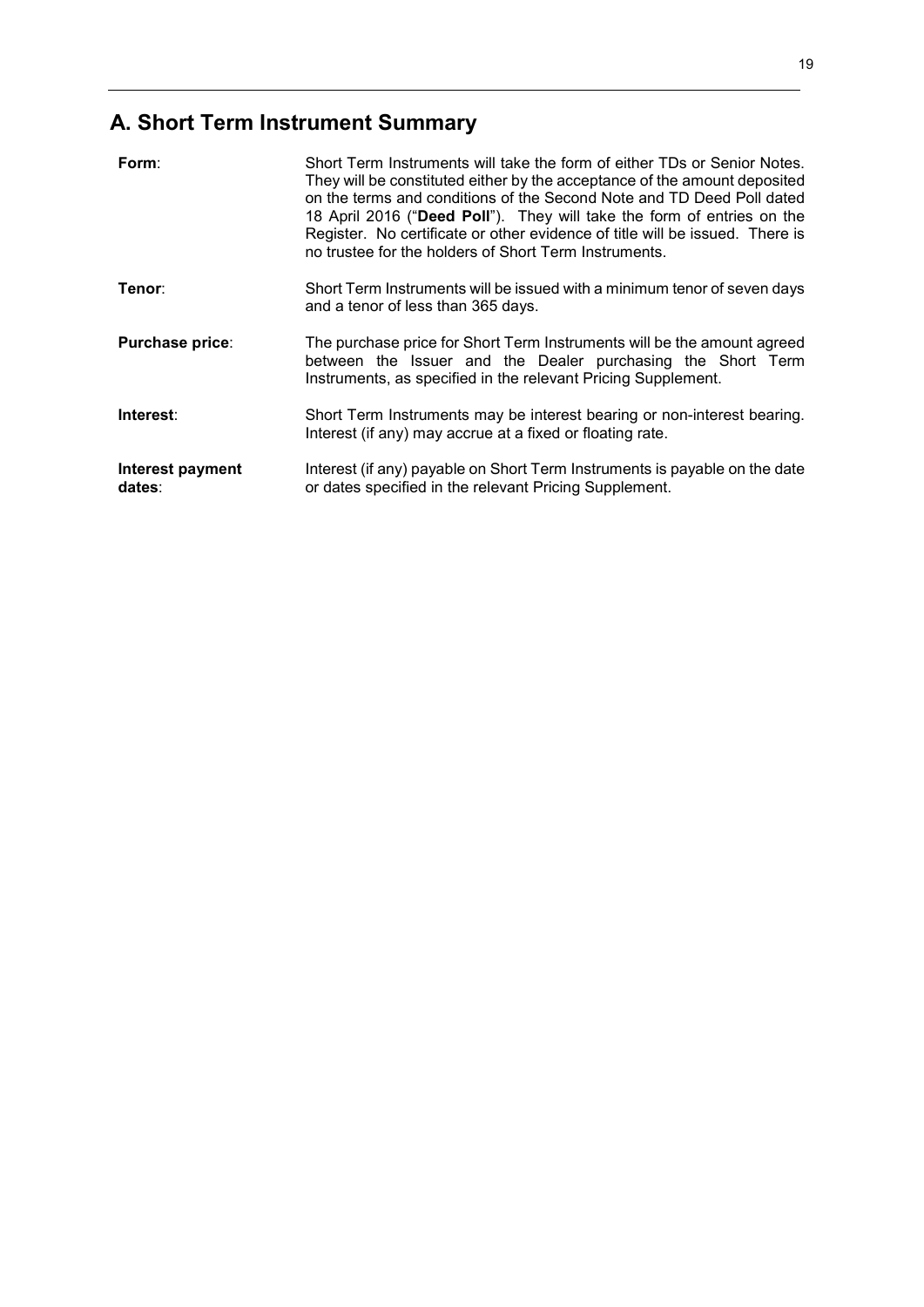## A. Short Term Instrument Summary

| | |
|---|---|
| **Form**: | Short Term Instruments will take the form of either TDs or Senior Notes. They will be constituted either by the acceptance of the amount deposited on the terms and conditions of the Second Note and TD Deed Poll dated 18 April 2016 ("**Deed Poll**"). They will take the form of entries on the Register. No certificate or other evidence of title will be issued. There is no trustee for the holders of Short Term Instruments. |
| **Tenor**: | Short Term Instruments will be issued with a minimum tenor of seven days and a tenor of less than 365 days. |
| **Purchase price**: | The purchase price for Short Term Instruments will be the amount agreed between the Issuer and the Dealer purchasing the Short Term Instruments, as specified in the relevant Pricing Supplement. |
| **Interest**: | Short Term Instruments may be interest bearing or non-interest bearing. Interest (if any) may accrue at a fixed or floating rate. |
| **Interest payment dates**: | Interest (if any) payable on Short Term Instruments is payable on the date or dates specified in the relevant Pricing Supplement. |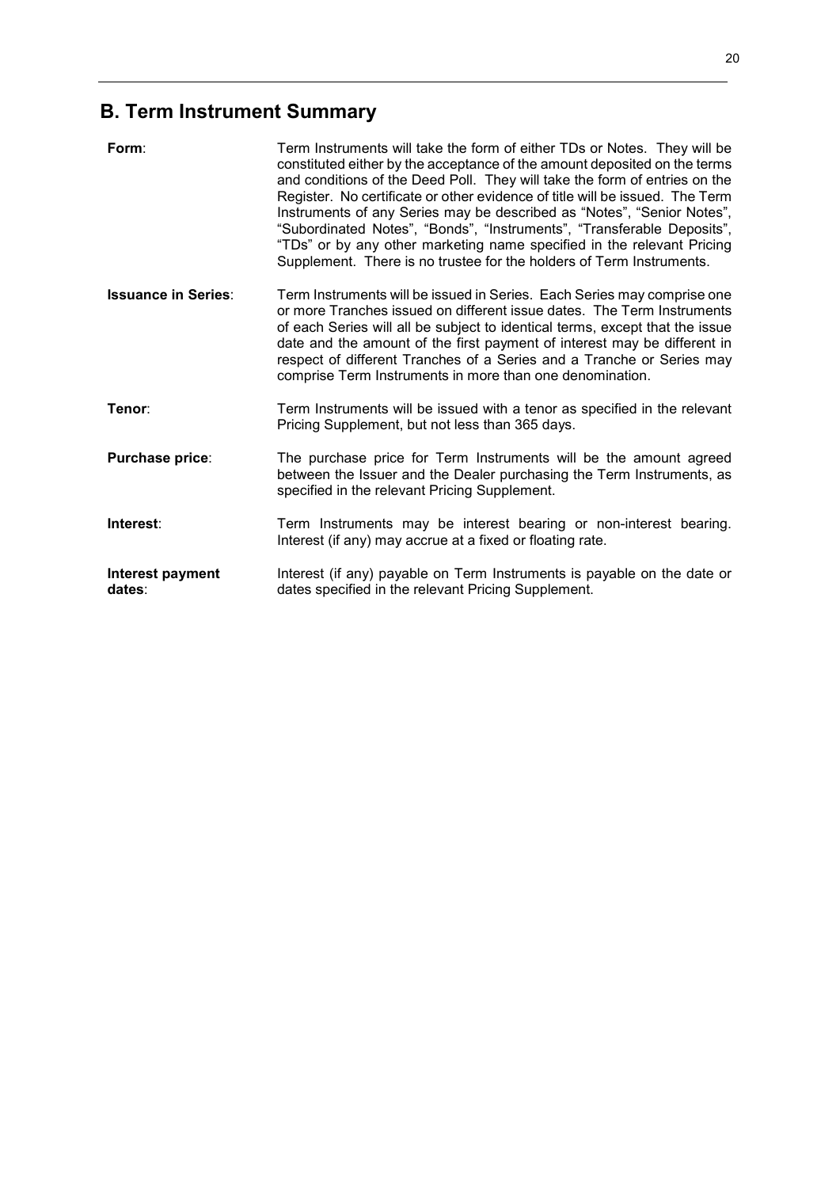## B. Term Instrument Summary

| | |
|---|---|
| **Form**: | Term Instruments will take the form of either TDs or Notes. They will be constituted either by the acceptance of the amount deposited on the terms and conditions of the Deed Poll. They will take the form of entries on the Register. No certificate or other evidence of title will be issued. The Term Instruments of any Series may be described as "Notes", "Senior Notes", "Subordinated Notes", "Bonds", "Instruments", "Transferable Deposits", "TDs" or by any other marketing name specified in the relevant Pricing Supplement. There is no trustee for the holders of Term Instruments. |
| **Issuance in Series**: | Term Instruments will be issued in Series. Each Series may comprise one or more Tranches issued on different issue dates. The Term Instruments of each Series will all be subject to identical terms, except that the issue date and the amount of the first payment of interest may be different in respect of different Tranches of a Series and a Tranche or Series may comprise Term Instruments in more than one denomination. |
| **Tenor**: | Term Instruments will be issued with a tenor as specified in the relevant Pricing Supplement, but not less than 365 days. |
| **Purchase price**: | The purchase price for Term Instruments will be the amount agreed between the Issuer and the Dealer purchasing the Term Instruments, as specified in the relevant Pricing Supplement. |
| **Interest**: | Term Instruments may be interest bearing or non-interest bearing. Interest (if any) may accrue at a fixed or floating rate. |
| **Interest payment dates**: | Interest (if any) payable on Term Instruments is payable on the date or dates specified in the relevant Pricing Supplement. |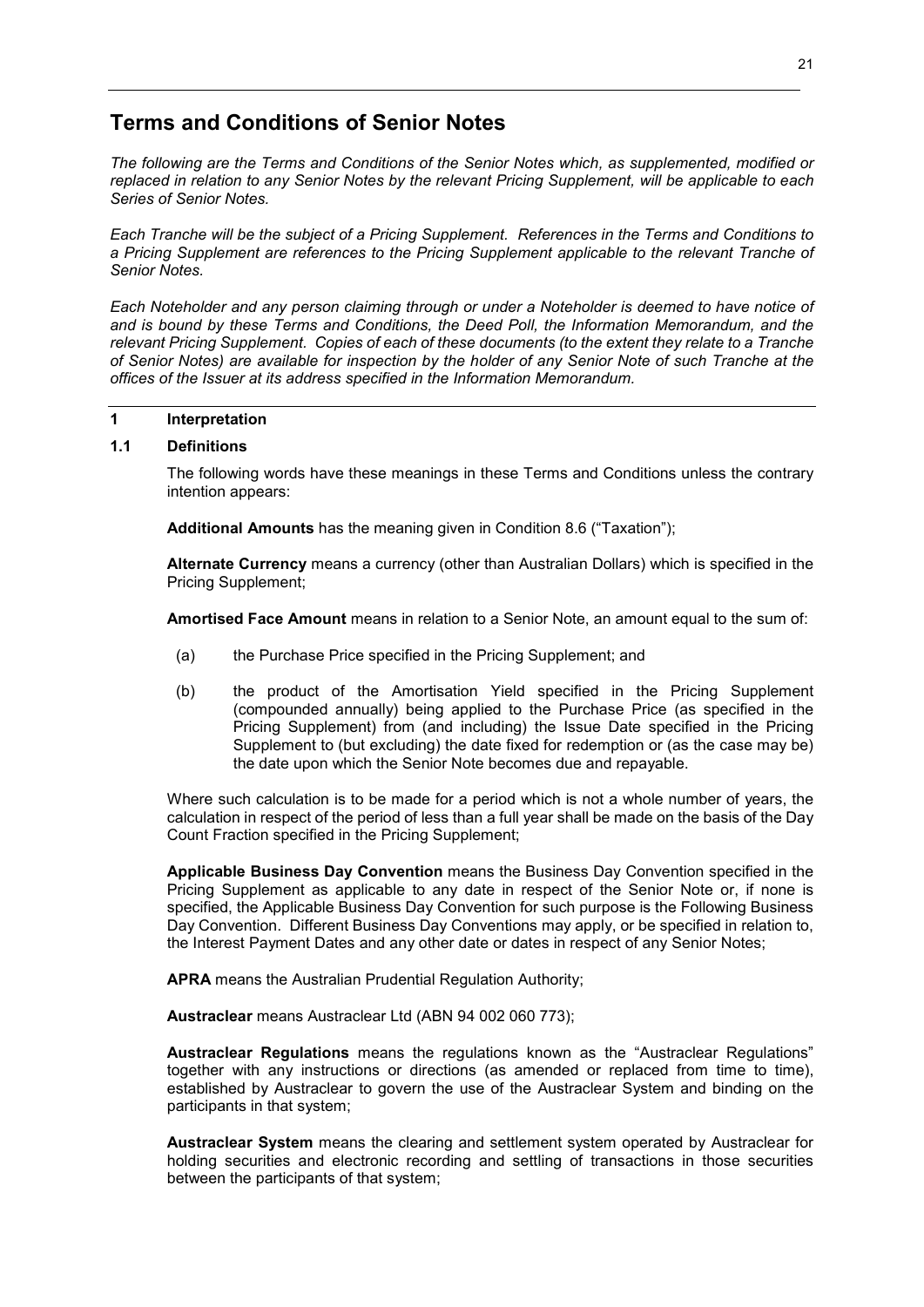# Terms and Conditions of Senior Notes

*The following are the Terms and Conditions of the Senior Notes which, as supplemented, modified or replaced in relation to any Senior Notes by the relevant Pricing Supplement, will be applicable to each Series of Senior Notes.*

*Each Tranche will be the subject of a Pricing Supplement. References in the Terms and Conditions to a Pricing Supplement are references to the Pricing Supplement applicable to the relevant Tranche of Senior Notes.*

*Each Noteholder and any person claiming through or under a Noteholder is deemed to have notice of and is bound by these Terms and Conditions, the Deed Poll, the Information Memorandum, and the relevant Pricing Supplement. Copies of each of these documents (to the extent they relate to a Tranche of Senior Notes) are available for inspection by the holder of any Senior Note of such Tranche at the offices of the Issuer at its address specified in the Information Memorandum.*

## 1 Interpretation

### 1.1 Definitions

The following words have these meanings in these Terms and Conditions unless the contrary intention appears:

**Additional Amounts** has the meaning given in Condition 8.6 ("Taxation");

**Alternate Currency** means a currency (other than Australian Dollars) which is specified in the Pricing Supplement;

**Amortised Face Amount** means in relation to a Senior Note, an amount equal to the sum of:

(a) the Purchase Price specified in the Pricing Supplement; and

(b) the product of the Amortisation Yield specified in the Pricing Supplement (compounded annually) being applied to the Purchase Price (as specified in the Pricing Supplement) from (and including) the Issue Date specified in the Pricing Supplement to (but excluding) the date fixed for redemption or (as the case may be) the date upon which the Senior Note becomes due and repayable.

Where such calculation is to be made for a period which is not a whole number of years, the calculation in respect of the period of less than a full year shall be made on the basis of the Day Count Fraction specified in the Pricing Supplement;

**Applicable Business Day Convention** means the Business Day Convention specified in the Pricing Supplement as applicable to any date in respect of the Senior Note or, if none is specified, the Applicable Business Day Convention for such purpose is the Following Business Day Convention. Different Business Day Conventions may apply, or be specified in relation to, the Interest Payment Dates and any other date or dates in respect of any Senior Notes;

**APRA** means the Australian Prudential Regulation Authority;

**Austraclear** means Austraclear Ltd (ABN 94 002 060 773);

**Austraclear Regulations** means the regulations known as the "Austraclear Regulations" together with any instructions or directions (as amended or replaced from time to time), established by Austraclear to govern the use of the Austraclear System and binding on the participants in that system;

**Austraclear System** means the clearing and settlement system operated by Austraclear for holding securities and electronic recording and settling of transactions in those securities between the participants of that system;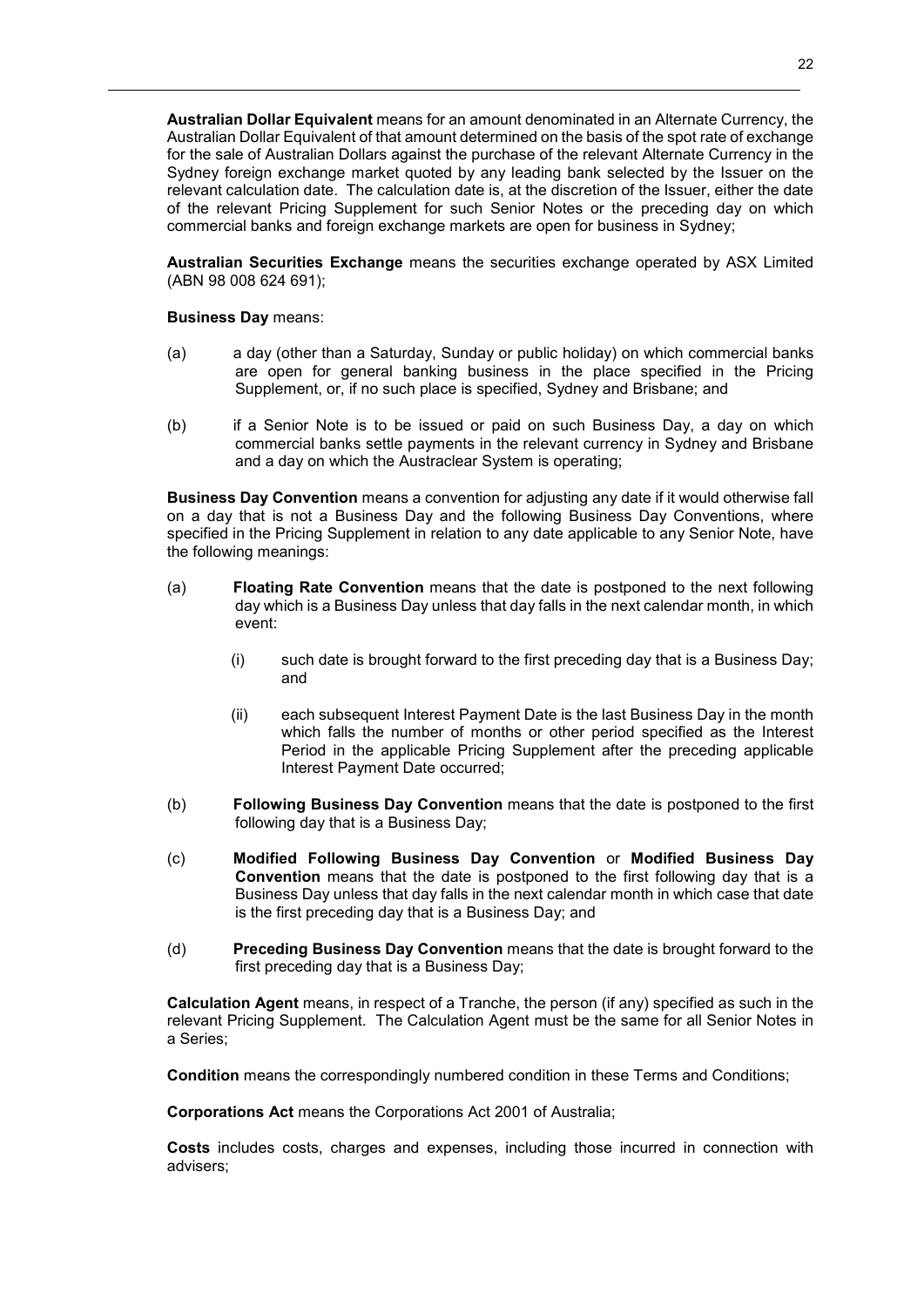**Australian Dollar Equivalent** means for an amount denominated in an Alternate Currency, the Australian Dollar Equivalent of that amount determined on the basis of the spot rate of exchange for the sale of Australian Dollars against the purchase of the relevant Alternate Currency in the Sydney foreign exchange market quoted by any leading bank selected by the Issuer on the relevant calculation date. The calculation date is, at the discretion of the Issuer, either the date of the relevant Pricing Supplement for such Senior Notes or the preceding day on which commercial banks and foreign exchange markets are open for business in Sydney;

**Australian Securities Exchange** means the securities exchange operated by ASX Limited (ABN 98 008 624 691);

**Business Day** means:

(a) a day (other than a Saturday, Sunday or public holiday) on which commercial banks are open for general banking business in the place specified in the Pricing Supplement, or, if no such place is specified, Sydney and Brisbane; and

(b) if a Senior Note is to be issued or paid on such Business Day, a day on which commercial banks settle payments in the relevant currency in Sydney and Brisbane and a day on which the Austraclear System is operating;

**Business Day Convention** means a convention for adjusting any date if it would otherwise fall on a day that is not a Business Day and the following Business Day Conventions, where specified in the Pricing Supplement in relation to any date applicable to any Senior Note, have the following meanings:

(a) **Floating Rate Convention** means that the date is postponed to the next following day which is a Business Day unless that day falls in the next calendar month, in which event:

(i) such date is brought forward to the first preceding day that is a Business Day; and

(ii) each subsequent Interest Payment Date is the last Business Day in the month which falls the number of months or other period specified as the Interest Period in the applicable Pricing Supplement after the preceding applicable Interest Payment Date occurred;

(b) **Following Business Day Convention** means that the date is postponed to the first following day that is a Business Day;

(c) **Modified Following Business Day Convention** or **Modified Business Day Convention** means that the date is postponed to the first following day that is a Business Day unless that day falls in the next calendar month in which case that date is the first preceding day that is a Business Day; and

(d) **Preceding Business Day Convention** means that the date is brought forward to the first preceding day that is a Business Day;

**Calculation Agent** means, in respect of a Tranche, the person (if any) specified as such in the relevant Pricing Supplement. The Calculation Agent must be the same for all Senior Notes in a Series;

**Condition** means the correspondingly numbered condition in these Terms and Conditions;

**Corporations Act** means the Corporations Act 2001 of Australia;

**Costs** includes costs, charges and expenses, including those incurred in connection with advisers;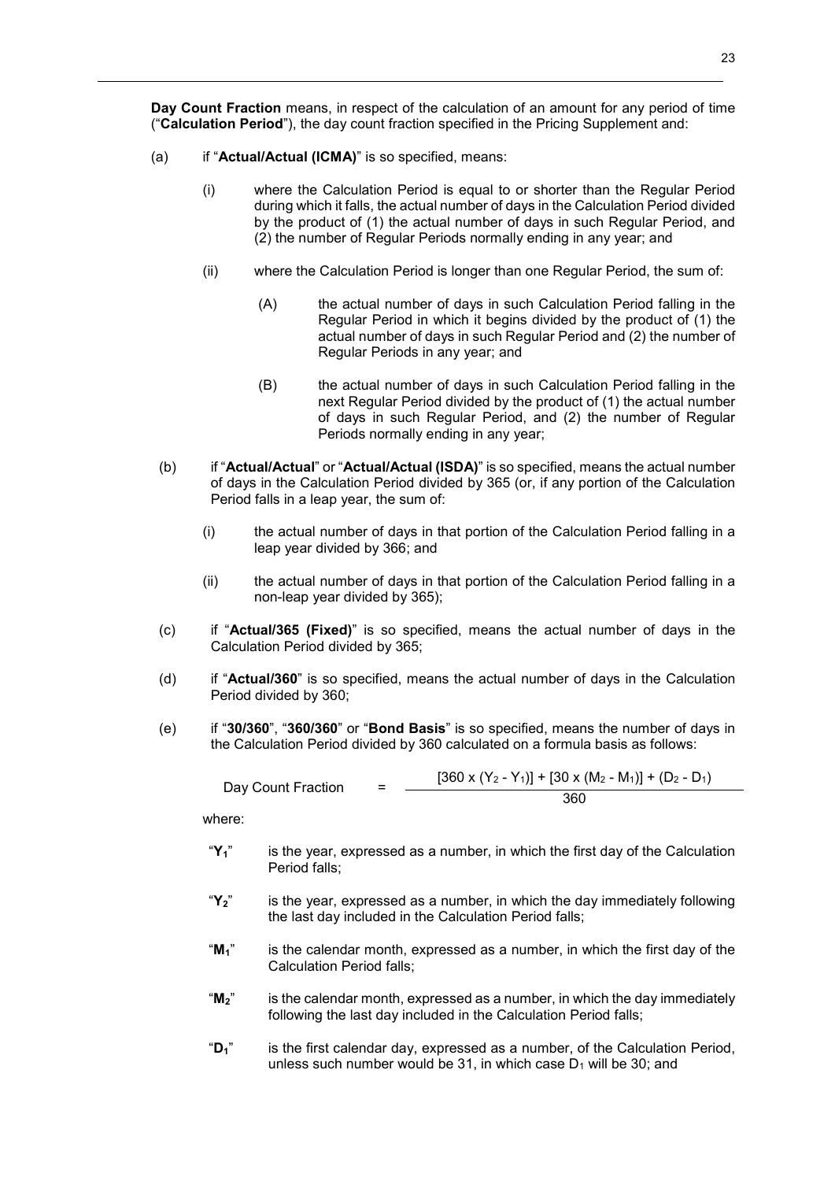**Day Count Fraction** means, in respect of the calculation of an amount for any period of time ("**Calculation Period**"), the day count fraction specified in the Pricing Supplement and:

(a) if "**Actual/Actual (ICMA)**" is so specified, means:

  (i) where the Calculation Period is equal to or shorter than the Regular Period during which it falls, the actual number of days in the Calculation Period divided by the product of (1) the actual number of days in such Regular Period, and (2) the number of Regular Periods normally ending in any year; and

  (ii) where the Calculation Period is longer than one Regular Period, the sum of:

    (A) the actual number of days in such Calculation Period falling in the Regular Period in which it begins divided by the product of (1) the actual number of days in such Regular Period and (2) the number of Regular Periods in any year; and

    (B) the actual number of days in such Calculation Period falling in the next Regular Period divided by the product of (1) the actual number of days in such Regular Period, and (2) the number of Regular Periods normally ending in any year;

(b) if "**Actual/Actual**" or "**Actual/Actual (ISDA)**" is so specified, means the actual number of days in the Calculation Period divided by 365 (or, if any portion of the Calculation Period falls in a leap year, the sum of:

  (i) the actual number of days in that portion of the Calculation Period falling in a leap year divided by 366; and

  (ii) the actual number of days in that portion of the Calculation Period falling in a non-leap year divided by 365);

(c) if "**Actual/365 (Fixed)**" is so specified, means the actual number of days in the Calculation Period divided by 365;

(d) if "**Actual/360**" is so specified, means the actual number of days in the Calculation Period divided by 360;

(e) if "**30/360**", "**360/360**" or "**Bond Basis**" is so specified, means the number of days in the Calculation Period divided by 360 calculated on a formula basis as follows:

$$\text{Day Count Fraction} = \frac{[360 \times (Y_2 - Y_1)] + [30 \times (M_2 - M_1)] + (D_2 - D_1)}{360}$$

where:

"$Y_1$" is the year, expressed as a number, in which the first day of the Calculation Period falls;

"$Y_2$" is the year, expressed as a number, in which the day immediately following the last day included in the Calculation Period falls;

"$M_1$" is the calendar month, expressed as a number, in which the first day of the Calculation Period falls;

"$M_2$" is the calendar month, expressed as a number, in which the day immediately following the last day included in the Calculation Period falls;

"$D_1$" is the first calendar day, expressed as a number, of the Calculation Period, unless such number would be 31, in which case $D_1$ will be 30; and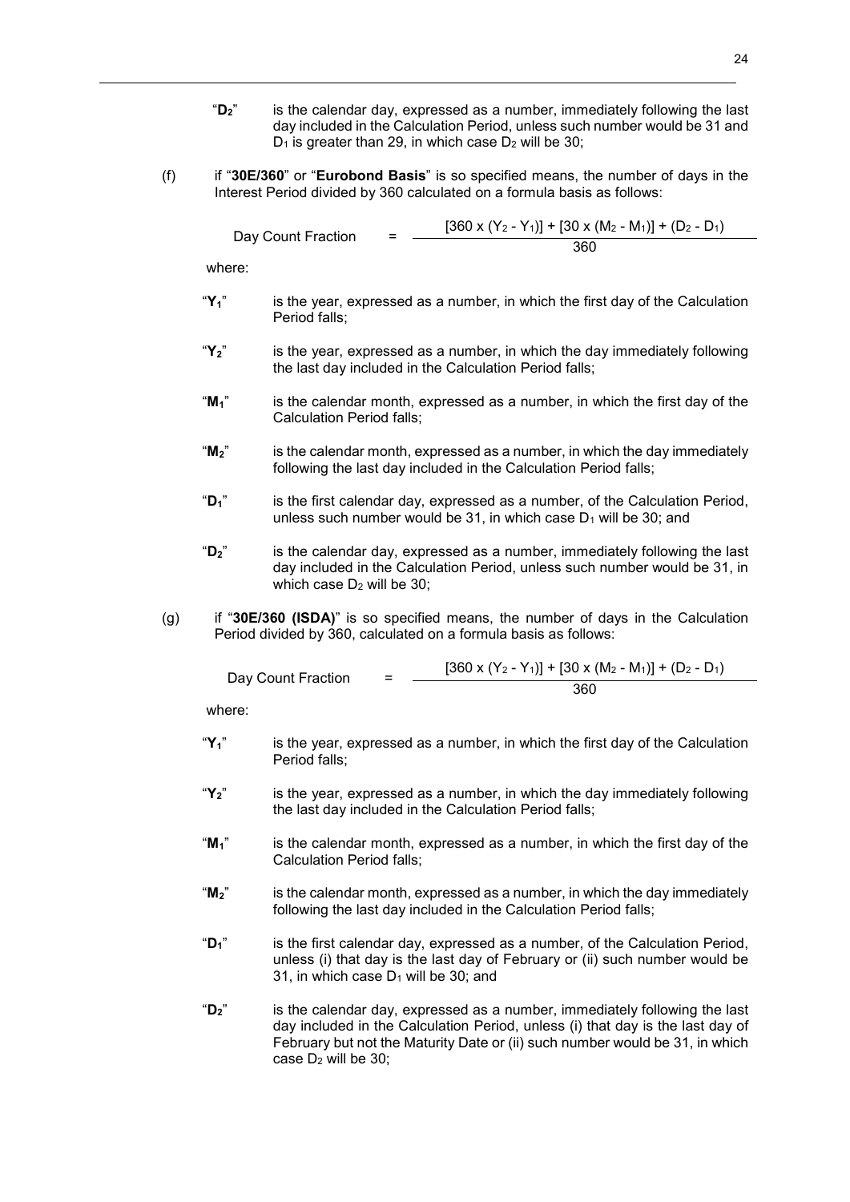"$D_2$" is the calendar day, expressed as a number, immediately following the last day included in the Calculation Period, unless such number would be 31 and $D_1$ is greater than 29, in which case $D_2$ will be 30;

(f) if "**30E/360**" or "**Eurobond Basis**" is so specified means, the number of days in the Interest Period divided by 360 calculated on a formula basis as follows:

$$\text{Day Count Fraction} = \frac{[360 \times (Y_2 - Y_1)] + [30 \times (M_2 - M_1)] + (D_2 - D_1)}{360}$$

where:

"$Y_1$" is the year, expressed as a number, in which the first day of the Calculation Period falls;

"$Y_2$" is the year, expressed as a number, in which the day immediately following the last day included in the Calculation Period falls;

"$M_1$" is the calendar month, expressed as a number, in which the first day of the Calculation Period falls;

"$M_2$" is the calendar month, expressed as a number, in which the day immediately following the last day included in the Calculation Period falls;

"$D_1$" is the first calendar day, expressed as a number, of the Calculation Period, unless such number would be 31, in which case $D_1$ will be 30; and

"$D_2$" is the calendar day, expressed as a number, immediately following the last day included in the Calculation Period, unless such number would be 31, in which case $D_2$ will be 30;

(g) if "**30E/360 (ISDA)**" is so specified means, the number of days in the Calculation Period divided by 360, calculated on a formula basis as follows:

$$\text{Day Count Fraction} = \frac{[360 \times (Y_2 - Y_1)] + [30 \times (M_2 - M_1)] + (D_2 - D_1)}{360}$$

where:

"$Y_1$" is the year, expressed as a number, in which the first day of the Calculation Period falls;

"$Y_2$" is the year, expressed as a number, in which the day immediately following the last day included in the Calculation Period falls;

"$M_1$" is the calendar month, expressed as a number, in which the first day of the Calculation Period falls;

"$M_2$" is the calendar month, expressed as a number, in which the day immediately following the last day included in the Calculation Period falls;

"$D_1$" is the first calendar day, expressed as a number, of the Calculation Period, unless (i) that day is the last day of February or (ii) such number would be 31, in which case $D_1$ will be 30; and

"$D_2$" is the calendar day, expressed as a number, immediately following the last day included in the Calculation Period, unless (i) that day is the last day of February but not the Maturity Date or (ii) such number would be 31, in which case $D_2$ will be 30;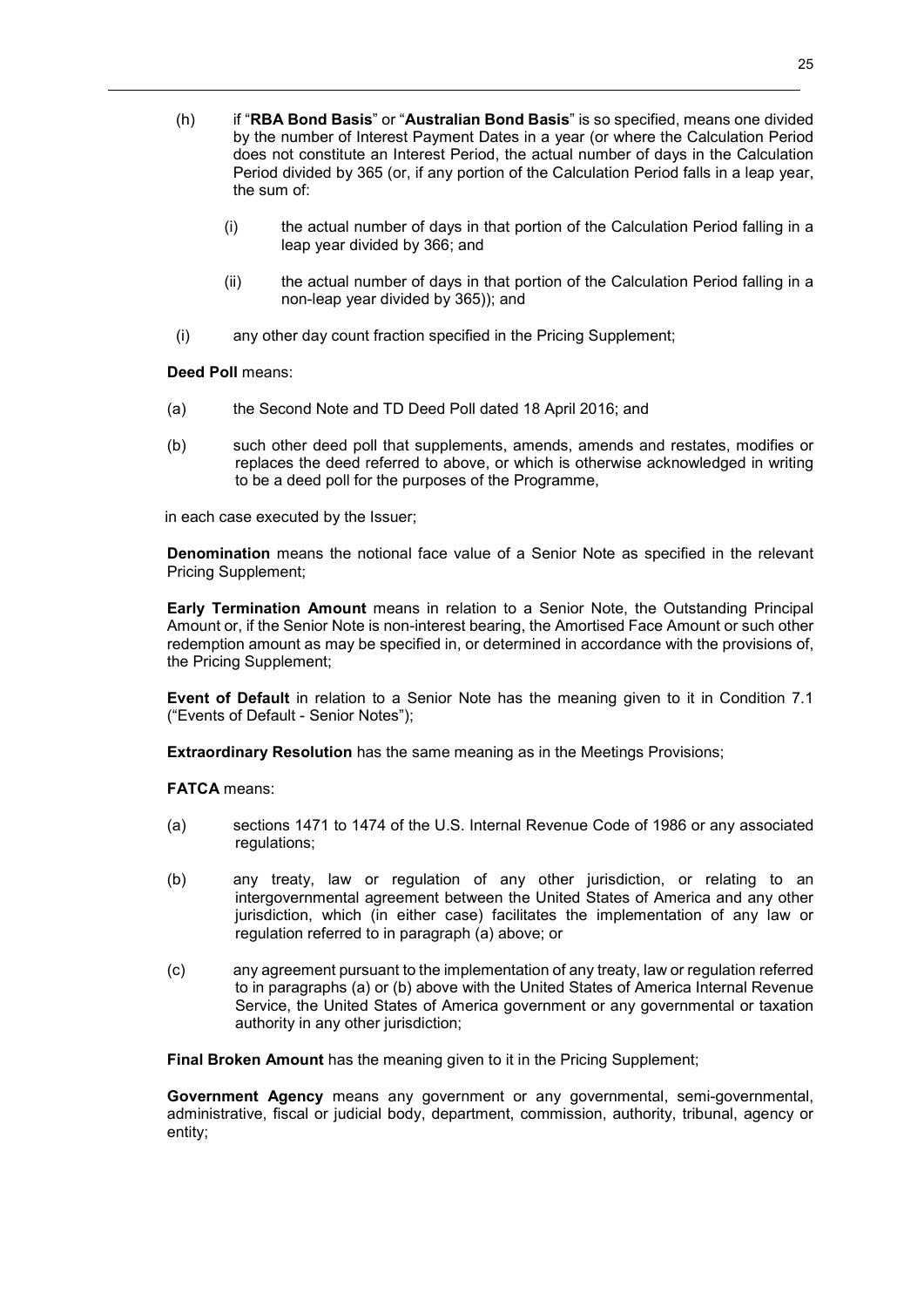(h) if "**RBA Bond Basis**" or "**Australian Bond Basis**" is so specified, means one divided by the number of Interest Payment Dates in a year (or where the Calculation Period does not constitute an Interest Period, the actual number of days in the Calculation Period divided by 365 (or, if any portion of the Calculation Period falls in a leap year, the sum of:

   (i) the actual number of days in that portion of the Calculation Period falling in a leap year divided by 366; and

   (ii) the actual number of days in that portion of the Calculation Period falling in a non-leap year divided by 365)); and

(i) any other day count fraction specified in the Pricing Supplement;

**Deed Poll** means:

(a) the Second Note and TD Deed Poll dated 18 April 2016; and

(b) such other deed poll that supplements, amends, amends and restates, modifies or replaces the deed referred to above, or which is otherwise acknowledged in writing to be a deed poll for the purposes of the Programme,

in each case executed by the Issuer;

**Denomination** means the notional face value of a Senior Note as specified in the relevant Pricing Supplement;

**Early Termination Amount** means in relation to a Senior Note, the Outstanding Principal Amount or, if the Senior Note is non-interest bearing, the Amortised Face Amount or such other redemption amount as may be specified in, or determined in accordance with the provisions of, the Pricing Supplement;

**Event of Default** in relation to a Senior Note has the meaning given to it in Condition 7.1 ("Events of Default - Senior Notes");

**Extraordinary Resolution** has the same meaning as in the Meetings Provisions;

**FATCA** means:

(a) sections 1471 to 1474 of the U.S. Internal Revenue Code of 1986 or any associated regulations;

(b) any treaty, law or regulation of any other jurisdiction, or relating to an intergovernmental agreement between the United States of America and any other jurisdiction, which (in either case) facilitates the implementation of any law or regulation referred to in paragraph (a) above; or

(c) any agreement pursuant to the implementation of any treaty, law or regulation referred to in paragraphs (a) or (b) above with the United States of America Internal Revenue Service, the United States of America government or any governmental or taxation authority in any other jurisdiction;

**Final Broken Amount** has the meaning given to it in the Pricing Supplement;

**Government Agency** means any government or any governmental, semi-governmental, administrative, fiscal or judicial body, department, commission, authority, tribunal, agency or entity;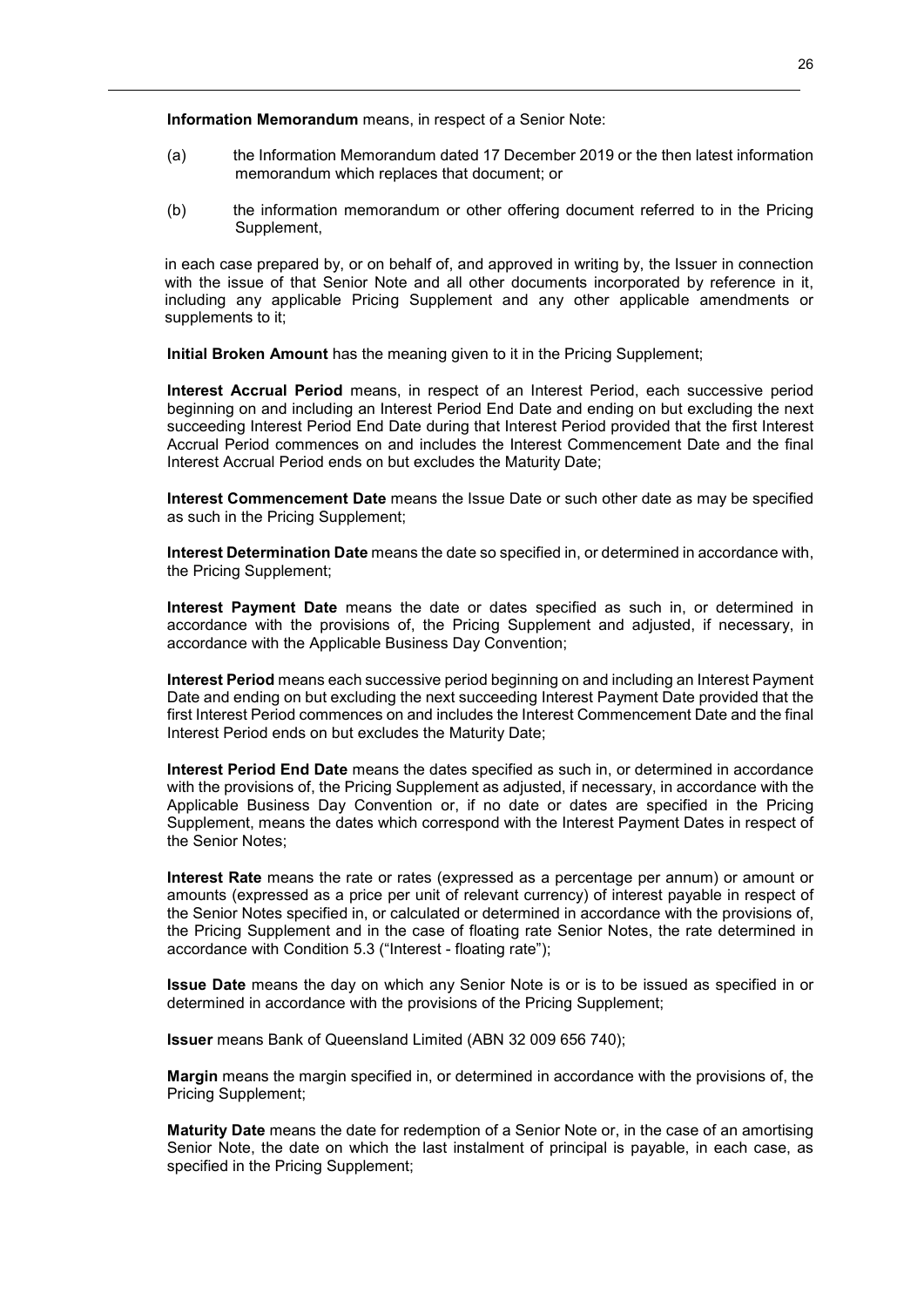**Information Memorandum** means, in respect of a Senior Note:

(a) the Information Memorandum dated 17 December 2019 or the then latest information memorandum which replaces that document; or

(b) the information memorandum or other offering document referred to in the Pricing Supplement,

in each case prepared by, or on behalf of, and approved in writing by, the Issuer in connection with the issue of that Senior Note and all other documents incorporated by reference in it, including any applicable Pricing Supplement and any other applicable amendments or supplements to it;

**Initial Broken Amount** has the meaning given to it in the Pricing Supplement;

**Interest Accrual Period** means, in respect of an Interest Period, each successive period beginning on and including an Interest Period End Date and ending on but excluding the next succeeding Interest Period End Date during that Interest Period provided that the first Interest Accrual Period commences on and includes the Interest Commencement Date and the final Interest Accrual Period ends on but excludes the Maturity Date;

**Interest Commencement Date** means the Issue Date or such other date as may be specified as such in the Pricing Supplement;

**Interest Determination Date** means the date so specified in, or determined in accordance with, the Pricing Supplement;

**Interest Payment Date** means the date or dates specified as such in, or determined in accordance with the provisions of, the Pricing Supplement and adjusted, if necessary, in accordance with the Applicable Business Day Convention;

**Interest Period** means each successive period beginning on and including an Interest Payment Date and ending on but excluding the next succeeding Interest Payment Date provided that the first Interest Period commences on and includes the Interest Commencement Date and the final Interest Period ends on but excludes the Maturity Date;

**Interest Period End Date** means the dates specified as such in, or determined in accordance with the provisions of, the Pricing Supplement as adjusted, if necessary, in accordance with the Applicable Business Day Convention or, if no date or dates are specified in the Pricing Supplement, means the dates which correspond with the Interest Payment Dates in respect of the Senior Notes;

**Interest Rate** means the rate or rates (expressed as a percentage per annum) or amount or amounts (expressed as a price per unit of relevant currency) of interest payable in respect of the Senior Notes specified in, or calculated or determined in accordance with the provisions of, the Pricing Supplement and in the case of floating rate Senior Notes, the rate determined in accordance with Condition 5.3 ("Interest - floating rate");

**Issue Date** means the day on which any Senior Note is or is to be issued as specified in or determined in accordance with the provisions of the Pricing Supplement;

**Issuer** means Bank of Queensland Limited (ABN 32 009 656 740);

**Margin** means the margin specified in, or determined in accordance with the provisions of, the Pricing Supplement;

**Maturity Date** means the date for redemption of a Senior Note or, in the case of an amortising Senior Note, the date on which the last instalment of principal is payable, in each case, as specified in the Pricing Supplement;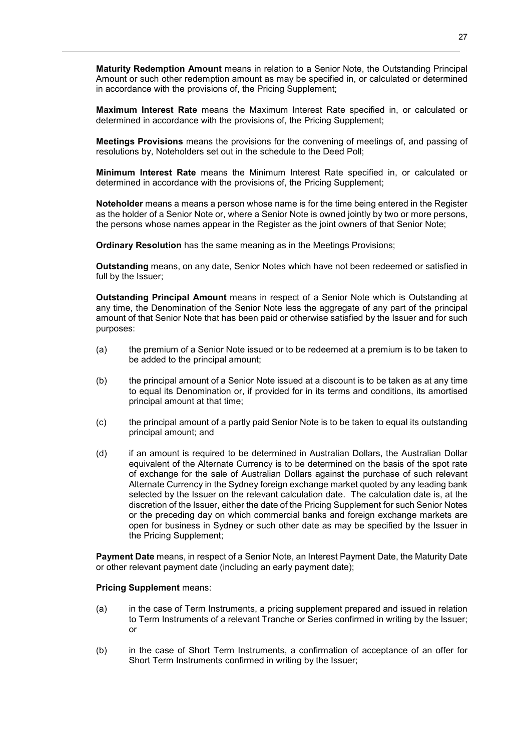**Maturity Redemption Amount** means in relation to a Senior Note, the Outstanding Principal Amount or such other redemption amount as may be specified in, or calculated or determined in accordance with the provisions of, the Pricing Supplement;

**Maximum Interest Rate** means the Maximum Interest Rate specified in, or calculated or determined in accordance with the provisions of, the Pricing Supplement;

**Meetings Provisions** means the provisions for the convening of meetings of, and passing of resolutions by, Noteholders set out in the schedule to the Deed Poll;

**Minimum Interest Rate** means the Minimum Interest Rate specified in, or calculated or determined in accordance with the provisions of, the Pricing Supplement;

**Noteholder** means a means a person whose name is for the time being entered in the Register as the holder of a Senior Note or, where a Senior Note is owned jointly by two or more persons, the persons whose names appear in the Register as the joint owners of that Senior Note;

**Ordinary Resolution** has the same meaning as in the Meetings Provisions;

**Outstanding** means, on any date, Senior Notes which have not been redeemed or satisfied in full by the Issuer;

**Outstanding Principal Amount** means in respect of a Senior Note which is Outstanding at any time, the Denomination of the Senior Note less the aggregate of any part of the principal amount of that Senior Note that has been paid or otherwise satisfied by the Issuer and for such purposes:

(a) the premium of a Senior Note issued or to be redeemed at a premium is to be taken to be added to the principal amount;

(b) the principal amount of a Senior Note issued at a discount is to be taken as at any time to equal its Denomination or, if provided for in its terms and conditions, its amortised principal amount at that time;

(c) the principal amount of a partly paid Senior Note is to be taken to equal its outstanding principal amount; and

(d) if an amount is required to be determined in Australian Dollars, the Australian Dollar equivalent of the Alternate Currency is to be determined on the basis of the spot rate of exchange for the sale of Australian Dollars against the purchase of such relevant Alternate Currency in the Sydney foreign exchange market quoted by any leading bank selected by the Issuer on the relevant calculation date. The calculation date is, at the discretion of the Issuer, either the date of the Pricing Supplement for such Senior Notes or the preceding day on which commercial banks and foreign exchange markets are open for business in Sydney or such other date as may be specified by the Issuer in the Pricing Supplement;

**Payment Date** means, in respect of a Senior Note, an Interest Payment Date, the Maturity Date or other relevant payment date (including an early payment date);

**Pricing Supplement** means:

(a) in the case of Term Instruments, a pricing supplement prepared and issued in relation to Term Instruments of a relevant Tranche or Series confirmed in writing by the Issuer; or

(b) in the case of Short Term Instruments, a confirmation of acceptance of an offer for Short Term Instruments confirmed in writing by the Issuer;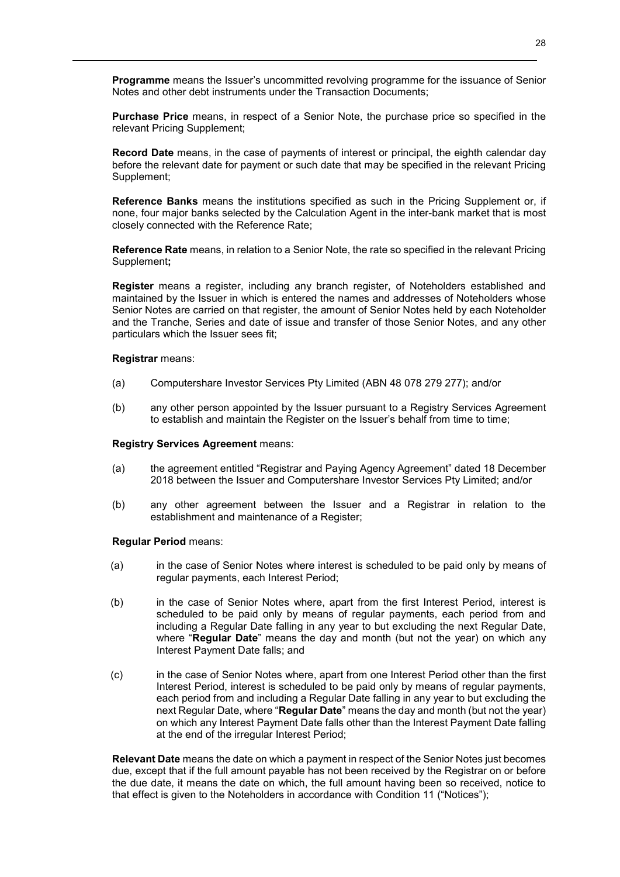**Programme** means the Issuer's uncommitted revolving programme for the issuance of Senior Notes and other debt instruments under the Transaction Documents;

**Purchase Price** means, in respect of a Senior Note, the purchase price so specified in the relevant Pricing Supplement;

**Record Date** means, in the case of payments of interest or principal, the eighth calendar day before the relevant date for payment or such date that may be specified in the relevant Pricing Supplement;

**Reference Banks** means the institutions specified as such in the Pricing Supplement or, if none, four major banks selected by the Calculation Agent in the inter-bank market that is most closely connected with the Reference Rate;

**Reference Rate** means, in relation to a Senior Note, the rate so specified in the relevant Pricing Supplement**;**

**Register** means a register, including any branch register, of Noteholders established and maintained by the Issuer in which is entered the names and addresses of Noteholders whose Senior Notes are carried on that register, the amount of Senior Notes held by each Noteholder and the Tranche, Series and date of issue and transfer of those Senior Notes, and any other particulars which the Issuer sees fit;

**Registrar** means:

(a) Computershare Investor Services Pty Limited (ABN 48 078 279 277); and/or

(b) any other person appointed by the Issuer pursuant to a Registry Services Agreement to establish and maintain the Register on the Issuer's behalf from time to time;

**Registry Services Agreement** means:

(a) the agreement entitled "Registrar and Paying Agency Agreement" dated 18 December 2018 between the Issuer and Computershare Investor Services Pty Limited; and/or

(b) any other agreement between the Issuer and a Registrar in relation to the establishment and maintenance of a Register;

**Regular Period** means:

(a) in the case of Senior Notes where interest is scheduled to be paid only by means of regular payments, each Interest Period;

(b) in the case of Senior Notes where, apart from the first Interest Period, interest is scheduled to be paid only by means of regular payments, each period from and including a Regular Date falling in any year to but excluding the next Regular Date, where "**Regular Date**" means the day and month (but not the year) on which any Interest Payment Date falls; and

(c) in the case of Senior Notes where, apart from one Interest Period other than the first Interest Period, interest is scheduled to be paid only by means of regular payments, each period from and including a Regular Date falling in any year to but excluding the next Regular Date, where "**Regular Date**" means the day and month (but not the year) on which any Interest Payment Date falls other than the Interest Payment Date falling at the end of the irregular Interest Period;

**Relevant Date** means the date on which a payment in respect of the Senior Notes just becomes due, except that if the full amount payable has not been received by the Registrar on or before the due date, it means the date on which, the full amount having been so received, notice to that effect is given to the Noteholders in accordance with Condition 11 ("Notices");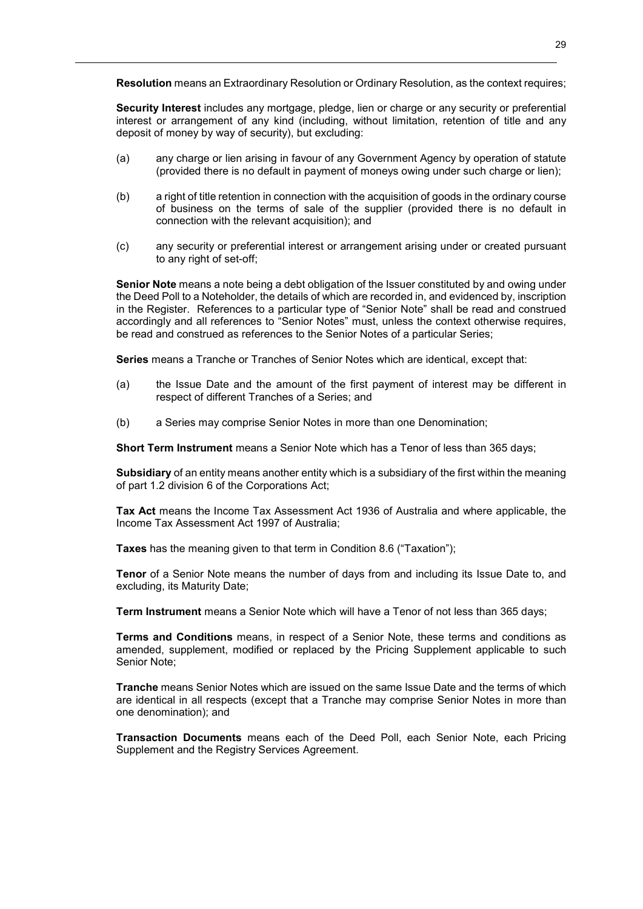**Resolution** means an Extraordinary Resolution or Ordinary Resolution, as the context requires;

**Security Interest** includes any mortgage, pledge, lien or charge or any security or preferential interest or arrangement of any kind (including, without limitation, retention of title and any deposit of money by way of security), but excluding:

(a) any charge or lien arising in favour of any Government Agency by operation of statute (provided there is no default in payment of moneys owing under such charge or lien);

(b) a right of title retention in connection with the acquisition of goods in the ordinary course of business on the terms of sale of the supplier (provided there is no default in connection with the relevant acquisition); and

(c) any security or preferential interest or arrangement arising under or created pursuant to any right of set-off;

**Senior Note** means a note being a debt obligation of the Issuer constituted by and owing under the Deed Poll to a Noteholder, the details of which are recorded in, and evidenced by, inscription in the Register. References to a particular type of "Senior Note" shall be read and construed accordingly and all references to "Senior Notes" must, unless the context otherwise requires, be read and construed as references to the Senior Notes of a particular Series;

**Series** means a Tranche or Tranches of Senior Notes which are identical, except that:

(a) the Issue Date and the amount of the first payment of interest may be different in respect of different Tranches of a Series; and

(b) a Series may comprise Senior Notes in more than one Denomination;

**Short Term Instrument** means a Senior Note which has a Tenor of less than 365 days;

**Subsidiary** of an entity means another entity which is a subsidiary of the first within the meaning of part 1.2 division 6 of the Corporations Act;

**Tax Act** means the Income Tax Assessment Act 1936 of Australia and where applicable, the Income Tax Assessment Act 1997 of Australia;

**Taxes** has the meaning given to that term in Condition 8.6 ("Taxation");

**Tenor** of a Senior Note means the number of days from and including its Issue Date to, and excluding, its Maturity Date;

**Term Instrument** means a Senior Note which will have a Tenor of not less than 365 days;

**Terms and Conditions** means, in respect of a Senior Note, these terms and conditions as amended, supplement, modified or replaced by the Pricing Supplement applicable to such Senior Note;

**Tranche** means Senior Notes which are issued on the same Issue Date and the terms of which are identical in all respects (except that a Tranche may comprise Senior Notes in more than one denomination); and

**Transaction Documents** means each of the Deed Poll, each Senior Note, each Pricing Supplement and the Registry Services Agreement.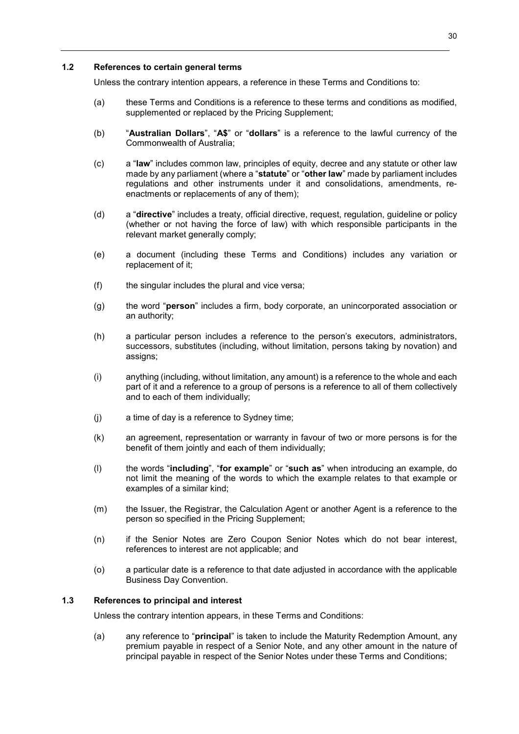### 1.2 References to certain general terms

Unless the contrary intention appears, a reference in these Terms and Conditions to:

(a) these Terms and Conditions is a reference to these terms and conditions as modified, supplemented or replaced by the Pricing Supplement;

(b) "**Australian Dollars**", "**A$**" or "**dollars**" is a reference to the lawful currency of the Commonwealth of Australia;

(c) a "**law**" includes common law, principles of equity, decree and any statute or other law made by any parliament (where a "**statute**" or "**other law**" made by parliament includes regulations and other instruments under it and consolidations, amendments, re-enactments or replacements of any of them);

(d) a "**directive**" includes a treaty, official directive, request, regulation, guideline or policy (whether or not having the force of law) with which responsible participants in the relevant market generally comply;

(e) a document (including these Terms and Conditions) includes any variation or replacement of it;

(f) the singular includes the plural and vice versa;

(g) the word "**person**" includes a firm, body corporate, an unincorporated association or an authority;

(h) a particular person includes a reference to the person's executors, administrators, successors, substitutes (including, without limitation, persons taking by novation) and assigns;

(i) anything (including, without limitation, any amount) is a reference to the whole and each part of it and a reference to a group of persons is a reference to all of them collectively and to each of them individually;

(j) a time of day is a reference to Sydney time;

(k) an agreement, representation or warranty in favour of two or more persons is for the benefit of them jointly and each of them individually;

(l) the words "**including**", "**for example**" or "**such as**" when introducing an example, do not limit the meaning of the words to which the example relates to that example or examples of a similar kind;

(m) the Issuer, the Registrar, the Calculation Agent or another Agent is a reference to the person so specified in the Pricing Supplement;

(n) if the Senior Notes are Zero Coupon Senior Notes which do not bear interest, references to interest are not applicable; and

(o) a particular date is a reference to that date adjusted in accordance with the applicable Business Day Convention.

### 1.3 References to principal and interest

Unless the contrary intention appears, in these Terms and Conditions:

(a) any reference to "**principal**" is taken to include the Maturity Redemption Amount, any premium payable in respect of a Senior Note, and any other amount in the nature of principal payable in respect of the Senior Notes under these Terms and Conditions;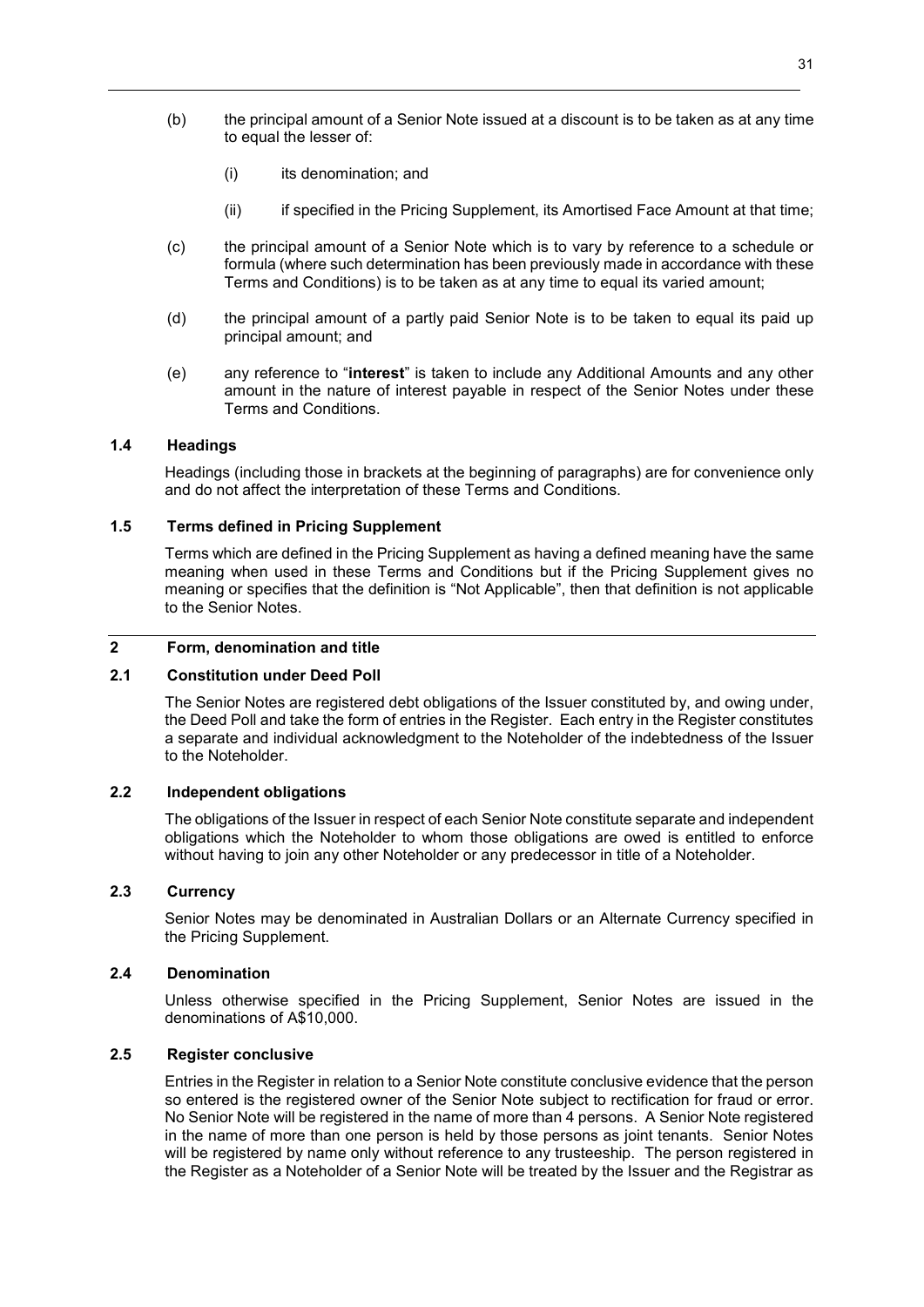(b) the principal amount of a Senior Note issued at a discount is to be taken as at any time to equal the lesser of:

   (i) its denomination; and

   (ii) if specified in the Pricing Supplement, its Amortised Face Amount at that time;

(c) the principal amount of a Senior Note which is to vary by reference to a schedule or formula (where such determination has been previously made in accordance with these Terms and Conditions) is to be taken as at any time to equal its varied amount;

(d) the principal amount of a partly paid Senior Note is to be taken to equal its paid up principal amount; and

(e) any reference to "**interest**" is taken to include any Additional Amounts and any other amount in the nature of interest payable in respect of the Senior Notes under these Terms and Conditions.

### 1.4 Headings

Headings (including those in brackets at the beginning of paragraphs) are for convenience only and do not affect the interpretation of these Terms and Conditions.

### 1.5 Terms defined in Pricing Supplement

Terms which are defined in the Pricing Supplement as having a defined meaning have the same meaning when used in these Terms and Conditions but if the Pricing Supplement gives no meaning or specifies that the definition is "Not Applicable", then that definition is not applicable to the Senior Notes.

## 2 Form, denomination and title

### 2.1 Constitution under Deed Poll

The Senior Notes are registered debt obligations of the Issuer constituted by, and owing under, the Deed Poll and take the form of entries in the Register. Each entry in the Register constitutes a separate and individual acknowledgment to the Noteholder of the indebtedness of the Issuer to the Noteholder.

### 2.2 Independent obligations

The obligations of the Issuer in respect of each Senior Note constitute separate and independent obligations which the Noteholder to whom those obligations are owed is entitled to enforce without having to join any other Noteholder or any predecessor in title of a Noteholder.

### 2.3 Currency

Senior Notes may be denominated in Australian Dollars or an Alternate Currency specified in the Pricing Supplement.

### 2.4 Denomination

Unless otherwise specified in the Pricing Supplement, Senior Notes are issued in the denominations of A$10,000.

### 2.5 Register conclusive

Entries in the Register in relation to a Senior Note constitute conclusive evidence that the person so entered is the registered owner of the Senior Note subject to rectification for fraud or error. No Senior Note will be registered in the name of more than 4 persons. A Senior Note registered in the name of more than one person is held by those persons as joint tenants. Senior Notes will be registered by name only without reference to any trusteeship. The person registered in the Register as a Noteholder of a Senior Note will be treated by the Issuer and the Registrar as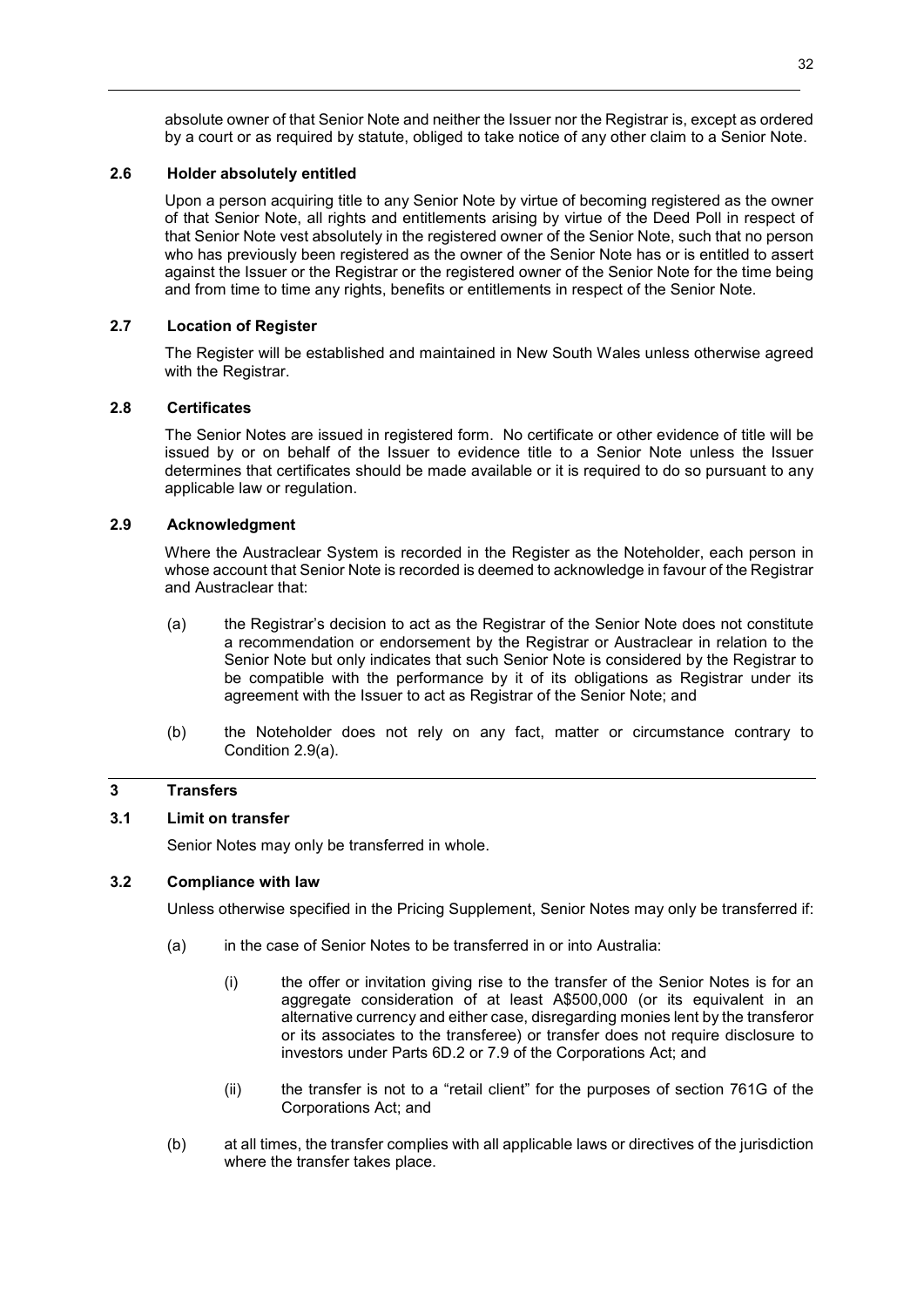absolute owner of that Senior Note and neither the Issuer nor the Registrar is, except as ordered by a court or as required by statute, obliged to take notice of any other claim to a Senior Note.

### 2.6 Holder absolutely entitled

Upon a person acquiring title to any Senior Note by virtue of becoming registered as the owner of that Senior Note, all rights and entitlements arising by virtue of the Deed Poll in respect of that Senior Note vest absolutely in the registered owner of the Senior Note, such that no person who has previously been registered as the owner of the Senior Note has or is entitled to assert against the Issuer or the Registrar or the registered owner of the Senior Note for the time being and from time to time any rights, benefits or entitlements in respect of the Senior Note.

### 2.7 Location of Register

The Register will be established and maintained in New South Wales unless otherwise agreed with the Registrar.

### 2.8 Certificates

The Senior Notes are issued in registered form. No certificate or other evidence of title will be issued by or on behalf of the Issuer to evidence title to a Senior Note unless the Issuer determines that certificates should be made available or it is required to do so pursuant to any applicable law or regulation.

### 2.9 Acknowledgment

Where the Austraclear System is recorded in the Register as the Noteholder, each person in whose account that Senior Note is recorded is deemed to acknowledge in favour of the Registrar and Austraclear that:

(a) the Registrar's decision to act as the Registrar of the Senior Note does not constitute a recommendation or endorsement by the Registrar or Austraclear in relation to the Senior Note but only indicates that such Senior Note is considered by the Registrar to be compatible with the performance by it of its obligations as Registrar under its agreement with the Issuer to act as Registrar of the Senior Note; and

(b) the Noteholder does not rely on any fact, matter or circumstance contrary to Condition 2.9(a).

## 3 Transfers

### 3.1 Limit on transfer

Senior Notes may only be transferred in whole.

### 3.2 Compliance with law

Unless otherwise specified in the Pricing Supplement, Senior Notes may only be transferred if:

(a) in the case of Senior Notes to be transferred in or into Australia:

(i) the offer or invitation giving rise to the transfer of the Senior Notes is for an aggregate consideration of at least A$500,000 (or its equivalent in an alternative currency and either case, disregarding monies lent by the transferor or its associates to the transferee) or transfer does not require disclosure to investors under Parts 6D.2 or 7.9 of the Corporations Act; and

(ii) the transfer is not to a "retail client" for the purposes of section 761G of the Corporations Act; and

(b) at all times, the transfer complies with all applicable laws or directives of the jurisdiction where the transfer takes place.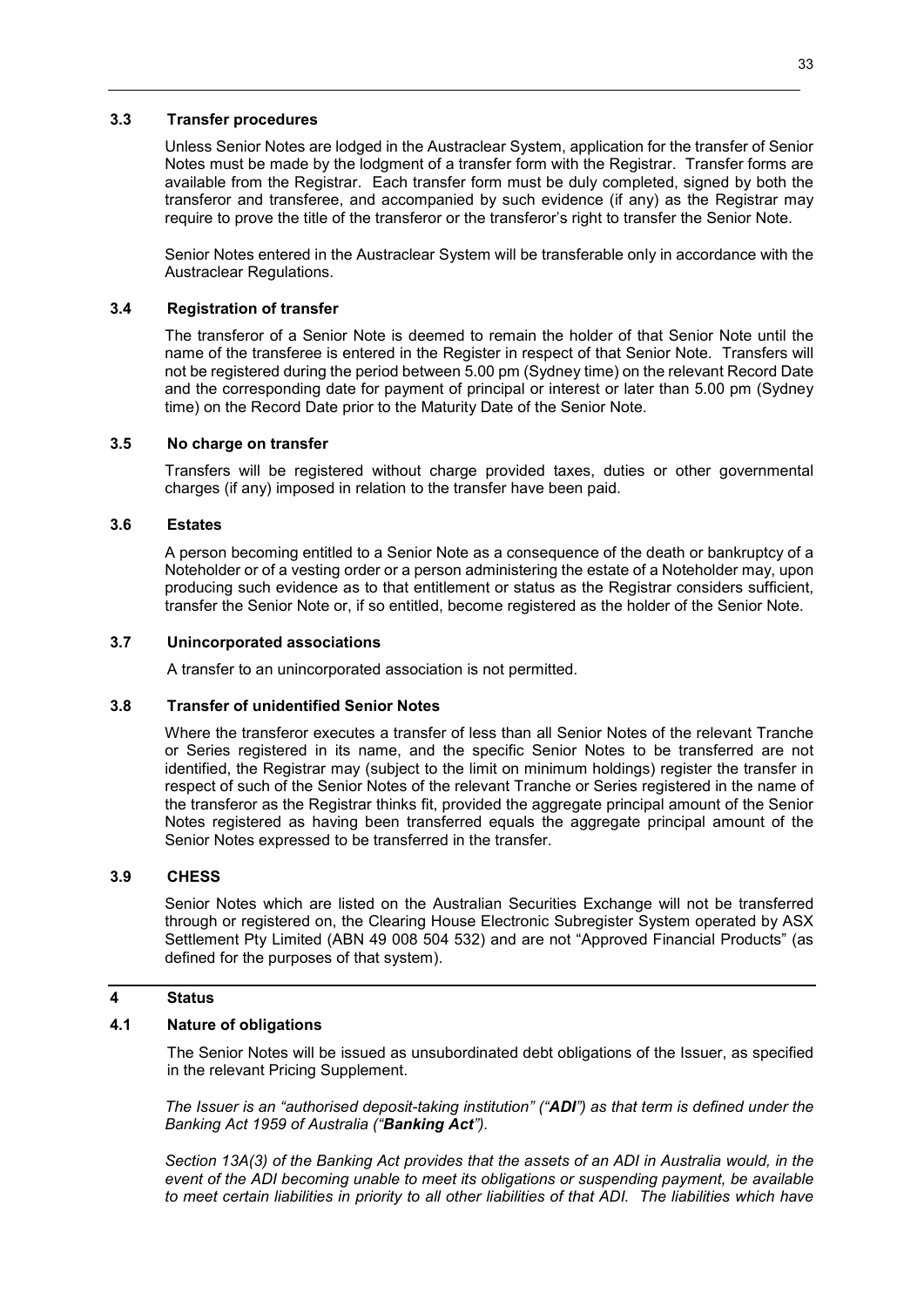### 3.3 Transfer procedures

Unless Senior Notes are lodged in the Austraclear System, application for the transfer of Senior Notes must be made by the lodgment of a transfer form with the Registrar. Transfer forms are available from the Registrar. Each transfer form must be duly completed, signed by both the transferor and transferee, and accompanied by such evidence (if any) as the Registrar may require to prove the title of the transferor or the transferor's right to transfer the Senior Note.

Senior Notes entered in the Austraclear System will be transferable only in accordance with the Austraclear Regulations.

### 3.4 Registration of transfer

The transferor of a Senior Note is deemed to remain the holder of that Senior Note until the name of the transferee is entered in the Register in respect of that Senior Note. Transfers will not be registered during the period between 5.00 pm (Sydney time) on the relevant Record Date and the corresponding date for payment of principal or interest or later than 5.00 pm (Sydney time) on the Record Date prior to the Maturity Date of the Senior Note.

### 3.5 No charge on transfer

Transfers will be registered without charge provided taxes, duties or other governmental charges (if any) imposed in relation to the transfer have been paid.

### 3.6 Estates

A person becoming entitled to a Senior Note as a consequence of the death or bankruptcy of a Noteholder or of a vesting order or a person administering the estate of a Noteholder may, upon producing such evidence as to that entitlement or status as the Registrar considers sufficient, transfer the Senior Note or, if so entitled, become registered as the holder of the Senior Note.

### 3.7 Unincorporated associations

A transfer to an unincorporated association is not permitted.

### 3.8 Transfer of unidentified Senior Notes

Where the transferor executes a transfer of less than all Senior Notes of the relevant Tranche or Series registered in its name, and the specific Senior Notes to be transferred are not identified, the Registrar may (subject to the limit on minimum holdings) register the transfer in respect of such of the Senior Notes of the relevant Tranche or Series registered in the name of the transferor as the Registrar thinks fit, provided the aggregate principal amount of the Senior Notes registered as having been transferred equals the aggregate principal amount of the Senior Notes expressed to be transferred in the transfer.

### 3.9 CHESS

Senior Notes which are listed on the Australian Securities Exchange will not be transferred through or registered on, the Clearing House Electronic Subregister System operated by ASX Settlement Pty Limited (ABN 49 008 504 532) and are not "Approved Financial Products" (as defined for the purposes of that system).

## 4 Status

### 4.1 Nature of obligations

The Senior Notes will be issued as unsubordinated debt obligations of the Issuer, as specified in the relevant Pricing Supplement.

*The Issuer is an "authorised deposit-taking institution" ("**ADI**") as that term is defined under the Banking Act 1959 of Australia ("**Banking Act**").*

*Section 13A(3) of the Banking Act provides that the assets of an ADI in Australia would, in the event of the ADI becoming unable to meet its obligations or suspending payment, be available to meet certain liabilities in priority to all other liabilities of that ADI. The liabilities which have*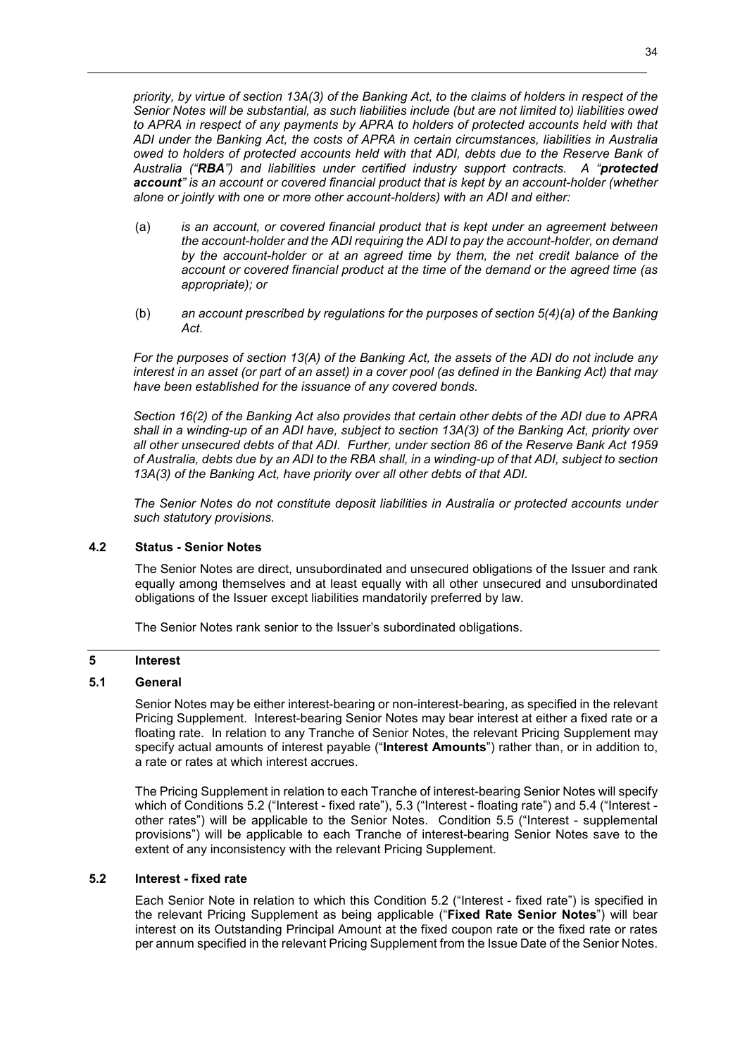*priority, by virtue of section 13A(3) of the Banking Act, to the claims of holders in respect of the Senior Notes will be substantial, as such liabilities include (but are not limited to) liabilities owed to APRA in respect of any payments by APRA to holders of protected accounts held with that ADI under the Banking Act, the costs of APRA in certain circumstances, liabilities in Australia owed to holders of protected accounts held with that ADI, debts due to the Reserve Bank of Australia ("**RBA**") and liabilities under certified industry support contracts. A "**protected account**" is an account or covered financial product that is kept by an account-holder (whether alone or jointly with one or more other account-holders) with an ADI and either:*

(a) *is an account, or covered financial product that is kept under an agreement between the account-holder and the ADI requiring the ADI to pay the account-holder, on demand by the account-holder or at an agreed time by them, the net credit balance of the account or covered financial product at the time of the demand or the agreed time (as appropriate); or*

(b) *an account prescribed by regulations for the purposes of section 5(4)(a) of the Banking Act.*

*For the purposes of section 13(A) of the Banking Act, the assets of the ADI do not include any interest in an asset (or part of an asset) in a cover pool (as defined in the Banking Act) that may have been established for the issuance of any covered bonds.*

*Section 16(2) of the Banking Act also provides that certain other debts of the ADI due to APRA shall in a winding-up of an ADI have, subject to section 13A(3) of the Banking Act, priority over all other unsecured debts of that ADI. Further, under section 86 of the Reserve Bank Act 1959 of Australia, debts due by an ADI to the RBA shall, in a winding-up of that ADI, subject to section 13A(3) of the Banking Act, have priority over all other debts of that ADI.*

*The Senior Notes do not constitute deposit liabilities in Australia or protected accounts under such statutory provisions.*

### 4.2 Status - Senior Notes

The Senior Notes are direct, unsubordinated and unsecured obligations of the Issuer and rank equally among themselves and at least equally with all other unsecured and unsubordinated obligations of the Issuer except liabilities mandatorily preferred by law.

The Senior Notes rank senior to the Issuer's subordinated obligations.

## 5 Interest

### 5.1 General

Senior Notes may be either interest-bearing or non-interest-bearing, as specified in the relevant Pricing Supplement. Interest-bearing Senior Notes may bear interest at either a fixed rate or a floating rate. In relation to any Tranche of Senior Notes, the relevant Pricing Supplement may specify actual amounts of interest payable ("**Interest Amounts**") rather than, or in addition to, a rate or rates at which interest accrues.

The Pricing Supplement in relation to each Tranche of interest-bearing Senior Notes will specify which of Conditions 5.2 ("Interest - fixed rate"), 5.3 ("Interest - floating rate") and 5.4 ("Interest - other rates") will be applicable to the Senior Notes. Condition 5.5 ("Interest - supplemental provisions") will be applicable to each Tranche of interest-bearing Senior Notes save to the extent of any inconsistency with the relevant Pricing Supplement.

### 5.2 Interest - fixed rate

Each Senior Note in relation to which this Condition 5.2 ("Interest - fixed rate") is specified in the relevant Pricing Supplement as being applicable ("**Fixed Rate Senior Notes**") will bear interest on its Outstanding Principal Amount at the fixed coupon rate or the fixed rate or rates per annum specified in the relevant Pricing Supplement from the Issue Date of the Senior Notes.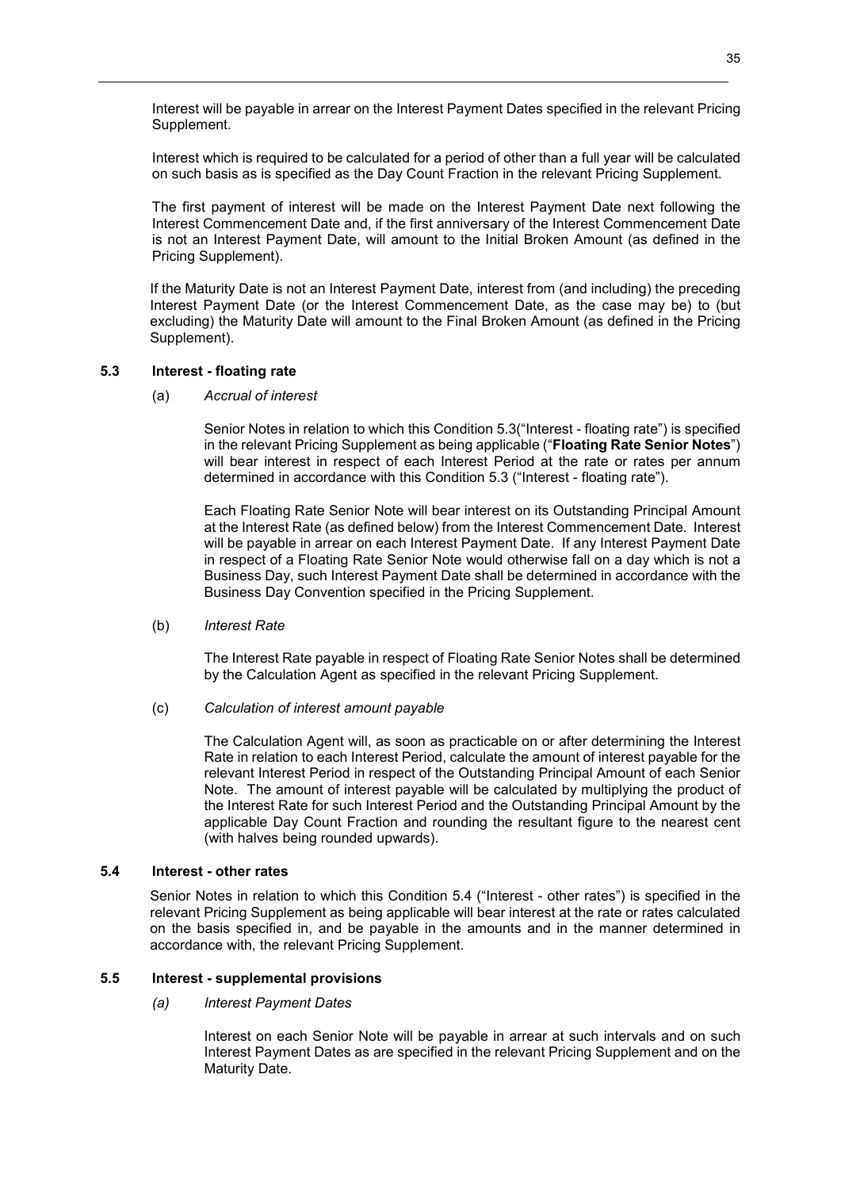Interest will be payable in arrear on the Interest Payment Dates specified in the relevant Pricing Supplement.

Interest which is required to be calculated for a period of other than a full year will be calculated on such basis as is specified as the Day Count Fraction in the relevant Pricing Supplement.

The first payment of interest will be made on the Interest Payment Date next following the Interest Commencement Date and, if the first anniversary of the Interest Commencement Date is not an Interest Payment Date, will amount to the Initial Broken Amount (as defined in the Pricing Supplement).

If the Maturity Date is not an Interest Payment Date, interest from (and including) the preceding Interest Payment Date (or the Interest Commencement Date, as the case may be) to (but excluding) the Maturity Date will amount to the Final Broken Amount (as defined in the Pricing Supplement).

### 5.3 Interest - floating rate

(a) *Accrual of interest*

Senior Notes in relation to which this Condition 5.3("Interest - floating rate") is specified in the relevant Pricing Supplement as being applicable ("**Floating Rate Senior Notes**") will bear interest in respect of each Interest Period at the rate or rates per annum determined in accordance with this Condition 5.3 ("Interest - floating rate").

Each Floating Rate Senior Note will bear interest on its Outstanding Principal Amount at the Interest Rate (as defined below) from the Interest Commencement Date. Interest will be payable in arrear on each Interest Payment Date. If any Interest Payment Date in respect of a Floating Rate Senior Note would otherwise fall on a day which is not a Business Day, such Interest Payment Date shall be determined in accordance with the Business Day Convention specified in the Pricing Supplement.

(b) *Interest Rate*

The Interest Rate payable in respect of Floating Rate Senior Notes shall be determined by the Calculation Agent as specified in the relevant Pricing Supplement.

(c) *Calculation of interest amount payable*

The Calculation Agent will, as soon as practicable on or after determining the Interest Rate in relation to each Interest Period, calculate the amount of interest payable for the relevant Interest Period in respect of the Outstanding Principal Amount of each Senior Note. The amount of interest payable will be calculated by multiplying the product of the Interest Rate for such Interest Period and the Outstanding Principal Amount by the applicable Day Count Fraction and rounding the resultant figure to the nearest cent (with halves being rounded upwards).

### 5.4 Interest - other rates

Senior Notes in relation to which this Condition 5.4 ("Interest - other rates") is specified in the relevant Pricing Supplement as being applicable will bear interest at the rate or rates calculated on the basis specified in, and be payable in the amounts and in the manner determined in accordance with, the relevant Pricing Supplement.

### 5.5 Interest - supplemental provisions

*(a) Interest Payment Dates*

Interest on each Senior Note will be payable in arrear at such intervals and on such Interest Payment Dates as are specified in the relevant Pricing Supplement and on the Maturity Date.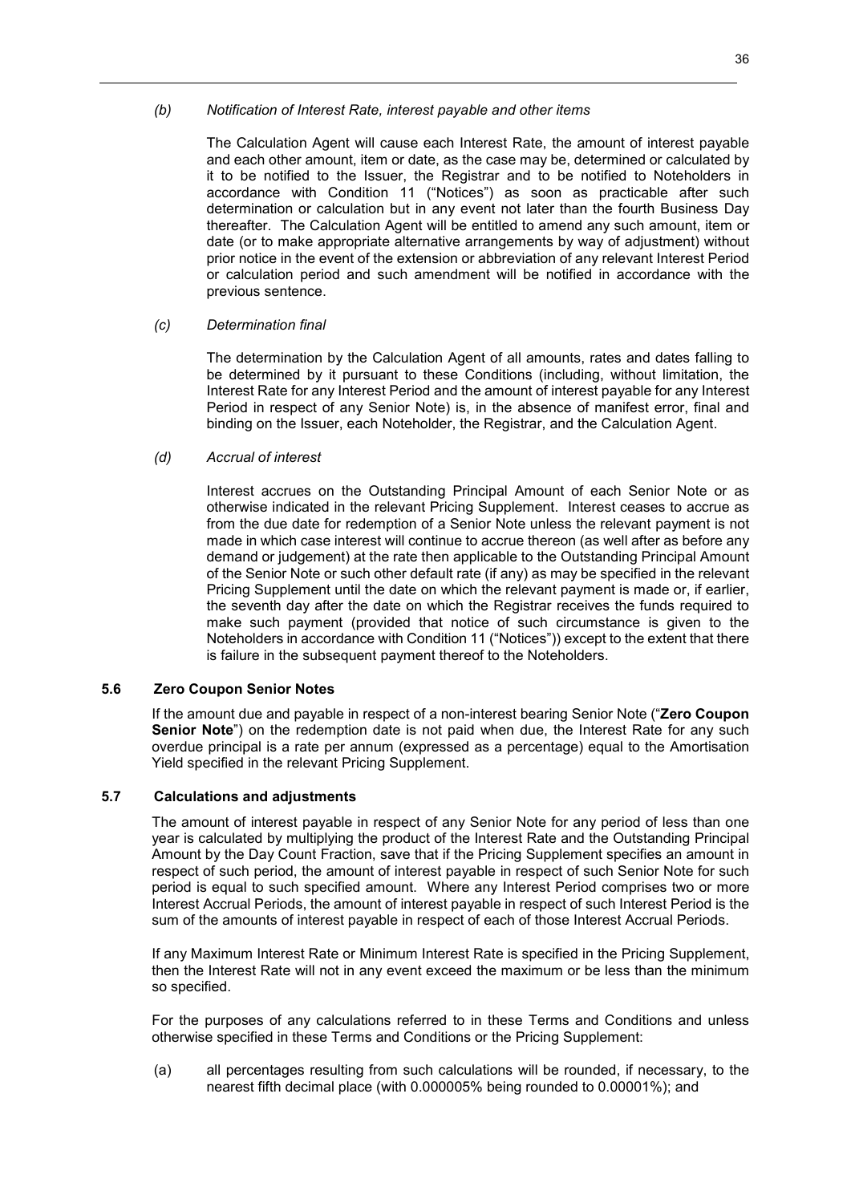*(b) Notification of Interest Rate, interest payable and other items*

The Calculation Agent will cause each Interest Rate, the amount of interest payable and each other amount, item or date, as the case may be, determined or calculated by it to be notified to the Issuer, the Registrar and to be notified to Noteholders in accordance with Condition 11 ("Notices") as soon as practicable after such determination or calculation but in any event not later than the fourth Business Day thereafter. The Calculation Agent will be entitled to amend any such amount, item or date (or to make appropriate alternative arrangements by way of adjustment) without prior notice in the event of the extension or abbreviation of any relevant Interest Period or calculation period and such amendment will be notified in accordance with the previous sentence.

*(c) Determination final*

The determination by the Calculation Agent of all amounts, rates and dates falling to be determined by it pursuant to these Conditions (including, without limitation, the Interest Rate for any Interest Period and the amount of interest payable for any Interest Period in respect of any Senior Note) is, in the absence of manifest error, final and binding on the Issuer, each Noteholder, the Registrar, and the Calculation Agent.

*(d) Accrual of interest*

Interest accrues on the Outstanding Principal Amount of each Senior Note or as otherwise indicated in the relevant Pricing Supplement. Interest ceases to accrue as from the due date for redemption of a Senior Note unless the relevant payment is not made in which case interest will continue to accrue thereon (as well after as before any demand or judgement) at the rate then applicable to the Outstanding Principal Amount of the Senior Note or such other default rate (if any) as may be specified in the relevant Pricing Supplement until the date on which the relevant payment is made or, if earlier, the seventh day after the date on which the Registrar receives the funds required to make such payment (provided that notice of such circumstance is given to the Noteholders in accordance with Condition 11 ("Notices")) except to the extent that there is failure in the subsequent payment thereof to the Noteholders.

**5.6 Zero Coupon Senior Notes**

If the amount due and payable in respect of a non-interest bearing Senior Note ("**Zero Coupon Senior Note**") on the redemption date is not paid when due, the Interest Rate for any such overdue principal is a rate per annum (expressed as a percentage) equal to the Amortisation Yield specified in the relevant Pricing Supplement.

**5.7 Calculations and adjustments**

The amount of interest payable in respect of any Senior Note for any period of less than one year is calculated by multiplying the product of the Interest Rate and the Outstanding Principal Amount by the Day Count Fraction, save that if the Pricing Supplement specifies an amount in respect of such period, the amount of interest payable in respect of such Senior Note for such period is equal to such specified amount. Where any Interest Period comprises two or more Interest Accrual Periods, the amount of interest payable in respect of such Interest Period is the sum of the amounts of interest payable in respect of each of those Interest Accrual Periods.

If any Maximum Interest Rate or Minimum Interest Rate is specified in the Pricing Supplement, then the Interest Rate will not in any event exceed the maximum or be less than the minimum so specified.

For the purposes of any calculations referred to in these Terms and Conditions and unless otherwise specified in these Terms and Conditions or the Pricing Supplement:

(a) all percentages resulting from such calculations will be rounded, if necessary, to the nearest fifth decimal place (with 0.000005% being rounded to 0.00001%); and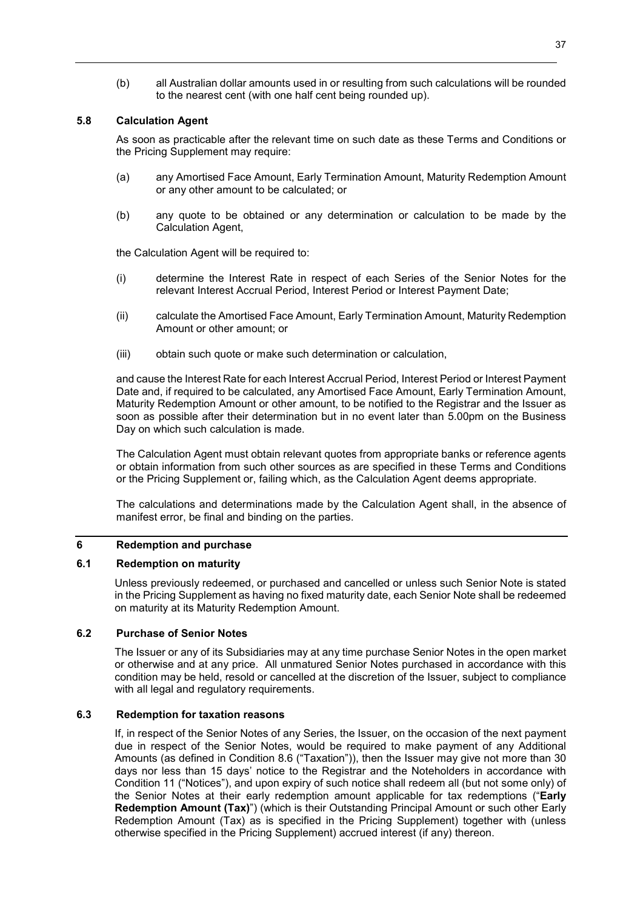(b) all Australian dollar amounts used in or resulting from such calculations will be rounded to the nearest cent (with one half cent being rounded up).

### 5.8 Calculation Agent

As soon as practicable after the relevant time on such date as these Terms and Conditions or the Pricing Supplement may require:

(a) any Amortised Face Amount, Early Termination Amount, Maturity Redemption Amount or any other amount to be calculated; or

(b) any quote to be obtained or any determination or calculation to be made by the Calculation Agent,

the Calculation Agent will be required to:

(i) determine the Interest Rate in respect of each Series of the Senior Notes for the relevant Interest Accrual Period, Interest Period or Interest Payment Date;

(ii) calculate the Amortised Face Amount, Early Termination Amount, Maturity Redemption Amount or other amount; or

(iii) obtain such quote or make such determination or calculation,

and cause the Interest Rate for each Interest Accrual Period, Interest Period or Interest Payment Date and, if required to be calculated, any Amortised Face Amount, Early Termination Amount, Maturity Redemption Amount or other amount, to be notified to the Registrar and the Issuer as soon as possible after their determination but in no event later than 5.00pm on the Business Day on which such calculation is made.

The Calculation Agent must obtain relevant quotes from appropriate banks or reference agents or obtain information from such other sources as are specified in these Terms and Conditions or the Pricing Supplement or, failing which, as the Calculation Agent deems appropriate.

The calculations and determinations made by the Calculation Agent shall, in the absence of manifest error, be final and binding on the parties.

## 6 Redemption and purchase

### 6.1 Redemption on maturity

Unless previously redeemed, or purchased and cancelled or unless such Senior Note is stated in the Pricing Supplement as having no fixed maturity date, each Senior Note shall be redeemed on maturity at its Maturity Redemption Amount.

### 6.2 Purchase of Senior Notes

The Issuer or any of its Subsidiaries may at any time purchase Senior Notes in the open market or otherwise and at any price. All unmatured Senior Notes purchased in accordance with this condition may be held, resold or cancelled at the discretion of the Issuer, subject to compliance with all legal and regulatory requirements.

### 6.3 Redemption for taxation reasons

If, in respect of the Senior Notes of any Series, the Issuer, on the occasion of the next payment due in respect of the Senior Notes, would be required to make payment of any Additional Amounts (as defined in Condition 8.6 ("Taxation")), then the Issuer may give not more than 30 days nor less than 15 days' notice to the Registrar and the Noteholders in accordance with Condition 11 ("Notices"), and upon expiry of such notice shall redeem all (but not some only) of the Senior Notes at their early redemption amount applicable for tax redemptions ("**Early Redemption Amount (Tax)**") (which is their Outstanding Principal Amount or such other Early Redemption Amount (Tax) as is specified in the Pricing Supplement) together with (unless otherwise specified in the Pricing Supplement) accrued interest (if any) thereon.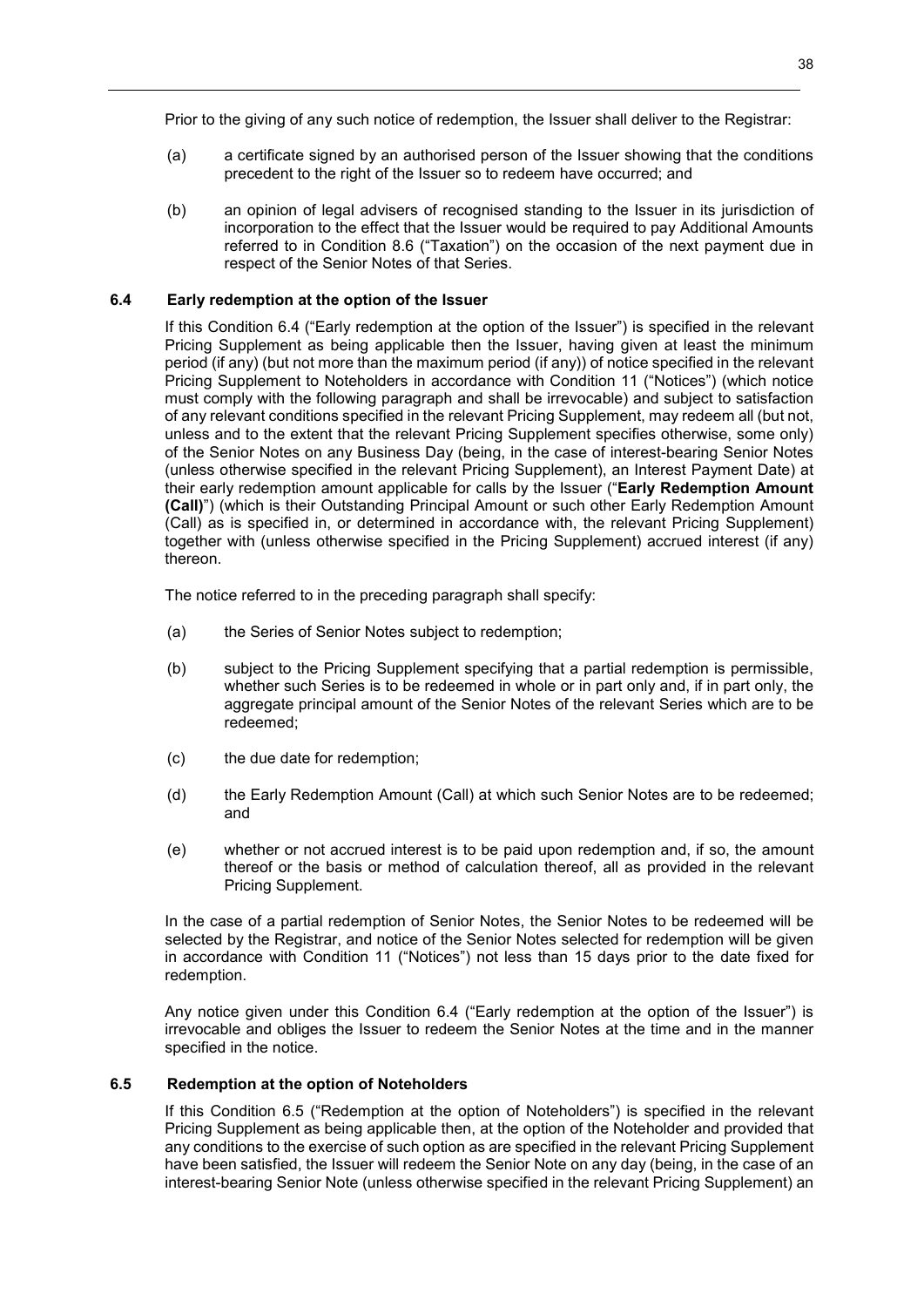Prior to the giving of any such notice of redemption, the Issuer shall deliver to the Registrar:

(a) a certificate signed by an authorised person of the Issuer showing that the conditions precedent to the right of the Issuer so to redeem have occurred; and

(b) an opinion of legal advisers of recognised standing to the Issuer in its jurisdiction of incorporation to the effect that the Issuer would be required to pay Additional Amounts referred to in Condition 8.6 ("Taxation") on the occasion of the next payment due in respect of the Senior Notes of that Series.

### 6.4 Early redemption at the option of the Issuer

If this Condition 6.4 ("Early redemption at the option of the Issuer") is specified in the relevant Pricing Supplement as being applicable then the Issuer, having given at least the minimum period (if any) (but not more than the maximum period (if any)) of notice specified in the relevant Pricing Supplement to Noteholders in accordance with Condition 11 ("Notices") (which notice must comply with the following paragraph and shall be irrevocable) and subject to satisfaction of any relevant conditions specified in the relevant Pricing Supplement, may redeem all (but not, unless and to the extent that the relevant Pricing Supplement specifies otherwise, some only) of the Senior Notes on any Business Day (being, in the case of interest-bearing Senior Notes (unless otherwise specified in the relevant Pricing Supplement), an Interest Payment Date) at their early redemption amount applicable for calls by the Issuer ("**Early Redemption Amount (Call)**") (which is their Outstanding Principal Amount or such other Early Redemption Amount (Call) as is specified in, or determined in accordance with, the relevant Pricing Supplement) together with (unless otherwise specified in the Pricing Supplement) accrued interest (if any) thereon.

The notice referred to in the preceding paragraph shall specify:

(a) the Series of Senior Notes subject to redemption;

(b) subject to the Pricing Supplement specifying that a partial redemption is permissible, whether such Series is to be redeemed in whole or in part only and, if in part only, the aggregate principal amount of the Senior Notes of the relevant Series which are to be redeemed;

(c) the due date for redemption;

(d) the Early Redemption Amount (Call) at which such Senior Notes are to be redeemed; and

(e) whether or not accrued interest is to be paid upon redemption and, if so, the amount thereof or the basis or method of calculation thereof, all as provided in the relevant Pricing Supplement.

In the case of a partial redemption of Senior Notes, the Senior Notes to be redeemed will be selected by the Registrar, and notice of the Senior Notes selected for redemption will be given in accordance with Condition 11 ("Notices") not less than 15 days prior to the date fixed for redemption.

Any notice given under this Condition 6.4 ("Early redemption at the option of the Issuer") is irrevocable and obliges the Issuer to redeem the Senior Notes at the time and in the manner specified in the notice.

### 6.5 Redemption at the option of Noteholders

If this Condition 6.5 ("Redemption at the option of Noteholders") is specified in the relevant Pricing Supplement as being applicable then, at the option of the Noteholder and provided that any conditions to the exercise of such option as are specified in the relevant Pricing Supplement have been satisfied, the Issuer will redeem the Senior Note on any day (being, in the case of an interest-bearing Senior Note (unless otherwise specified in the relevant Pricing Supplement) an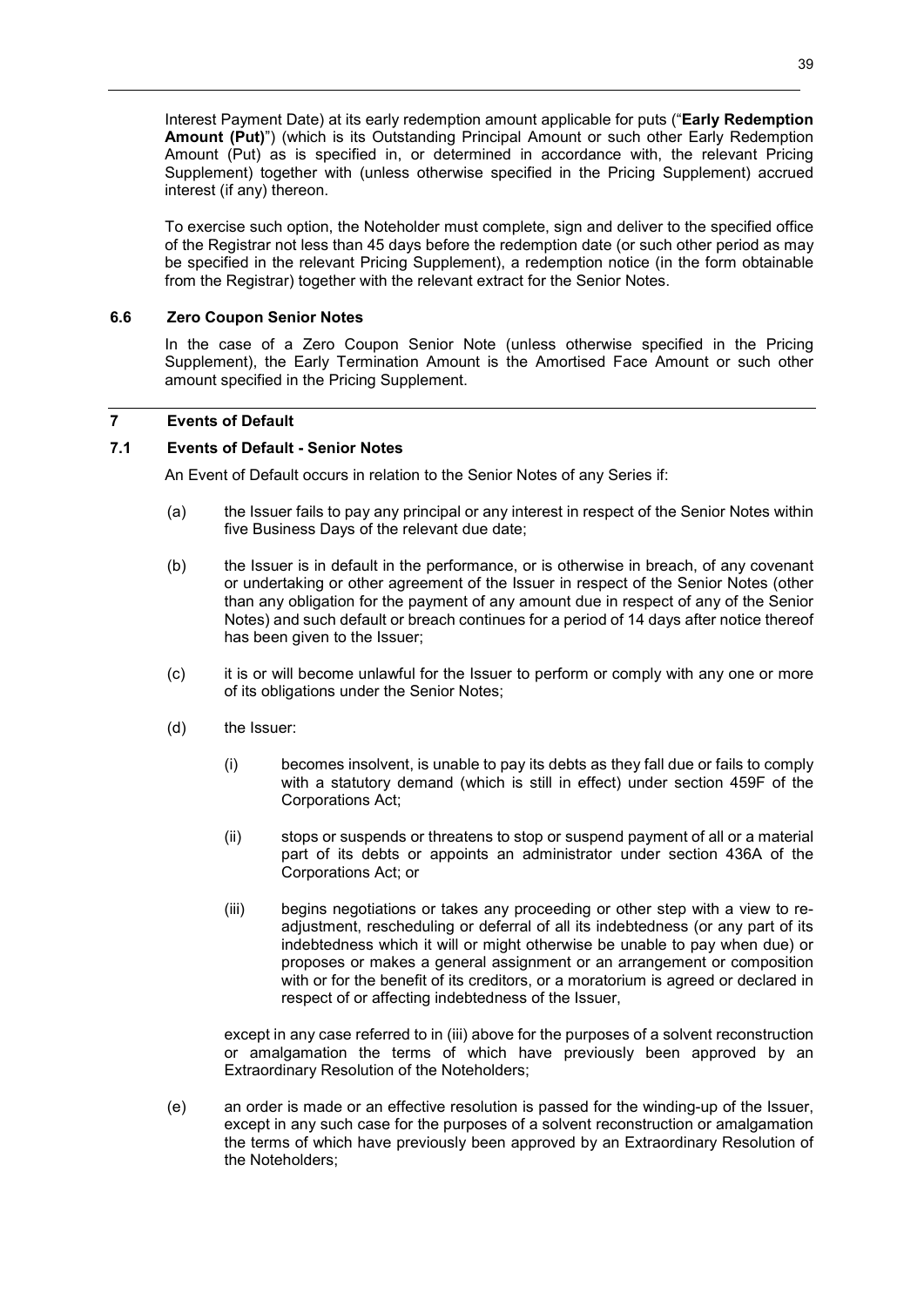Interest Payment Date) at its early redemption amount applicable for puts ("**Early Redemption Amount (Put)**") (which is its Outstanding Principal Amount or such other Early Redemption Amount (Put) as is specified in, or determined in accordance with, the relevant Pricing Supplement) together with (unless otherwise specified in the Pricing Supplement) accrued interest (if any) thereon.

To exercise such option, the Noteholder must complete, sign and deliver to the specified office of the Registrar not less than 45 days before the redemption date (or such other period as may be specified in the relevant Pricing Supplement), a redemption notice (in the form obtainable from the Registrar) together with the relevant extract for the Senior Notes.

### 6.6 Zero Coupon Senior Notes

In the case of a Zero Coupon Senior Note (unless otherwise specified in the Pricing Supplement), the Early Termination Amount is the Amortised Face Amount or such other amount specified in the Pricing Supplement.

## 7 Events of Default

### 7.1 Events of Default - Senior Notes

An Event of Default occurs in relation to the Senior Notes of any Series if:

(a) the Issuer fails to pay any principal or any interest in respect of the Senior Notes within five Business Days of the relevant due date;

(b) the Issuer is in default in the performance, or is otherwise in breach, of any covenant or undertaking or other agreement of the Issuer in respect of the Senior Notes (other than any obligation for the payment of any amount due in respect of any of the Senior Notes) and such default or breach continues for a period of 14 days after notice thereof has been given to the Issuer;

(c) it is or will become unlawful for the Issuer to perform or comply with any one or more of its obligations under the Senior Notes;

(d) the Issuer:

  (i) becomes insolvent, is unable to pay its debts as they fall due or fails to comply with a statutory demand (which is still in effect) under section 459F of the Corporations Act;

  (ii) stops or suspends or threatens to stop or suspend payment of all or a material part of its debts or appoints an administrator under section 436A of the Corporations Act; or

  (iii) begins negotiations or takes any proceeding or other step with a view to re-adjustment, rescheduling or deferral of all its indebtedness (or any part of its indebtedness which it will or might otherwise be unable to pay when due) or proposes or makes a general assignment or an arrangement or composition with or for the benefit of its creditors, or a moratorium is agreed or declared in respect of or affecting indebtedness of the Issuer,

  except in any case referred to in (iii) above for the purposes of a solvent reconstruction or amalgamation the terms of which have previously been approved by an Extraordinary Resolution of the Noteholders;

(e) an order is made or an effective resolution is passed for the winding-up of the Issuer, except in any such case for the purposes of a solvent reconstruction or amalgamation the terms of which have previously been approved by an Extraordinary Resolution of the Noteholders;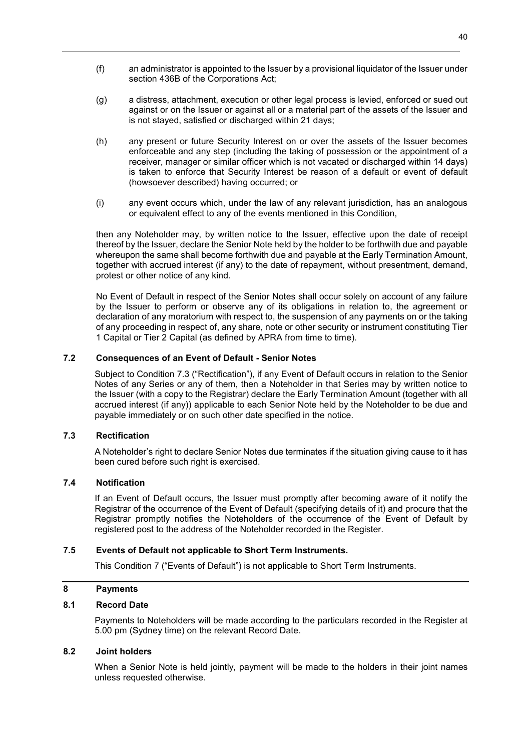(f) an administrator is appointed to the Issuer by a provisional liquidator of the Issuer under section 436B of the Corporations Act;

(g) a distress, attachment, execution or other legal process is levied, enforced or sued out against or on the Issuer or against all or a material part of the assets of the Issuer and is not stayed, satisfied or discharged within 21 days;

(h) any present or future Security Interest on or over the assets of the Issuer becomes enforceable and any step (including the taking of possession or the appointment of a receiver, manager or similar officer which is not vacated or discharged within 14 days) is taken to enforce that Security Interest be reason of a default or event of default (howsoever described) having occurred; or

(i) any event occurs which, under the law of any relevant jurisdiction, has an analogous or equivalent effect to any of the events mentioned in this Condition,

then any Noteholder may, by written notice to the Issuer, effective upon the date of receipt thereof by the Issuer, declare the Senior Note held by the holder to be forthwith due and payable whereupon the same shall become forthwith due and payable at the Early Termination Amount, together with accrued interest (if any) to the date of repayment, without presentment, demand, protest or other notice of any kind.

No Event of Default in respect of the Senior Notes shall occur solely on account of any failure by the Issuer to perform or observe any of its obligations in relation to, the agreement or declaration of any moratorium with respect to, the suspension of any payments on or the taking of any proceeding in respect of, any share, note or other security or instrument constituting Tier 1 Capital or Tier 2 Capital (as defined by APRA from time to time).

### 7.2 Consequences of an Event of Default - Senior Notes

Subject to Condition 7.3 ("Rectification"), if any Event of Default occurs in relation to the Senior Notes of any Series or any of them, then a Noteholder in that Series may by written notice to the Issuer (with a copy to the Registrar) declare the Early Termination Amount (together with all accrued interest (if any)) applicable to each Senior Note held by the Noteholder to be due and payable immediately or on such other date specified in the notice.

### 7.3 Rectification

A Noteholder's right to declare Senior Notes due terminates if the situation giving cause to it has been cured before such right is exercised.

### 7.4 Notification

If an Event of Default occurs, the Issuer must promptly after becoming aware of it notify the Registrar of the occurrence of the Event of Default (specifying details of it) and procure that the Registrar promptly notifies the Noteholders of the occurrence of the Event of Default by registered post to the address of the Noteholder recorded in the Register.

### 7.5 Events of Default not applicable to Short Term Instruments.

This Condition 7 ("Events of Default") is not applicable to Short Term Instruments.

## 8 Payments

### 8.1 Record Date

Payments to Noteholders will be made according to the particulars recorded in the Register at 5.00 pm (Sydney time) on the relevant Record Date.

### 8.2 Joint holders

When a Senior Note is held jointly, payment will be made to the holders in their joint names unless requested otherwise.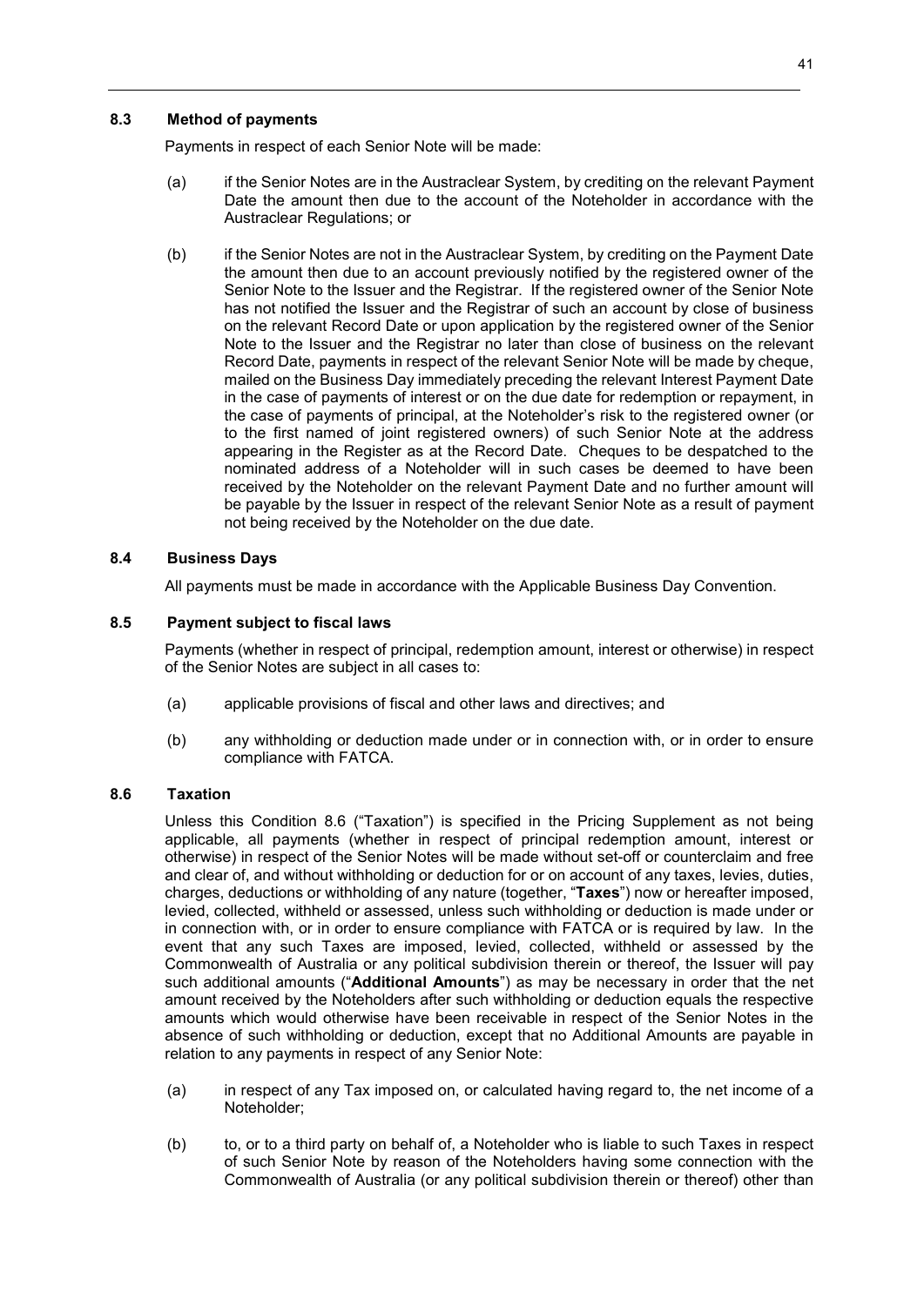### 8.3 Method of payments

Payments in respect of each Senior Note will be made:

(a) if the Senior Notes are in the Austraclear System, by crediting on the relevant Payment Date the amount then due to the account of the Noteholder in accordance with the Austraclear Regulations; or

(b) if the Senior Notes are not in the Austraclear System, by crediting on the Payment Date the amount then due to an account previously notified by the registered owner of the Senior Note to the Issuer and the Registrar. If the registered owner of the Senior Note has not notified the Issuer and the Registrar of such an account by close of business on the relevant Record Date or upon application by the registered owner of the Senior Note to the Issuer and the Registrar no later than close of business on the relevant Record Date, payments in respect of the relevant Senior Note will be made by cheque, mailed on the Business Day immediately preceding the relevant Interest Payment Date in the case of payments of interest or on the due date for redemption or repayment, in the case of payments of principal, at the Noteholder's risk to the registered owner (or to the first named of joint registered owners) of such Senior Note at the address appearing in the Register as at the Record Date. Cheques to be despatched to the nominated address of a Noteholder will in such cases be deemed to have been received by the Noteholder on the relevant Payment Date and no further amount will be payable by the Issuer in respect of the relevant Senior Note as a result of payment not being received by the Noteholder on the due date.

### 8.4 Business Days

All payments must be made in accordance with the Applicable Business Day Convention.

### 8.5 Payment subject to fiscal laws

Payments (whether in respect of principal, redemption amount, interest or otherwise) in respect of the Senior Notes are subject in all cases to:

(a) applicable provisions of fiscal and other laws and directives; and

(b) any withholding or deduction made under or in connection with, or in order to ensure compliance with FATCA.

### 8.6 Taxation

Unless this Condition 8.6 ("Taxation") is specified in the Pricing Supplement as not being applicable, all payments (whether in respect of principal redemption amount, interest or otherwise) in respect of the Senior Notes will be made without set-off or counterclaim and free and clear of, and without withholding or deduction for or on account of any taxes, levies, duties, charges, deductions or withholding of any nature (together, "**Taxes**") now or hereafter imposed, levied, collected, withheld or assessed, unless such withholding or deduction is made under or in connection with, or in order to ensure compliance with FATCA or is required by law. In the event that any such Taxes are imposed, levied, collected, withheld or assessed by the Commonwealth of Australia or any political subdivision therein or thereof, the Issuer will pay such additional amounts ("**Additional Amounts**") as may be necessary in order that the net amount received by the Noteholders after such withholding or deduction equals the respective amounts which would otherwise have been receivable in respect of the Senior Notes in the absence of such withholding or deduction, except that no Additional Amounts are payable in relation to any payments in respect of any Senior Note:

(a) in respect of any Tax imposed on, or calculated having regard to, the net income of a Noteholder;

(b) to, or to a third party on behalf of, a Noteholder who is liable to such Taxes in respect of such Senior Note by reason of the Noteholders having some connection with the Commonwealth of Australia (or any political subdivision therein or thereof) other than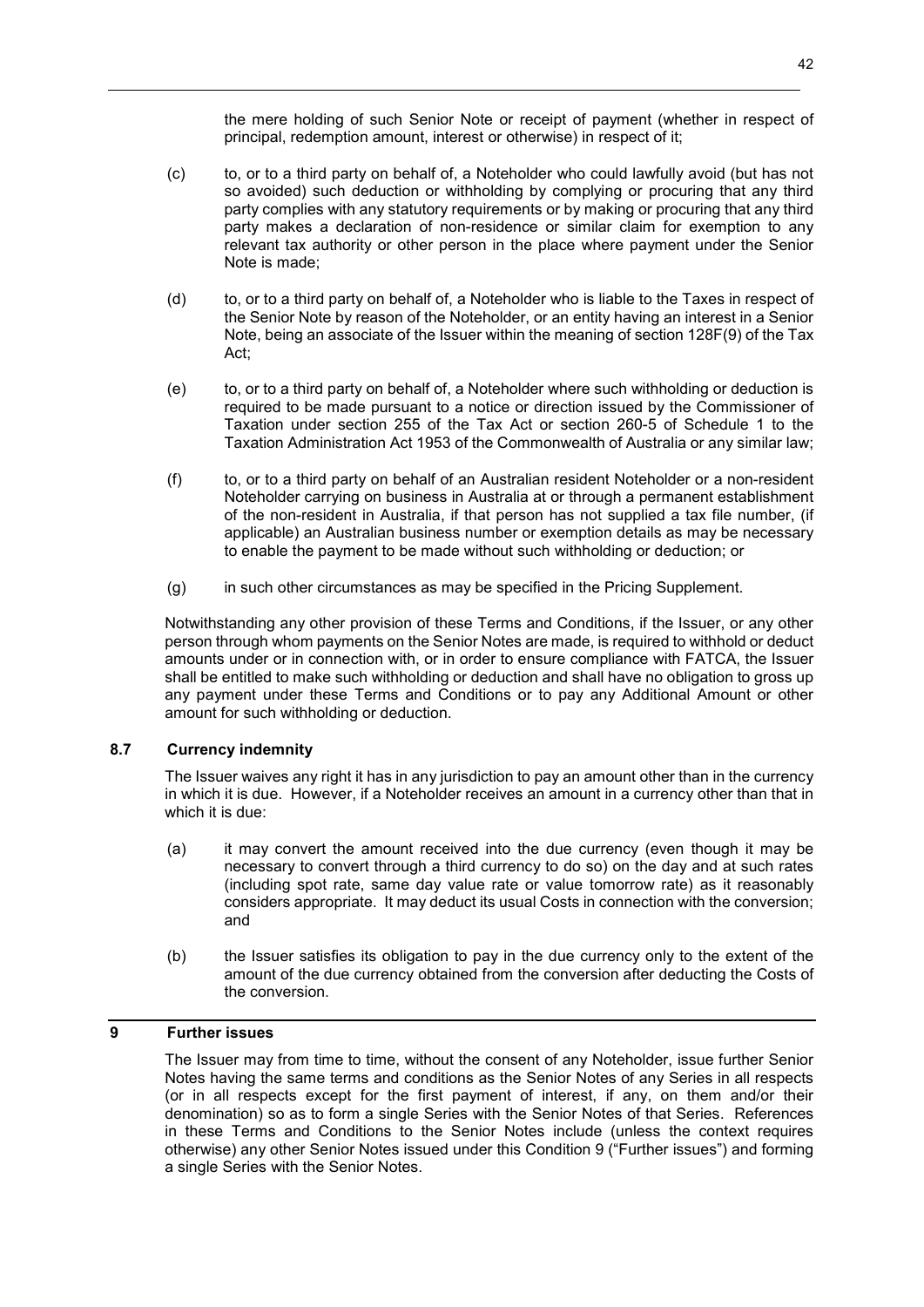the mere holding of such Senior Note or receipt of payment (whether in respect of principal, redemption amount, interest or otherwise) in respect of it;

(c) to, or to a third party on behalf of, a Noteholder who could lawfully avoid (but has not so avoided) such deduction or withholding by complying or procuring that any third party complies with any statutory requirements or by making or procuring that any third party makes a declaration of non-residence or similar claim for exemption to any relevant tax authority or other person in the place where payment under the Senior Note is made;

(d) to, or to a third party on behalf of, a Noteholder who is liable to the Taxes in respect of the Senior Note by reason of the Noteholder, or an entity having an interest in a Senior Note, being an associate of the Issuer within the meaning of section 128F(9) of the Tax Act;

(e) to, or to a third party on behalf of, a Noteholder where such withholding or deduction is required to be made pursuant to a notice or direction issued by the Commissioner of Taxation under section 255 of the Tax Act or section 260-5 of Schedule 1 to the Taxation Administration Act 1953 of the Commonwealth of Australia or any similar law;

(f) to, or to a third party on behalf of an Australian resident Noteholder or a non-resident Noteholder carrying on business in Australia at or through a permanent establishment of the non-resident in Australia, if that person has not supplied a tax file number, (if applicable) an Australian business number or exemption details as may be necessary to enable the payment to be made without such withholding or deduction; or

(g) in such other circumstances as may be specified in the Pricing Supplement.

Notwithstanding any other provision of these Terms and Conditions, if the Issuer, or any other person through whom payments on the Senior Notes are made, is required to withhold or deduct amounts under or in connection with, or in order to ensure compliance with FATCA, the Issuer shall be entitled to make such withholding or deduction and shall have no obligation to gross up any payment under these Terms and Conditions or to pay any Additional Amount or other amount for such withholding or deduction.

### 8.7 Currency indemnity

The Issuer waives any right it has in any jurisdiction to pay an amount other than in the currency in which it is due. However, if a Noteholder receives an amount in a currency other than that in which it is due:

(a) it may convert the amount received into the due currency (even though it may be necessary to convert through a third currency to do so) on the day and at such rates (including spot rate, same day value rate or value tomorrow rate) as it reasonably considers appropriate. It may deduct its usual Costs in connection with the conversion; and

(b) the Issuer satisfies its obligation to pay in the due currency only to the extent of the amount of the due currency obtained from the conversion after deducting the Costs of the conversion.

## 9 Further issues

The Issuer may from time to time, without the consent of any Noteholder, issue further Senior Notes having the same terms and conditions as the Senior Notes of any Series in all respects (or in all respects except for the first payment of interest, if any, on them and/or their denomination) so as to form a single Series with the Senior Notes of that Series. References in these Terms and Conditions to the Senior Notes include (unless the context requires otherwise) any other Senior Notes issued under this Condition 9 ("Further issues") and forming a single Series with the Senior Notes.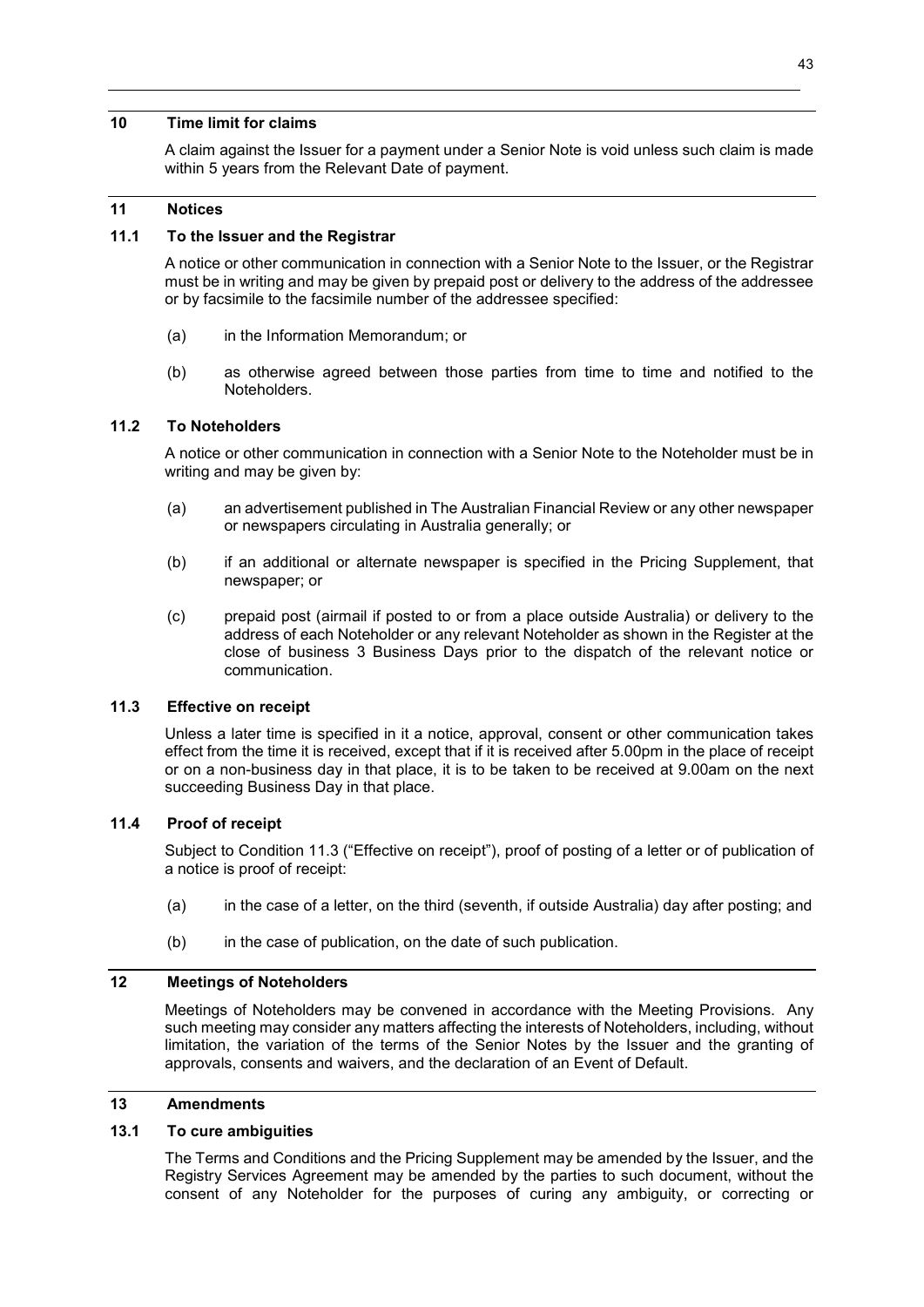## 10 Time limit for claims

A claim against the Issuer for a payment under a Senior Note is void unless such claim is made within 5 years from the Relevant Date of payment.

## 11 Notices

### 11.1 To the Issuer and the Registrar

A notice or other communication in connection with a Senior Note to the Issuer, or the Registrar must be in writing and may be given by prepaid post or delivery to the address of the addressee or by facsimile to the facsimile number of the addressee specified:

(a) in the Information Memorandum; or

(b) as otherwise agreed between those parties from time to time and notified to the Noteholders.

### 11.2 To Noteholders

A notice or other communication in connection with a Senior Note to the Noteholder must be in writing and may be given by:

(a) an advertisement published in The Australian Financial Review or any other newspaper or newspapers circulating in Australia generally; or

(b) if an additional or alternate newspaper is specified in the Pricing Supplement, that newspaper; or

(c) prepaid post (airmail if posted to or from a place outside Australia) or delivery to the address of each Noteholder or any relevant Noteholder as shown in the Register at the close of business 3 Business Days prior to the dispatch of the relevant notice or communication.

### 11.3 Effective on receipt

Unless a later time is specified in it a notice, approval, consent or other communication takes effect from the time it is received, except that if it is received after 5.00pm in the place of receipt or on a non-business day in that place, it is to be taken to be received at 9.00am on the next succeeding Business Day in that place.

### 11.4 Proof of receipt

Subject to Condition 11.3 ("Effective on receipt"), proof of posting of a letter or of publication of a notice is proof of receipt:

(a) in the case of a letter, on the third (seventh, if outside Australia) day after posting; and

(b) in the case of publication, on the date of such publication.

## 12 Meetings of Noteholders

Meetings of Noteholders may be convened in accordance with the Meeting Provisions. Any such meeting may consider any matters affecting the interests of Noteholders, including, without limitation, the variation of the terms of the Senior Notes by the Issuer and the granting of approvals, consents and waivers, and the declaration of an Event of Default.

## 13 Amendments

### 13.1 To cure ambiguities

The Terms and Conditions and the Pricing Supplement may be amended by the Issuer, and the Registry Services Agreement may be amended by the parties to such document, without the consent of any Noteholder for the purposes of curing any ambiguity, or correcting or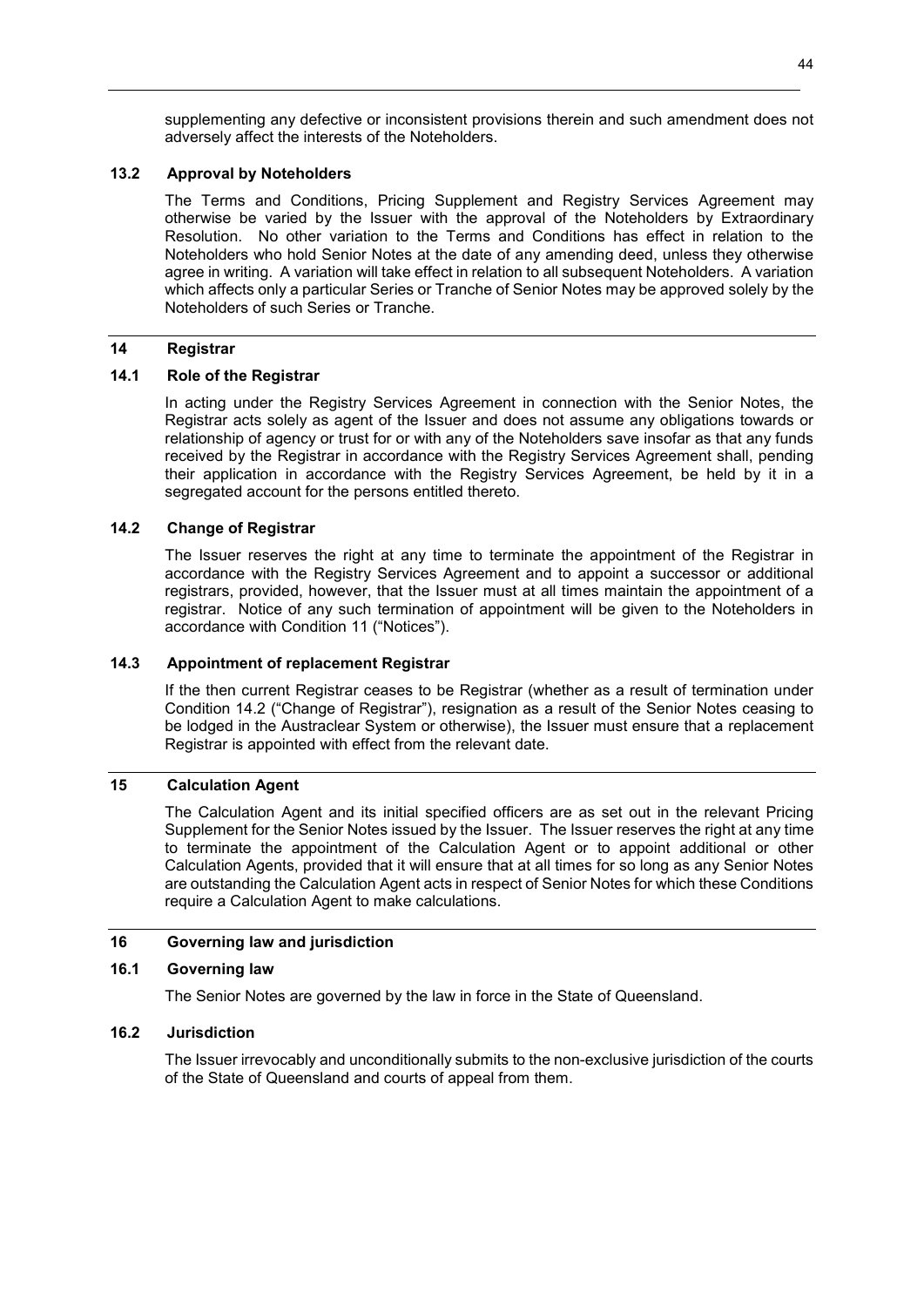supplementing any defective or inconsistent provisions therein and such amendment does not adversely affect the interests of the Noteholders.

### 13.2 Approval by Noteholders

The Terms and Conditions, Pricing Supplement and Registry Services Agreement may otherwise be varied by the Issuer with the approval of the Noteholders by Extraordinary Resolution. No other variation to the Terms and Conditions has effect in relation to the Noteholders who hold Senior Notes at the date of any amending deed, unless they otherwise agree in writing. A variation will take effect in relation to all subsequent Noteholders. A variation which affects only a particular Series or Tranche of Senior Notes may be approved solely by the Noteholders of such Series or Tranche.

## 14 Registrar

### 14.1 Role of the Registrar

In acting under the Registry Services Agreement in connection with the Senior Notes, the Registrar acts solely as agent of the Issuer and does not assume any obligations towards or relationship of agency or trust for or with any of the Noteholders save insofar as that any funds received by the Registrar in accordance with the Registry Services Agreement shall, pending their application in accordance with the Registry Services Agreement, be held by it in a segregated account for the persons entitled thereto.

### 14.2 Change of Registrar

The Issuer reserves the right at any time to terminate the appointment of the Registrar in accordance with the Registry Services Agreement and to appoint a successor or additional registrars, provided, however, that the Issuer must at all times maintain the appointment of a registrar. Notice of any such termination of appointment will be given to the Noteholders in accordance with Condition 11 ("Notices").

### 14.3 Appointment of replacement Registrar

If the then current Registrar ceases to be Registrar (whether as a result of termination under Condition 14.2 ("Change of Registrar"), resignation as a result of the Senior Notes ceasing to be lodged in the Austraclear System or otherwise), the Issuer must ensure that a replacement Registrar is appointed with effect from the relevant date.

## 15 Calculation Agent

The Calculation Agent and its initial specified officers are as set out in the relevant Pricing Supplement for the Senior Notes issued by the Issuer. The Issuer reserves the right at any time to terminate the appointment of the Calculation Agent or to appoint additional or other Calculation Agents, provided that it will ensure that at all times for so long as any Senior Notes are outstanding the Calculation Agent acts in respect of Senior Notes for which these Conditions require a Calculation Agent to make calculations.

## 16 Governing law and jurisdiction

### 16.1 Governing law

The Senior Notes are governed by the law in force in the State of Queensland.

### 16.2 Jurisdiction

The Issuer irrevocably and unconditionally submits to the non-exclusive jurisdiction of the courts of the State of Queensland and courts of appeal from them.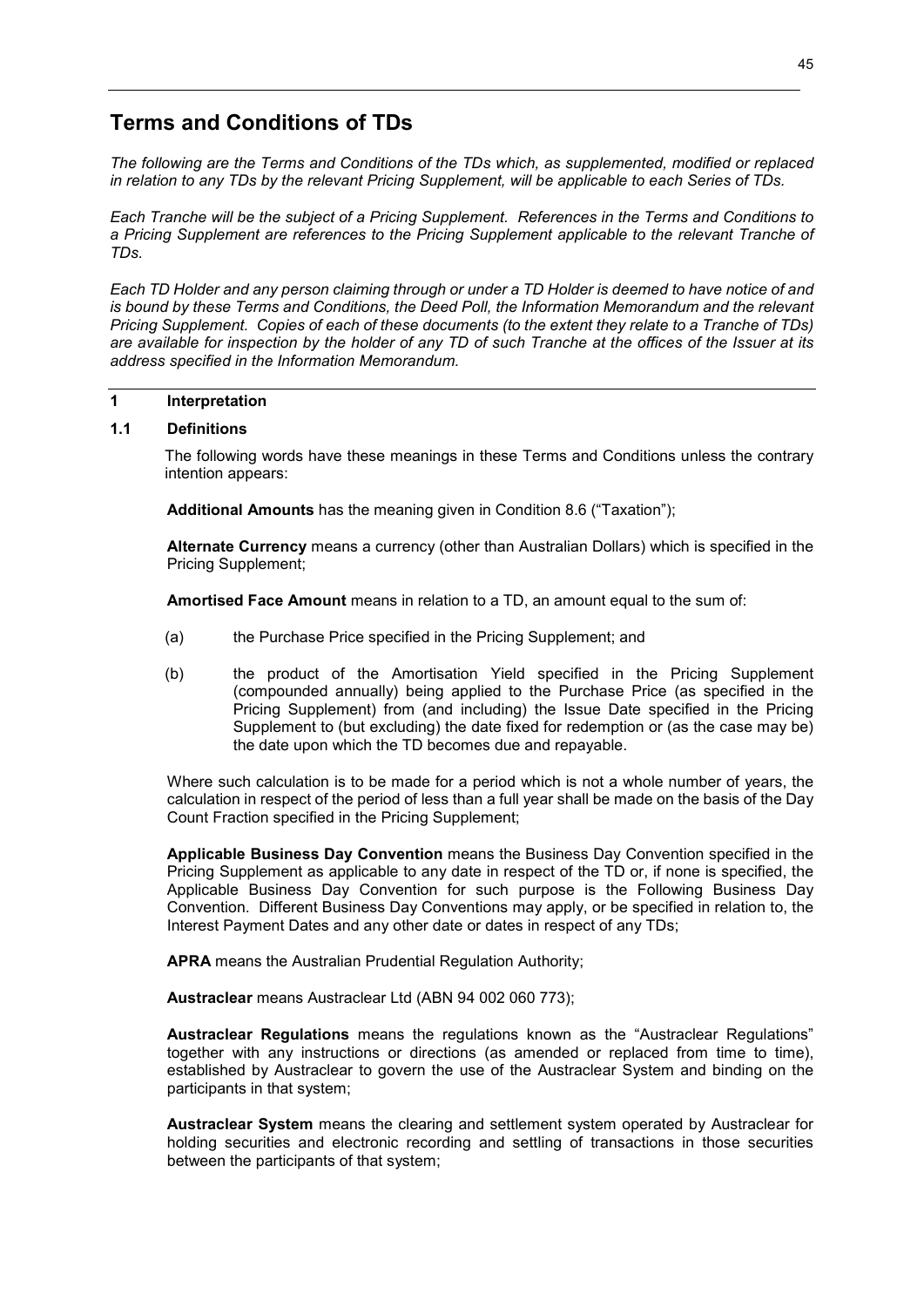# Terms and Conditions of TDs

*The following are the Terms and Conditions of the TDs which, as supplemented, modified or replaced in relation to any TDs by the relevant Pricing Supplement, will be applicable to each Series of TDs.*

*Each Tranche will be the subject of a Pricing Supplement. References in the Terms and Conditions to a Pricing Supplement are references to the Pricing Supplement applicable to the relevant Tranche of TDs.*

*Each TD Holder and any person claiming through or under a TD Holder is deemed to have notice of and is bound by these Terms and Conditions, the Deed Poll, the Information Memorandum and the relevant Pricing Supplement. Copies of each of these documents (to the extent they relate to a Tranche of TDs) are available for inspection by the holder of any TD of such Tranche at the offices of the Issuer at its address specified in the Information Memorandum.*

## 1 Interpretation

### 1.1 Definitions

The following words have these meanings in these Terms and Conditions unless the contrary intention appears:

**Additional Amounts** has the meaning given in Condition 8.6 ("Taxation");

**Alternate Currency** means a currency (other than Australian Dollars) which is specified in the Pricing Supplement;

**Amortised Face Amount** means in relation to a TD, an amount equal to the sum of:

(a) the Purchase Price specified in the Pricing Supplement; and

(b) the product of the Amortisation Yield specified in the Pricing Supplement (compounded annually) being applied to the Purchase Price (as specified in the Pricing Supplement) from (and including) the Issue Date specified in the Pricing Supplement to (but excluding) the date fixed for redemption or (as the case may be) the date upon which the TD becomes due and repayable.

Where such calculation is to be made for a period which is not a whole number of years, the calculation in respect of the period of less than a full year shall be made on the basis of the Day Count Fraction specified in the Pricing Supplement;

**Applicable Business Day Convention** means the Business Day Convention specified in the Pricing Supplement as applicable to any date in respect of the TD or, if none is specified, the Applicable Business Day Convention for such purpose is the Following Business Day Convention. Different Business Day Conventions may apply, or be specified in relation to, the Interest Payment Dates and any other date or dates in respect of any TDs;

**APRA** means the Australian Prudential Regulation Authority;

**Austraclear** means Austraclear Ltd (ABN 94 002 060 773);

**Austraclear Regulations** means the regulations known as the "Austraclear Regulations" together with any instructions or directions (as amended or replaced from time to time), established by Austraclear to govern the use of the Austraclear System and binding on the participants in that system;

**Austraclear System** means the clearing and settlement system operated by Austraclear for holding securities and electronic recording and settling of transactions in those securities between the participants of that system;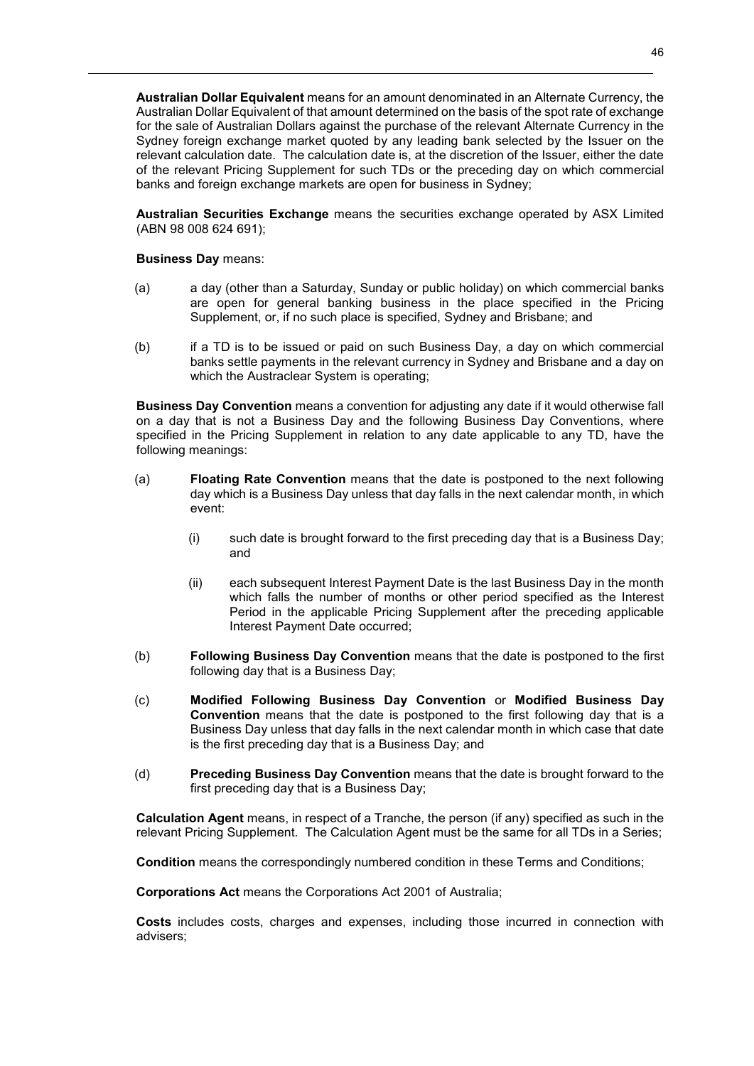**Australian Dollar Equivalent** means for an amount denominated in an Alternate Currency, the Australian Dollar Equivalent of that amount determined on the basis of the spot rate of exchange for the sale of Australian Dollars against the purchase of the relevant Alternate Currency in the Sydney foreign exchange market quoted by any leading bank selected by the Issuer on the relevant calculation date. The calculation date is, at the discretion of the Issuer, either the date of the relevant Pricing Supplement for such TDs or the preceding day on which commercial banks and foreign exchange markets are open for business in Sydney;

**Australian Securities Exchange** means the securities exchange operated by ASX Limited (ABN 98 008 624 691);

**Business Day** means:

(a) a day (other than a Saturday, Sunday or public holiday) on which commercial banks are open for general banking business in the place specified in the Pricing Supplement, or, if no such place is specified, Sydney and Brisbane; and

(b) if a TD is to be issued or paid on such Business Day, a day on which commercial banks settle payments in the relevant currency in Sydney and Brisbane and a day on which the Austraclear System is operating;

**Business Day Convention** means a convention for adjusting any date if it would otherwise fall on a day that is not a Business Day and the following Business Day Conventions, where specified in the Pricing Supplement in relation to any date applicable to any TD, have the following meanings:

(a) **Floating Rate Convention** means that the date is postponed to the next following day which is a Business Day unless that day falls in the next calendar month, in which event:

   (i) such date is brought forward to the first preceding day that is a Business Day; and

   (ii) each subsequent Interest Payment Date is the last Business Day in the month which falls the number of months or other period specified as the Interest Period in the applicable Pricing Supplement after the preceding applicable Interest Payment Date occurred;

(b) **Following Business Day Convention** means that the date is postponed to the first following day that is a Business Day;

(c) **Modified Following Business Day Convention** or **Modified Business Day Convention** means that the date is postponed to the first following day that is a Business Day unless that day falls in the next calendar month in which case that date is the first preceding day that is a Business Day; and

(d) **Preceding Business Day Convention** means that the date is brought forward to the first preceding day that is a Business Day;

**Calculation Agent** means, in respect of a Tranche, the person (if any) specified as such in the relevant Pricing Supplement. The Calculation Agent must be the same for all TDs in a Series;

**Condition** means the correspondingly numbered condition in these Terms and Conditions;

**Corporations Act** means the Corporations Act 2001 of Australia;

**Costs** includes costs, charges and expenses, including those incurred in connection with advisers;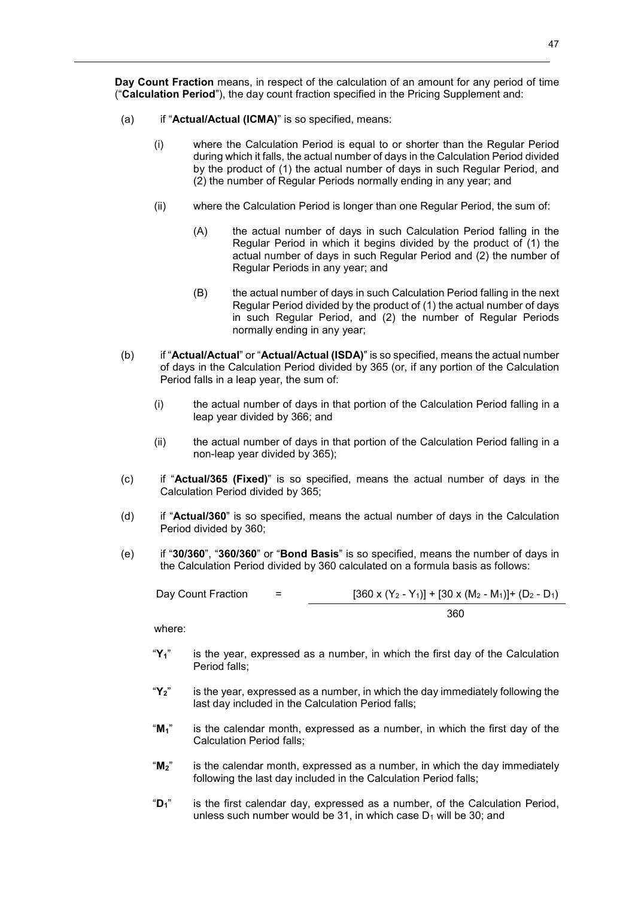**Day Count Fraction** means, in respect of the calculation of an amount for any period of time ("**Calculation Period**"), the day count fraction specified in the Pricing Supplement and:

(a) if "**Actual/Actual (ICMA)**" is so specified, means:

(i) where the Calculation Period is equal to or shorter than the Regular Period during which it falls, the actual number of days in the Calculation Period divided by the product of (1) the actual number of days in such Regular Period, and (2) the number of Regular Periods normally ending in any year; and

(ii) where the Calculation Period is longer than one Regular Period, the sum of:

(A) the actual number of days in such Calculation Period falling in the Regular Period in which it begins divided by the product of (1) the actual number of days in such Regular Period and (2) the number of Regular Periods in any year; and

(B) the actual number of days in such Calculation Period falling in the next Regular Period divided by the product of (1) the actual number of days in such Regular Period, and (2) the number of Regular Periods normally ending in any year;

(b) if "**Actual/Actual**" or "**Actual/Actual (ISDA)**" is so specified, means the actual number of days in the Calculation Period divided by 365 (or, if any portion of the Calculation Period falls in a leap year, the sum of:

(i) the actual number of days in that portion of the Calculation Period falling in a leap year divided by 366; and

(ii) the actual number of days in that portion of the Calculation Period falling in a non-leap year divided by 365);

(c) if "**Actual/365 (Fixed)**" is so specified, means the actual number of days in the Calculation Period divided by 365;

(d) if "**Actual/360**" is so specified, means the actual number of days in the Calculation Period divided by 360;

(e) if "**30/360**", "**360/360**" or "**Bond Basis**" is so specified, means the number of days in the Calculation Period divided by 360 calculated on a formula basis as follows:

$$\text{Day Count Fraction} = \frac{[360 \times (Y_2 - Y_1)] + [30 \times (M_2 - M_1)] + (D_2 - D_1)}{360}$$

where:

"$Y_1$" is the year, expressed as a number, in which the first day of the Calculation Period falls;

"$Y_2$" is the year, expressed as a number, in which the day immediately following the last day included in the Calculation Period falls;

"$M_1$" is the calendar month, expressed as a number, in which the first day of the Calculation Period falls;

"$M_2$" is the calendar month, expressed as a number, in which the day immediately following the last day included in the Calculation Period falls;

"$D_1$" is the first calendar day, expressed as a number, of the Calculation Period, unless such number would be 31, in which case $D_1$ will be 30; and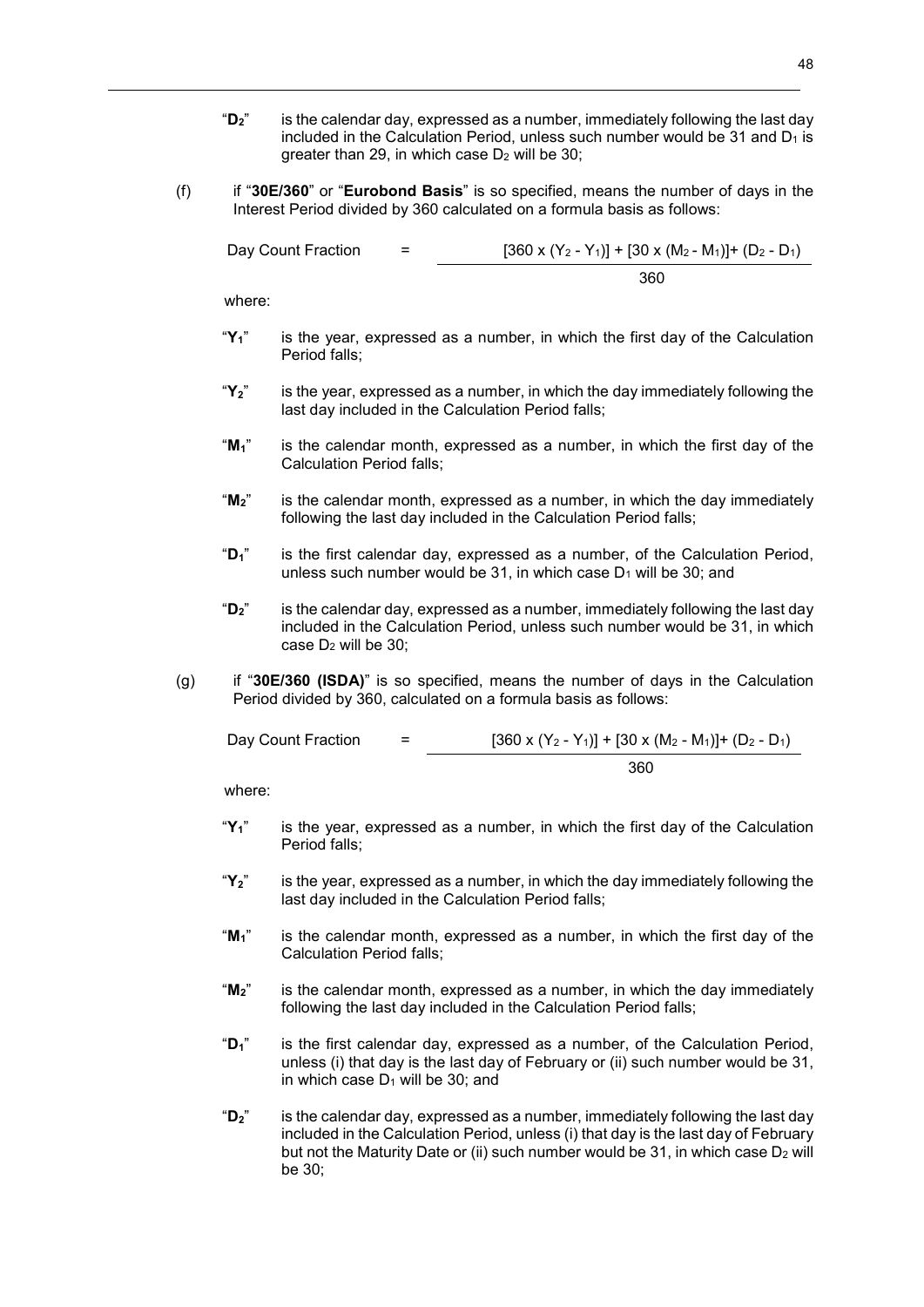"$D_2$" is the calendar day, expressed as a number, immediately following the last day included in the Calculation Period, unless such number would be 31 and $D_1$ is greater than 29, in which case $D_2$ will be 30;

(f) if "**30E/360**" or "**Eurobond Basis**" is so specified, means the number of days in the Interest Period divided by 360 calculated on a formula basis as follows:

$$\text{Day Count Fraction} = \frac{[360 \times (Y_2 - Y_1)] + [30 \times (M_2 - M_1)] + (D_2 - D_1)}{360}$$

where:

"$Y_1$" is the year, expressed as a number, in which the first day of the Calculation Period falls;

"$Y_2$" is the year, expressed as a number, in which the day immediately following the last day included in the Calculation Period falls;

"$M_1$" is the calendar month, expressed as a number, in which the first day of the Calculation Period falls;

"$M_2$" is the calendar month, expressed as a number, in which the day immediately following the last day included in the Calculation Period falls;

"$D_1$" is the first calendar day, expressed as a number, of the Calculation Period, unless such number would be 31, in which case $D_1$ will be 30; and

"$D_2$" is the calendar day, expressed as a number, immediately following the last day included in the Calculation Period, unless such number would be 31, in which case $D_2$ will be 30;

(g) if "**30E/360 (ISDA)**" is so specified, means the number of days in the Calculation Period divided by 360, calculated on a formula basis as follows:

$$\text{Day Count Fraction} = \frac{[360 \times (Y_2 - Y_1)] + [30 \times (M_2 - M_1)] + (D_2 - D_1)}{360}$$

where:

"$Y_1$" is the year, expressed as a number, in which the first day of the Calculation Period falls;

"$Y_2$" is the year, expressed as a number, in which the day immediately following the last day included in the Calculation Period falls;

"$M_1$" is the calendar month, expressed as a number, in which the first day of the Calculation Period falls;

"$M_2$" is the calendar month, expressed as a number, in which the day immediately following the last day included in the Calculation Period falls;

"$D_1$" is the first calendar day, expressed as a number, of the Calculation Period, unless (i) that day is the last day of February or (ii) such number would be 31, in which case $D_1$ will be 30; and

"$D_2$" is the calendar day, expressed as a number, immediately following the last day included in the Calculation Period, unless (i) that day is the last day of February but not the Maturity Date or (ii) such number would be 31, in which case $D_2$ will be 30;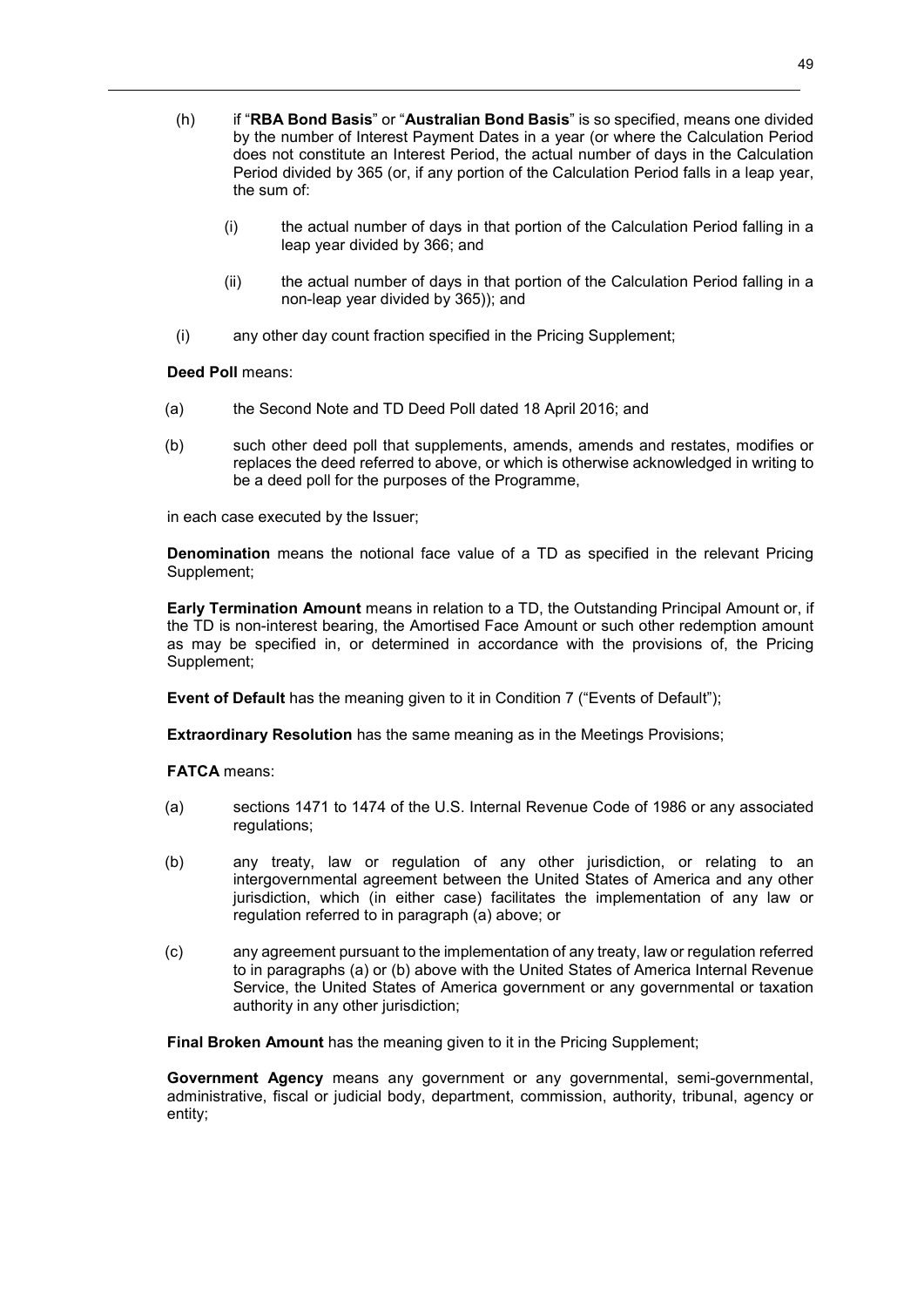(h) if "**RBA Bond Basis**" or "**Australian Bond Basis**" is so specified, means one divided by the number of Interest Payment Dates in a year (or where the Calculation Period does not constitute an Interest Period, the actual number of days in the Calculation Period divided by 365 (or, if any portion of the Calculation Period falls in a leap year, the sum of:

  (i) the actual number of days in that portion of the Calculation Period falling in a leap year divided by 366; and

  (ii) the actual number of days in that portion of the Calculation Period falling in a non-leap year divided by 365)); and

(i) any other day count fraction specified in the Pricing Supplement;

**Deed Poll** means:

(a) the Second Note and TD Deed Poll dated 18 April 2016; and

(b) such other deed poll that supplements, amends, amends and restates, modifies or replaces the deed referred to above, or which is otherwise acknowledged in writing to be a deed poll for the purposes of the Programme,

in each case executed by the Issuer;

**Denomination** means the notional face value of a TD as specified in the relevant Pricing Supplement;

**Early Termination Amount** means in relation to a TD, the Outstanding Principal Amount or, if the TD is non-interest bearing, the Amortised Face Amount or such other redemption amount as may be specified in, or determined in accordance with the provisions of, the Pricing Supplement;

**Event of Default** has the meaning given to it in Condition 7 ("Events of Default");

**Extraordinary Resolution** has the same meaning as in the Meetings Provisions;

**FATCA** means:

(a) sections 1471 to 1474 of the U.S. Internal Revenue Code of 1986 or any associated regulations;

(b) any treaty, law or regulation of any other jurisdiction, or relating to an intergovernmental agreement between the United States of America and any other jurisdiction, which (in either case) facilitates the implementation of any law or regulation referred to in paragraph (a) above; or

(c) any agreement pursuant to the implementation of any treaty, law or regulation referred to in paragraphs (a) or (b) above with the United States of America Internal Revenue Service, the United States of America government or any governmental or taxation authority in any other jurisdiction;

**Final Broken Amount** has the meaning given to it in the Pricing Supplement;

**Government Agency** means any government or any governmental, semi-governmental, administrative, fiscal or judicial body, department, commission, authority, tribunal, agency or entity;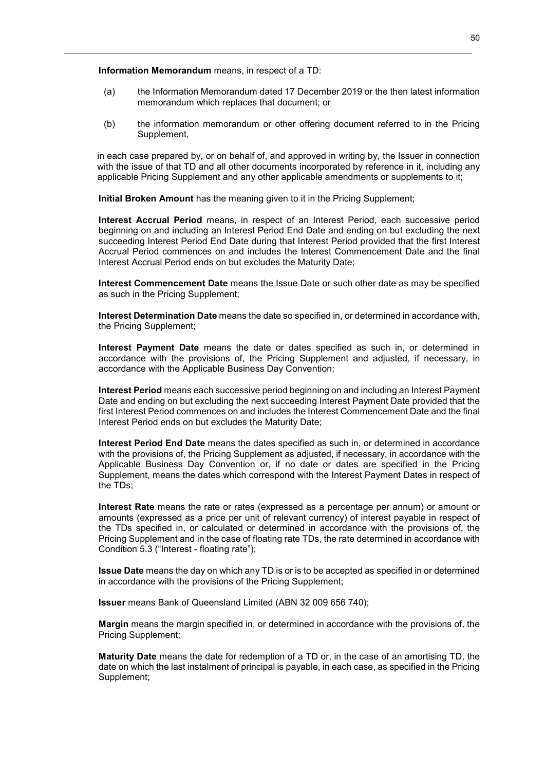**Information Memorandum** means, in respect of a TD:

(a) the Information Memorandum dated 17 December 2019 or the then latest information memorandum which replaces that document; or

(b) the information memorandum or other offering document referred to in the Pricing Supplement,

in each case prepared by, or on behalf of, and approved in writing by, the Issuer in connection with the issue of that TD and all other documents incorporated by reference in it, including any applicable Pricing Supplement and any other applicable amendments or supplements to it;

**Initial Broken Amount** has the meaning given to it in the Pricing Supplement;

**Interest Accrual Period** means, in respect of an Interest Period, each successive period beginning on and including an Interest Period End Date and ending on but excluding the next succeeding Interest Period End Date during that Interest Period provided that the first Interest Accrual Period commences on and includes the Interest Commencement Date and the final Interest Accrual Period ends on but excludes the Maturity Date;

**Interest Commencement Date** means the Issue Date or such other date as may be specified as such in the Pricing Supplement;

**Interest Determination Date** means the date so specified in, or determined in accordance with, the Pricing Supplement;

**Interest Payment Date** means the date or dates specified as such in, or determined in accordance with the provisions of, the Pricing Supplement and adjusted, if necessary, in accordance with the Applicable Business Day Convention;

**Interest Period** means each successive period beginning on and including an Interest Payment Date and ending on but excluding the next succeeding Interest Payment Date provided that the first Interest Period commences on and includes the Interest Commencement Date and the final Interest Period ends on but excludes the Maturity Date;

**Interest Period End Date** means the dates specified as such in, or determined in accordance with the provisions of, the Pricing Supplement as adjusted, if necessary, in accordance with the Applicable Business Day Convention or, if no date or dates are specified in the Pricing Supplement, means the dates which correspond with the Interest Payment Dates in respect of the TDs;

**Interest Rate** means the rate or rates (expressed as a percentage per annum) or amount or amounts (expressed as a price per unit of relevant currency) of interest payable in respect of the TDs specified in, or calculated or determined in accordance with the provisions of, the Pricing Supplement and in the case of floating rate TDs, the rate determined in accordance with Condition 5.3 ("Interest - floating rate");

**Issue Date** means the day on which any TD is or is to be accepted as specified in or determined in accordance with the provisions of the Pricing Supplement;

**Issuer** means Bank of Queensland Limited (ABN 32 009 656 740);

**Margin** means the margin specified in, or determined in accordance with the provisions of, the Pricing Supplement;

**Maturity Date** means the date for redemption of a TD or, in the case of an amortising TD, the date on which the last instalment of principal is payable, in each case, as specified in the Pricing Supplement;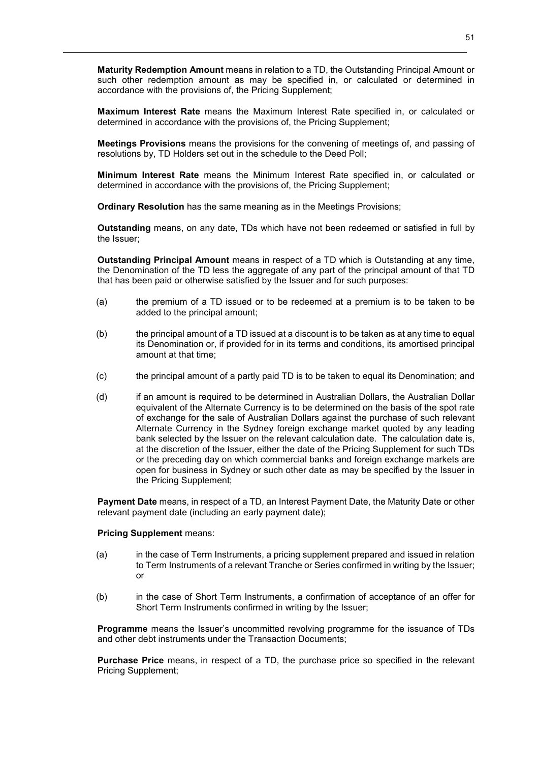**Maturity Redemption Amount** means in relation to a TD, the Outstanding Principal Amount or such other redemption amount as may be specified in, or calculated or determined in accordance with the provisions of, the Pricing Supplement;

**Maximum Interest Rate** means the Maximum Interest Rate specified in, or calculated or determined in accordance with the provisions of, the Pricing Supplement;

**Meetings Provisions** means the provisions for the convening of meetings of, and passing of resolutions by, TD Holders set out in the schedule to the Deed Poll;

**Minimum Interest Rate** means the Minimum Interest Rate specified in, or calculated or determined in accordance with the provisions of, the Pricing Supplement;

**Ordinary Resolution** has the same meaning as in the Meetings Provisions;

**Outstanding** means, on any date, TDs which have not been redeemed or satisfied in full by the Issuer;

**Outstanding Principal Amount** means in respect of a TD which is Outstanding at any time, the Denomination of the TD less the aggregate of any part of the principal amount of that TD that has been paid or otherwise satisfied by the Issuer and for such purposes:

(a) the premium of a TD issued or to be redeemed at a premium is to be taken to be added to the principal amount;

(b) the principal amount of a TD issued at a discount is to be taken as at any time to equal its Denomination or, if provided for in its terms and conditions, its amortised principal amount at that time;

(c) the principal amount of a partly paid TD is to be taken to equal its Denomination; and

(d) if an amount is required to be determined in Australian Dollars, the Australian Dollar equivalent of the Alternate Currency is to be determined on the basis of the spot rate of exchange for the sale of Australian Dollars against the purchase of such relevant Alternate Currency in the Sydney foreign exchange market quoted by any leading bank selected by the Issuer on the relevant calculation date. The calculation date is, at the discretion of the Issuer, either the date of the Pricing Supplement for such TDs or the preceding day on which commercial banks and foreign exchange markets are open for business in Sydney or such other date as may be specified by the Issuer in the Pricing Supplement;

**Payment Date** means, in respect of a TD, an Interest Payment Date, the Maturity Date or other relevant payment date (including an early payment date);

**Pricing Supplement** means:

(a) in the case of Term Instruments, a pricing supplement prepared and issued in relation to Term Instruments of a relevant Tranche or Series confirmed in writing by the Issuer; or

(b) in the case of Short Term Instruments, a confirmation of acceptance of an offer for Short Term Instruments confirmed in writing by the Issuer;

**Programme** means the Issuer's uncommitted revolving programme for the issuance of TDs and other debt instruments under the Transaction Documents;

**Purchase Price** means, in respect of a TD, the purchase price so specified in the relevant Pricing Supplement;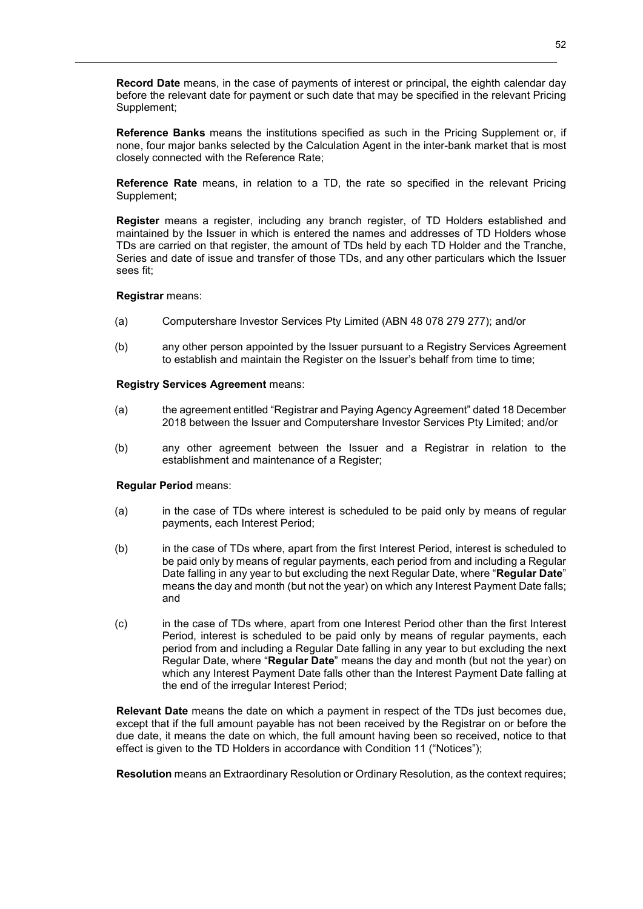**Record Date** means, in the case of payments of interest or principal, the eighth calendar day before the relevant date for payment or such date that may be specified in the relevant Pricing Supplement;

**Reference Banks** means the institutions specified as such in the Pricing Supplement or, if none, four major banks selected by the Calculation Agent in the inter-bank market that is most closely connected with the Reference Rate;

**Reference Rate** means, in relation to a TD, the rate so specified in the relevant Pricing Supplement;

**Register** means a register, including any branch register, of TD Holders established and maintained by the Issuer in which is entered the names and addresses of TD Holders whose TDs are carried on that register, the amount of TDs held by each TD Holder and the Tranche, Series and date of issue and transfer of those TDs, and any other particulars which the Issuer sees fit;

**Registrar** means:

(a) Computershare Investor Services Pty Limited (ABN 48 078 279 277); and/or

(b) any other person appointed by the Issuer pursuant to a Registry Services Agreement to establish and maintain the Register on the Issuer's behalf from time to time;

**Registry Services Agreement** means:

(a) the agreement entitled "Registrar and Paying Agency Agreement" dated 18 December 2018 between the Issuer and Computershare Investor Services Pty Limited; and/or

(b) any other agreement between the Issuer and a Registrar in relation to the establishment and maintenance of a Register;

**Regular Period** means:

(a) in the case of TDs where interest is scheduled to be paid only by means of regular payments, each Interest Period;

(b) in the case of TDs where, apart from the first Interest Period, interest is scheduled to be paid only by means of regular payments, each period from and including a Regular Date falling in any year to but excluding the next Regular Date, where "**Regular Date**" means the day and month (but not the year) on which any Interest Payment Date falls; and

(c) in the case of TDs where, apart from one Interest Period other than the first Interest Period, interest is scheduled to be paid only by means of regular payments, each period from and including a Regular Date falling in any year to but excluding the next Regular Date, where "**Regular Date**" means the day and month (but not the year) on which any Interest Payment Date falls other than the Interest Payment Date falling at the end of the irregular Interest Period;

**Relevant Date** means the date on which a payment in respect of the TDs just becomes due, except that if the full amount payable has not been received by the Registrar on or before the due date, it means the date on which, the full amount having been so received, notice to that effect is given to the TD Holders in accordance with Condition 11 ("Notices");

**Resolution** means an Extraordinary Resolution or Ordinary Resolution, as the context requires;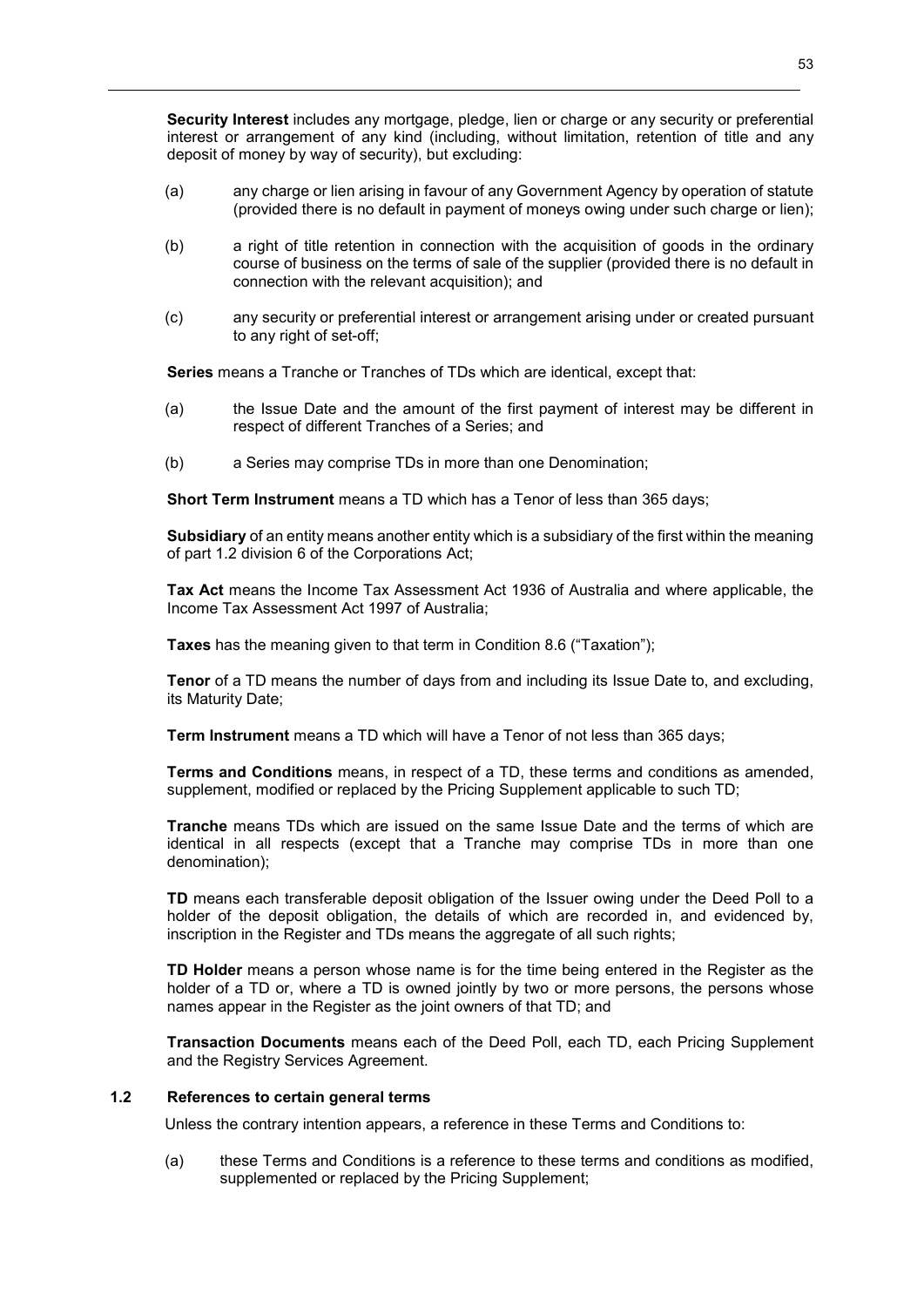**Security Interest** includes any mortgage, pledge, lien or charge or any security or preferential interest or arrangement of any kind (including, without limitation, retention of title and any deposit of money by way of security), but excluding:

(a) any charge or lien arising in favour of any Government Agency by operation of statute (provided there is no default in payment of moneys owing under such charge or lien);

(b) a right of title retention in connection with the acquisition of goods in the ordinary course of business on the terms of sale of the supplier (provided there is no default in connection with the relevant acquisition); and

(c) any security or preferential interest or arrangement arising under or created pursuant to any right of set-off;

**Series** means a Tranche or Tranches of TDs which are identical, except that:

(a) the Issue Date and the amount of the first payment of interest may be different in respect of different Tranches of a Series; and

(b) a Series may comprise TDs in more than one Denomination;

**Short Term Instrument** means a TD which has a Tenor of less than 365 days;

**Subsidiary** of an entity means another entity which is a subsidiary of the first within the meaning of part 1.2 division 6 of the Corporations Act;

**Tax Act** means the Income Tax Assessment Act 1936 of Australia and where applicable, the Income Tax Assessment Act 1997 of Australia;

**Taxes** has the meaning given to that term in Condition 8.6 ("Taxation");

**Tenor** of a TD means the number of days from and including its Issue Date to, and excluding, its Maturity Date;

**Term Instrument** means a TD which will have a Tenor of not less than 365 days;

**Terms and Conditions** means, in respect of a TD, these terms and conditions as amended, supplement, modified or replaced by the Pricing Supplement applicable to such TD;

**Tranche** means TDs which are issued on the same Issue Date and the terms of which are identical in all respects (except that a Tranche may comprise TDs in more than one denomination);

**TD** means each transferable deposit obligation of the Issuer owing under the Deed Poll to a holder of the deposit obligation, the details of which are recorded in, and evidenced by, inscription in the Register and TDs means the aggregate of all such rights;

**TD Holder** means a person whose name is for the time being entered in the Register as the holder of a TD or, where a TD is owned jointly by two or more persons, the persons whose names appear in the Register as the joint owners of that TD; and

**Transaction Documents** means each of the Deed Poll, each TD, each Pricing Supplement and the Registry Services Agreement.

### 1.2 References to certain general terms

Unless the contrary intention appears, a reference in these Terms and Conditions to:

(a) these Terms and Conditions is a reference to these terms and conditions as modified, supplemented or replaced by the Pricing Supplement;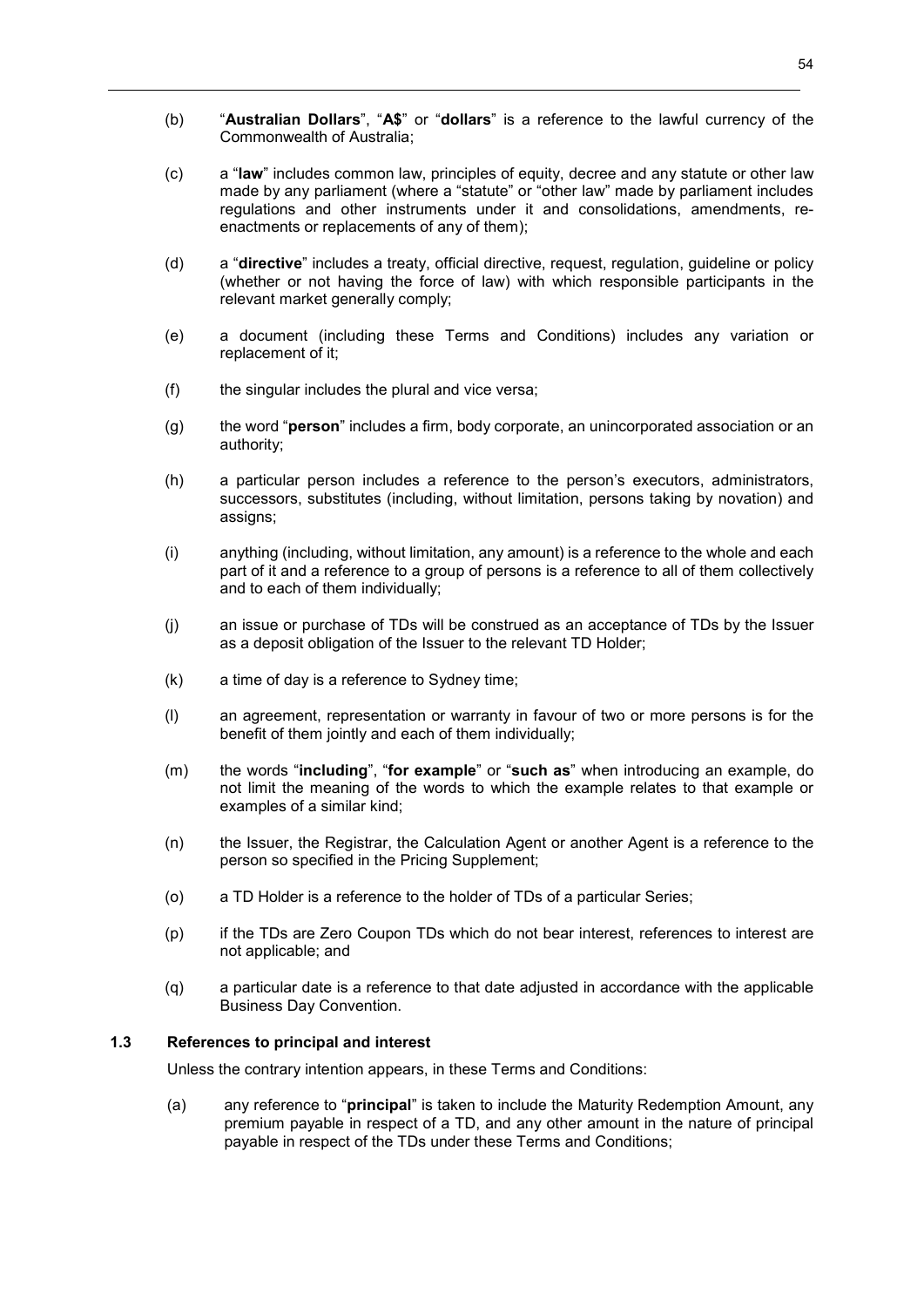(b) "**Australian Dollars**", "**A$**" or "**dollars**" is a reference to the lawful currency of the Commonwealth of Australia;

(c) a "**law**" includes common law, principles of equity, decree and any statute or other law made by any parliament (where a "statute" or "other law" made by parliament includes regulations and other instruments under it and consolidations, amendments, re-enactments or replacements of any of them);

(d) a "**directive**" includes a treaty, official directive, request, regulation, guideline or policy (whether or not having the force of law) with which responsible participants in the relevant market generally comply;

(e) a document (including these Terms and Conditions) includes any variation or replacement of it;

(f) the singular includes the plural and vice versa;

(g) the word "**person**" includes a firm, body corporate, an unincorporated association or an authority;

(h) a particular person includes a reference to the person's executors, administrators, successors, substitutes (including, without limitation, persons taking by novation) and assigns;

(i) anything (including, without limitation, any amount) is a reference to the whole and each part of it and a reference to a group of persons is a reference to all of them collectively and to each of them individually;

(j) an issue or purchase of TDs will be construed as an acceptance of TDs by the Issuer as a deposit obligation of the Issuer to the relevant TD Holder;

(k) a time of day is a reference to Sydney time;

(l) an agreement, representation or warranty in favour of two or more persons is for the benefit of them jointly and each of them individually;

(m) the words "**including**", "**for example**" or "**such as**" when introducing an example, do not limit the meaning of the words to which the example relates to that example or examples of a similar kind;

(n) the Issuer, the Registrar, the Calculation Agent or another Agent is a reference to the person so specified in the Pricing Supplement;

(o) a TD Holder is a reference to the holder of TDs of a particular Series;

(p) if the TDs are Zero Coupon TDs which do not bear interest, references to interest are not applicable; and

(q) a particular date is a reference to that date adjusted in accordance with the applicable Business Day Convention.

### 1.3 References to principal and interest

Unless the contrary intention appears, in these Terms and Conditions:

(a) any reference to "**principal**" is taken to include the Maturity Redemption Amount, any premium payable in respect of a TD, and any other amount in the nature of principal payable in respect of the TDs under these Terms and Conditions;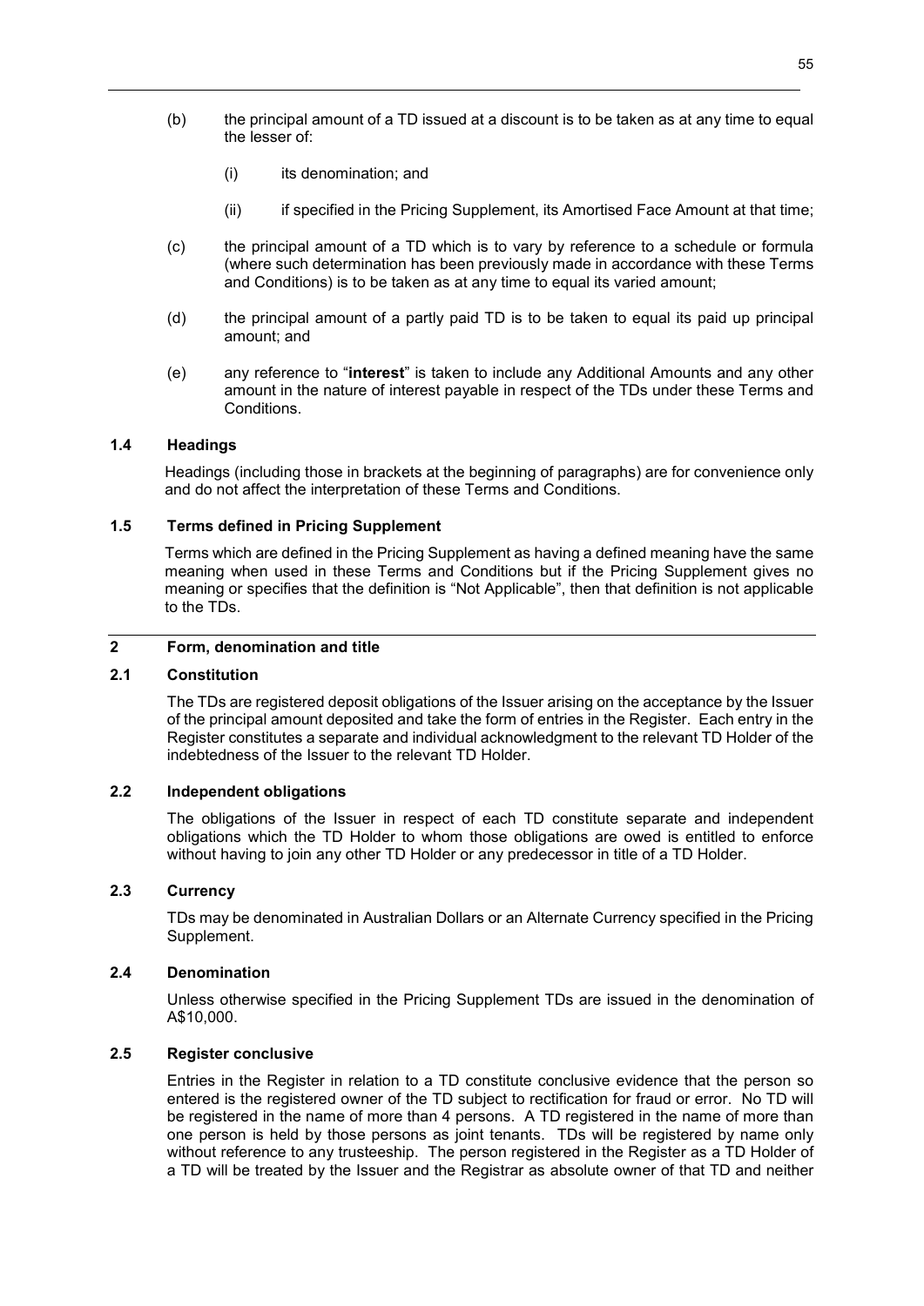(b) the principal amount of a TD issued at a discount is to be taken as at any time to equal the lesser of:

(i) its denomination; and

(ii) if specified in the Pricing Supplement, its Amortised Face Amount at that time;

(c) the principal amount of a TD which is to vary by reference to a schedule or formula (where such determination has been previously made in accordance with these Terms and Conditions) is to be taken as at any time to equal its varied amount;

(d) the principal amount of a partly paid TD is to be taken to equal its paid up principal amount; and

(e) any reference to "**interest**" is taken to include any Additional Amounts and any other amount in the nature of interest payable in respect of the TDs under these Terms and Conditions.

### 1.4 Headings

Headings (including those in brackets at the beginning of paragraphs) are for convenience only and do not affect the interpretation of these Terms and Conditions.

### 1.5 Terms defined in Pricing Supplement

Terms which are defined in the Pricing Supplement as having a defined meaning have the same meaning when used in these Terms and Conditions but if the Pricing Supplement gives no meaning or specifies that the definition is "Not Applicable", then that definition is not applicable to the TDs.

## 2 Form, denomination and title

### 2.1 Constitution

The TDs are registered deposit obligations of the Issuer arising on the acceptance by the Issuer of the principal amount deposited and take the form of entries in the Register. Each entry in the Register constitutes a separate and individual acknowledgment to the relevant TD Holder of the indebtedness of the Issuer to the relevant TD Holder.

### 2.2 Independent obligations

The obligations of the Issuer in respect of each TD constitute separate and independent obligations which the TD Holder to whom those obligations are owed is entitled to enforce without having to join any other TD Holder or any predecessor in title of a TD Holder.

### 2.3 Currency

TDs may be denominated in Australian Dollars or an Alternate Currency specified in the Pricing Supplement.

### 2.4 Denomination

Unless otherwise specified in the Pricing Supplement TDs are issued in the denomination of A$10,000.

### 2.5 Register conclusive

Entries in the Register in relation to a TD constitute conclusive evidence that the person so entered is the registered owner of the TD subject to rectification for fraud or error. No TD will be registered in the name of more than 4 persons. A TD registered in the name of more than one person is held by those persons as joint tenants. TDs will be registered by name only without reference to any trusteeship. The person registered in the Register as a TD Holder of a TD will be treated by the Issuer and the Registrar as absolute owner of that TD and neither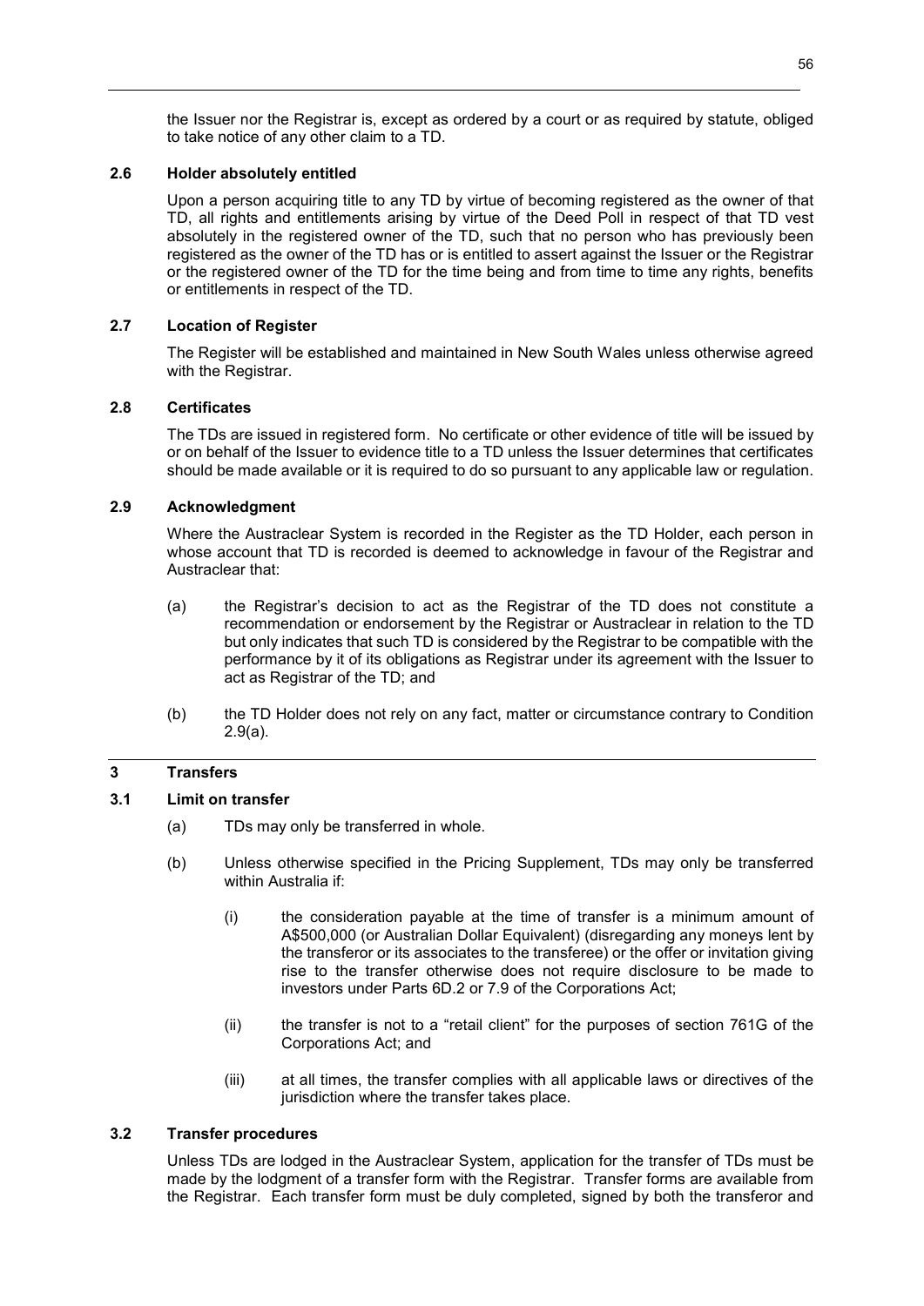the Issuer nor the Registrar is, except as ordered by a court or as required by statute, obliged to take notice of any other claim to a TD.

### 2.6 Holder absolutely entitled

Upon a person acquiring title to any TD by virtue of becoming registered as the owner of that TD, all rights and entitlements arising by virtue of the Deed Poll in respect of that TD vest absolutely in the registered owner of the TD, such that no person who has previously been registered as the owner of the TD has or is entitled to assert against the Issuer or the Registrar or the registered owner of the TD for the time being and from time to time any rights, benefits or entitlements in respect of the TD.

### 2.7 Location of Register

The Register will be established and maintained in New South Wales unless otherwise agreed with the Registrar.

### 2.8 Certificates

The TDs are issued in registered form. No certificate or other evidence of title will be issued by or on behalf of the Issuer to evidence title to a TD unless the Issuer determines that certificates should be made available or it is required to do so pursuant to any applicable law or regulation.

### 2.9 Acknowledgment

Where the Austraclear System is recorded in the Register as the TD Holder, each person in whose account that TD is recorded is deemed to acknowledge in favour of the Registrar and Austraclear that:

(a) the Registrar's decision to act as the Registrar of the TD does not constitute a recommendation or endorsement by the Registrar or Austraclear in relation to the TD but only indicates that such TD is considered by the Registrar to be compatible with the performance by it of its obligations as Registrar under its agreement with the Issuer to act as Registrar of the TD; and

(b) the TD Holder does not rely on any fact, matter or circumstance contrary to Condition 2.9(a).

## 3 Transfers

### 3.1 Limit on transfer

(a) TDs may only be transferred in whole.

(b) Unless otherwise specified in the Pricing Supplement, TDs may only be transferred within Australia if:

(i) the consideration payable at the time of transfer is a minimum amount of A$500,000 (or Australian Dollar Equivalent) (disregarding any moneys lent by the transferor or its associates to the transferee) or the offer or invitation giving rise to the transfer otherwise does not require disclosure to be made to investors under Parts 6D.2 or 7.9 of the Corporations Act;

(ii) the transfer is not to a "retail client" for the purposes of section 761G of the Corporations Act; and

(iii) at all times, the transfer complies with all applicable laws or directives of the jurisdiction where the transfer takes place.

### 3.2 Transfer procedures

Unless TDs are lodged in the Austraclear System, application for the transfer of TDs must be made by the lodgment of a transfer form with the Registrar. Transfer forms are available from the Registrar. Each transfer form must be duly completed, signed by both the transferor and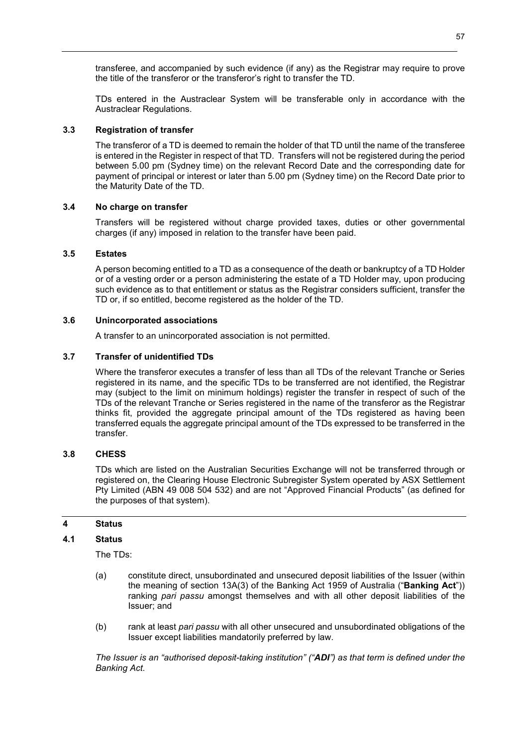transferee, and accompanied by such evidence (if any) as the Registrar may require to prove the title of the transferor or the transferor's right to transfer the TD.

TDs entered in the Austraclear System will be transferable only in accordance with the Austraclear Regulations.

### 3.3 Registration of transfer

The transferor of a TD is deemed to remain the holder of that TD until the name of the transferee is entered in the Register in respect of that TD. Transfers will not be registered during the period between 5.00 pm (Sydney time) on the relevant Record Date and the corresponding date for payment of principal or interest or later than 5.00 pm (Sydney time) on the Record Date prior to the Maturity Date of the TD.

### 3.4 No charge on transfer

Transfers will be registered without charge provided taxes, duties or other governmental charges (if any) imposed in relation to the transfer have been paid.

### 3.5 Estates

A person becoming entitled to a TD as a consequence of the death or bankruptcy of a TD Holder or of a vesting order or a person administering the estate of a TD Holder may, upon producing such evidence as to that entitlement or status as the Registrar considers sufficient, transfer the TD or, if so entitled, become registered as the holder of the TD.

### 3.6 Unincorporated associations

A transfer to an unincorporated association is not permitted.

### 3.7 Transfer of unidentified TDs

Where the transferor executes a transfer of less than all TDs of the relevant Tranche or Series registered in its name, and the specific TDs to be transferred are not identified, the Registrar may (subject to the limit on minimum holdings) register the transfer in respect of such of the TDs of the relevant Tranche or Series registered in the name of the transferor as the Registrar thinks fit, provided the aggregate principal amount of the TDs registered as having been transferred equals the aggregate principal amount of the TDs expressed to be transferred in the transfer.

### 3.8 CHESS

TDs which are listed on the Australian Securities Exchange will not be transferred through or registered on, the Clearing House Electronic Subregister System operated by ASX Settlement Pty Limited (ABN 49 008 504 532) and are not "Approved Financial Products" (as defined for the purposes of that system).

## 4 Status

### 4.1 Status

The TDs:

(a) constitute direct, unsubordinated and unsecured deposit liabilities of the Issuer (within the meaning of section 13A(3) of the Banking Act 1959 of Australia ("**Banking Act**")) ranking *pari passu* amongst themselves and with all other deposit liabilities of the Issuer; and

(b) rank at least *pari passu* with all other unsecured and unsubordinated obligations of the Issuer except liabilities mandatorily preferred by law.

*The Issuer is an "authorised deposit-taking institution" ("**ADI**") as that term is defined under the Banking Act.*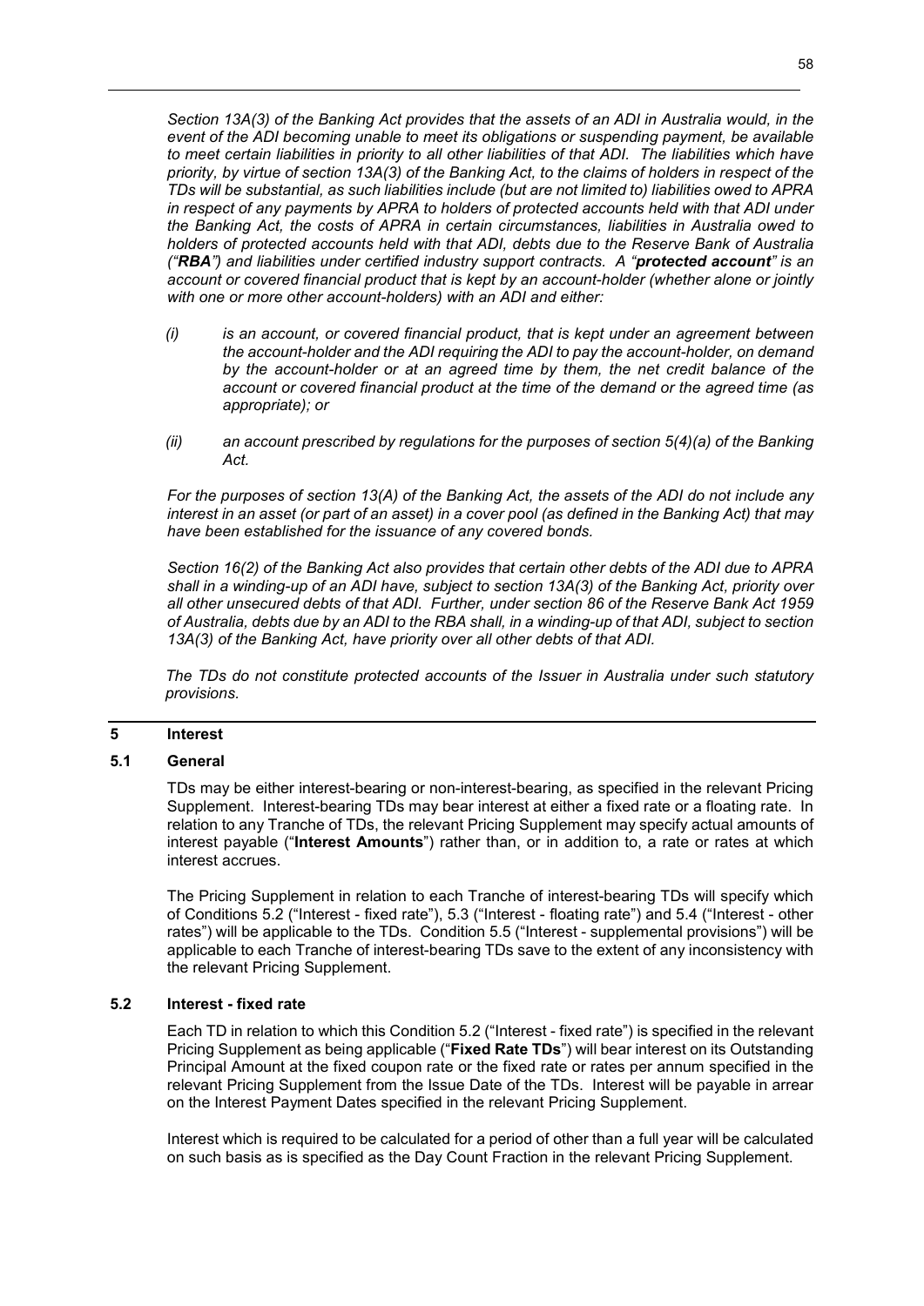*Section 13A(3) of the Banking Act provides that the assets of an ADI in Australia would, in the event of the ADI becoming unable to meet its obligations or suspending payment, be available to meet certain liabilities in priority to all other liabilities of that ADI. The liabilities which have priority, by virtue of section 13A(3) of the Banking Act, to the claims of holders in respect of the TDs will be substantial, as such liabilities include (but are not limited to) liabilities owed to APRA in respect of any payments by APRA to holders of protected accounts held with that ADI under the Banking Act, the costs of APRA in certain circumstances, liabilities in Australia owed to holders of protected accounts held with that ADI, debts due to the Reserve Bank of Australia ("**RBA**") and liabilities under certified industry support contracts. A "**protected account**" is an account or covered financial product that is kept by an account-holder (whether alone or jointly with one or more other account-holders) with an ADI and either:*

*(i) is an account, or covered financial product, that is kept under an agreement between the account-holder and the ADI requiring the ADI to pay the account-holder, on demand by the account-holder or at an agreed time by them, the net credit balance of the account or covered financial product at the time of the demand or the agreed time (as appropriate); or*

*(ii) an account prescribed by regulations for the purposes of section 5(4)(a) of the Banking Act.*

*For the purposes of section 13(A) of the Banking Act, the assets of the ADI do not include any interest in an asset (or part of an asset) in a cover pool (as defined in the Banking Act) that may have been established for the issuance of any covered bonds.*

*Section 16(2) of the Banking Act also provides that certain other debts of the ADI due to APRA shall in a winding-up of an ADI have, subject to section 13A(3) of the Banking Act, priority over all other unsecured debts of that ADI. Further, under section 86 of the Reserve Bank Act 1959 of Australia, debts due by an ADI to the RBA shall, in a winding-up of that ADI, subject to section 13A(3) of the Banking Act, have priority over all other debts of that ADI.*

*The TDs do not constitute protected accounts of the Issuer in Australia under such statutory provisions.*

## 5 Interest

### 5.1 General

TDs may be either interest-bearing or non-interest-bearing, as specified in the relevant Pricing Supplement. Interest-bearing TDs may bear interest at either a fixed rate or a floating rate. In relation to any Tranche of TDs, the relevant Pricing Supplement may specify actual amounts of interest payable ("**Interest Amounts**") rather than, or in addition to, a rate or rates at which interest accrues.

The Pricing Supplement in relation to each Tranche of interest-bearing TDs will specify which of Conditions 5.2 ("Interest - fixed rate"), 5.3 ("Interest - floating rate") and 5.4 ("Interest - other rates") will be applicable to the TDs. Condition 5.5 ("Interest - supplemental provisions") will be applicable to each Tranche of interest-bearing TDs save to the extent of any inconsistency with the relevant Pricing Supplement.

### 5.2 Interest - fixed rate

Each TD in relation to which this Condition 5.2 ("Interest - fixed rate") is specified in the relevant Pricing Supplement as being applicable ("**Fixed Rate TDs**") will bear interest on its Outstanding Principal Amount at the fixed coupon rate or the fixed rate or rates per annum specified in the relevant Pricing Supplement from the Issue Date of the TDs. Interest will be payable in arrear on the Interest Payment Dates specified in the relevant Pricing Supplement.

Interest which is required to be calculated for a period of other than a full year will be calculated on such basis as is specified as the Day Count Fraction in the relevant Pricing Supplement.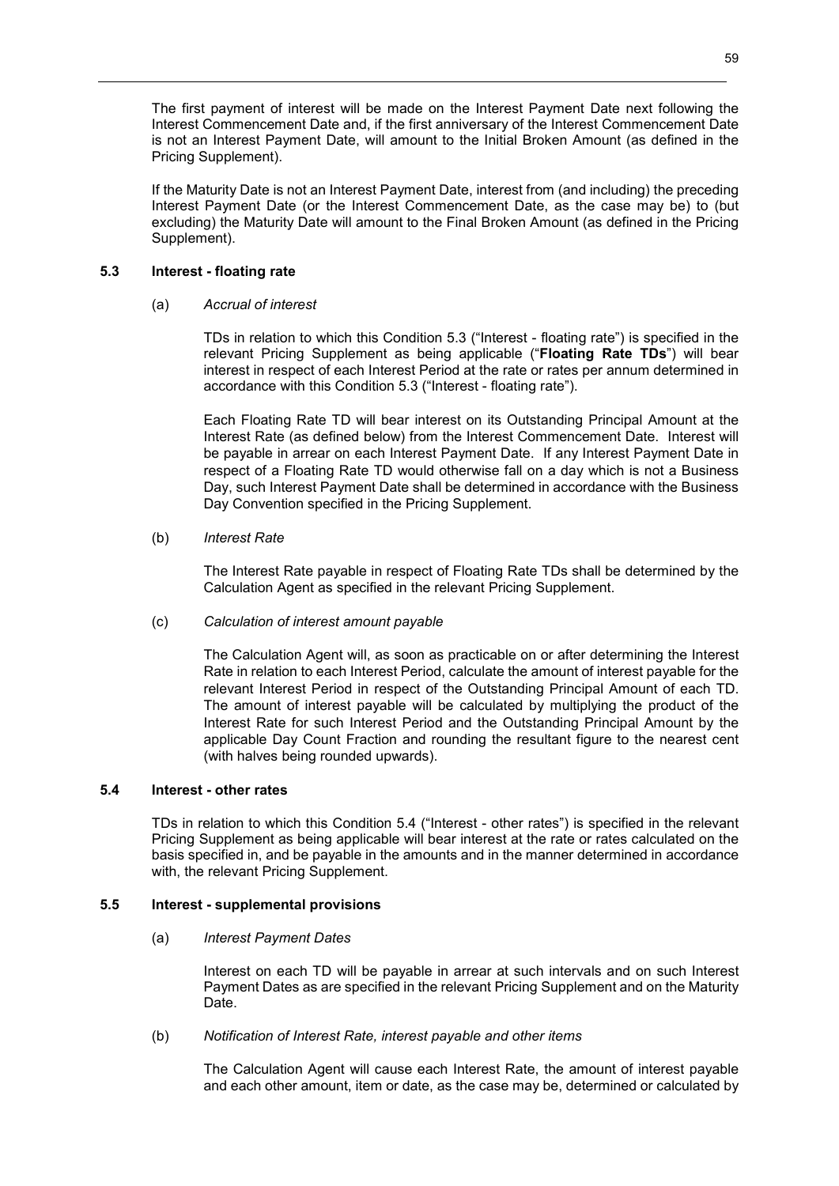The first payment of interest will be made on the Interest Payment Date next following the Interest Commencement Date and, if the first anniversary of the Interest Commencement Date is not an Interest Payment Date, will amount to the Initial Broken Amount (as defined in the Pricing Supplement).

If the Maturity Date is not an Interest Payment Date, interest from (and including) the preceding Interest Payment Date (or the Interest Commencement Date, as the case may be) to (but excluding) the Maturity Date will amount to the Final Broken Amount (as defined in the Pricing Supplement).

### 5.3 Interest - floating rate

(a) *Accrual of interest*

TDs in relation to which this Condition 5.3 ("Interest - floating rate") is specified in the relevant Pricing Supplement as being applicable ("**Floating Rate TDs**") will bear interest in respect of each Interest Period at the rate or rates per annum determined in accordance with this Condition 5.3 ("Interest - floating rate").

Each Floating Rate TD will bear interest on its Outstanding Principal Amount at the Interest Rate (as defined below) from the Interest Commencement Date. Interest will be payable in arrear on each Interest Payment Date. If any Interest Payment Date in respect of a Floating Rate TD would otherwise fall on a day which is not a Business Day, such Interest Payment Date shall be determined in accordance with the Business Day Convention specified in the Pricing Supplement.

(b) *Interest Rate*

The Interest Rate payable in respect of Floating Rate TDs shall be determined by the Calculation Agent as specified in the relevant Pricing Supplement.

(c) *Calculation of interest amount payable*

The Calculation Agent will, as soon as practicable on or after determining the Interest Rate in relation to each Interest Period, calculate the amount of interest payable for the relevant Interest Period in respect of the Outstanding Principal Amount of each TD. The amount of interest payable will be calculated by multiplying the product of the Interest Rate for such Interest Period and the Outstanding Principal Amount by the applicable Day Count Fraction and rounding the resultant figure to the nearest cent (with halves being rounded upwards).

### 5.4 Interest - other rates

TDs in relation to which this Condition 5.4 ("Interest - other rates") is specified in the relevant Pricing Supplement as being applicable will bear interest at the rate or rates calculated on the basis specified in, and be payable in the amounts and in the manner determined in accordance with, the relevant Pricing Supplement.

### 5.5 Interest - supplemental provisions

(a) *Interest Payment Dates*

Interest on each TD will be payable in arrear at such intervals and on such Interest Payment Dates as are specified in the relevant Pricing Supplement and on the Maturity Date.

(b) *Notification of Interest Rate, interest payable and other items*

The Calculation Agent will cause each Interest Rate, the amount of interest payable and each other amount, item or date, as the case may be, determined or calculated by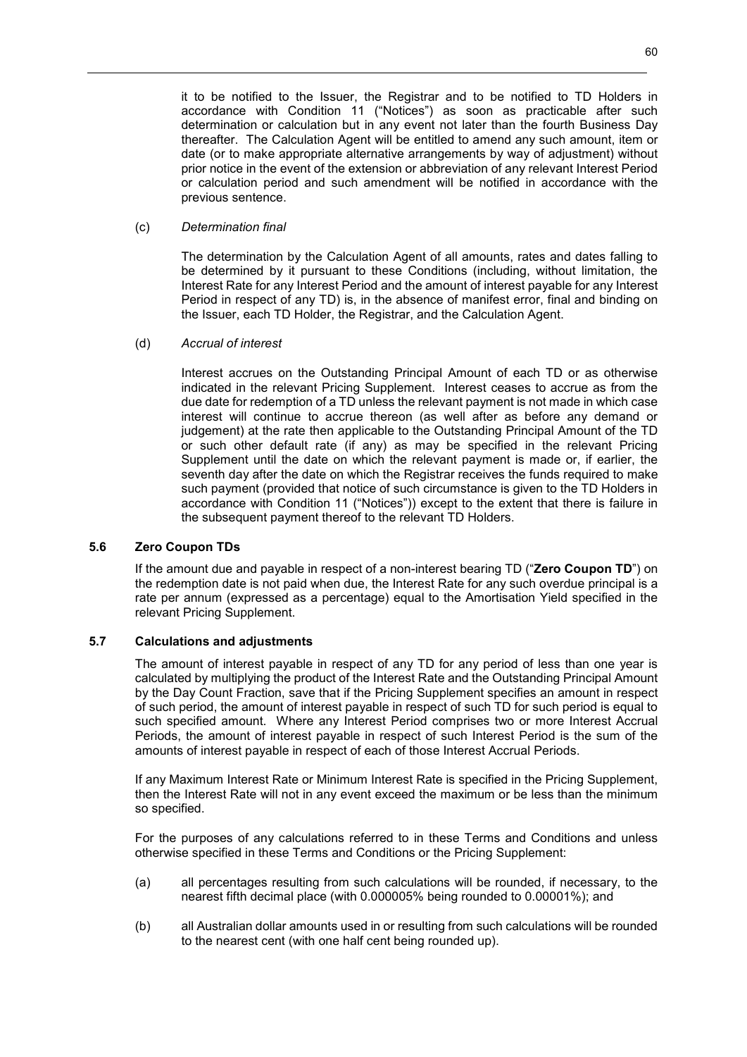it to be notified to the Issuer, the Registrar and to be notified to TD Holders in accordance with Condition 11 ("Notices") as soon as practicable after such determination or calculation but in any event not later than the fourth Business Day thereafter. The Calculation Agent will be entitled to amend any such amount, item or date (or to make appropriate alternative arrangements by way of adjustment) without prior notice in the event of the extension or abbreviation of any relevant Interest Period or calculation period and such amendment will be notified in accordance with the previous sentence.

(c) *Determination final*

The determination by the Calculation Agent of all amounts, rates and dates falling to be determined by it pursuant to these Conditions (including, without limitation, the Interest Rate for any Interest Period and the amount of interest payable for any Interest Period in respect of any TD) is, in the absence of manifest error, final and binding on the Issuer, each TD Holder, the Registrar, and the Calculation Agent.

(d) *Accrual of interest*

Interest accrues on the Outstanding Principal Amount of each TD or as otherwise indicated in the relevant Pricing Supplement. Interest ceases to accrue as from the due date for redemption of a TD unless the relevant payment is not made in which case interest will continue to accrue thereon (as well after as before any demand or judgement) at the rate then applicable to the Outstanding Principal Amount of the TD or such other default rate (if any) as may be specified in the relevant Pricing Supplement until the date on which the relevant payment is made or, if earlier, the seventh day after the date on which the Registrar receives the funds required to make such payment (provided that notice of such circumstance is given to the TD Holders in accordance with Condition 11 ("Notices")) except to the extent that there is failure in the subsequent payment thereof to the relevant TD Holders.

### 5.6 Zero Coupon TDs

If the amount due and payable in respect of a non-interest bearing TD ("**Zero Coupon TD**") on the redemption date is not paid when due, the Interest Rate for any such overdue principal is a rate per annum (expressed as a percentage) equal to the Amortisation Yield specified in the relevant Pricing Supplement.

### 5.7 Calculations and adjustments

The amount of interest payable in respect of any TD for any period of less than one year is calculated by multiplying the product of the Interest Rate and the Outstanding Principal Amount by the Day Count Fraction, save that if the Pricing Supplement specifies an amount in respect of such period, the amount of interest payable in respect of such TD for such period is equal to such specified amount. Where any Interest Period comprises two or more Interest Accrual Periods, the amount of interest payable in respect of such Interest Period is the sum of the amounts of interest payable in respect of each of those Interest Accrual Periods.

If any Maximum Interest Rate or Minimum Interest Rate is specified in the Pricing Supplement, then the Interest Rate will not in any event exceed the maximum or be less than the minimum so specified.

For the purposes of any calculations referred to in these Terms and Conditions and unless otherwise specified in these Terms and Conditions or the Pricing Supplement:

(a) all percentages resulting from such calculations will be rounded, if necessary, to the nearest fifth decimal place (with 0.000005% being rounded to 0.00001%); and

(b) all Australian dollar amounts used in or resulting from such calculations will be rounded to the nearest cent (with one half cent being rounded up).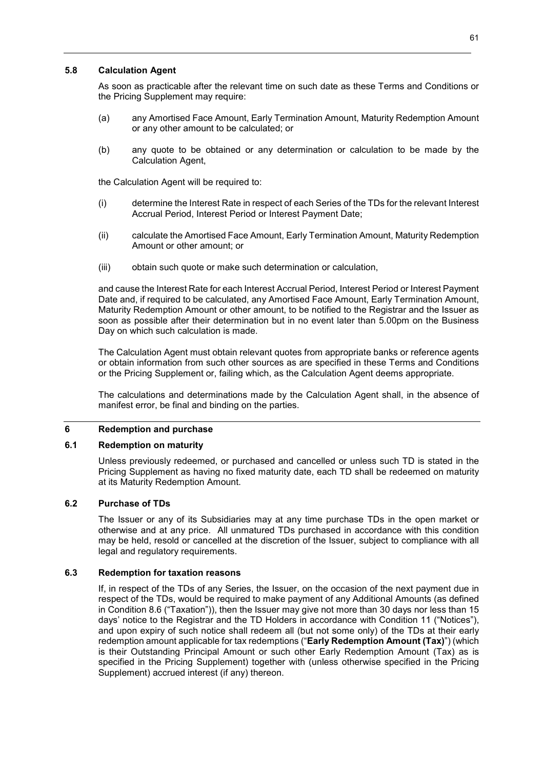### 5.8 Calculation Agent

As soon as practicable after the relevant time on such date as these Terms and Conditions or the Pricing Supplement may require:

(a) any Amortised Face Amount, Early Termination Amount, Maturity Redemption Amount or any other amount to be calculated; or

(b) any quote to be obtained or any determination or calculation to be made by the Calculation Agent,

the Calculation Agent will be required to:

(i) determine the Interest Rate in respect of each Series of the TDs for the relevant Interest Accrual Period, Interest Period or Interest Payment Date;

(ii) calculate the Amortised Face Amount, Early Termination Amount, Maturity Redemption Amount or other amount; or

(iii) obtain such quote or make such determination or calculation,

and cause the Interest Rate for each Interest Accrual Period, Interest Period or Interest Payment Date and, if required to be calculated, any Amortised Face Amount, Early Termination Amount, Maturity Redemption Amount or other amount, to be notified to the Registrar and the Issuer as soon as possible after their determination but in no event later than 5.00pm on the Business Day on which such calculation is made.

The Calculation Agent must obtain relevant quotes from appropriate banks or reference agents or obtain information from such other sources as are specified in these Terms and Conditions or the Pricing Supplement or, failing which, as the Calculation Agent deems appropriate.

The calculations and determinations made by the Calculation Agent shall, in the absence of manifest error, be final and binding on the parties.

## 6 Redemption and purchase

### 6.1 Redemption on maturity

Unless previously redeemed, or purchased and cancelled or unless such TD is stated in the Pricing Supplement as having no fixed maturity date, each TD shall be redeemed on maturity at its Maturity Redemption Amount.

### 6.2 Purchase of TDs

The Issuer or any of its Subsidiaries may at any time purchase TDs in the open market or otherwise and at any price. All unmatured TDs purchased in accordance with this condition may be held, resold or cancelled at the discretion of the Issuer, subject to compliance with all legal and regulatory requirements.

### 6.3 Redemption for taxation reasons

If, in respect of the TDs of any Series, the Issuer, on the occasion of the next payment due in respect of the TDs, would be required to make payment of any Additional Amounts (as defined in Condition 8.6 ("Taxation")), then the Issuer may give not more than 30 days nor less than 15 days' notice to the Registrar and the TD Holders in accordance with Condition 11 ("Notices"), and upon expiry of such notice shall redeem all (but not some only) of the TDs at their early redemption amount applicable for tax redemptions ("**Early Redemption Amount (Tax)**") (which is their Outstanding Principal Amount or such other Early Redemption Amount (Tax) as is specified in the Pricing Supplement) together with (unless otherwise specified in the Pricing Supplement) accrued interest (if any) thereon.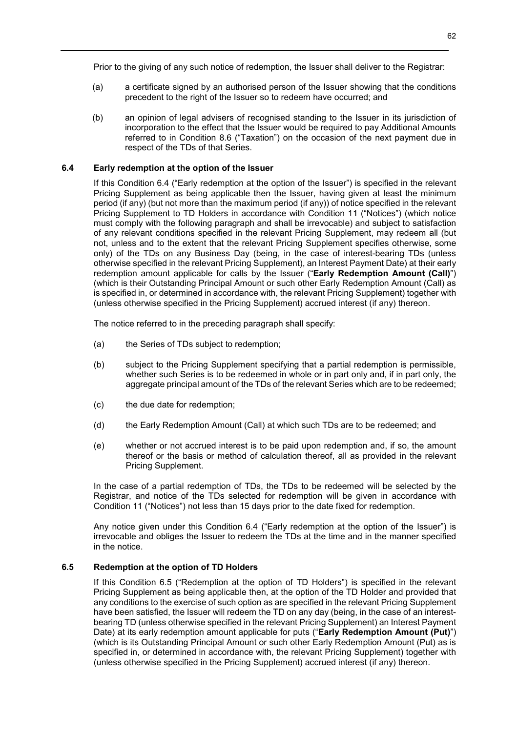Prior to the giving of any such notice of redemption, the Issuer shall deliver to the Registrar:

(a) a certificate signed by an authorised person of the Issuer showing that the conditions precedent to the right of the Issuer so to redeem have occurred; and

(b) an opinion of legal advisers of recognised standing to the Issuer in its jurisdiction of incorporation to the effect that the Issuer would be required to pay Additional Amounts referred to in Condition 8.6 ("Taxation") on the occasion of the next payment due in respect of the TDs of that Series.

### 6.4 Early redemption at the option of the Issuer

If this Condition 6.4 ("Early redemption at the option of the Issuer") is specified in the relevant Pricing Supplement as being applicable then the Issuer, having given at least the minimum period (if any) (but not more than the maximum period (if any)) of notice specified in the relevant Pricing Supplement to TD Holders in accordance with Condition 11 ("Notices") (which notice must comply with the following paragraph and shall be irrevocable) and subject to satisfaction of any relevant conditions specified in the relevant Pricing Supplement, may redeem all (but not, unless and to the extent that the relevant Pricing Supplement specifies otherwise, some only) of the TDs on any Business Day (being, in the case of interest-bearing TDs (unless otherwise specified in the relevant Pricing Supplement), an Interest Payment Date) at their early redemption amount applicable for calls by the Issuer ("**Early Redemption Amount (Call)**") (which is their Outstanding Principal Amount or such other Early Redemption Amount (Call) as is specified in, or determined in accordance with, the relevant Pricing Supplement) together with (unless otherwise specified in the Pricing Supplement) accrued interest (if any) thereon.

The notice referred to in the preceding paragraph shall specify:

(a) the Series of TDs subject to redemption;

(b) subject to the Pricing Supplement specifying that a partial redemption is permissible, whether such Series is to be redeemed in whole or in part only and, if in part only, the aggregate principal amount of the TDs of the relevant Series which are to be redeemed;

(c) the due date for redemption;

(d) the Early Redemption Amount (Call) at which such TDs are to be redeemed; and

(e) whether or not accrued interest is to be paid upon redemption and, if so, the amount thereof or the basis or method of calculation thereof, all as provided in the relevant Pricing Supplement.

In the case of a partial redemption of TDs, the TDs to be redeemed will be selected by the Registrar, and notice of the TDs selected for redemption will be given in accordance with Condition 11 ("Notices") not less than 15 days prior to the date fixed for redemption.

Any notice given under this Condition 6.4 ("Early redemption at the option of the Issuer") is irrevocable and obliges the Issuer to redeem the TDs at the time and in the manner specified in the notice.

### 6.5 Redemption at the option of TD Holders

If this Condition 6.5 ("Redemption at the option of TD Holders") is specified in the relevant Pricing Supplement as being applicable then, at the option of the TD Holder and provided that any conditions to the exercise of such option as are specified in the relevant Pricing Supplement have been satisfied, the Issuer will redeem the TD on any day (being, in the case of an interest-bearing TD (unless otherwise specified in the relevant Pricing Supplement) an Interest Payment Date) at its early redemption amount applicable for puts ("**Early Redemption Amount (Put)**") (which is its Outstanding Principal Amount or such other Early Redemption Amount (Put) as is specified in, or determined in accordance with, the relevant Pricing Supplement) together with (unless otherwise specified in the Pricing Supplement) accrued interest (if any) thereon.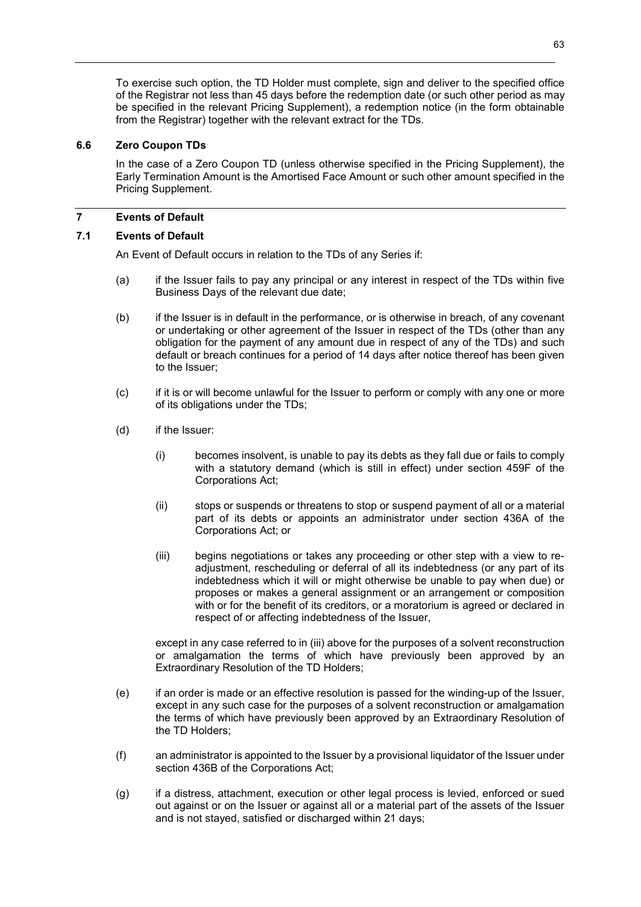To exercise such option, the TD Holder must complete, sign and deliver to the specified office of the Registrar not less than 45 days before the redemption date (or such other period as may be specified in the relevant Pricing Supplement), a redemption notice (in the form obtainable from the Registrar) together with the relevant extract for the TDs.

### 6.6 Zero Coupon TDs

In the case of a Zero Coupon TD (unless otherwise specified in the Pricing Supplement), the Early Termination Amount is the Amortised Face Amount or such other amount specified in the Pricing Supplement.

## 7 Events of Default

### 7.1 Events of Default

An Event of Default occurs in relation to the TDs of any Series if:

(a) if the Issuer fails to pay any principal or any interest in respect of the TDs within five Business Days of the relevant due date;

(b) if the Issuer is in default in the performance, or is otherwise in breach, of any covenant or undertaking or other agreement of the Issuer in respect of the TDs (other than any obligation for the payment of any amount due in respect of any of the TDs) and such default or breach continues for a period of 14 days after notice thereof has been given to the Issuer;

(c) if it is or will become unlawful for the Issuer to perform or comply with any one or more of its obligations under the TDs;

(d) if the Issuer:

(i) becomes insolvent, is unable to pay its debts as they fall due or fails to comply with a statutory demand (which is still in effect) under section 459F of the Corporations Act;

(ii) stops or suspends or threatens to stop or suspend payment of all or a material part of its debts or appoints an administrator under section 436A of the Corporations Act; or

(iii) begins negotiations or takes any proceeding or other step with a view to re-adjustment, rescheduling or deferral of all its indebtedness (or any part of its indebtedness which it will or might otherwise be unable to pay when due) or proposes or makes a general assignment or an arrangement or composition with or for the benefit of its creditors, or a moratorium is agreed or declared in respect of or affecting indebtedness of the Issuer,

except in any case referred to in (iii) above for the purposes of a solvent reconstruction or amalgamation the terms of which have previously been approved by an Extraordinary Resolution of the TD Holders;

(e) if an order is made or an effective resolution is passed for the winding-up of the Issuer, except in any such case for the purposes of a solvent reconstruction or amalgamation the terms of which have previously been approved by an Extraordinary Resolution of the TD Holders;

(f) an administrator is appointed to the Issuer by a provisional liquidator of the Issuer under section 436B of the Corporations Act;

(g) if a distress, attachment, execution or other legal process is levied, enforced or sued out against or on the Issuer or against all or a material part of the assets of the Issuer and is not stayed, satisfied or discharged within 21 days;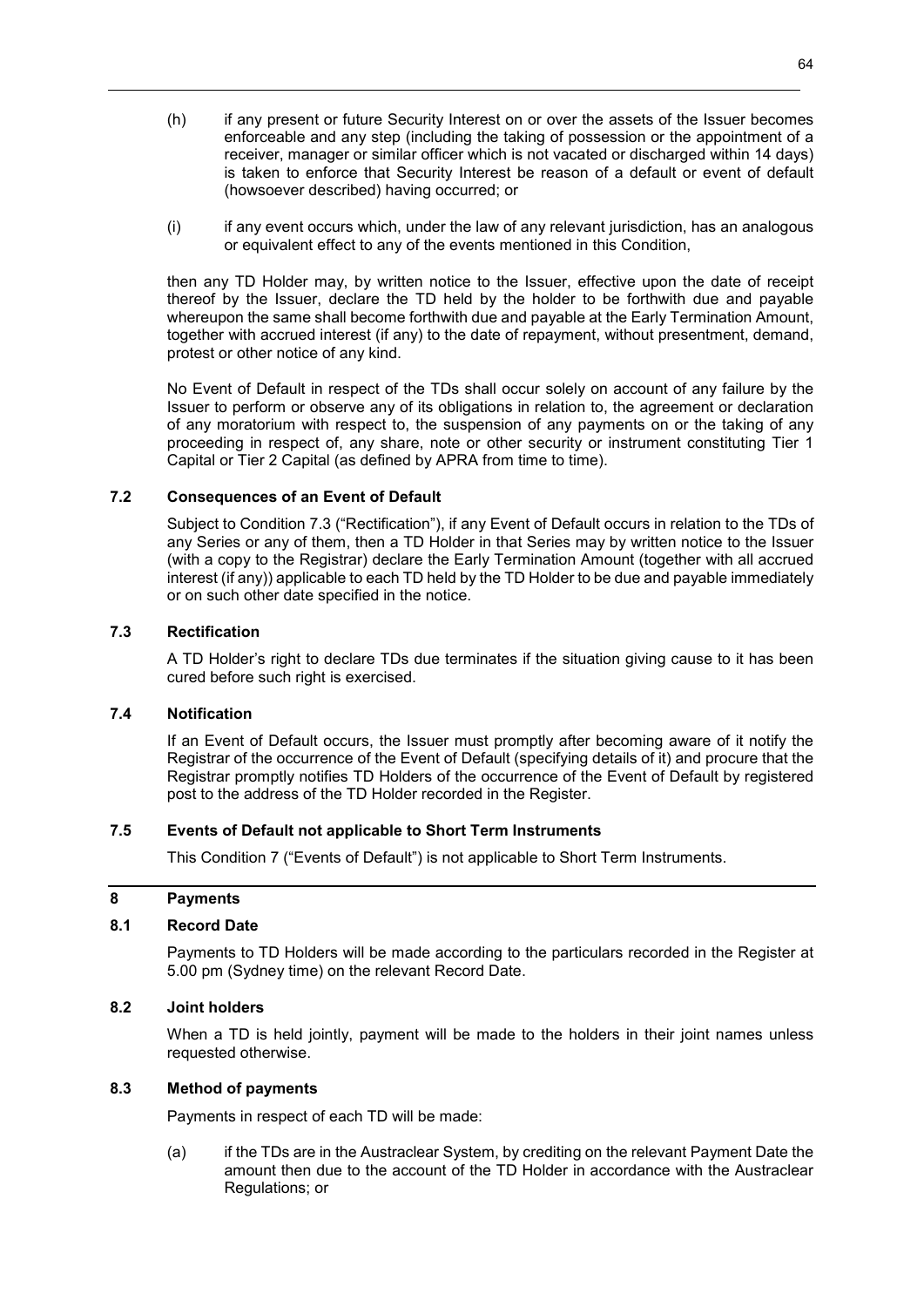(h) if any present or future Security Interest on or over the assets of the Issuer becomes enforceable and any step (including the taking of possession or the appointment of a receiver, manager or similar officer which is not vacated or discharged within 14 days) is taken to enforce that Security Interest be reason of a default or event of default (howsoever described) having occurred; or

(i) if any event occurs which, under the law of any relevant jurisdiction, has an analogous or equivalent effect to any of the events mentioned in this Condition,

then any TD Holder may, by written notice to the Issuer, effective upon the date of receipt thereof by the Issuer, declare the TD held by the holder to be forthwith due and payable whereupon the same shall become forthwith due and payable at the Early Termination Amount, together with accrued interest (if any) to the date of repayment, without presentment, demand, protest or other notice of any kind.

No Event of Default in respect of the TDs shall occur solely on account of any failure by the Issuer to perform or observe any of its obligations in relation to, the agreement or declaration of any moratorium with respect to, the suspension of any payments on or the taking of any proceeding in respect of, any share, note or other security or instrument constituting Tier 1 Capital or Tier 2 Capital (as defined by APRA from time to time).

### 7.2 Consequences of an Event of Default

Subject to Condition 7.3 ("Rectification"), if any Event of Default occurs in relation to the TDs of any Series or any of them, then a TD Holder in that Series may by written notice to the Issuer (with a copy to the Registrar) declare the Early Termination Amount (together with all accrued interest (if any)) applicable to each TD held by the TD Holder to be due and payable immediately or on such other date specified in the notice.

### 7.3 Rectification

A TD Holder's right to declare TDs due terminates if the situation giving cause to it has been cured before such right is exercised.

### 7.4 Notification

If an Event of Default occurs, the Issuer must promptly after becoming aware of it notify the Registrar of the occurrence of the Event of Default (specifying details of it) and procure that the Registrar promptly notifies TD Holders of the occurrence of the Event of Default by registered post to the address of the TD Holder recorded in the Register.

### 7.5 Events of Default not applicable to Short Term Instruments

This Condition 7 ("Events of Default") is not applicable to Short Term Instruments.

## 8 Payments

### 8.1 Record Date

Payments to TD Holders will be made according to the particulars recorded in the Register at 5.00 pm (Sydney time) on the relevant Record Date.

### 8.2 Joint holders

When a TD is held jointly, payment will be made to the holders in their joint names unless requested otherwise.

### 8.3 Method of payments

Payments in respect of each TD will be made:

(a) if the TDs are in the Austraclear System, by crediting on the relevant Payment Date the amount then due to the account of the TD Holder in accordance with the Austraclear Regulations; or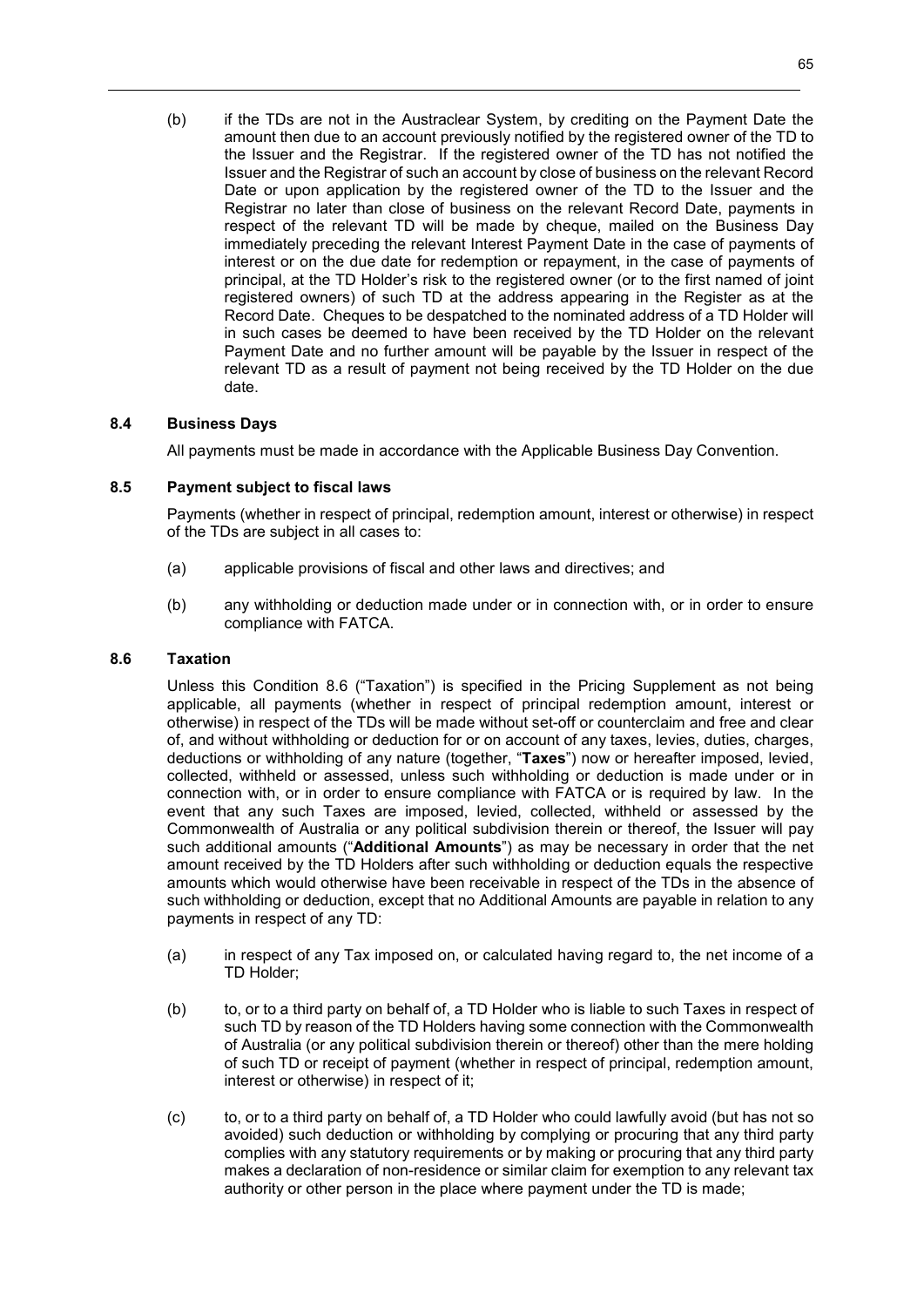(b) if the TDs are not in the Austraclear System, by crediting on the Payment Date the amount then due to an account previously notified by the registered owner of the TD to the Issuer and the Registrar. If the registered owner of the TD has not notified the Issuer and the Registrar of such an account by close of business on the relevant Record Date or upon application by the registered owner of the TD to the Issuer and the Registrar no later than close of business on the relevant Record Date, payments in respect of the relevant TD will be made by cheque, mailed on the Business Day immediately preceding the relevant Interest Payment Date in the case of payments of interest or on the due date for redemption or repayment, in the case of payments of principal, at the TD Holder's risk to the registered owner (or to the first named of joint registered owners) of such TD at the address appearing in the Register as at the Record Date. Cheques to be despatched to the nominated address of a TD Holder will in such cases be deemed to have been received by the TD Holder on the relevant Payment Date and no further amount will be payable by the Issuer in respect of the relevant TD as a result of payment not being received by the TD Holder on the due date.

### 8.4 Business Days

All payments must be made in accordance with the Applicable Business Day Convention.

### 8.5 Payment subject to fiscal laws

Payments (whether in respect of principal, redemption amount, interest or otherwise) in respect of the TDs are subject in all cases to:

(a) applicable provisions of fiscal and other laws and directives; and

(b) any withholding or deduction made under or in connection with, or in order to ensure compliance with FATCA.

### 8.6 Taxation

Unless this Condition 8.6 ("Taxation") is specified in the Pricing Supplement as not being applicable, all payments (whether in respect of principal redemption amount, interest or otherwise) in respect of the TDs will be made without set-off or counterclaim and free and clear of, and without withholding or deduction for or on account of any taxes, levies, duties, charges, deductions or withholding of any nature (together, "**Taxes**") now or hereafter imposed, levied, collected, withheld or assessed, unless such withholding or deduction is made under or in connection with, or in order to ensure compliance with FATCA or is required by law. In the event that any such Taxes are imposed, levied, collected, withheld or assessed by the Commonwealth of Australia or any political subdivision therein or thereof, the Issuer will pay such additional amounts ("**Additional Amounts**") as may be necessary in order that the net amount received by the TD Holders after such withholding or deduction equals the respective amounts which would otherwise have been receivable in respect of the TDs in the absence of such withholding or deduction, except that no Additional Amounts are payable in relation to any payments in respect of any TD:

(a) in respect of any Tax imposed on, or calculated having regard to, the net income of a TD Holder;

(b) to, or to a third party on behalf of, a TD Holder who is liable to such Taxes in respect of such TD by reason of the TD Holders having some connection with the Commonwealth of Australia (or any political subdivision therein or thereof) other than the mere holding of such TD or receipt of payment (whether in respect of principal, redemption amount, interest or otherwise) in respect of it;

(c) to, or to a third party on behalf of, a TD Holder who could lawfully avoid (but has not so avoided) such deduction or withholding by complying or procuring that any third party complies with any statutory requirements or by making or procuring that any third party makes a declaration of non-residence or similar claim for exemption to any relevant tax authority or other person in the place where payment under the TD is made;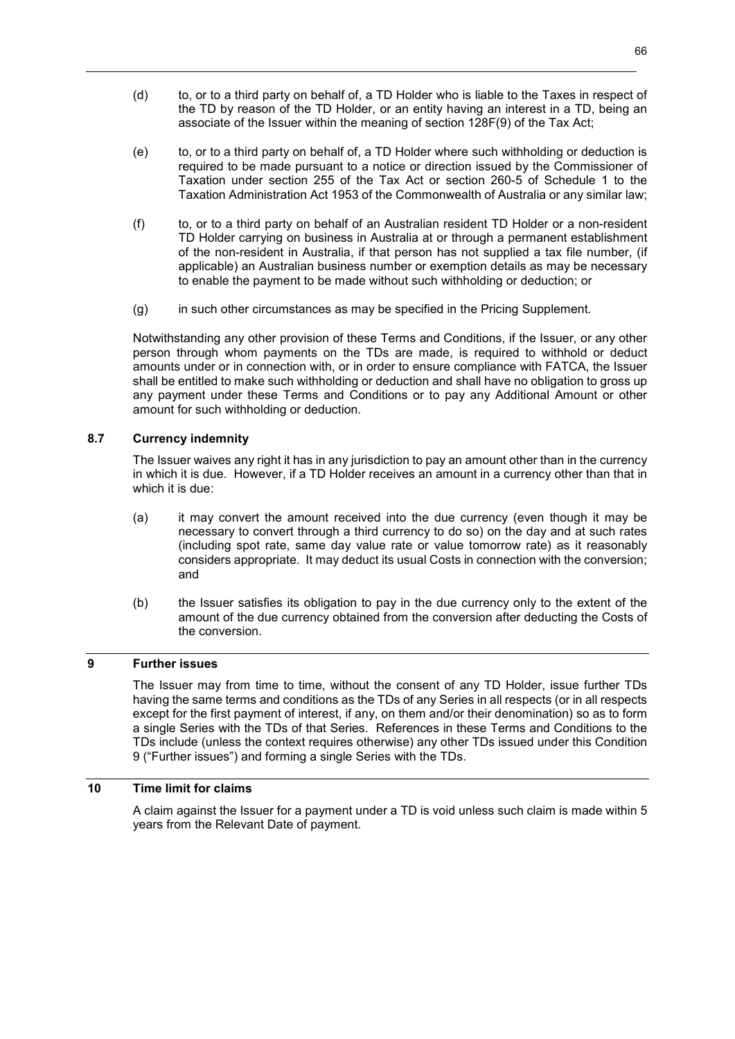(d) to, or to a third party on behalf of, a TD Holder who is liable to the Taxes in respect of the TD by reason of the TD Holder, or an entity having an interest in a TD, being an associate of the Issuer within the meaning of section 128F(9) of the Tax Act;

(e) to, or to a third party on behalf of, a TD Holder where such withholding or deduction is required to be made pursuant to a notice or direction issued by the Commissioner of Taxation under section 255 of the Tax Act or section 260-5 of Schedule 1 to the Taxation Administration Act 1953 of the Commonwealth of Australia or any similar law;

(f) to, or to a third party on behalf of an Australian resident TD Holder or a non-resident TD Holder carrying on business in Australia at or through a permanent establishment of the non-resident in Australia, if that person has not supplied a tax file number, (if applicable) an Australian business number or exemption details as may be necessary to enable the payment to be made without such withholding or deduction; or

(g) in such other circumstances as may be specified in the Pricing Supplement.

Notwithstanding any other provision of these Terms and Conditions, if the Issuer, or any other person through whom payments on the TDs are made, is required to withhold or deduct amounts under or in connection with, or in order to ensure compliance with FATCA, the Issuer shall be entitled to make such withholding or deduction and shall have no obligation to gross up any payment under these Terms and Conditions or to pay any Additional Amount or other amount for such withholding or deduction.

### 8.7 Currency indemnity

The Issuer waives any right it has in any jurisdiction to pay an amount other than in the currency in which it is due. However, if a TD Holder receives an amount in a currency other than that in which it is due:

(a) it may convert the amount received into the due currency (even though it may be necessary to convert through a third currency to do so) on the day and at such rates (including spot rate, same day value rate or value tomorrow rate) as it reasonably considers appropriate. It may deduct its usual Costs in connection with the conversion; and

(b) the Issuer satisfies its obligation to pay in the due currency only to the extent of the amount of the due currency obtained from the conversion after deducting the Costs of the conversion.

## 9 Further issues

The Issuer may from time to time, without the consent of any TD Holder, issue further TDs having the same terms and conditions as the TDs of any Series in all respects (or in all respects except for the first payment of interest, if any, on them and/or their denomination) so as to form a single Series with the TDs of that Series. References in these Terms and Conditions to the TDs include (unless the context requires otherwise) any other TDs issued under this Condition 9 ("Further issues") and forming a single Series with the TDs.

## 10 Time limit for claims

A claim against the Issuer for a payment under a TD is void unless such claim is made within 5 years from the Relevant Date of payment.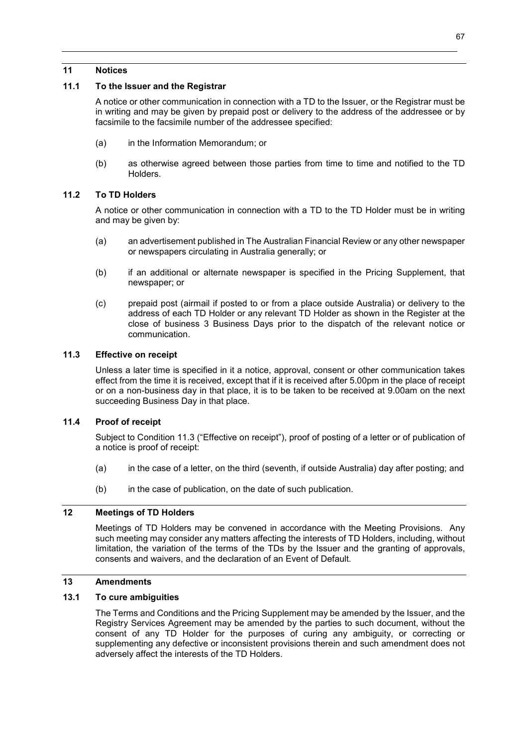## 11 Notices

### 11.1 To the Issuer and the Registrar

A notice or other communication in connection with a TD to the Issuer, or the Registrar must be in writing and may be given by prepaid post or delivery to the address of the addressee or by facsimile to the facsimile number of the addressee specified:

(a) in the Information Memorandum; or

(b) as otherwise agreed between those parties from time to time and notified to the TD Holders.

### 11.2 To TD Holders

A notice or other communication in connection with a TD to the TD Holder must be in writing and may be given by:

(a) an advertisement published in The Australian Financial Review or any other newspaper or newspapers circulating in Australia generally; or

(b) if an additional or alternate newspaper is specified in the Pricing Supplement, that newspaper; or

(c) prepaid post (airmail if posted to or from a place outside Australia) or delivery to the address of each TD Holder or any relevant TD Holder as shown in the Register at the close of business 3 Business Days prior to the dispatch of the relevant notice or communication.

### 11.3 Effective on receipt

Unless a later time is specified in it a notice, approval, consent or other communication takes effect from the time it is received, except that if it is received after 5.00pm in the place of receipt or on a non-business day in that place, it is to be taken to be received at 9.00am on the next succeeding Business Day in that place.

### 11.4 Proof of receipt

Subject to Condition 11.3 ("Effective on receipt"), proof of posting of a letter or of publication of a notice is proof of receipt:

(a) in the case of a letter, on the third (seventh, if outside Australia) day after posting; and

(b) in the case of publication, on the date of such publication.

## 12 Meetings of TD Holders

Meetings of TD Holders may be convened in accordance with the Meeting Provisions. Any such meeting may consider any matters affecting the interests of TD Holders, including, without limitation, the variation of the terms of the TDs by the Issuer and the granting of approvals, consents and waivers, and the declaration of an Event of Default.

## 13 Amendments

### 13.1 To cure ambiguities

The Terms and Conditions and the Pricing Supplement may be amended by the Issuer, and the Registry Services Agreement may be amended by the parties to such document, without the consent of any TD Holder for the purposes of curing any ambiguity, or correcting or supplementing any defective or inconsistent provisions therein and such amendment does not adversely affect the interests of the TD Holders.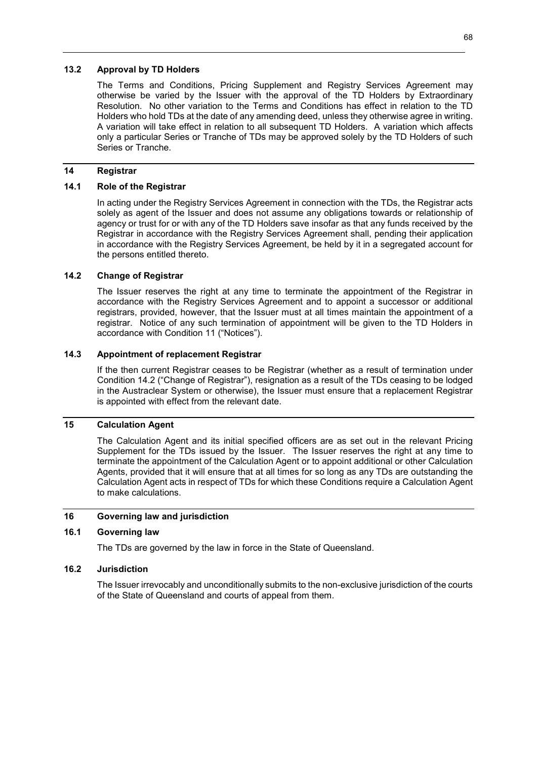### 13.2 Approval by TD Holders

The Terms and Conditions, Pricing Supplement and Registry Services Agreement may otherwise be varied by the Issuer with the approval of the TD Holders by Extraordinary Resolution. No other variation to the Terms and Conditions has effect in relation to the TD Holders who hold TDs at the date of any amending deed, unless they otherwise agree in writing. A variation will take effect in relation to all subsequent TD Holders. A variation which affects only a particular Series or Tranche of TDs may be approved solely by the TD Holders of such Series or Tranche.

## 14 Registrar

### 14.1 Role of the Registrar

In acting under the Registry Services Agreement in connection with the TDs, the Registrar acts solely as agent of the Issuer and does not assume any obligations towards or relationship of agency or trust for or with any of the TD Holders save insofar as that any funds received by the Registrar in accordance with the Registry Services Agreement shall, pending their application in accordance with the Registry Services Agreement, be held by it in a segregated account for the persons entitled thereto.

### 14.2 Change of Registrar

The Issuer reserves the right at any time to terminate the appointment of the Registrar in accordance with the Registry Services Agreement and to appoint a successor or additional registrars, provided, however, that the Issuer must at all times maintain the appointment of a registrar. Notice of any such termination of appointment will be given to the TD Holders in accordance with Condition 11 ("Notices").

### 14.3 Appointment of replacement Registrar

If the then current Registrar ceases to be Registrar (whether as a result of termination under Condition 14.2 ("Change of Registrar"), resignation as a result of the TDs ceasing to be lodged in the Austraclear System or otherwise), the Issuer must ensure that a replacement Registrar is appointed with effect from the relevant date.

## 15 Calculation Agent

The Calculation Agent and its initial specified officers are as set out in the relevant Pricing Supplement for the TDs issued by the Issuer. The Issuer reserves the right at any time to terminate the appointment of the Calculation Agent or to appoint additional or other Calculation Agents, provided that it will ensure that at all times for so long as any TDs are outstanding the Calculation Agent acts in respect of TDs for which these Conditions require a Calculation Agent to make calculations.

## 16 Governing law and jurisdiction

### 16.1 Governing law

The TDs are governed by the law in force in the State of Queensland.

### 16.2 Jurisdiction

The Issuer irrevocably and unconditionally submits to the non-exclusive jurisdiction of the courts of the State of Queensland and courts of appeal from them.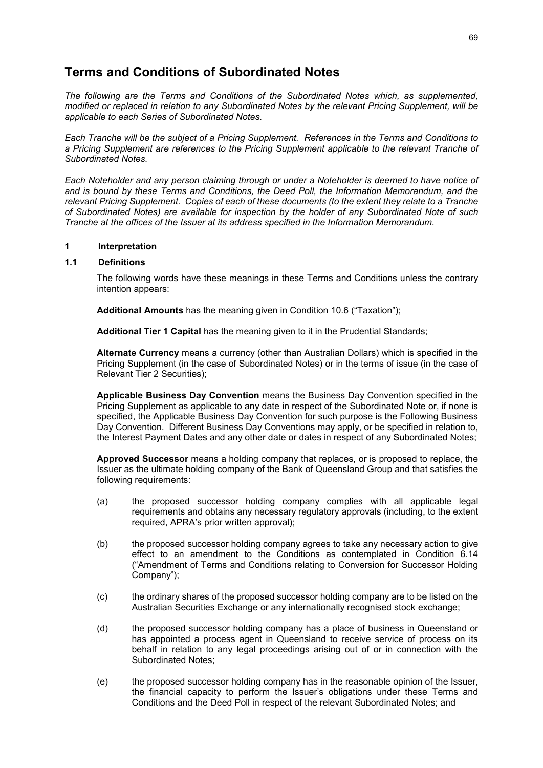# Terms and Conditions of Subordinated Notes

*The following are the Terms and Conditions of the Subordinated Notes which, as supplemented, modified or replaced in relation to any Subordinated Notes by the relevant Pricing Supplement, will be applicable to each Series of Subordinated Notes.*

*Each Tranche will be the subject of a Pricing Supplement. References in the Terms and Conditions to a Pricing Supplement are references to the Pricing Supplement applicable to the relevant Tranche of Subordinated Notes.*

*Each Noteholder and any person claiming through or under a Noteholder is deemed to have notice of and is bound by these Terms and Conditions, the Deed Poll, the Information Memorandum, and the relevant Pricing Supplement. Copies of each of these documents (to the extent they relate to a Tranche of Subordinated Notes) are available for inspection by the holder of any Subordinated Note of such Tranche at the offices of the Issuer at its address specified in the Information Memorandum.*

## 1 Interpretation

### 1.1 Definitions

The following words have these meanings in these Terms and Conditions unless the contrary intention appears:

**Additional Amounts** has the meaning given in Condition 10.6 ("Taxation");

**Additional Tier 1 Capital** has the meaning given to it in the Prudential Standards;

**Alternate Currency** means a currency (other than Australian Dollars) which is specified in the Pricing Supplement (in the case of Subordinated Notes) or in the terms of issue (in the case of Relevant Tier 2 Securities);

**Applicable Business Day Convention** means the Business Day Convention specified in the Pricing Supplement as applicable to any date in respect of the Subordinated Note or, if none is specified, the Applicable Business Day Convention for such purpose is the Following Business Day Convention. Different Business Day Conventions may apply, or be specified in relation to, the Interest Payment Dates and any other date or dates in respect of any Subordinated Notes;

**Approved Successor** means a holding company that replaces, or is proposed to replace, the Issuer as the ultimate holding company of the Bank of Queensland Group and that satisfies the following requirements:

(a) the proposed successor holding company complies with all applicable legal requirements and obtains any necessary regulatory approvals (including, to the extent required, APRA's prior written approval);

(b) the proposed successor holding company agrees to take any necessary action to give effect to an amendment to the Conditions as contemplated in Condition 6.14 ("Amendment of Terms and Conditions relating to Conversion for Successor Holding Company");

(c) the ordinary shares of the proposed successor holding company are to be listed on the Australian Securities Exchange or any internationally recognised stock exchange;

(d) the proposed successor holding company has a place of business in Queensland or has appointed a process agent in Queensland to receive service of process on its behalf in relation to any legal proceedings arising out of or in connection with the Subordinated Notes;

(e) the proposed successor holding company has in the reasonable opinion of the Issuer, the financial capacity to perform the Issuer's obligations under these Terms and Conditions and the Deed Poll in respect of the relevant Subordinated Notes; and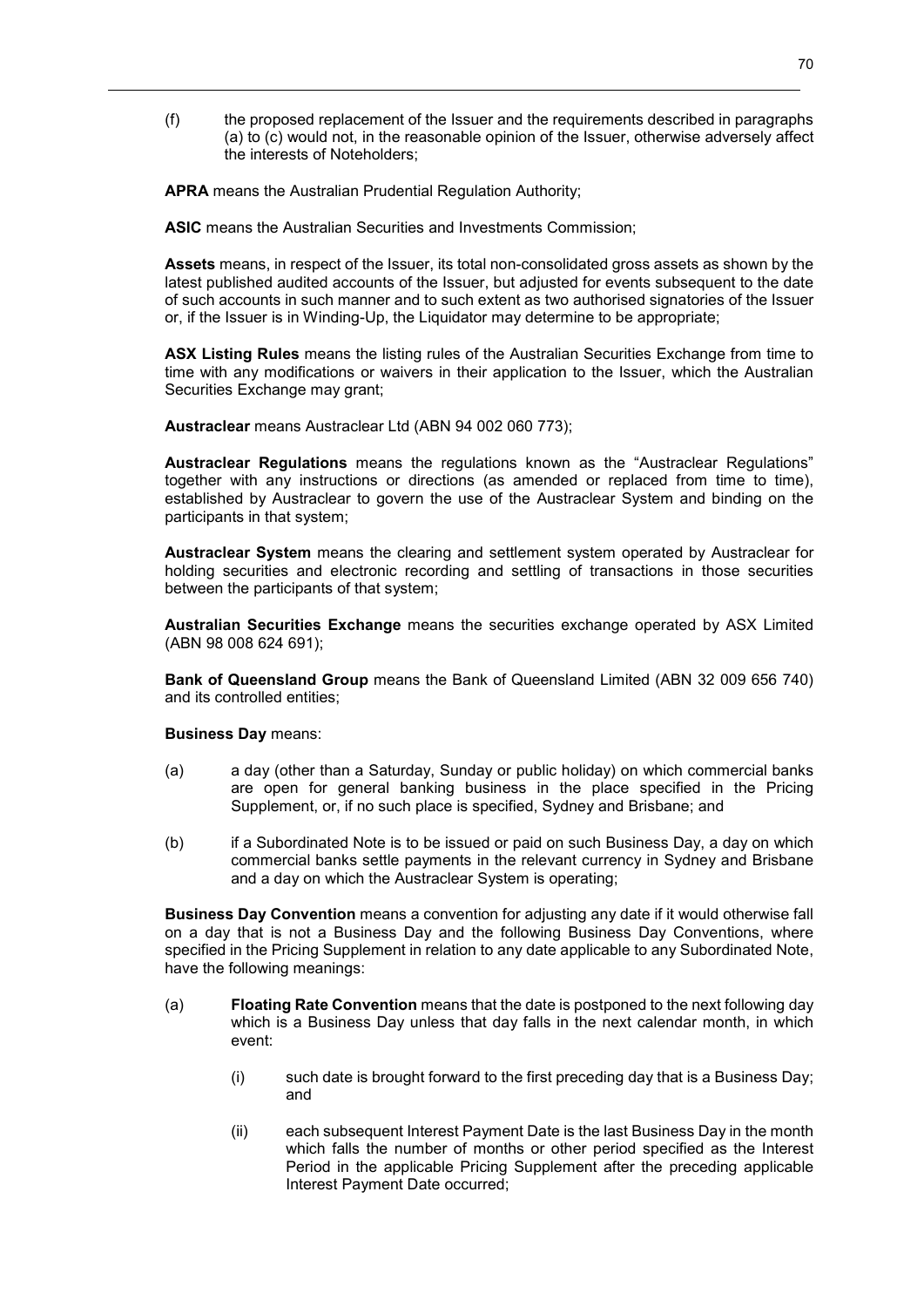(f) the proposed replacement of the Issuer and the requirements described in paragraphs (a) to (c) would not, in the reasonable opinion of the Issuer, otherwise adversely affect the interests of Noteholders;

**APRA** means the Australian Prudential Regulation Authority;

**ASIC** means the Australian Securities and Investments Commission;

**Assets** means, in respect of the Issuer, its total non-consolidated gross assets as shown by the latest published audited accounts of the Issuer, but adjusted for events subsequent to the date of such accounts in such manner and to such extent as two authorised signatories of the Issuer or, if the Issuer is in Winding-Up, the Liquidator may determine to be appropriate;

**ASX Listing Rules** means the listing rules of the Australian Securities Exchange from time to time with any modifications or waivers in their application to the Issuer, which the Australian Securities Exchange may grant;

**Austraclear** means Austraclear Ltd (ABN 94 002 060 773);

**Austraclear Regulations** means the regulations known as the "Austraclear Regulations" together with any instructions or directions (as amended or replaced from time to time), established by Austraclear to govern the use of the Austraclear System and binding on the participants in that system;

**Austraclear System** means the clearing and settlement system operated by Austraclear for holding securities and electronic recording and settling of transactions in those securities between the participants of that system;

**Australian Securities Exchange** means the securities exchange operated by ASX Limited (ABN 98 008 624 691);

**Bank of Queensland Group** means the Bank of Queensland Limited (ABN 32 009 656 740) and its controlled entities;

**Business Day** means:

(a) a day (other than a Saturday, Sunday or public holiday) on which commercial banks are open for general banking business in the place specified in the Pricing Supplement, or, if no such place is specified, Sydney and Brisbane; and

(b) if a Subordinated Note is to be issued or paid on such Business Day, a day on which commercial banks settle payments in the relevant currency in Sydney and Brisbane and a day on which the Austraclear System is operating;

**Business Day Convention** means a convention for adjusting any date if it would otherwise fall on a day that is not a Business Day and the following Business Day Conventions, where specified in the Pricing Supplement in relation to any date applicable to any Subordinated Note, have the following meanings:

(a) **Floating Rate Convention** means that the date is postponed to the next following day which is a Business Day unless that day falls in the next calendar month, in which event:

  (i) such date is brought forward to the first preceding day that is a Business Day; and

  (ii) each subsequent Interest Payment Date is the last Business Day in the month which falls the number of months or other period specified as the Interest Period in the applicable Pricing Supplement after the preceding applicable Interest Payment Date occurred;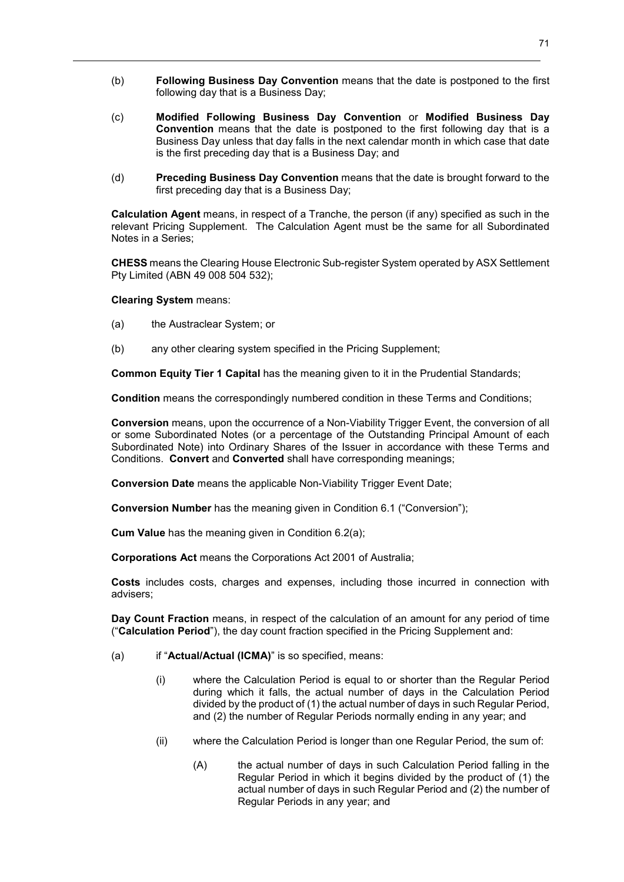(b) **Following Business Day Convention** means that the date is postponed to the first following day that is a Business Day;

(c) **Modified Following Business Day Convention** or **Modified Business Day Convention** means that the date is postponed to the first following day that is a Business Day unless that day falls in the next calendar month in which case that date is the first preceding day that is a Business Day; and

(d) **Preceding Business Day Convention** means that the date is brought forward to the first preceding day that is a Business Day;

**Calculation Agent** means, in respect of a Tranche, the person (if any) specified as such in the relevant Pricing Supplement. The Calculation Agent must be the same for all Subordinated Notes in a Series;

**CHESS** means the Clearing House Electronic Sub-register System operated by ASX Settlement Pty Limited (ABN 49 008 504 532);

**Clearing System** means:

(a) the Austraclear System; or

(b) any other clearing system specified in the Pricing Supplement;

**Common Equity Tier 1 Capital** has the meaning given to it in the Prudential Standards;

**Condition** means the correspondingly numbered condition in these Terms and Conditions;

**Conversion** means, upon the occurrence of a Non-Viability Trigger Event, the conversion of all or some Subordinated Notes (or a percentage of the Outstanding Principal Amount of each Subordinated Note) into Ordinary Shares of the Issuer in accordance with these Terms and Conditions. **Convert** and **Converted** shall have corresponding meanings;

**Conversion Date** means the applicable Non-Viability Trigger Event Date;

**Conversion Number** has the meaning given in Condition 6.1 ("Conversion");

**Cum Value** has the meaning given in Condition 6.2(a);

**Corporations Act** means the Corporations Act 2001 of Australia;

**Costs** includes costs, charges and expenses, including those incurred in connection with advisers;

**Day Count Fraction** means, in respect of the calculation of an amount for any period of time ("**Calculation Period**"), the day count fraction specified in the Pricing Supplement and:

(a) if "**Actual/Actual (ICMA)**" is so specified, means:

(i) where the Calculation Period is equal to or shorter than the Regular Period during which it falls, the actual number of days in the Calculation Period divided by the product of (1) the actual number of days in such Regular Period, and (2) the number of Regular Periods normally ending in any year; and

(ii) where the Calculation Period is longer than one Regular Period, the sum of:

(A) the actual number of days in such Calculation Period falling in the Regular Period in which it begins divided by the product of (1) the actual number of days in such Regular Period and (2) the number of Regular Periods in any year; and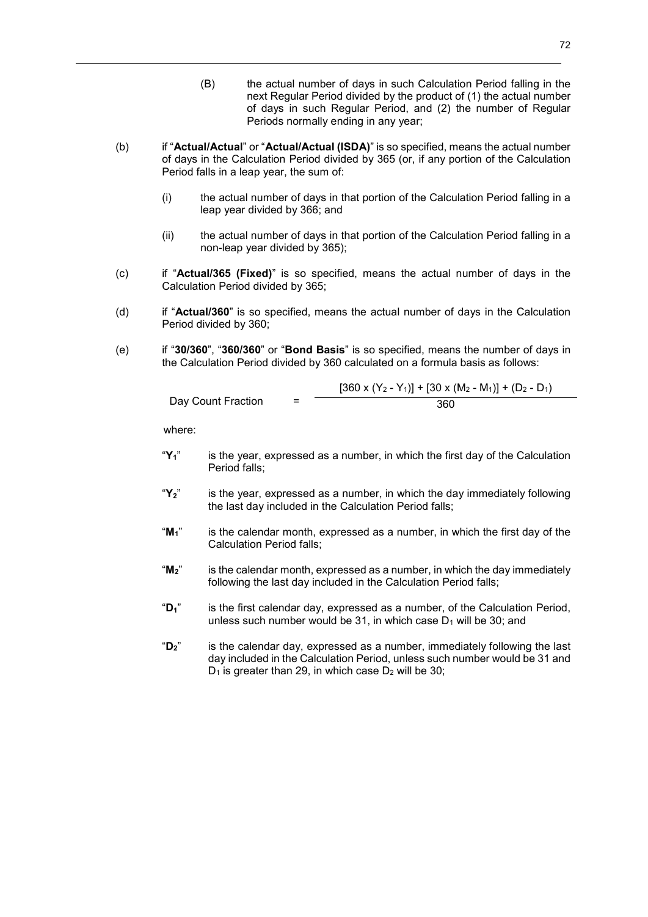(B) the actual number of days in such Calculation Period falling in the next Regular Period divided by the product of (1) the actual number of days in such Regular Period, and (2) the number of Regular Periods normally ending in any year;

(b) if "**Actual/Actual**" or "**Actual/Actual (ISDA)**" is so specified, means the actual number of days in the Calculation Period divided by 365 (or, if any portion of the Calculation Period falls in a leap year, the sum of:

(i) the actual number of days in that portion of the Calculation Period falling in a leap year divided by 366; and

(ii) the actual number of days in that portion of the Calculation Period falling in a non-leap year divided by 365);

(c) if "**Actual/365 (Fixed)**" is so specified, means the actual number of days in the Calculation Period divided by 365;

(d) if "**Actual/360**" is so specified, means the actual number of days in the Calculation Period divided by 360;

(e) if "**30/360**", "**360/360**" or "**Bond Basis**" is so specified, means the number of days in the Calculation Period divided by 360 calculated on a formula basis as follows:

$$\text{Day Count Fraction} = \frac{[360 \times (Y_2 - Y_1)] + [30 \times (M_2 - M_1)] + (D_2 - D_1)}{360}$$

where:

"$Y_1$" is the year, expressed as a number, in which the first day of the Calculation Period falls;

"$Y_2$" is the year, expressed as a number, in which the day immediately following the last day included in the Calculation Period falls;

"$M_1$" is the calendar month, expressed as a number, in which the first day of the Calculation Period falls;

"$M_2$" is the calendar month, expressed as a number, in which the day immediately following the last day included in the Calculation Period falls;

"$D_1$" is the first calendar day, expressed as a number, of the Calculation Period, unless such number would be 31, in which case $D_1$ will be 30; and

"$D_2$" is the calendar day, expressed as a number, immediately following the last day included in the Calculation Period, unless such number would be 31 and $D_1$ is greater than 29, in which case $D_2$ will be 30;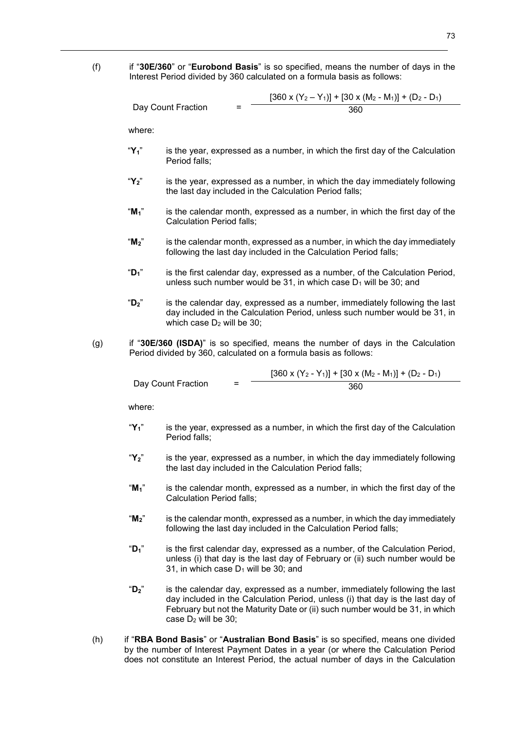(f) if "**30E/360**" or "**Eurobond Basis**" is so specified, means the number of days in the Interest Period divided by 360 calculated on a formula basis as follows:

$$\text{Day Count Fraction} = \frac{[360 \times (Y_2 - Y_1)] + [30 \times (M_2 - M_1)] + (D_2 - D_1)}{360}$$

where:

"$Y_1$" is the year, expressed as a number, in which the first day of the Calculation Period falls;

"$Y_2$" is the year, expressed as a number, in which the day immediately following the last day included in the Calculation Period falls;

"$M_1$" is the calendar month, expressed as a number, in which the first day of the Calculation Period falls;

"$M_2$" is the calendar month, expressed as a number, in which the day immediately following the last day included in the Calculation Period falls;

"$D_1$" is the first calendar day, expressed as a number, of the Calculation Period, unless such number would be 31, in which case $D_1$ will be 30; and

"$D_2$" is the calendar day, expressed as a number, immediately following the last day included in the Calculation Period, unless such number would be 31, in which case $D_2$ will be 30;

(g) if "**30E/360 (ISDA)**" is so specified, means the number of days in the Calculation Period divided by 360, calculated on a formula basis as follows:

$$\text{Day Count Fraction} = \frac{[360 \times (Y_2 - Y_1)] + [30 \times (M_2 - M_1)] + (D_2 - D_1)}{360}$$

where:

"$Y_1$" is the year, expressed as a number, in which the first day of the Calculation Period falls;

"$Y_2$" is the year, expressed as a number, in which the day immediately following the last day included in the Calculation Period falls;

"$M_1$" is the calendar month, expressed as a number, in which the first day of the Calculation Period falls;

"$M_2$" is the calendar month, expressed as a number, in which the day immediately following the last day included in the Calculation Period falls;

"$D_1$" is the first calendar day, expressed as a number, of the Calculation Period, unless (i) that day is the last day of February or (ii) such number would be 31, in which case $D_1$ will be 30; and

"$D_2$" is the calendar day, expressed as a number, immediately following the last day included in the Calculation Period, unless (i) that day is the last day of February but not the Maturity Date or (ii) such number would be 31, in which case $D_2$ will be 30;

(h) if "**RBA Bond Basis**" or "**Australian Bond Basis**" is so specified, means one divided by the number of Interest Payment Dates in a year (or where the Calculation Period does not constitute an Interest Period, the actual number of days in the Calculation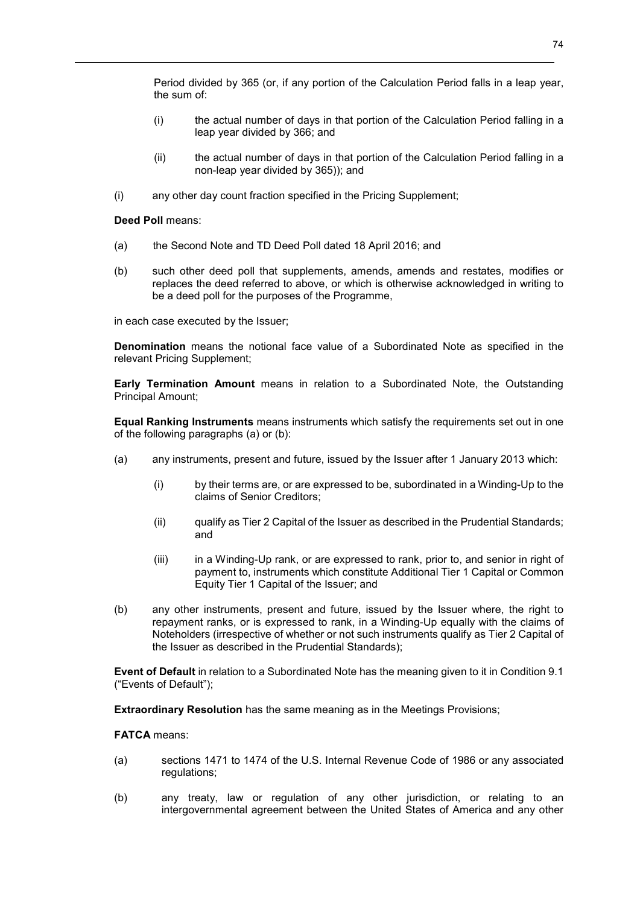Period divided by 365 (or, if any portion of the Calculation Period falls in a leap year, the sum of:

(i) the actual number of days in that portion of the Calculation Period falling in a leap year divided by 366; and

(ii) the actual number of days in that portion of the Calculation Period falling in a non-leap year divided by 365)); and

(i) any other day count fraction specified in the Pricing Supplement;

**Deed Poll** means:

(a) the Second Note and TD Deed Poll dated 18 April 2016; and

(b) such other deed poll that supplements, amends, amends and restates, modifies or replaces the deed referred to above, or which is otherwise acknowledged in writing to be a deed poll for the purposes of the Programme,

in each case executed by the Issuer;

**Denomination** means the notional face value of a Subordinated Note as specified in the relevant Pricing Supplement;

**Early Termination Amount** means in relation to a Subordinated Note, the Outstanding Principal Amount;

**Equal Ranking Instruments** means instruments which satisfy the requirements set out in one of the following paragraphs (a) or (b):

(a) any instruments, present and future, issued by the Issuer after 1 January 2013 which:

(i) by their terms are, or are expressed to be, subordinated in a Winding-Up to the claims of Senior Creditors;

(ii) qualify as Tier 2 Capital of the Issuer as described in the Prudential Standards; and

(iii) in a Winding-Up rank, or are expressed to rank, prior to, and senior in right of payment to, instruments which constitute Additional Tier 1 Capital or Common Equity Tier 1 Capital of the Issuer; and

(b) any other instruments, present and future, issued by the Issuer where, the right to repayment ranks, or is expressed to rank, in a Winding-Up equally with the claims of Noteholders (irrespective of whether or not such instruments qualify as Tier 2 Capital of the Issuer as described in the Prudential Standards);

**Event of Default** in relation to a Subordinated Note has the meaning given to it in Condition 9.1 ("Events of Default");

**Extraordinary Resolution** has the same meaning as in the Meetings Provisions;

**FATCA** means:

(a) sections 1471 to 1474 of the U.S. Internal Revenue Code of 1986 or any associated regulations;

(b) any treaty, law or regulation of any other jurisdiction, or relating to an intergovernmental agreement between the United States of America and any other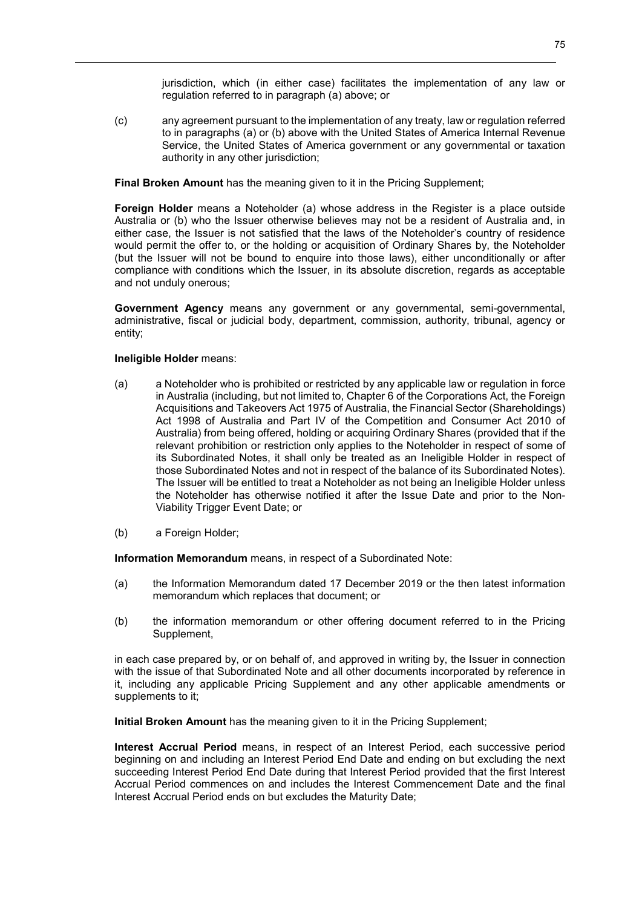jurisdiction, which (in either case) facilitates the implementation of any law or regulation referred to in paragraph (a) above; or

(c) any agreement pursuant to the implementation of any treaty, law or regulation referred to in paragraphs (a) or (b) above with the United States of America Internal Revenue Service, the United States of America government or any governmental or taxation authority in any other jurisdiction;

**Final Broken Amount** has the meaning given to it in the Pricing Supplement;

**Foreign Holder** means a Noteholder (a) whose address in the Register is a place outside Australia or (b) who the Issuer otherwise believes may not be a resident of Australia and, in either case, the Issuer is not satisfied that the laws of the Noteholder's country of residence would permit the offer to, or the holding or acquisition of Ordinary Shares by, the Noteholder (but the Issuer will not be bound to enquire into those laws), either unconditionally or after compliance with conditions which the Issuer, in its absolute discretion, regards as acceptable and not unduly onerous;

**Government Agency** means any government or any governmental, semi-governmental, administrative, fiscal or judicial body, department, commission, authority, tribunal, agency or entity;

**Ineligible Holder** means:

(a) a Noteholder who is prohibited or restricted by any applicable law or regulation in force in Australia (including, but not limited to, Chapter 6 of the Corporations Act, the Foreign Acquisitions and Takeovers Act 1975 of Australia, the Financial Sector (Shareholdings) Act 1998 of Australia and Part IV of the Competition and Consumer Act 2010 of Australia) from being offered, holding or acquiring Ordinary Shares (provided that if the relevant prohibition or restriction only applies to the Noteholder in respect of some of its Subordinated Notes, it shall only be treated as an Ineligible Holder in respect of those Subordinated Notes and not in respect of the balance of its Subordinated Notes). The Issuer will be entitled to treat a Noteholder as not being an Ineligible Holder unless the Noteholder has otherwise notified it after the Issue Date and prior to the Non-Viability Trigger Event Date; or

(b) a Foreign Holder;

**Information Memorandum** means, in respect of a Subordinated Note:

(a) the Information Memorandum dated 17 December 2019 or the then latest information memorandum which replaces that document; or

(b) the information memorandum or other offering document referred to in the Pricing Supplement,

in each case prepared by, or on behalf of, and approved in writing by, the Issuer in connection with the issue of that Subordinated Note and all other documents incorporated by reference in it, including any applicable Pricing Supplement and any other applicable amendments or supplements to it;

**Initial Broken Amount** has the meaning given to it in the Pricing Supplement;

**Interest Accrual Period** means, in respect of an Interest Period, each successive period beginning on and including an Interest Period End Date and ending on but excluding the next succeeding Interest Period End Date during that Interest Period provided that the first Interest Accrual Period commences on and includes the Interest Commencement Date and the final Interest Accrual Period ends on but excludes the Maturity Date;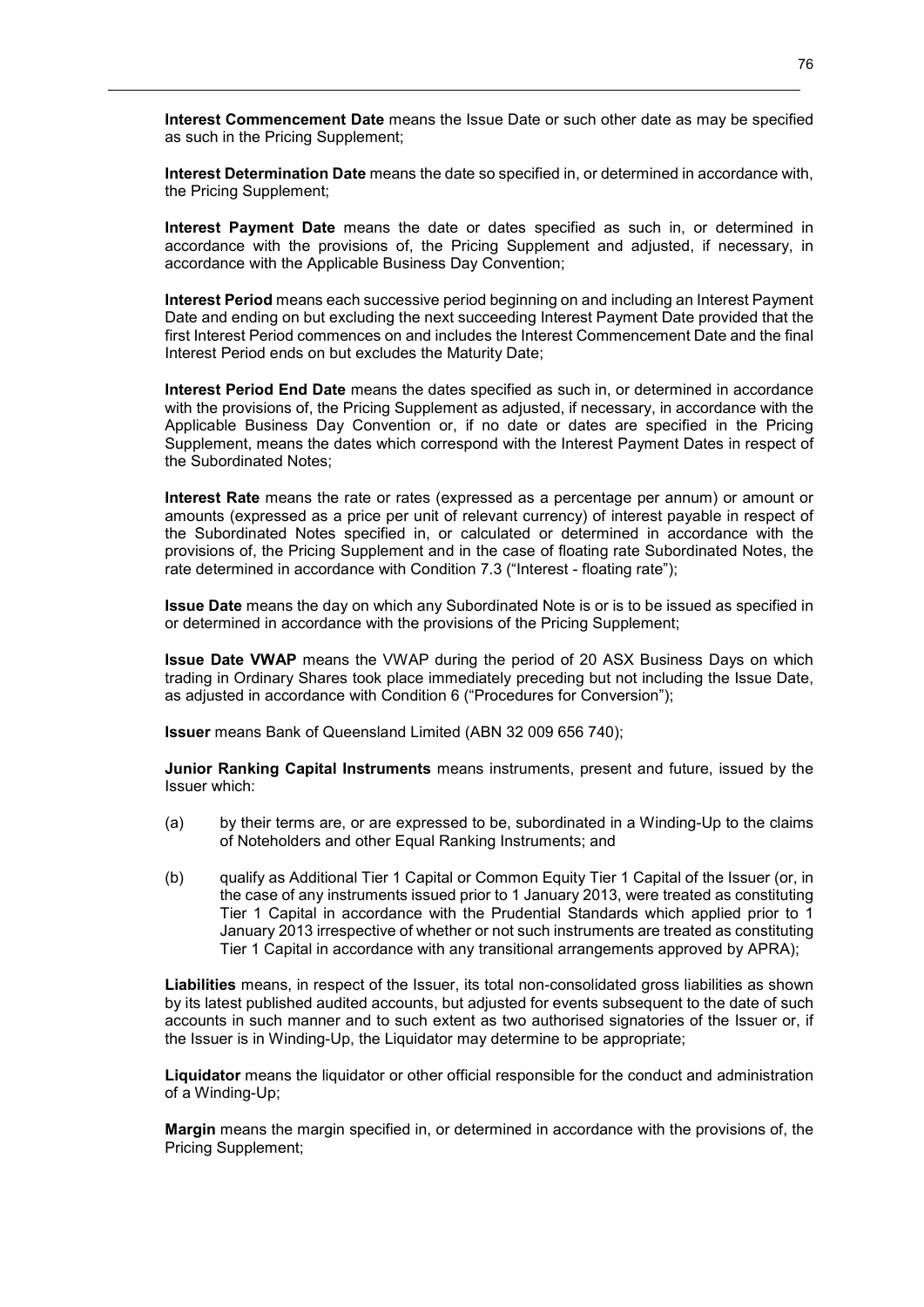**Interest Commencement Date** means the Issue Date or such other date as may be specified as such in the Pricing Supplement;

**Interest Determination Date** means the date so specified in, or determined in accordance with, the Pricing Supplement;

**Interest Payment Date** means the date or dates specified as such in, or determined in accordance with the provisions of, the Pricing Supplement and adjusted, if necessary, in accordance with the Applicable Business Day Convention;

**Interest Period** means each successive period beginning on and including an Interest Payment Date and ending on but excluding the next succeeding Interest Payment Date provided that the first Interest Period commences on and includes the Interest Commencement Date and the final Interest Period ends on but excludes the Maturity Date;

**Interest Period End Date** means the dates specified as such in, or determined in accordance with the provisions of, the Pricing Supplement as adjusted, if necessary, in accordance with the Applicable Business Day Convention or, if no date or dates are specified in the Pricing Supplement, means the dates which correspond with the Interest Payment Dates in respect of the Subordinated Notes;

**Interest Rate** means the rate or rates (expressed as a percentage per annum) or amount or amounts (expressed as a price per unit of relevant currency) of interest payable in respect of the Subordinated Notes specified in, or calculated or determined in accordance with the provisions of, the Pricing Supplement and in the case of floating rate Subordinated Notes, the rate determined in accordance with Condition 7.3 ("Interest - floating rate");

**Issue Date** means the day on which any Subordinated Note is or is to be issued as specified in or determined in accordance with the provisions of the Pricing Supplement;

**Issue Date VWAP** means the VWAP during the period of 20 ASX Business Days on which trading in Ordinary Shares took place immediately preceding but not including the Issue Date, as adjusted in accordance with Condition 6 ("Procedures for Conversion");

**Issuer** means Bank of Queensland Limited (ABN 32 009 656 740);

**Junior Ranking Capital Instruments** means instruments, present and future, issued by the Issuer which:

(a) by their terms are, or are expressed to be, subordinated in a Winding-Up to the claims of Noteholders and other Equal Ranking Instruments; and

(b) qualify as Additional Tier 1 Capital or Common Equity Tier 1 Capital of the Issuer (or, in the case of any instruments issued prior to 1 January 2013, were treated as constituting Tier 1 Capital in accordance with the Prudential Standards which applied prior to 1 January 2013 irrespective of whether or not such instruments are treated as constituting Tier 1 Capital in accordance with any transitional arrangements approved by APRA);

**Liabilities** means, in respect of the Issuer, its total non-consolidated gross liabilities as shown by its latest published audited accounts, but adjusted for events subsequent to the date of such accounts in such manner and to such extent as two authorised signatories of the Issuer or, if the Issuer is in Winding-Up, the Liquidator may determine to be appropriate;

**Liquidator** means the liquidator or other official responsible for the conduct and administration of a Winding-Up;

**Margin** means the margin specified in, or determined in accordance with the provisions of, the Pricing Supplement;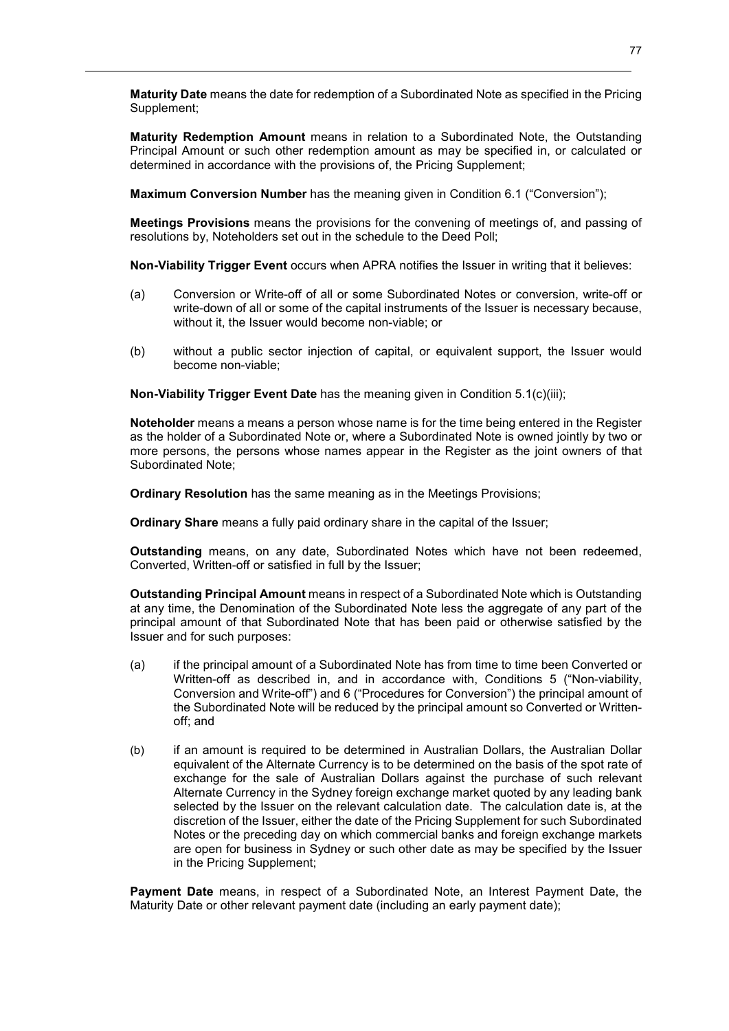**Maturity Date** means the date for redemption of a Subordinated Note as specified in the Pricing Supplement;

**Maturity Redemption Amount** means in relation to a Subordinated Note, the Outstanding Principal Amount or such other redemption amount as may be specified in, or calculated or determined in accordance with the provisions of, the Pricing Supplement;

**Maximum Conversion Number** has the meaning given in Condition 6.1 ("Conversion");

**Meetings Provisions** means the provisions for the convening of meetings of, and passing of resolutions by, Noteholders set out in the schedule to the Deed Poll;

**Non-Viability Trigger Event** occurs when APRA notifies the Issuer in writing that it believes:

(a) Conversion or Write-off of all or some Subordinated Notes or conversion, write-off or write-down of all or some of the capital instruments of the Issuer is necessary because, without it, the Issuer would become non-viable; or

(b) without a public sector injection of capital, or equivalent support, the Issuer would become non-viable;

**Non-Viability Trigger Event Date** has the meaning given in Condition 5.1(c)(iii);

**Noteholder** means a means a person whose name is for the time being entered in the Register as the holder of a Subordinated Note or, where a Subordinated Note is owned jointly by two or more persons, the persons whose names appear in the Register as the joint owners of that Subordinated Note;

**Ordinary Resolution** has the same meaning as in the Meetings Provisions;

**Ordinary Share** means a fully paid ordinary share in the capital of the Issuer;

**Outstanding** means, on any date, Subordinated Notes which have not been redeemed, Converted, Written-off or satisfied in full by the Issuer;

**Outstanding Principal Amount** means in respect of a Subordinated Note which is Outstanding at any time, the Denomination of the Subordinated Note less the aggregate of any part of the principal amount of that Subordinated Note that has been paid or otherwise satisfied by the Issuer and for such purposes:

(a) if the principal amount of a Subordinated Note has from time to time been Converted or Written-off as described in, and in accordance with, Conditions 5 ("Non-viability, Conversion and Write-off") and 6 ("Procedures for Conversion") the principal amount of the Subordinated Note will be reduced by the principal amount so Converted or Written-off; and

(b) if an amount is required to be determined in Australian Dollars, the Australian Dollar equivalent of the Alternate Currency is to be determined on the basis of the spot rate of exchange for the sale of Australian Dollars against the purchase of such relevant Alternate Currency in the Sydney foreign exchange market quoted by any leading bank selected by the Issuer on the relevant calculation date. The calculation date is, at the discretion of the Issuer, either the date of the Pricing Supplement for such Subordinated Notes or the preceding day on which commercial banks and foreign exchange markets are open for business in Sydney or such other date as may be specified by the Issuer in the Pricing Supplement;

**Payment Date** means, in respect of a Subordinated Note, an Interest Payment Date, the Maturity Date or other relevant payment date (including an early payment date);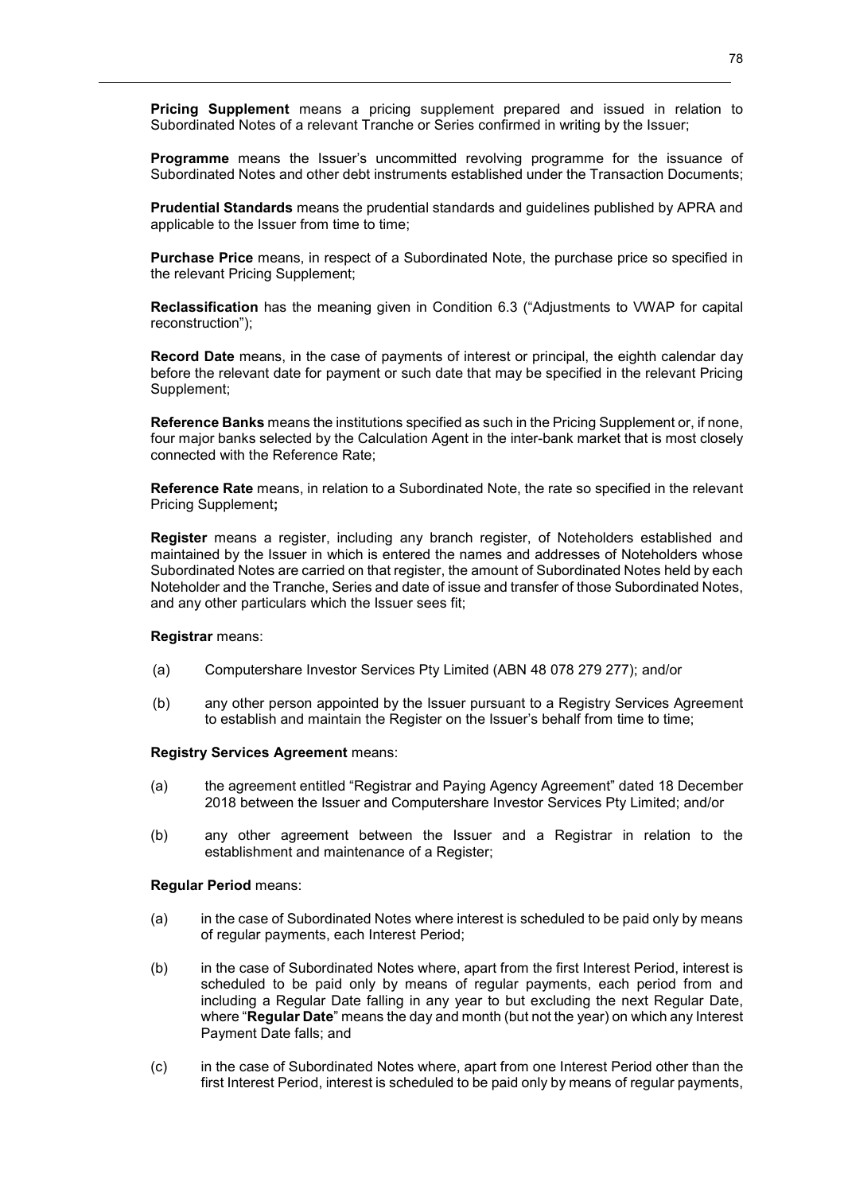**Pricing Supplement** means a pricing supplement prepared and issued in relation to Subordinated Notes of a relevant Tranche or Series confirmed in writing by the Issuer;

**Programme** means the Issuer's uncommitted revolving programme for the issuance of Subordinated Notes and other debt instruments established under the Transaction Documents;

**Prudential Standards** means the prudential standards and guidelines published by APRA and applicable to the Issuer from time to time;

**Purchase Price** means, in respect of a Subordinated Note, the purchase price so specified in the relevant Pricing Supplement;

**Reclassification** has the meaning given in Condition 6.3 ("Adjustments to VWAP for capital reconstruction");

**Record Date** means, in the case of payments of interest or principal, the eighth calendar day before the relevant date for payment or such date that may be specified in the relevant Pricing Supplement;

**Reference Banks** means the institutions specified as such in the Pricing Supplement or, if none, four major banks selected by the Calculation Agent in the inter-bank market that is most closely connected with the Reference Rate;

**Reference Rate** means, in relation to a Subordinated Note, the rate so specified in the relevant Pricing Supplement**;**

**Register** means a register, including any branch register, of Noteholders established and maintained by the Issuer in which is entered the names and addresses of Noteholders whose Subordinated Notes are carried on that register, the amount of Subordinated Notes held by each Noteholder and the Tranche, Series and date of issue and transfer of those Subordinated Notes, and any other particulars which the Issuer sees fit;

**Registrar** means:

(a) Computershare Investor Services Pty Limited (ABN 48 078 279 277); and/or

(b) any other person appointed by the Issuer pursuant to a Registry Services Agreement to establish and maintain the Register on the Issuer's behalf from time to time;

**Registry Services Agreement** means:

(a) the agreement entitled "Registrar and Paying Agency Agreement" dated 18 December 2018 between the Issuer and Computershare Investor Services Pty Limited; and/or

(b) any other agreement between the Issuer and a Registrar in relation to the establishment and maintenance of a Register;

**Regular Period** means:

(a) in the case of Subordinated Notes where interest is scheduled to be paid only by means of regular payments, each Interest Period;

(b) in the case of Subordinated Notes where, apart from the first Interest Period, interest is scheduled to be paid only by means of regular payments, each period from and including a Regular Date falling in any year to but excluding the next Regular Date, where "**Regular Date**" means the day and month (but not the year) on which any Interest Payment Date falls; and

(c) in the case of Subordinated Notes where, apart from one Interest Period other than the first Interest Period, interest is scheduled to be paid only by means of regular payments,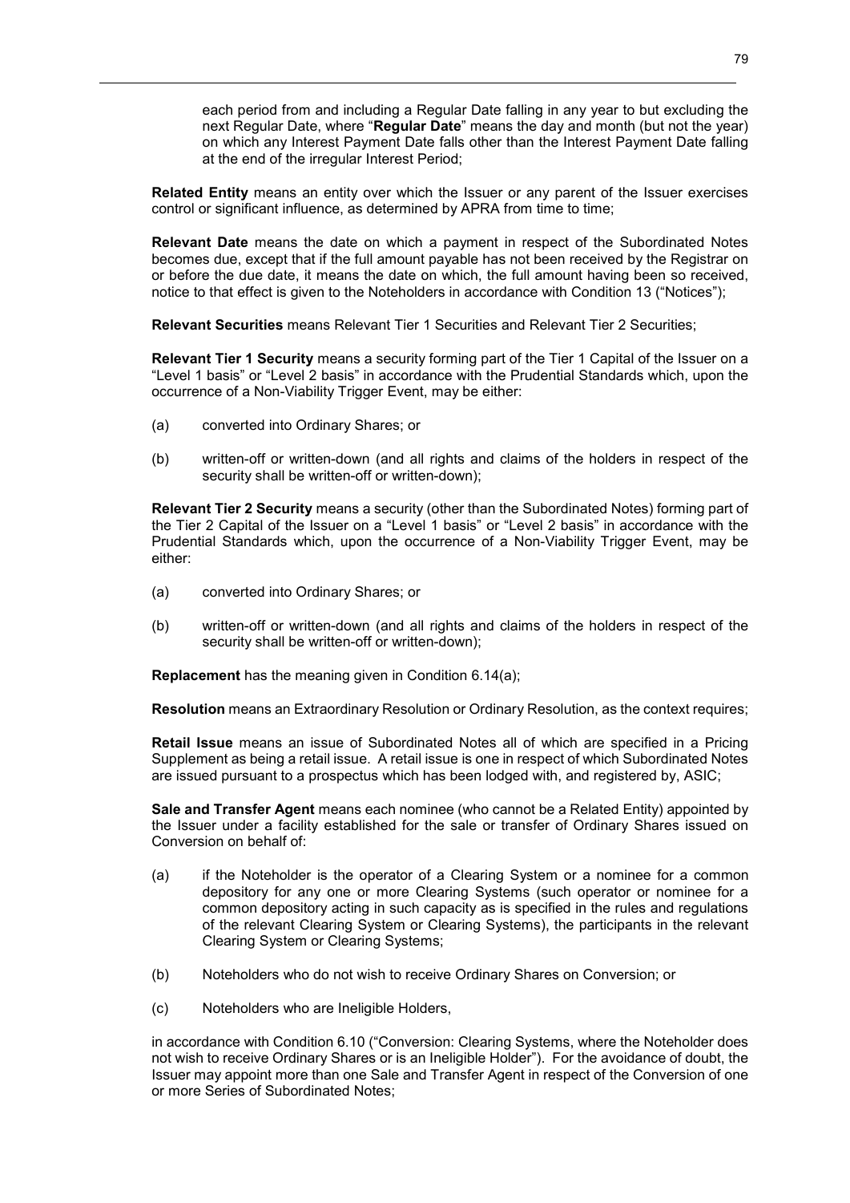each period from and including a Regular Date falling in any year to but excluding the next Regular Date, where "**Regular Date**" means the day and month (but not the year) on which any Interest Payment Date falls other than the Interest Payment Date falling at the end of the irregular Interest Period;

**Related Entity** means an entity over which the Issuer or any parent of the Issuer exercises control or significant influence, as determined by APRA from time to time;

**Relevant Date** means the date on which a payment in respect of the Subordinated Notes becomes due, except that if the full amount payable has not been received by the Registrar on or before the due date, it means the date on which, the full amount having been so received, notice to that effect is given to the Noteholders in accordance with Condition 13 ("Notices");

**Relevant Securities** means Relevant Tier 1 Securities and Relevant Tier 2 Securities;

**Relevant Tier 1 Security** means a security forming part of the Tier 1 Capital of the Issuer on a "Level 1 basis" or "Level 2 basis" in accordance with the Prudential Standards which, upon the occurrence of a Non-Viability Trigger Event, may be either:

(a) converted into Ordinary Shares; or

(b) written-off or written-down (and all rights and claims of the holders in respect of the security shall be written-off or written-down);

**Relevant Tier 2 Security** means a security (other than the Subordinated Notes) forming part of the Tier 2 Capital of the Issuer on a "Level 1 basis" or "Level 2 basis" in accordance with the Prudential Standards which, upon the occurrence of a Non-Viability Trigger Event, may be either:

(a) converted into Ordinary Shares; or

(b) written-off or written-down (and all rights and claims of the holders in respect of the security shall be written-off or written-down);

**Replacement** has the meaning given in Condition 6.14(a);

**Resolution** means an Extraordinary Resolution or Ordinary Resolution, as the context requires;

**Retail Issue** means an issue of Subordinated Notes all of which are specified in a Pricing Supplement as being a retail issue. A retail issue is one in respect of which Subordinated Notes are issued pursuant to a prospectus which has been lodged with, and registered by, ASIC;

**Sale and Transfer Agent** means each nominee (who cannot be a Related Entity) appointed by the Issuer under a facility established for the sale or transfer of Ordinary Shares issued on Conversion on behalf of:

(a) if the Noteholder is the operator of a Clearing System or a nominee for a common depository for any one or more Clearing Systems (such operator or nominee for a common depository acting in such capacity as is specified in the rules and regulations of the relevant Clearing System or Clearing Systems), the participants in the relevant Clearing System or Clearing Systems;

(b) Noteholders who do not wish to receive Ordinary Shares on Conversion; or

(c) Noteholders who are Ineligible Holders,

in accordance with Condition 6.10 ("Conversion: Clearing Systems, where the Noteholder does not wish to receive Ordinary Shares or is an Ineligible Holder"). For the avoidance of doubt, the Issuer may appoint more than one Sale and Transfer Agent in respect of the Conversion of one or more Series of Subordinated Notes;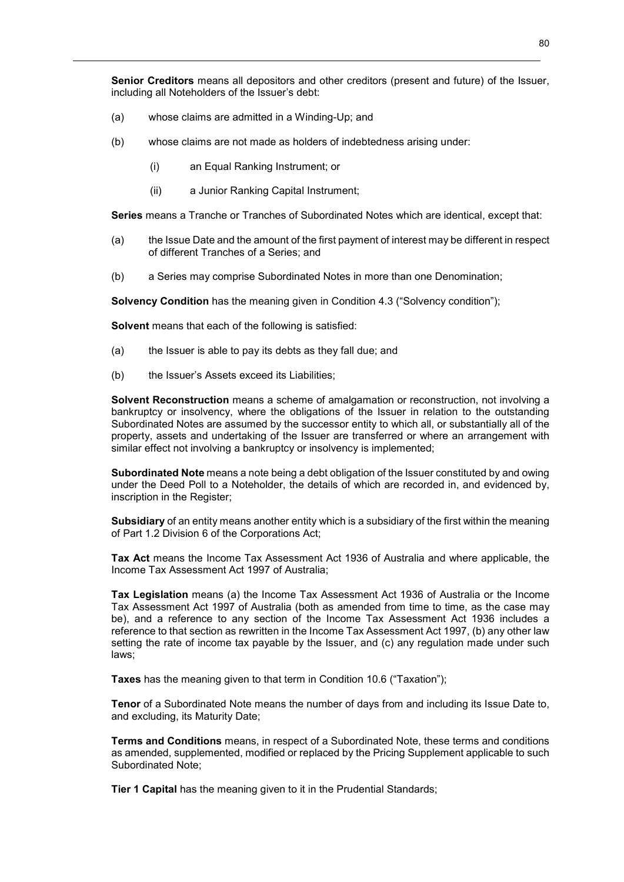**Senior Creditors** means all depositors and other creditors (present and future) of the Issuer, including all Noteholders of the Issuer's debt:

(a) whose claims are admitted in a Winding-Up; and

(b) whose claims are not made as holders of indebtedness arising under:

  (i) an Equal Ranking Instrument; or

  (ii) a Junior Ranking Capital Instrument;

**Series** means a Tranche or Tranches of Subordinated Notes which are identical, except that:

(a) the Issue Date and the amount of the first payment of interest may be different in respect of different Tranches of a Series; and

(b) a Series may comprise Subordinated Notes in more than one Denomination;

**Solvency Condition** has the meaning given in Condition 4.3 ("Solvency condition");

**Solvent** means that each of the following is satisfied:

(a) the Issuer is able to pay its debts as they fall due; and

(b) the Issuer's Assets exceed its Liabilities;

**Solvent Reconstruction** means a scheme of amalgamation or reconstruction, not involving a bankruptcy or insolvency, where the obligations of the Issuer in relation to the outstanding Subordinated Notes are assumed by the successor entity to which all, or substantially all of the property, assets and undertaking of the Issuer are transferred or where an arrangement with similar effect not involving a bankruptcy or insolvency is implemented;

**Subordinated Note** means a note being a debt obligation of the Issuer constituted by and owing under the Deed Poll to a Noteholder, the details of which are recorded in, and evidenced by, inscription in the Register;

**Subsidiary** of an entity means another entity which is a subsidiary of the first within the meaning of Part 1.2 Division 6 of the Corporations Act;

**Tax Act** means the Income Tax Assessment Act 1936 of Australia and where applicable, the Income Tax Assessment Act 1997 of Australia;

**Tax Legislation** means (a) the Income Tax Assessment Act 1936 of Australia or the Income Tax Assessment Act 1997 of Australia (both as amended from time to time, as the case may be), and a reference to any section of the Income Tax Assessment Act 1936 includes a reference to that section as rewritten in the Income Tax Assessment Act 1997, (b) any other law setting the rate of income tax payable by the Issuer, and (c) any regulation made under such laws;

**Taxes** has the meaning given to that term in Condition 10.6 ("Taxation");

**Tenor** of a Subordinated Note means the number of days from and including its Issue Date to, and excluding, its Maturity Date;

**Terms and Conditions** means, in respect of a Subordinated Note, these terms and conditions as amended, supplemented, modified or replaced by the Pricing Supplement applicable to such Subordinated Note;

**Tier 1 Capital** has the meaning given to it in the Prudential Standards;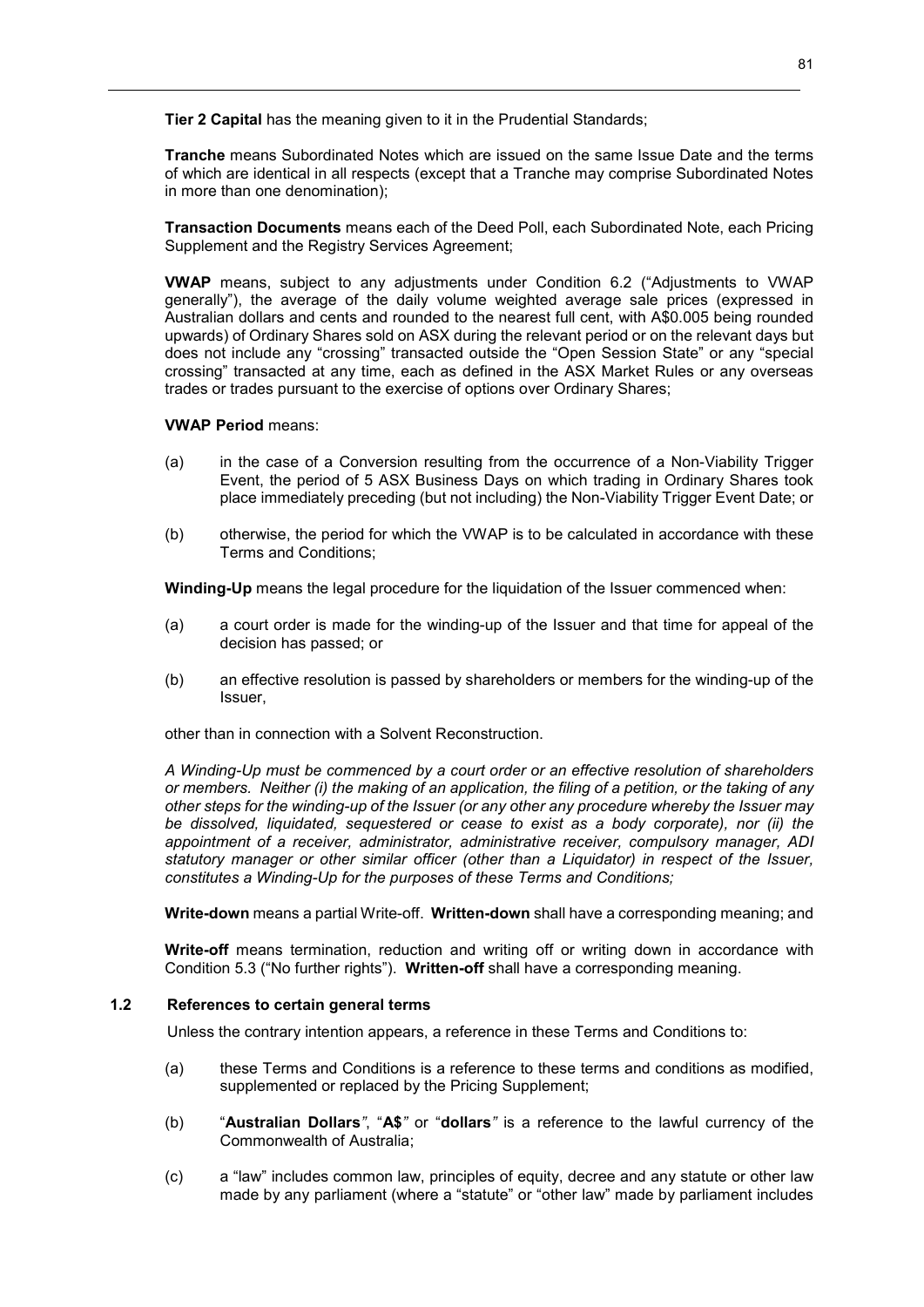**Tier 2 Capital** has the meaning given to it in the Prudential Standards;

**Tranche** means Subordinated Notes which are issued on the same Issue Date and the terms of which are identical in all respects (except that a Tranche may comprise Subordinated Notes in more than one denomination);

**Transaction Documents** means each of the Deed Poll, each Subordinated Note, each Pricing Supplement and the Registry Services Agreement;

**VWAP** means, subject to any adjustments under Condition 6.2 ("Adjustments to VWAP generally"), the average of the daily volume weighted average sale prices (expressed in Australian dollars and cents and rounded to the nearest full cent, with A$0.005 being rounded upwards) of Ordinary Shares sold on ASX during the relevant period or on the relevant days but does not include any "crossing" transacted outside the "Open Session State" or any "special crossing" transacted at any time, each as defined in the ASX Market Rules or any overseas trades or trades pursuant to the exercise of options over Ordinary Shares;

**VWAP Period** means:

(a) in the case of a Conversion resulting from the occurrence of a Non-Viability Trigger Event, the period of 5 ASX Business Days on which trading in Ordinary Shares took place immediately preceding (but not including) the Non-Viability Trigger Event Date; or

(b) otherwise, the period for which the VWAP is to be calculated in accordance with these Terms and Conditions;

**Winding-Up** means the legal procedure for the liquidation of the Issuer commenced when:

(a) a court order is made for the winding-up of the Issuer and that time for appeal of the decision has passed; or

(b) an effective resolution is passed by shareholders or members for the winding-up of the Issuer,

other than in connection with a Solvent Reconstruction.

*A Winding-Up must be commenced by a court order or an effective resolution of shareholders or members. Neither (i) the making of an application, the filing of a petition, or the taking of any other steps for the winding-up of the Issuer (or any other any procedure whereby the Issuer may be dissolved, liquidated, sequestered or cease to exist as a body corporate), nor (ii) the appointment of a receiver, administrator, administrative receiver, compulsory manager, ADI statutory manager or other similar officer (other than a Liquidator) in respect of the Issuer, constitutes a Winding-Up for the purposes of these Terms and Conditions;*

**Write-down** means a partial Write-off. **Written-down** shall have a corresponding meaning; and

**Write-off** means termination, reduction and writing off or writing down in accordance with Condition 5.3 ("No further rights"). **Written-off** shall have a corresponding meaning.

### 1.2 References to certain general terms

Unless the contrary intention appears, a reference in these Terms and Conditions to:

(a) these Terms and Conditions is a reference to these terms and conditions as modified, supplemented or replaced by the Pricing Supplement;

(b) "**Australian Dollars**", "**A$**" or "**dollars**" is a reference to the lawful currency of the Commonwealth of Australia;

(c) a "law" includes common law, principles of equity, decree and any statute or other law made by any parliament (where a "statute" or "other law" made by parliament includes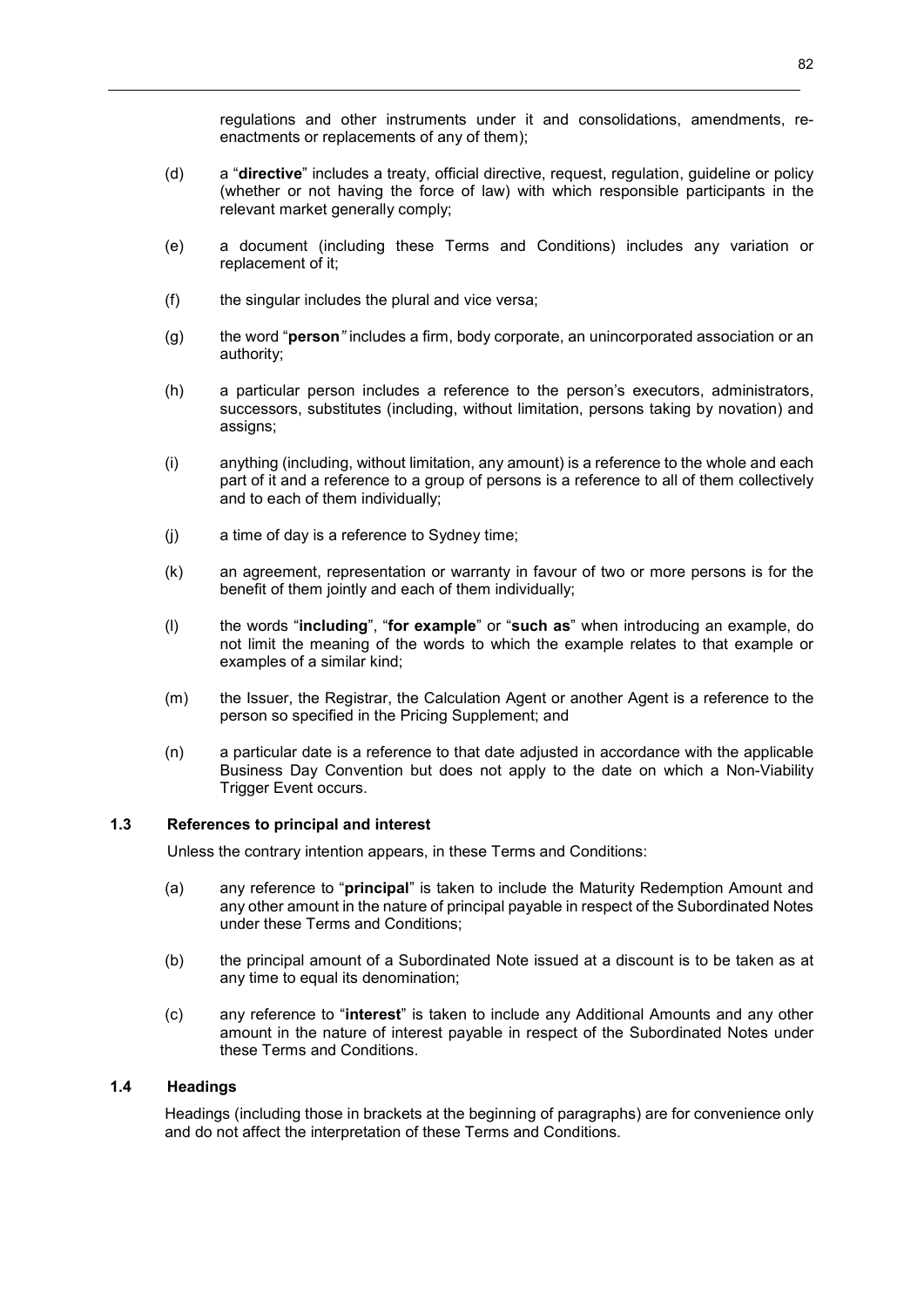regulations and other instruments under it and consolidations, amendments, re-enactments or replacements of any of them);

(d) a "**directive**" includes a treaty, official directive, request, regulation, guideline or policy (whether or not having the force of law) with which responsible participants in the relevant market generally comply;

(e) a document (including these Terms and Conditions) includes any variation or replacement of it;

(f) the singular includes the plural and vice versa;

(g) the word "**person**" includes a firm, body corporate, an unincorporated association or an authority;

(h) a particular person includes a reference to the person's executors, administrators, successors, substitutes (including, without limitation, persons taking by novation) and assigns;

(i) anything (including, without limitation, any amount) is a reference to the whole and each part of it and a reference to a group of persons is a reference to all of them collectively and to each of them individually;

(j) a time of day is a reference to Sydney time;

(k) an agreement, representation or warranty in favour of two or more persons is for the benefit of them jointly and each of them individually;

(l) the words "**including**", "**for example**" or "**such as**" when introducing an example, do not limit the meaning of the words to which the example relates to that example or examples of a similar kind;

(m) the Issuer, the Registrar, the Calculation Agent or another Agent is a reference to the person so specified in the Pricing Supplement; and

(n) a particular date is a reference to that date adjusted in accordance with the applicable Business Day Convention but does not apply to the date on which a Non-Viability Trigger Event occurs.

### 1.3 References to principal and interest

Unless the contrary intention appears, in these Terms and Conditions:

(a) any reference to "**principal**" is taken to include the Maturity Redemption Amount and any other amount in the nature of principal payable in respect of the Subordinated Notes under these Terms and Conditions;

(b) the principal amount of a Subordinated Note issued at a discount is to be taken as at any time to equal its denomination;

(c) any reference to "**interest**" is taken to include any Additional Amounts and any other amount in the nature of interest payable in respect of the Subordinated Notes under these Terms and Conditions.

### 1.4 Headings

Headings (including those in brackets at the beginning of paragraphs) are for convenience only and do not affect the interpretation of these Terms and Conditions.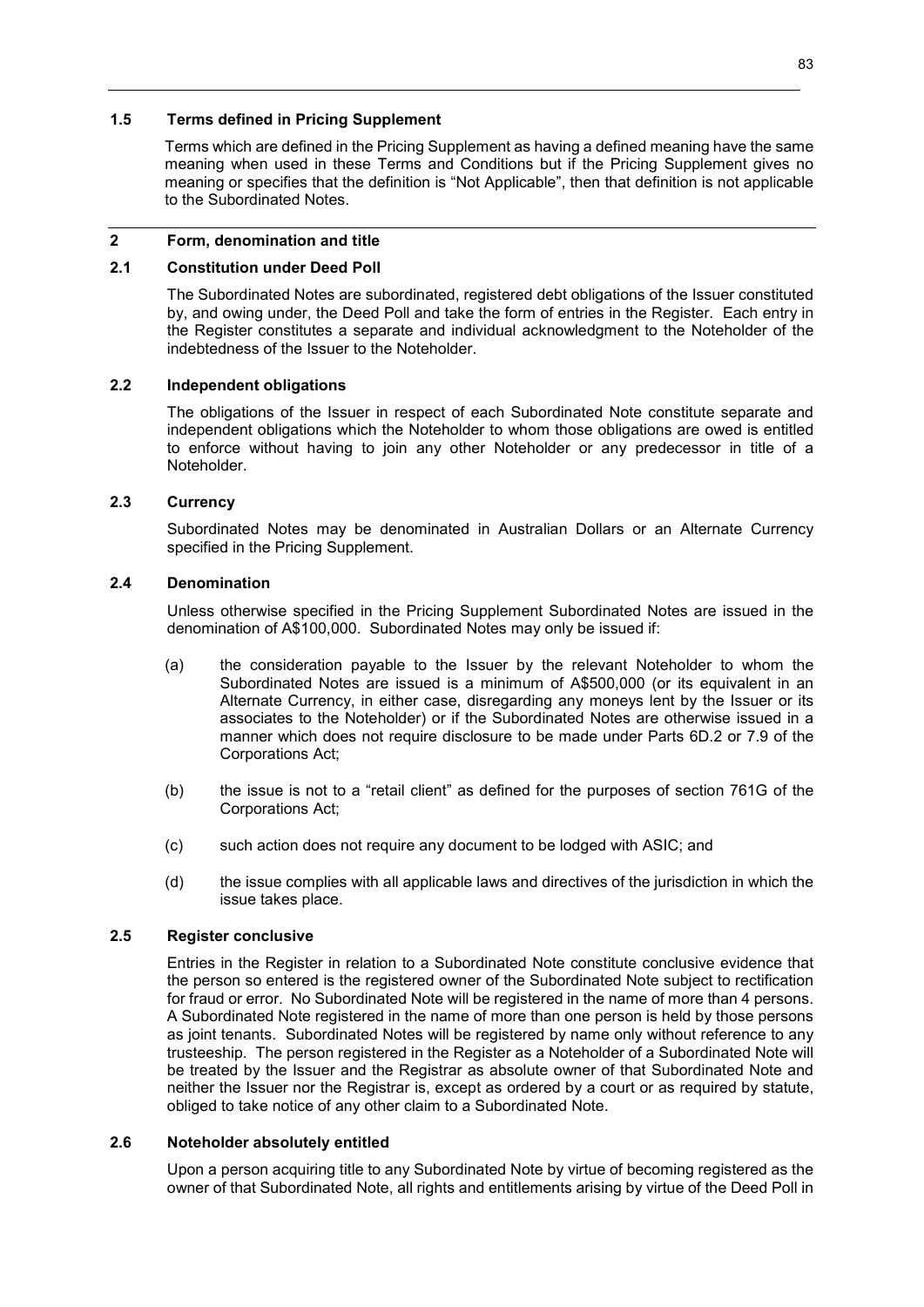### 1.5 Terms defined in Pricing Supplement

Terms which are defined in the Pricing Supplement as having a defined meaning have the same meaning when used in these Terms and Conditions but if the Pricing Supplement gives no meaning or specifies that the definition is "Not Applicable", then that definition is not applicable to the Subordinated Notes.

## 2 Form, denomination and title

### 2.1 Constitution under Deed Poll

The Subordinated Notes are subordinated, registered debt obligations of the Issuer constituted by, and owing under, the Deed Poll and take the form of entries in the Register. Each entry in the Register constitutes a separate and individual acknowledgment to the Noteholder of the indebtedness of the Issuer to the Noteholder.

### 2.2 Independent obligations

The obligations of the Issuer in respect of each Subordinated Note constitute separate and independent obligations which the Noteholder to whom those obligations are owed is entitled to enforce without having to join any other Noteholder or any predecessor in title of a Noteholder.

### 2.3 Currency

Subordinated Notes may be denominated in Australian Dollars or an Alternate Currency specified in the Pricing Supplement.

### 2.4 Denomination

Unless otherwise specified in the Pricing Supplement Subordinated Notes are issued in the denomination of A$100,000. Subordinated Notes may only be issued if:

(a) the consideration payable to the Issuer by the relevant Noteholder to whom the Subordinated Notes are issued is a minimum of A$500,000 (or its equivalent in an Alternate Currency, in either case, disregarding any moneys lent by the Issuer or its associates to the Noteholder) or if the Subordinated Notes are otherwise issued in a manner which does not require disclosure to be made under Parts 6D.2 or 7.9 of the Corporations Act;

(b) the issue is not to a "retail client" as defined for the purposes of section 761G of the Corporations Act;

(c) such action does not require any document to be lodged with ASIC; and

(d) the issue complies with all applicable laws and directives of the jurisdiction in which the issue takes place.

### 2.5 Register conclusive

Entries in the Register in relation to a Subordinated Note constitute conclusive evidence that the person so entered is the registered owner of the Subordinated Note subject to rectification for fraud or error. No Subordinated Note will be registered in the name of more than 4 persons. A Subordinated Note registered in the name of more than one person is held by those persons as joint tenants. Subordinated Notes will be registered by name only without reference to any trusteeship. The person registered in the Register as a Noteholder of a Subordinated Note will be treated by the Issuer and the Registrar as absolute owner of that Subordinated Note and neither the Issuer nor the Registrar is, except as ordered by a court or as required by statute, obliged to take notice of any other claim to a Subordinated Note.

### 2.6 Noteholder absolutely entitled

Upon a person acquiring title to any Subordinated Note by virtue of becoming registered as the owner of that Subordinated Note, all rights and entitlements arising by virtue of the Deed Poll in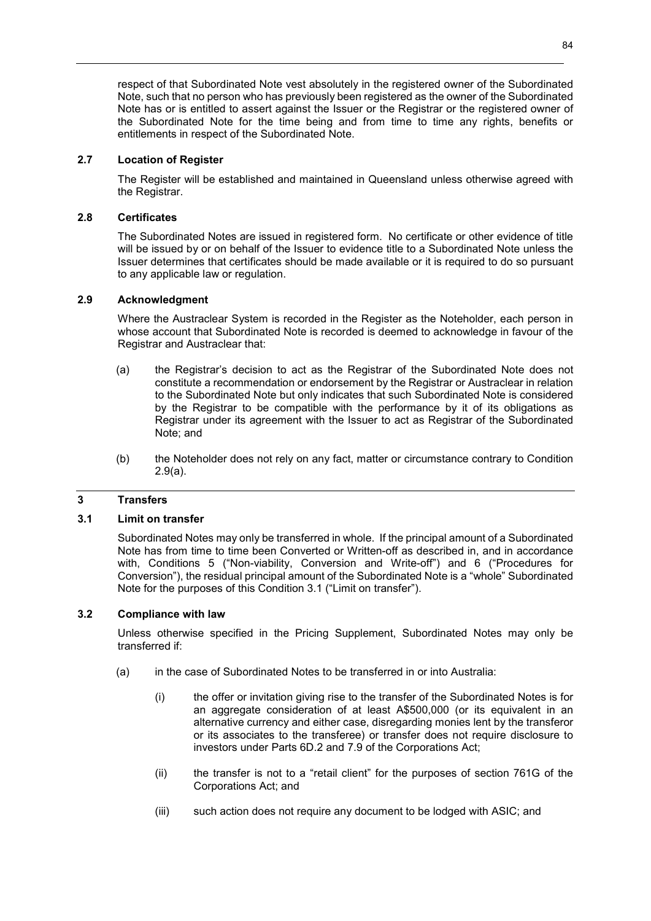respect of that Subordinated Note vest absolutely in the registered owner of the Subordinated Note, such that no person who has previously been registered as the owner of the Subordinated Note has or is entitled to assert against the Issuer or the Registrar or the registered owner of the Subordinated Note for the time being and from time to time any rights, benefits or entitlements in respect of the Subordinated Note.

### 2.7 Location of Register

The Register will be established and maintained in Queensland unless otherwise agreed with the Registrar.

### 2.8 Certificates

The Subordinated Notes are issued in registered form. No certificate or other evidence of title will be issued by or on behalf of the Issuer to evidence title to a Subordinated Note unless the Issuer determines that certificates should be made available or it is required to do so pursuant to any applicable law or regulation.

### 2.9 Acknowledgment

Where the Austraclear System is recorded in the Register as the Noteholder, each person in whose account that Subordinated Note is recorded is deemed to acknowledge in favour of the Registrar and Austraclear that:

(a) the Registrar's decision to act as the Registrar of the Subordinated Note does not constitute a recommendation or endorsement by the Registrar or Austraclear in relation to the Subordinated Note but only indicates that such Subordinated Note is considered by the Registrar to be compatible with the performance by it of its obligations as Registrar under its agreement with the Issuer to act as Registrar of the Subordinated Note; and

(b) the Noteholder does not rely on any fact, matter or circumstance contrary to Condition 2.9(a).

## 3 Transfers

### 3.1 Limit on transfer

Subordinated Notes may only be transferred in whole. If the principal amount of a Subordinated Note has from time to time been Converted or Written-off as described in, and in accordance with, Conditions 5 ("Non-viability, Conversion and Write-off") and 6 ("Procedures for Conversion"), the residual principal amount of the Subordinated Note is a "whole" Subordinated Note for the purposes of this Condition 3.1 ("Limit on transfer").

### 3.2 Compliance with law

Unless otherwise specified in the Pricing Supplement, Subordinated Notes may only be transferred if:

(a) in the case of Subordinated Notes to be transferred in or into Australia:

(i) the offer or invitation giving rise to the transfer of the Subordinated Notes is for an aggregate consideration of at least A$500,000 (or its equivalent in an alternative currency and either case, disregarding monies lent by the transferor or its associates to the transferee) or transfer does not require disclosure to investors under Parts 6D.2 and 7.9 of the Corporations Act;

(ii) the transfer is not to a "retail client" for the purposes of section 761G of the Corporations Act; and

(iii) such action does not require any document to be lodged with ASIC; and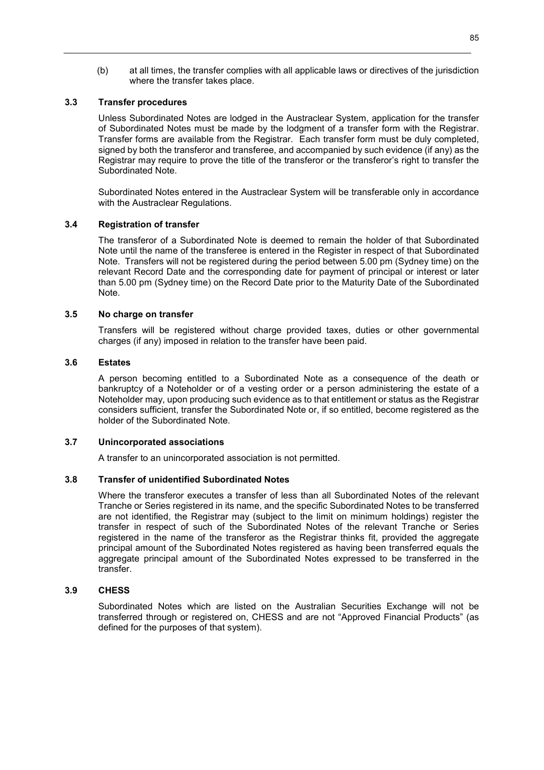(b) at all times, the transfer complies with all applicable laws or directives of the jurisdiction where the transfer takes place.

### 3.3 Transfer procedures

Unless Subordinated Notes are lodged in the Austraclear System, application for the transfer of Subordinated Notes must be made by the lodgment of a transfer form with the Registrar. Transfer forms are available from the Registrar. Each transfer form must be duly completed, signed by both the transferor and transferee, and accompanied by such evidence (if any) as the Registrar may require to prove the title of the transferor or the transferor's right to transfer the Subordinated Note.

Subordinated Notes entered in the Austraclear System will be transferable only in accordance with the Austraclear Regulations.

### 3.4 Registration of transfer

The transferor of a Subordinated Note is deemed to remain the holder of that Subordinated Note until the name of the transferee is entered in the Register in respect of that Subordinated Note. Transfers will not be registered during the period between 5.00 pm (Sydney time) on the relevant Record Date and the corresponding date for payment of principal or interest or later than 5.00 pm (Sydney time) on the Record Date prior to the Maturity Date of the Subordinated Note.

### 3.5 No charge on transfer

Transfers will be registered without charge provided taxes, duties or other governmental charges (if any) imposed in relation to the transfer have been paid.

### 3.6 Estates

A person becoming entitled to a Subordinated Note as a consequence of the death or bankruptcy of a Noteholder or of a vesting order or a person administering the estate of a Noteholder may, upon producing such evidence as to that entitlement or status as the Registrar considers sufficient, transfer the Subordinated Note or, if so entitled, become registered as the holder of the Subordinated Note.

### 3.7 Unincorporated associations

A transfer to an unincorporated association is not permitted.

### 3.8 Transfer of unidentified Subordinated Notes

Where the transferor executes a transfer of less than all Subordinated Notes of the relevant Tranche or Series registered in its name, and the specific Subordinated Notes to be transferred are not identified, the Registrar may (subject to the limit on minimum holdings) register the transfer in respect of such of the Subordinated Notes of the relevant Tranche or Series registered in the name of the transferor as the Registrar thinks fit, provided the aggregate principal amount of the Subordinated Notes registered as having been transferred equals the aggregate principal amount of the Subordinated Notes expressed to be transferred in the transfer.

### 3.9 CHESS

Subordinated Notes which are listed on the Australian Securities Exchange will not be transferred through or registered on, CHESS and are not "Approved Financial Products" (as defined for the purposes of that system).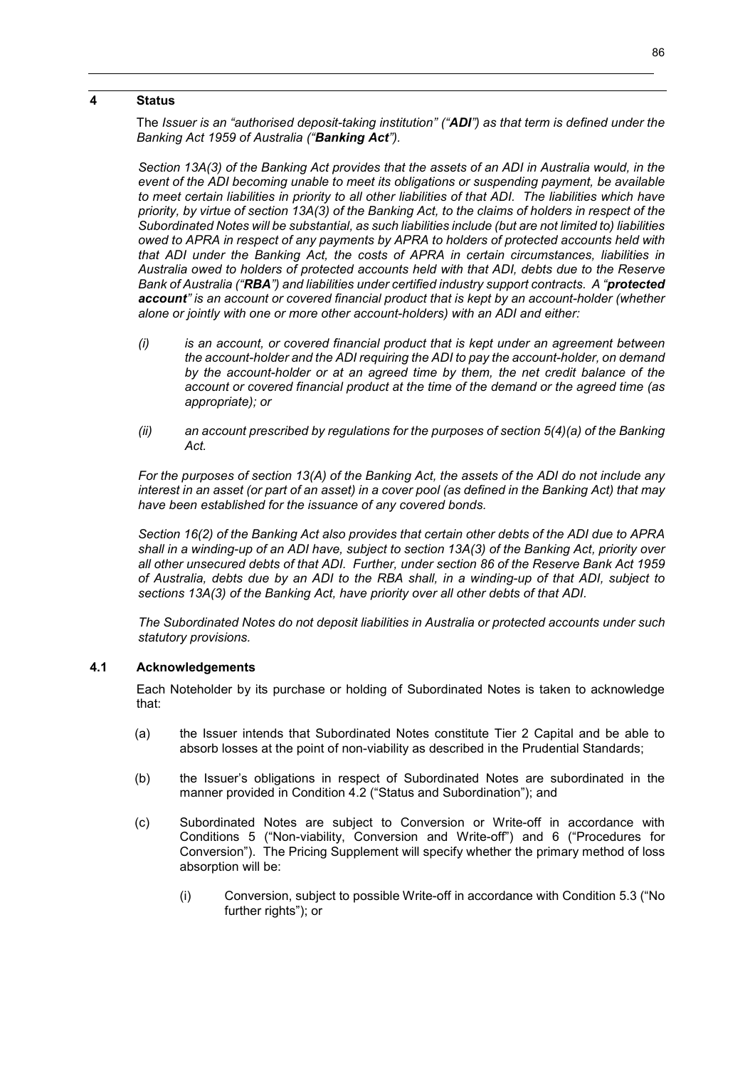## 4 Status

The *Issuer is an "authorised deposit-taking institution" ("**ADI**") as that term is defined under the Banking Act 1959 of Australia ("**Banking Act**").*

*Section 13A(3) of the Banking Act provides that the assets of an ADI in Australia would, in the event of the ADI becoming unable to meet its obligations or suspending payment, be available to meet certain liabilities in priority to all other liabilities of that ADI. The liabilities which have priority, by virtue of section 13A(3) of the Banking Act, to the claims of holders in respect of the Subordinated Notes will be substantial, as such liabilities include (but are not limited to) liabilities owed to APRA in respect of any payments by APRA to holders of protected accounts held with that ADI under the Banking Act, the costs of APRA in certain circumstances, liabilities in Australia owed to holders of protected accounts held with that ADI, debts due to the Reserve Bank of Australia ("**RBA**") and liabilities under certified industry support contracts. A "**protected account**" is an account or covered financial product that is kept by an account-holder (whether alone or jointly with one or more other account-holders) with an ADI and either:*

*(i) is an account, or covered financial product that is kept under an agreement between the account-holder and the ADI requiring the ADI to pay the account-holder, on demand by the account-holder or at an agreed time by them, the net credit balance of the account or covered financial product at the time of the demand or the agreed time (as appropriate); or*

*(ii) an account prescribed by regulations for the purposes of section 5(4)(a) of the Banking Act.*

*For the purposes of section 13(A) of the Banking Act, the assets of the ADI do not include any interest in an asset (or part of an asset) in a cover pool (as defined in the Banking Act) that may have been established for the issuance of any covered bonds.*

*Section 16(2) of the Banking Act also provides that certain other debts of the ADI due to APRA shall in a winding-up of an ADI have, subject to section 13A(3) of the Banking Act, priority over all other unsecured debts of that ADI. Further, under section 86 of the Reserve Bank Act 1959 of Australia, debts due by an ADI to the RBA shall, in a winding-up of that ADI, subject to sections 13A(3) of the Banking Act, have priority over all other debts of that ADI.*

*The Subordinated Notes do not deposit liabilities in Australia or protected accounts under such statutory provisions.*

### 4.1 Acknowledgements

Each Noteholder by its purchase or holding of Subordinated Notes is taken to acknowledge that:

(a) the Issuer intends that Subordinated Notes constitute Tier 2 Capital and be able to absorb losses at the point of non-viability as described in the Prudential Standards;

(b) the Issuer's obligations in respect of Subordinated Notes are subordinated in the manner provided in Condition 4.2 ("Status and Subordination"); and

(c) Subordinated Notes are subject to Conversion or Write-off in accordance with Conditions 5 ("Non-viability, Conversion and Write-off") and 6 ("Procedures for Conversion"). The Pricing Supplement will specify whether the primary method of loss absorption will be:

   (i) Conversion, subject to possible Write-off in accordance with Condition 5.3 ("No further rights"); or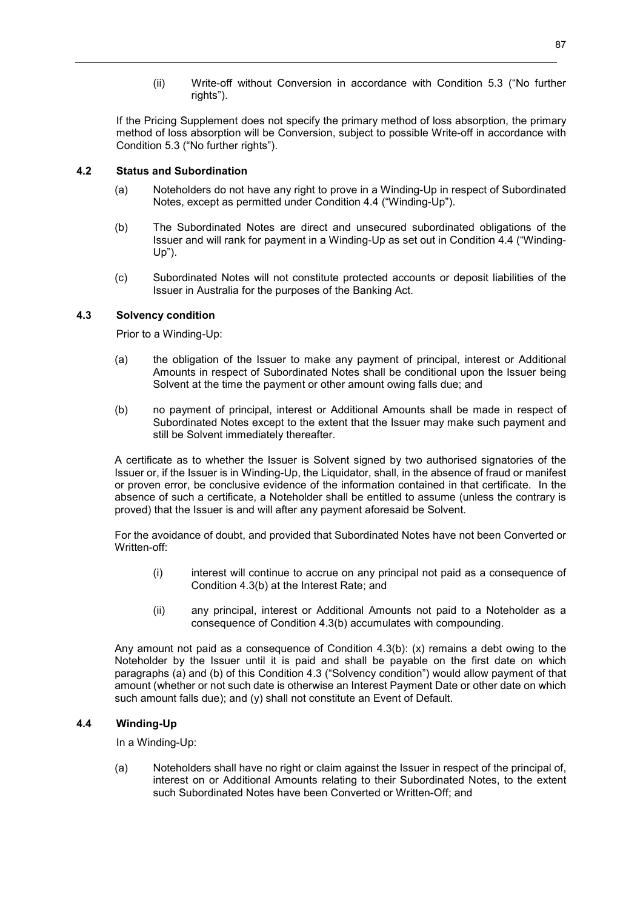(ii) Write-off without Conversion in accordance with Condition 5.3 ("No further rights").

If the Pricing Supplement does not specify the primary method of loss absorption, the primary method of loss absorption will be Conversion, subject to possible Write-off in accordance with Condition 5.3 ("No further rights").

### 4.2 Status and Subordination

(a) Noteholders do not have any right to prove in a Winding-Up in respect of Subordinated Notes, except as permitted under Condition 4.4 ("Winding-Up").

(b) The Subordinated Notes are direct and unsecured subordinated obligations of the Issuer and will rank for payment in a Winding-Up as set out in Condition 4.4 ("Winding-Up").

(c) Subordinated Notes will not constitute protected accounts or deposit liabilities of the Issuer in Australia for the purposes of the Banking Act.

### 4.3 Solvency condition

Prior to a Winding-Up:

(a) the obligation of the Issuer to make any payment of principal, interest or Additional Amounts in respect of Subordinated Notes shall be conditional upon the Issuer being Solvent at the time the payment or other amount owing falls due; and

(b) no payment of principal, interest or Additional Amounts shall be made in respect of Subordinated Notes except to the extent that the Issuer may make such payment and still be Solvent immediately thereafter.

A certificate as to whether the Issuer is Solvent signed by two authorised signatories of the Issuer or, if the Issuer is in Winding-Up, the Liquidator, shall, in the absence of fraud or manifest or proven error, be conclusive evidence of the information contained in that certificate. In the absence of such a certificate, a Noteholder shall be entitled to assume (unless the contrary is proved) that the Issuer is and will after any payment aforesaid be Solvent.

For the avoidance of doubt, and provided that Subordinated Notes have not been Converted or Written-off:

(i) interest will continue to accrue on any principal not paid as a consequence of Condition 4.3(b) at the Interest Rate; and

(ii) any principal, interest or Additional Amounts not paid to a Noteholder as a consequence of Condition 4.3(b) accumulates with compounding.

Any amount not paid as a consequence of Condition 4.3(b): (x) remains a debt owing to the Noteholder by the Issuer until it is paid and shall be payable on the first date on which paragraphs (a) and (b) of this Condition 4.3 ("Solvency condition") would allow payment of that amount (whether or not such date is otherwise an Interest Payment Date or other date on which such amount falls due); and (y) shall not constitute an Event of Default.

### 4.4 Winding-Up

In a Winding-Up:

(a) Noteholders shall have no right or claim against the Issuer in respect of the principal of, interest on or Additional Amounts relating to their Subordinated Notes, to the extent such Subordinated Notes have been Converted or Written-Off; and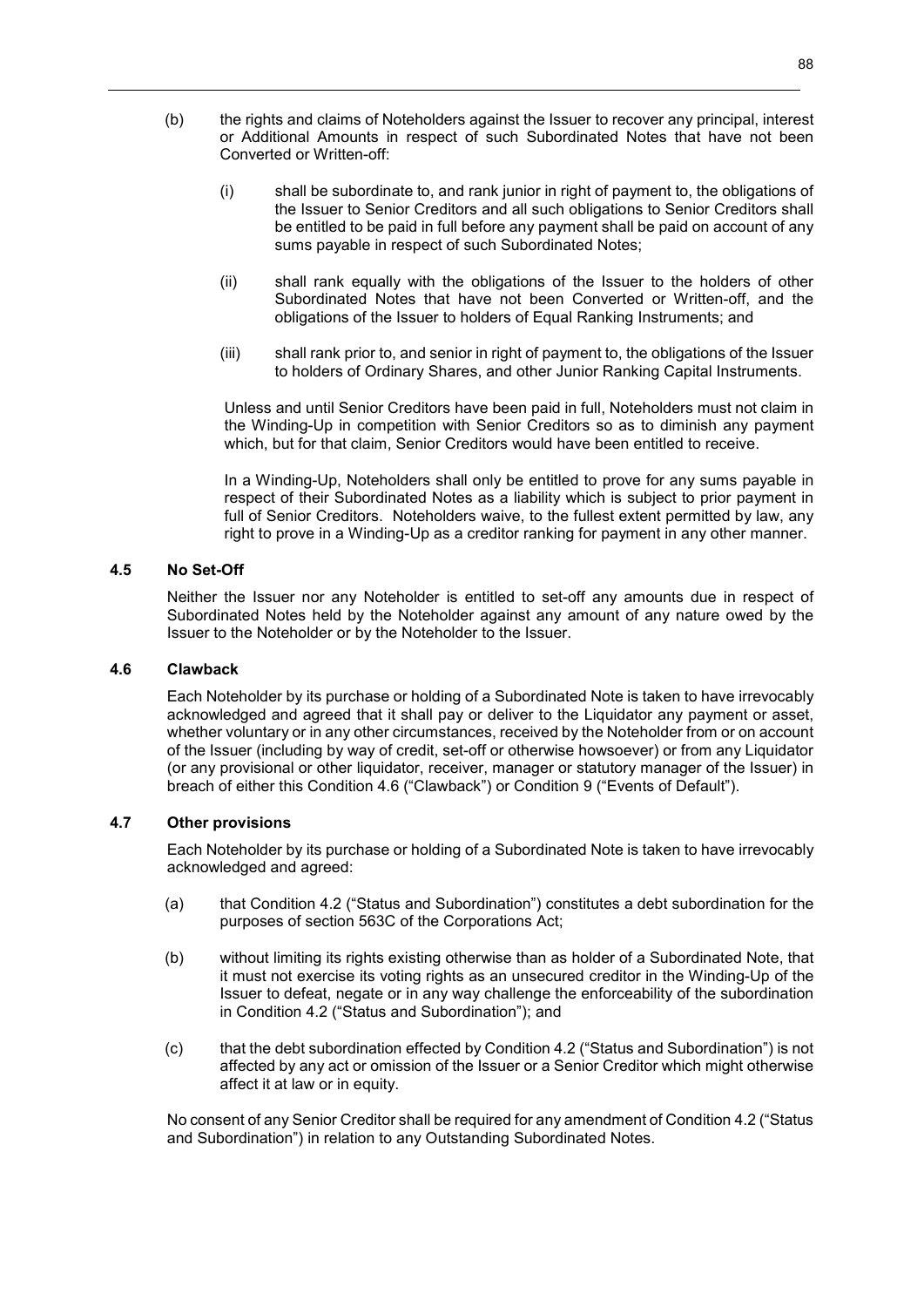(b) the rights and claims of Noteholders against the Issuer to recover any principal, interest or Additional Amounts in respect of such Subordinated Notes that have not been Converted or Written-off:

  (i) shall be subordinate to, and rank junior in right of payment to, the obligations of the Issuer to Senior Creditors and all such obligations to Senior Creditors shall be entitled to be paid in full before any payment shall be paid on account of any sums payable in respect of such Subordinated Notes;

  (ii) shall rank equally with the obligations of the Issuer to the holders of other Subordinated Notes that have not been Converted or Written-off, and the obligations of the Issuer to holders of Equal Ranking Instruments; and

  (iii) shall rank prior to, and senior in right of payment to, the obligations of the Issuer to holders of Ordinary Shares, and other Junior Ranking Capital Instruments.

  Unless and until Senior Creditors have been paid in full, Noteholders must not claim in the Winding-Up in competition with Senior Creditors so as to diminish any payment which, but for that claim, Senior Creditors would have been entitled to receive.

  In a Winding-Up, Noteholders shall only be entitled to prove for any sums payable in respect of their Subordinated Notes as a liability which is subject to prior payment in full of Senior Creditors. Noteholders waive, to the fullest extent permitted by law, any right to prove in a Winding-Up as a creditor ranking for payment in any other manner.

### 4.5 No Set-Off

Neither the Issuer nor any Noteholder is entitled to set-off any amounts due in respect of Subordinated Notes held by the Noteholder against any amount of any nature owed by the Issuer to the Noteholder or by the Noteholder to the Issuer.

### 4.6 Clawback

Each Noteholder by its purchase or holding of a Subordinated Note is taken to have irrevocably acknowledged and agreed that it shall pay or deliver to the Liquidator any payment or asset, whether voluntary or in any other circumstances, received by the Noteholder from or on account of the Issuer (including by way of credit, set-off or otherwise howsoever) or from any Liquidator (or any provisional or other liquidator, receiver, manager or statutory manager of the Issuer) in breach of either this Condition 4.6 ("Clawback") or Condition 9 ("Events of Default").

### 4.7 Other provisions

Each Noteholder by its purchase or holding of a Subordinated Note is taken to have irrevocably acknowledged and agreed:

(a) that Condition 4.2 ("Status and Subordination") constitutes a debt subordination for the purposes of section 563C of the Corporations Act;

(b) without limiting its rights existing otherwise than as holder of a Subordinated Note, that it must not exercise its voting rights as an unsecured creditor in the Winding-Up of the Issuer to defeat, negate or in any way challenge the enforceability of the subordination in Condition 4.2 ("Status and Subordination"); and

(c) that the debt subordination effected by Condition 4.2 ("Status and Subordination") is not affected by any act or omission of the Issuer or a Senior Creditor which might otherwise affect it at law or in equity.

No consent of any Senior Creditor shall be required for any amendment of Condition 4.2 ("Status and Subordination") in relation to any Outstanding Subordinated Notes.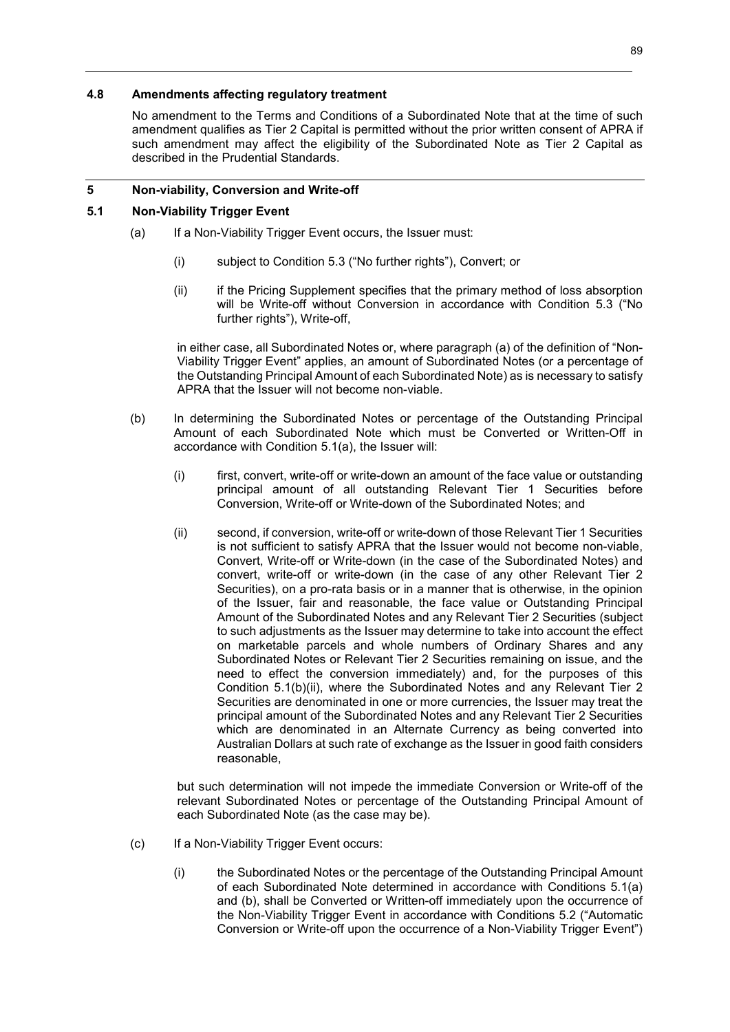### 4.8 Amendments affecting regulatory treatment

No amendment to the Terms and Conditions of a Subordinated Note that at the time of such amendment qualifies as Tier 2 Capital is permitted without the prior written consent of APRA if such amendment may affect the eligibility of the Subordinated Note as Tier 2 Capital as described in the Prudential Standards.

## 5 Non-viability, Conversion and Write-off

### 5.1 Non-Viability Trigger Event

(a) If a Non-Viability Trigger Event occurs, the Issuer must:

(i) subject to Condition 5.3 ("No further rights"), Convert; or

(ii) if the Pricing Supplement specifies that the primary method of loss absorption will be Write-off without Conversion in accordance with Condition 5.3 ("No further rights"), Write-off,

in either case, all Subordinated Notes or, where paragraph (a) of the definition of "Non-Viability Trigger Event" applies, an amount of Subordinated Notes (or a percentage of the Outstanding Principal Amount of each Subordinated Note) as is necessary to satisfy APRA that the Issuer will not become non-viable.

(b) In determining the Subordinated Notes or percentage of the Outstanding Principal Amount of each Subordinated Note which must be Converted or Written-Off in accordance with Condition 5.1(a), the Issuer will:

(i) first, convert, write-off or write-down an amount of the face value or outstanding principal amount of all outstanding Relevant Tier 1 Securities before Conversion, Write-off or Write-down of the Subordinated Notes; and

(ii) second, if conversion, write-off or write-down of those Relevant Tier 1 Securities is not sufficient to satisfy APRA that the Issuer would not become non-viable, Convert, Write-off or Write-down (in the case of the Subordinated Notes) and convert, write-off or write-down (in the case of any other Relevant Tier 2 Securities), on a pro-rata basis or in a manner that is otherwise, in the opinion of the Issuer, fair and reasonable, the face value or Outstanding Principal Amount of the Subordinated Notes and any Relevant Tier 2 Securities (subject to such adjustments as the Issuer may determine to take into account the effect on marketable parcels and whole numbers of Ordinary Shares and any Subordinated Notes or Relevant Tier 2 Securities remaining on issue, and the need to effect the conversion immediately) and, for the purposes of this Condition 5.1(b)(ii), where the Subordinated Notes and any Relevant Tier 2 Securities are denominated in one or more currencies, the Issuer may treat the principal amount of the Subordinated Notes and any Relevant Tier 2 Securities which are denominated in an Alternate Currency as being converted into Australian Dollars at such rate of exchange as the Issuer in good faith considers reasonable,

but such determination will not impede the immediate Conversion or Write-off of the relevant Subordinated Notes or percentage of the Outstanding Principal Amount of each Subordinated Note (as the case may be).

(c) If a Non-Viability Trigger Event occurs:

(i) the Subordinated Notes or the percentage of the Outstanding Principal Amount of each Subordinated Note determined in accordance with Conditions 5.1(a) and (b), shall be Converted or Written-off immediately upon the occurrence of the Non-Viability Trigger Event in accordance with Conditions 5.2 ("Automatic Conversion or Write-off upon the occurrence of a Non-Viability Trigger Event")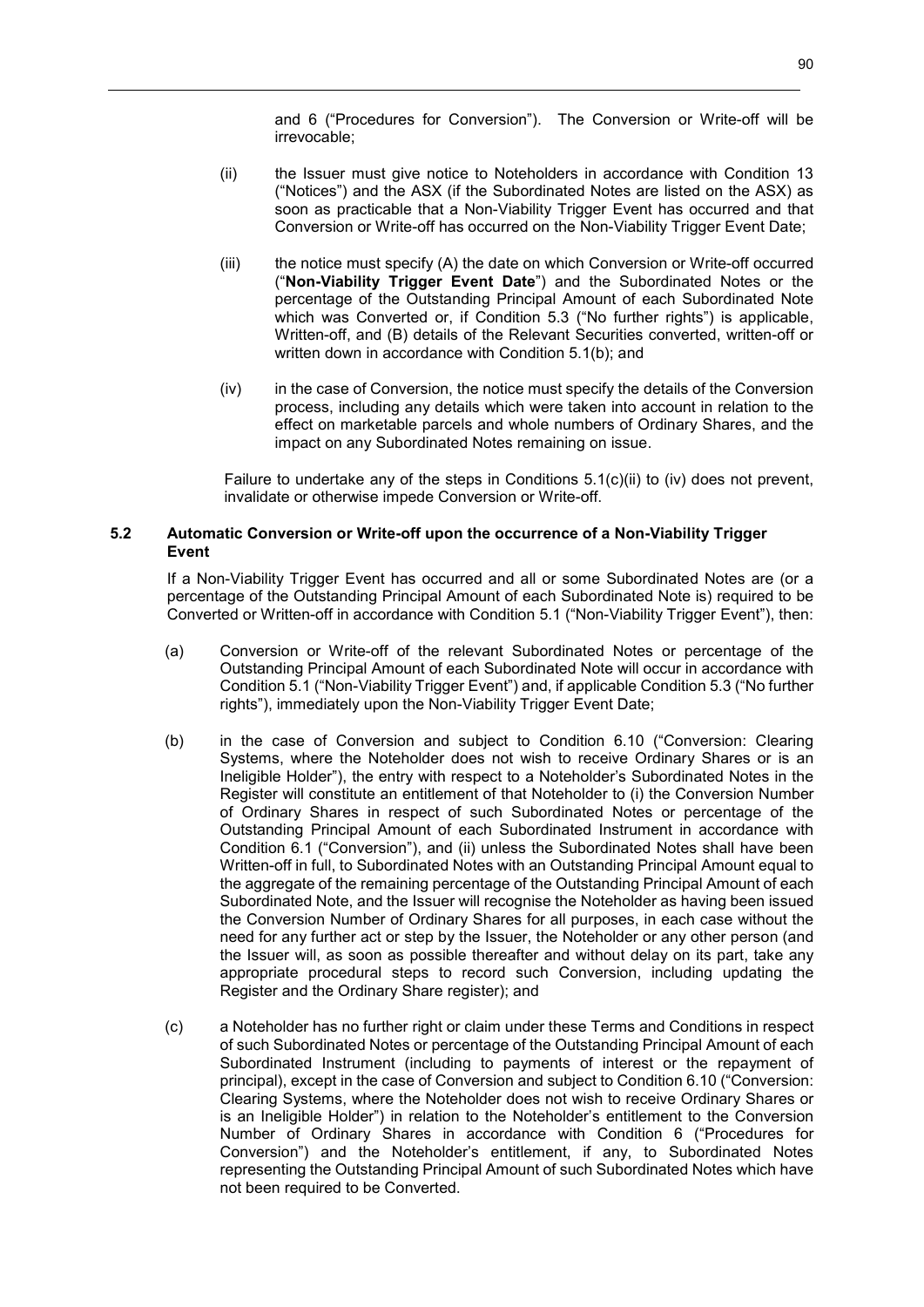and 6 ("Procedures for Conversion"). The Conversion or Write-off will be irrevocable;

(ii) the Issuer must give notice to Noteholders in accordance with Condition 13 ("Notices") and the ASX (if the Subordinated Notes are listed on the ASX) as soon as practicable that a Non-Viability Trigger Event has occurred and that Conversion or Write-off has occurred on the Non-Viability Trigger Event Date;

(iii) the notice must specify (A) the date on which Conversion or Write-off occurred ("**Non-Viability Trigger Event Date**") and the Subordinated Notes or the percentage of the Outstanding Principal Amount of each Subordinated Note which was Converted or, if Condition 5.3 ("No further rights") is applicable, Written-off, and (B) details of the Relevant Securities converted, written-off or written down in accordance with Condition 5.1(b); and

(iv) in the case of Conversion, the notice must specify the details of the Conversion process, including any details which were taken into account in relation to the effect on marketable parcels and whole numbers of Ordinary Shares, and the impact on any Subordinated Notes remaining on issue.

Failure to undertake any of the steps in Conditions 5.1(c)(ii) to (iv) does not prevent, invalidate or otherwise impede Conversion or Write-off.

### 5.2 Automatic Conversion or Write-off upon the occurrence of a Non-Viability Trigger Event

If a Non-Viability Trigger Event has occurred and all or some Subordinated Notes are (or a percentage of the Outstanding Principal Amount of each Subordinated Note is) required to be Converted or Written-off in accordance with Condition 5.1 ("Non-Viability Trigger Event"), then:

(a) Conversion or Write-off of the relevant Subordinated Notes or percentage of the Outstanding Principal Amount of each Subordinated Note will occur in accordance with Condition 5.1 ("Non-Viability Trigger Event") and, if applicable Condition 5.3 ("No further rights"), immediately upon the Non-Viability Trigger Event Date;

(b) in the case of Conversion and subject to Condition 6.10 ("Conversion: Clearing Systems, where the Noteholder does not wish to receive Ordinary Shares or is an Ineligible Holder"), the entry with respect to a Noteholder's Subordinated Notes in the Register will constitute an entitlement of that Noteholder to (i) the Conversion Number of Ordinary Shares in respect of such Subordinated Notes or percentage of the Outstanding Principal Amount of each Subordinated Instrument in accordance with Condition 6.1 ("Conversion"), and (ii) unless the Subordinated Notes shall have been Written-off in full, to Subordinated Notes with an Outstanding Principal Amount equal to the aggregate of the remaining percentage of the Outstanding Principal Amount of each Subordinated Note, and the Issuer will recognise the Noteholder as having been issued the Conversion Number of Ordinary Shares for all purposes, in each case without the need for any further act or step by the Issuer, the Noteholder or any other person (and the Issuer will, as soon as possible thereafter and without delay on its part, take any appropriate procedural steps to record such Conversion, including updating the Register and the Ordinary Share register); and

(c) a Noteholder has no further right or claim under these Terms and Conditions in respect of such Subordinated Notes or percentage of the Outstanding Principal Amount of each Subordinated Instrument (including to payments of interest or the repayment of principal), except in the case of Conversion and subject to Condition 6.10 ("Conversion: Clearing Systems, where the Noteholder does not wish to receive Ordinary Shares or is an Ineligible Holder") in relation to the Noteholder's entitlement to the Conversion Number of Ordinary Shares in accordance with Condition 6 ("Procedures for Conversion") and the Noteholder's entitlement, if any, to Subordinated Notes representing the Outstanding Principal Amount of such Subordinated Notes which have not been required to be Converted.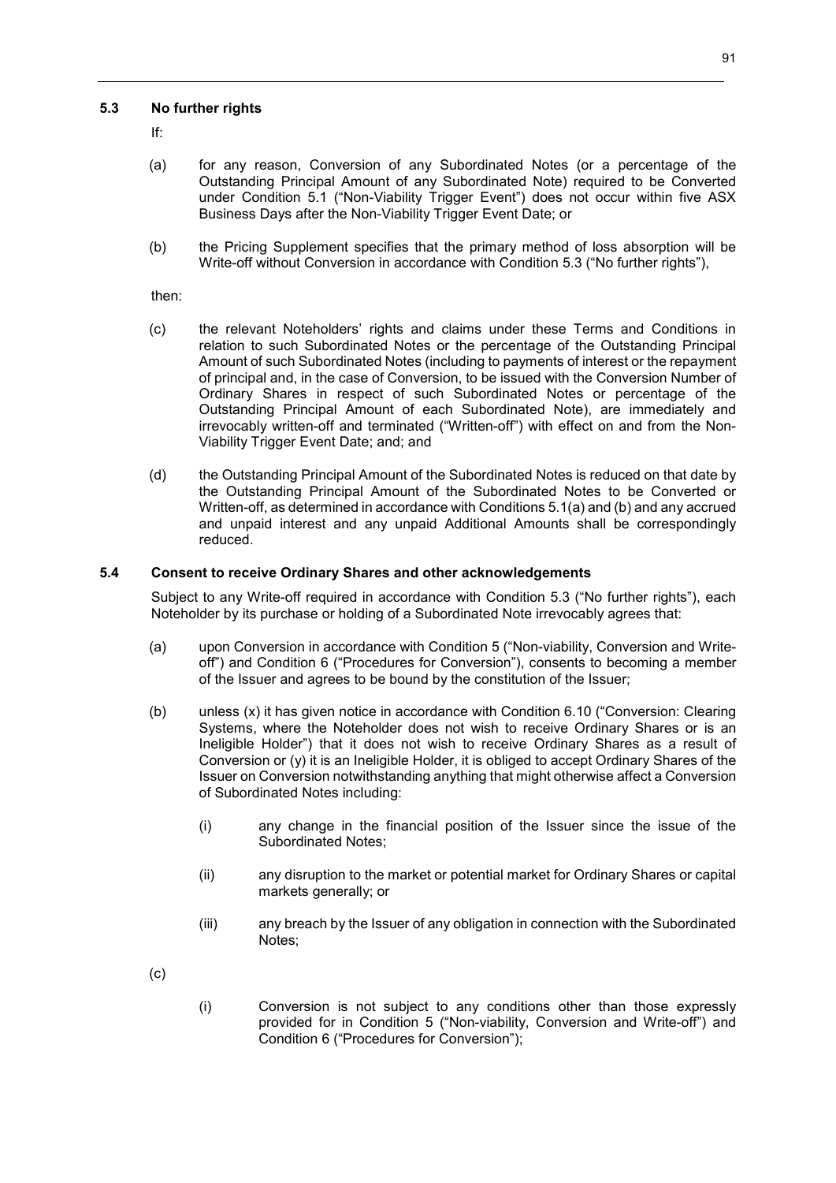### 5.3 No further rights

If:

(a) for any reason, Conversion of any Subordinated Notes (or a percentage of the Outstanding Principal Amount of any Subordinated Note) required to be Converted under Condition 5.1 ("Non-Viability Trigger Event") does not occur within five ASX Business Days after the Non-Viability Trigger Event Date; or

(b) the Pricing Supplement specifies that the primary method of loss absorption will be Write-off without Conversion in accordance with Condition 5.3 ("No further rights"),

then:

(c) the relevant Noteholders' rights and claims under these Terms and Conditions in relation to such Subordinated Notes or the percentage of the Outstanding Principal Amount of such Subordinated Notes (including to payments of interest or the repayment of principal and, in the case of Conversion, to be issued with the Conversion Number of Ordinary Shares in respect of such Subordinated Notes or percentage of the Outstanding Principal Amount of each Subordinated Note), are immediately and irrevocably written-off and terminated ("Written-off") with effect on and from the Non-Viability Trigger Event Date; and; and

(d) the Outstanding Principal Amount of the Subordinated Notes is reduced on that date by the Outstanding Principal Amount of the Subordinated Notes to be Converted or Written-off, as determined in accordance with Conditions 5.1(a) and (b) and any accrued and unpaid interest and any unpaid Additional Amounts shall be correspondingly reduced.

### 5.4 Consent to receive Ordinary Shares and other acknowledgements

Subject to any Write-off required in accordance with Condition 5.3 ("No further rights"), each Noteholder by its purchase or holding of a Subordinated Note irrevocably agrees that:

(a) upon Conversion in accordance with Condition 5 ("Non-viability, Conversion and Write-off") and Condition 6 ("Procedures for Conversion"), consents to becoming a member of the Issuer and agrees to be bound by the constitution of the Issuer;

(b) unless (x) it has given notice in accordance with Condition 6.10 ("Conversion: Clearing Systems, where the Noteholder does not wish to receive Ordinary Shares or is an Ineligible Holder") that it does not wish to receive Ordinary Shares as a result of Conversion or (y) it is an Ineligible Holder, it is obliged to accept Ordinary Shares of the Issuer on Conversion notwithstanding anything that might otherwise affect a Conversion of Subordinated Notes including:

   (i) any change in the financial position of the Issuer since the issue of the Subordinated Notes;

   (ii) any disruption to the market or potential market for Ordinary Shares or capital markets generally; or

   (iii) any breach by the Issuer of any obligation in connection with the Subordinated Notes;

(c)

   (i) Conversion is not subject to any conditions other than those expressly provided for in Condition 5 ("Non-viability, Conversion and Write-off") and Condition 6 ("Procedures for Conversion");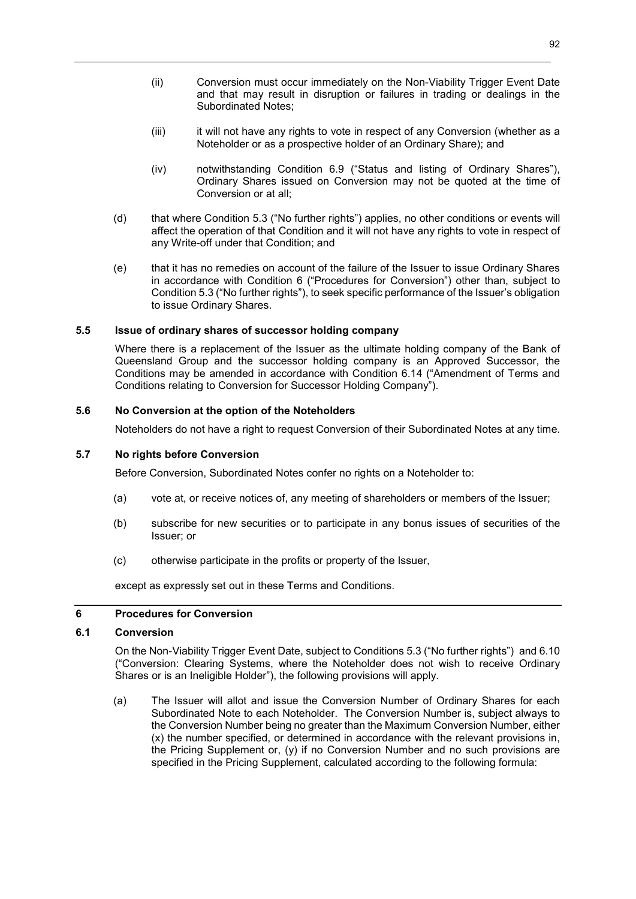(ii) Conversion must occur immediately on the Non-Viability Trigger Event Date and that may result in disruption or failures in trading or dealings in the Subordinated Notes;

(iii) it will not have any rights to vote in respect of any Conversion (whether as a Noteholder or as a prospective holder of an Ordinary Share); and

(iv) notwithstanding Condition 6.9 ("Status and listing of Ordinary Shares"), Ordinary Shares issued on Conversion may not be quoted at the time of Conversion or at all;

(d) that where Condition 5.3 ("No further rights") applies, no other conditions or events will affect the operation of that Condition and it will not have any rights to vote in respect of any Write-off under that Condition; and

(e) that it has no remedies on account of the failure of the Issuer to issue Ordinary Shares in accordance with Condition 6 ("Procedures for Conversion") other than, subject to Condition 5.3 ("No further rights"), to seek specific performance of the Issuer's obligation to issue Ordinary Shares.

### 5.5 Issue of ordinary shares of successor holding company

Where there is a replacement of the Issuer as the ultimate holding company of the Bank of Queensland Group and the successor holding company is an Approved Successor, the Conditions may be amended in accordance with Condition 6.14 ("Amendment of Terms and Conditions relating to Conversion for Successor Holding Company").

### 5.6 No Conversion at the option of the Noteholders

Noteholders do not have a right to request Conversion of their Subordinated Notes at any time.

### 5.7 No rights before Conversion

Before Conversion, Subordinated Notes confer no rights on a Noteholder to:

(a) vote at, or receive notices of, any meeting of shareholders or members of the Issuer;

(b) subscribe for new securities or to participate in any bonus issues of securities of the Issuer; or

(c) otherwise participate in the profits or property of the Issuer,

except as expressly set out in these Terms and Conditions.

## 6 Procedures for Conversion

### 6.1 Conversion

On the Non-Viability Trigger Event Date, subject to Conditions 5.3 ("No further rights") and 6.10 ("Conversion: Clearing Systems, where the Noteholder does not wish to receive Ordinary Shares or is an Ineligible Holder"), the following provisions will apply.

(a) The Issuer will allot and issue the Conversion Number of Ordinary Shares for each Subordinated Note to each Noteholder. The Conversion Number is, subject always to the Conversion Number being no greater than the Maximum Conversion Number, either (x) the number specified, or determined in accordance with the relevant provisions in, the Pricing Supplement or, (y) if no Conversion Number and no such provisions are specified in the Pricing Supplement, calculated according to the following formula: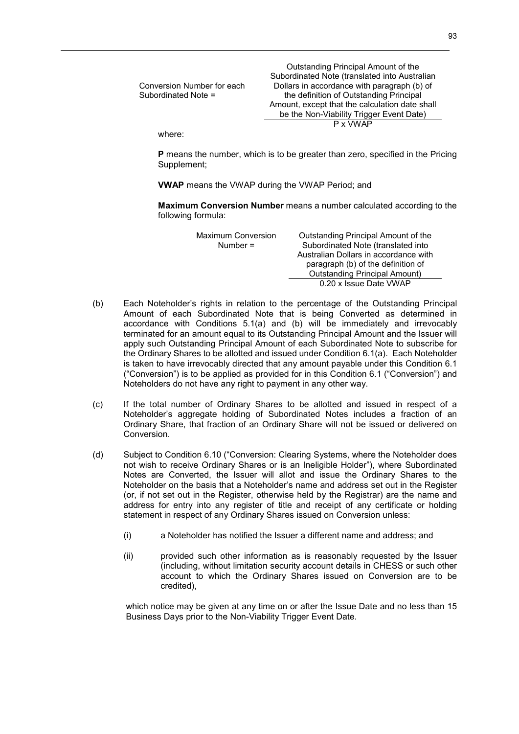$$\text{Conversion Number for each Subordinated Note} = \frac{\text{Outstanding Principal Amount of the Subordinated Note (translated into Australian Dollars in accordance with paragraph (b) of the definition of Outstanding Principal Amount, except that the calculation date shall be the Non-Viability Trigger Event Date)}}{\text{P x VWAP}}$$

where:

**P** means the number, which is to be greater than zero, specified in the Pricing Supplement;

**VWAP** means the VWAP during the VWAP Period; and

**Maximum Conversion Number** means a number calculated according to the following formula:

$$\text{Maximum Conversion Number} = \frac{\text{Outstanding Principal Amount of the Subordinated Note (translated into Australian Dollars in accordance with paragraph (b) of the definition of Outstanding Principal Amount)}}{\text{0.20 x Issue Date VWAP}}$$

(b) Each Noteholder's rights in relation to the percentage of the Outstanding Principal Amount of each Subordinated Note that is being Converted as determined in accordance with Conditions 5.1(a) and (b) will be immediately and irrevocably terminated for an amount equal to its Outstanding Principal Amount and the Issuer will apply such Outstanding Principal Amount of each Subordinated Note to subscribe for the Ordinary Shares to be allotted and issued under Condition 6.1(a). Each Noteholder is taken to have irrevocably directed that any amount payable under this Condition 6.1 ("Conversion") is to be applied as provided for in this Condition 6.1 ("Conversion") and Noteholders do not have any right to payment in any other way.

(c) If the total number of Ordinary Shares to be allotted and issued in respect of a Noteholder's aggregate holding of Subordinated Notes includes a fraction of an Ordinary Share, that fraction of an Ordinary Share will not be issued or delivered on Conversion.

(d) Subject to Condition 6.10 ("Conversion: Clearing Systems, where the Noteholder does not wish to receive Ordinary Shares or is an Ineligible Holder"), where Subordinated Notes are Converted, the Issuer will allot and issue the Ordinary Shares to the Noteholder on the basis that a Noteholder's name and address set out in the Register (or, if not set out in the Register, otherwise held by the Registrar) are the name and address for entry into any register of title and receipt of any certificate or holding statement in respect of any Ordinary Shares issued on Conversion unless:

  (i) a Noteholder has notified the Issuer a different name and address; and

  (ii) provided such other information as is reasonably requested by the Issuer (including, without limitation security account details in CHESS or such other account to which the Ordinary Shares issued on Conversion are to be credited),

which notice may be given at any time on or after the Issue Date and no less than 15 Business Days prior to the Non-Viability Trigger Event Date.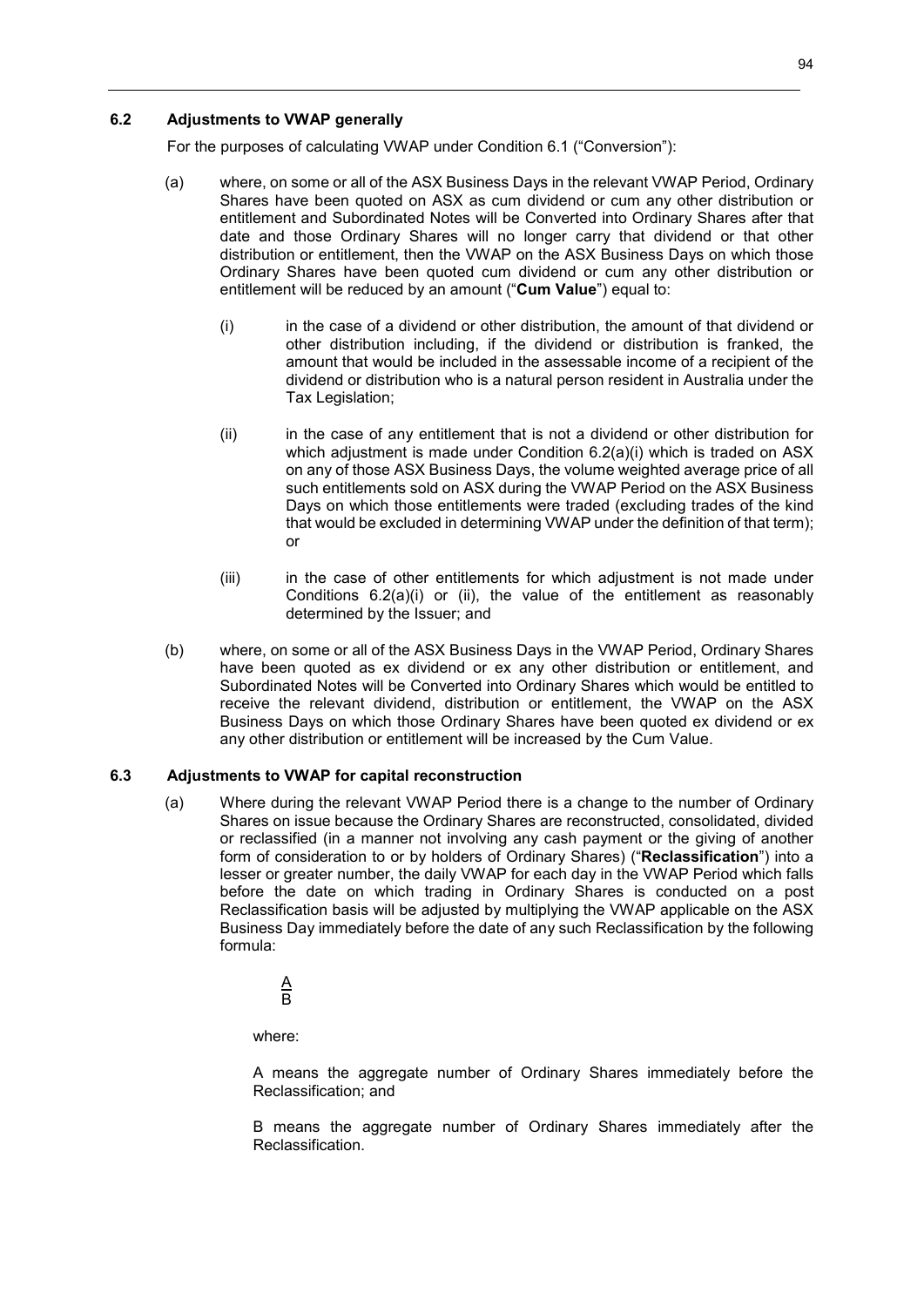### 6.2 Adjustments to VWAP generally

For the purposes of calculating VWAP under Condition 6.1 ("Conversion"):

(a) where, on some or all of the ASX Business Days in the relevant VWAP Period, Ordinary Shares have been quoted on ASX as cum dividend or cum any other distribution or entitlement and Subordinated Notes will be Converted into Ordinary Shares after that date and those Ordinary Shares will no longer carry that dividend or that other distribution or entitlement, then the VWAP on the ASX Business Days on which those Ordinary Shares have been quoted cum dividend or cum any other distribution or entitlement will be reduced by an amount ("**Cum Value**") equal to:

  (i) in the case of a dividend or other distribution, the amount of that dividend or other distribution including, if the dividend or distribution is franked, the amount that would be included in the assessable income of a recipient of the dividend or distribution who is a natural person resident in Australia under the Tax Legislation;

  (ii) in the case of any entitlement that is not a dividend or other distribution for which adjustment is made under Condition 6.2(a)(i) which is traded on ASX on any of those ASX Business Days, the volume weighted average price of all such entitlements sold on ASX during the VWAP Period on the ASX Business Days on which those entitlements were traded (excluding trades of the kind that would be excluded in determining VWAP under the definition of that term); or

  (iii) in the case of other entitlements for which adjustment is not made under Conditions 6.2(a)(i) or (ii), the value of the entitlement as reasonably determined by the Issuer; and

(b) where, on some or all of the ASX Business Days in the VWAP Period, Ordinary Shares have been quoted as ex dividend or ex any other distribution or entitlement, and Subordinated Notes will be Converted into Ordinary Shares which would be entitled to receive the relevant dividend, distribution or entitlement, the VWAP on the ASX Business Days on which those Ordinary Shares have been quoted ex dividend or ex any other distribution or entitlement will be increased by the Cum Value.

### 6.3 Adjustments to VWAP for capital reconstruction

(a) Where during the relevant VWAP Period there is a change to the number of Ordinary Shares on issue because the Ordinary Shares are reconstructed, consolidated, divided or reclassified (in a manner not involving any cash payment or the giving of another form of consideration to or by holders of Ordinary Shares) ("**Reclassification**") into a lesser or greater number, the daily VWAP for each day in the VWAP Period which falls before the date on which trading in Ordinary Shares is conducted on a post Reclassification basis will be adjusted by multiplying the VWAP applicable on the ASX Business Day immediately before the date of any such Reclassification by the following formula:

$$\frac{A}{B}$$

where:

A means the aggregate number of Ordinary Shares immediately before the Reclassification; and

B means the aggregate number of Ordinary Shares immediately after the Reclassification.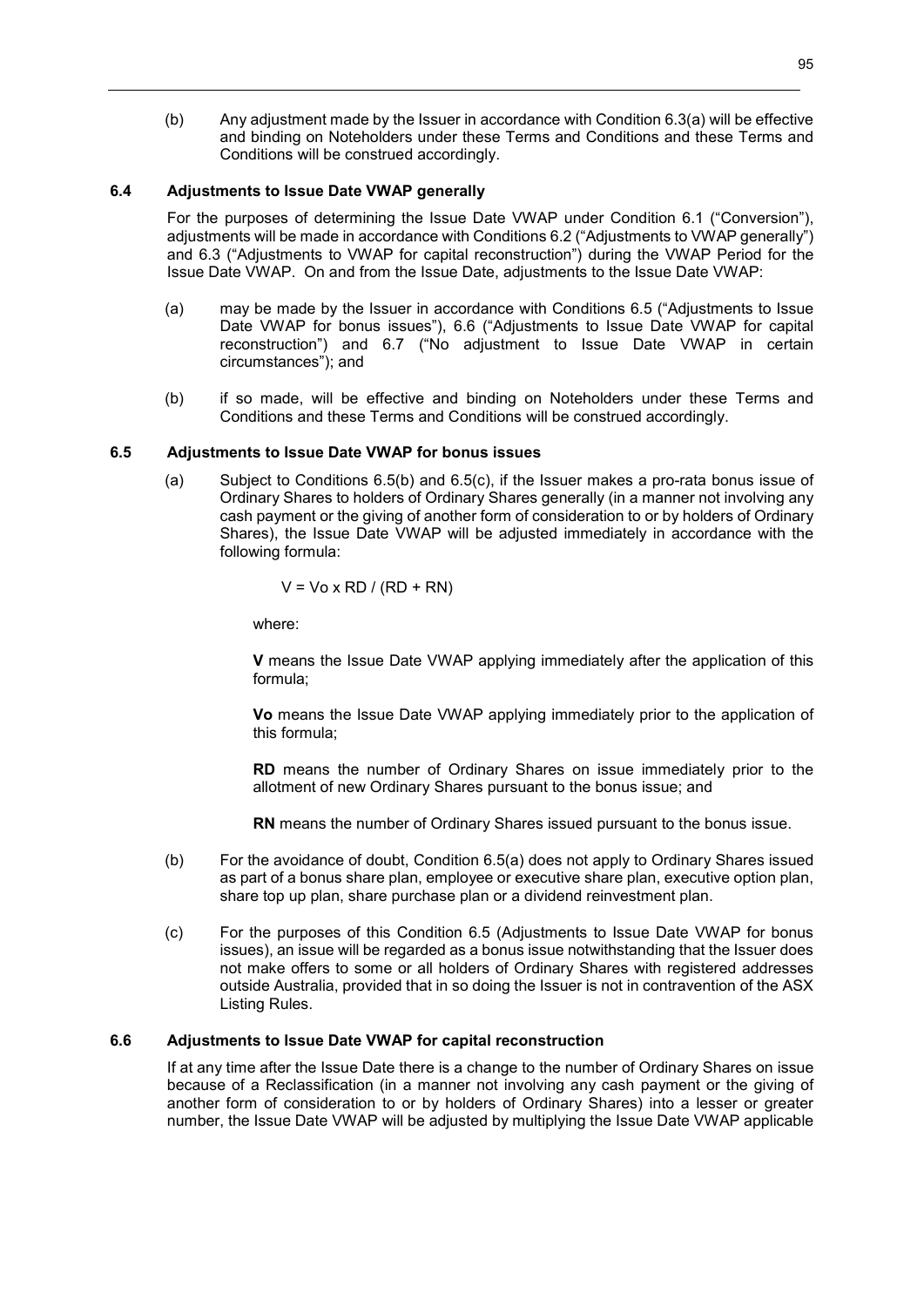(b) Any adjustment made by the Issuer in accordance with Condition 6.3(a) will be effective and binding on Noteholders under these Terms and Conditions and these Terms and Conditions will be construed accordingly.

### 6.4 Adjustments to Issue Date VWAP generally

For the purposes of determining the Issue Date VWAP under Condition 6.1 ("Conversion"), adjustments will be made in accordance with Conditions 6.2 ("Adjustments to VWAP generally") and 6.3 ("Adjustments to VWAP for capital reconstruction") during the VWAP Period for the Issue Date VWAP. On and from the Issue Date, adjustments to the Issue Date VWAP:

(a) may be made by the Issuer in accordance with Conditions 6.5 ("Adjustments to Issue Date VWAP for bonus issues"), 6.6 ("Adjustments to Issue Date VWAP for capital reconstruction") and 6.7 ("No adjustment to Issue Date VWAP in certain circumstances"); and

(b) if so made, will be effective and binding on Noteholders under these Terms and Conditions and these Terms and Conditions will be construed accordingly.

### 6.5 Adjustments to Issue Date VWAP for bonus issues

(a) Subject to Conditions 6.5(b) and 6.5(c), if the Issuer makes a pro-rata bonus issue of Ordinary Shares to holders of Ordinary Shares generally (in a manner not involving any cash payment or the giving of another form of consideration to or by holders of Ordinary Shares), the Issue Date VWAP will be adjusted immediately in accordance with the following formula:

$$V = Vo \times RD / (RD + RN)$$

where:

**V** means the Issue Date VWAP applying immediately after the application of this formula;

**Vo** means the Issue Date VWAP applying immediately prior to the application of this formula;

**RD** means the number of Ordinary Shares on issue immediately prior to the allotment of new Ordinary Shares pursuant to the bonus issue; and

**RN** means the number of Ordinary Shares issued pursuant to the bonus issue.

(b) For the avoidance of doubt, Condition 6.5(a) does not apply to Ordinary Shares issued as part of a bonus share plan, employee or executive share plan, executive option plan, share top up plan, share purchase plan or a dividend reinvestment plan.

(c) For the purposes of this Condition 6.5 (Adjustments to Issue Date VWAP for bonus issues), an issue will be regarded as a bonus issue notwithstanding that the Issuer does not make offers to some or all holders of Ordinary Shares with registered addresses outside Australia, provided that in so doing the Issuer is not in contravention of the ASX Listing Rules.

### 6.6 Adjustments to Issue Date VWAP for capital reconstruction

If at any time after the Issue Date there is a change to the number of Ordinary Shares on issue because of a Reclassification (in a manner not involving any cash payment or the giving of another form of consideration to or by holders of Ordinary Shares) into a lesser or greater number, the Issue Date VWAP will be adjusted by multiplying the Issue Date VWAP applicable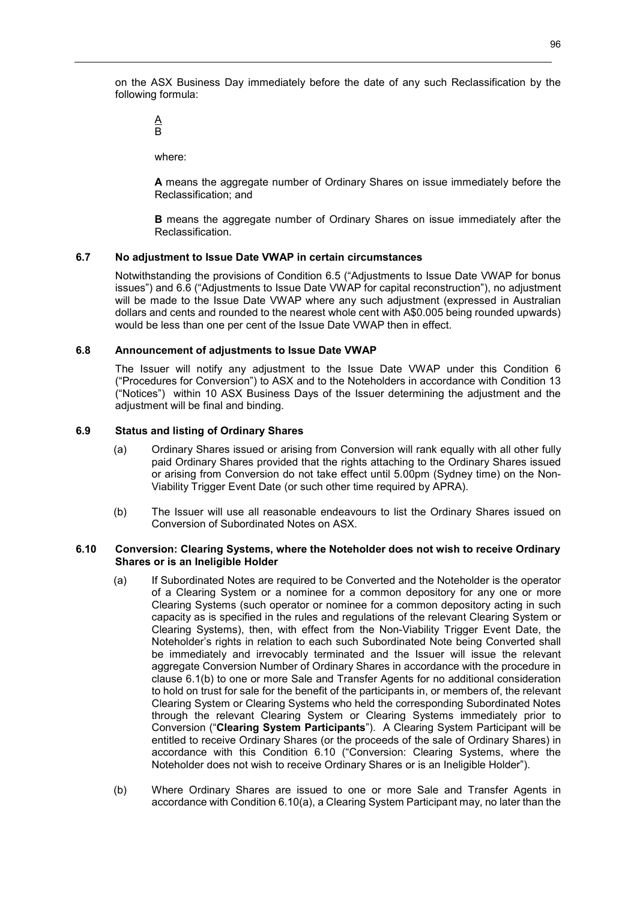on the ASX Business Day immediately before the date of any such Reclassification by the following formula:

$$\frac{A}{B}$$

where:

**A** means the aggregate number of Ordinary Shares on issue immediately before the Reclassification; and

**B** means the aggregate number of Ordinary Shares on issue immediately after the Reclassification.

### 6.7 No adjustment to Issue Date VWAP in certain circumstances

Notwithstanding the provisions of Condition 6.5 ("Adjustments to Issue Date VWAP for bonus issues") and 6.6 ("Adjustments to Issue Date VWAP for capital reconstruction"), no adjustment will be made to the Issue Date VWAP where any such adjustment (expressed in Australian dollars and cents and rounded to the nearest whole cent with A$0.005 being rounded upwards) would be less than one per cent of the Issue Date VWAP then in effect.

### 6.8 Announcement of adjustments to Issue Date VWAP

The Issuer will notify any adjustment to the Issue Date VWAP under this Condition 6 ("Procedures for Conversion") to ASX and to the Noteholders in accordance with Condition 13 ("Notices") within 10 ASX Business Days of the Issuer determining the adjustment and the adjustment will be final and binding.

### 6.9 Status and listing of Ordinary Shares

(a) Ordinary Shares issued or arising from Conversion will rank equally with all other fully paid Ordinary Shares provided that the rights attaching to the Ordinary Shares issued or arising from Conversion do not take effect until 5.00pm (Sydney time) on the Non-Viability Trigger Event Date (or such other time required by APRA).

(b) The Issuer will use all reasonable endeavours to list the Ordinary Shares issued on Conversion of Subordinated Notes on ASX.

### 6.10 Conversion: Clearing Systems, where the Noteholder does not wish to receive Ordinary Shares or is an Ineligible Holder

(a) If Subordinated Notes are required to be Converted and the Noteholder is the operator of a Clearing System or a nominee for a common depository for any one or more Clearing Systems (such operator or nominee for a common depository acting in such capacity as is specified in the rules and regulations of the relevant Clearing System or Clearing Systems), then, with effect from the Non-Viability Trigger Event Date, the Noteholder's rights in relation to each such Subordinated Note being Converted shall be immediately and irrevocably terminated and the Issuer will issue the relevant aggregate Conversion Number of Ordinary Shares in accordance with the procedure in clause 6.1(b) to one or more Sale and Transfer Agents for no additional consideration to hold on trust for sale for the benefit of the participants in, or members of, the relevant Clearing System or Clearing Systems who held the corresponding Subordinated Notes through the relevant Clearing System or Clearing Systems immediately prior to Conversion ("**Clearing System Participants**"). A Clearing System Participant will be entitled to receive Ordinary Shares (or the proceeds of the sale of Ordinary Shares) in accordance with this Condition 6.10 ("Conversion: Clearing Systems, where the Noteholder does not wish to receive Ordinary Shares or is an Ineligible Holder").

(b) Where Ordinary Shares are issued to one or more Sale and Transfer Agents in accordance with Condition 6.10(a), a Clearing System Participant may, no later than the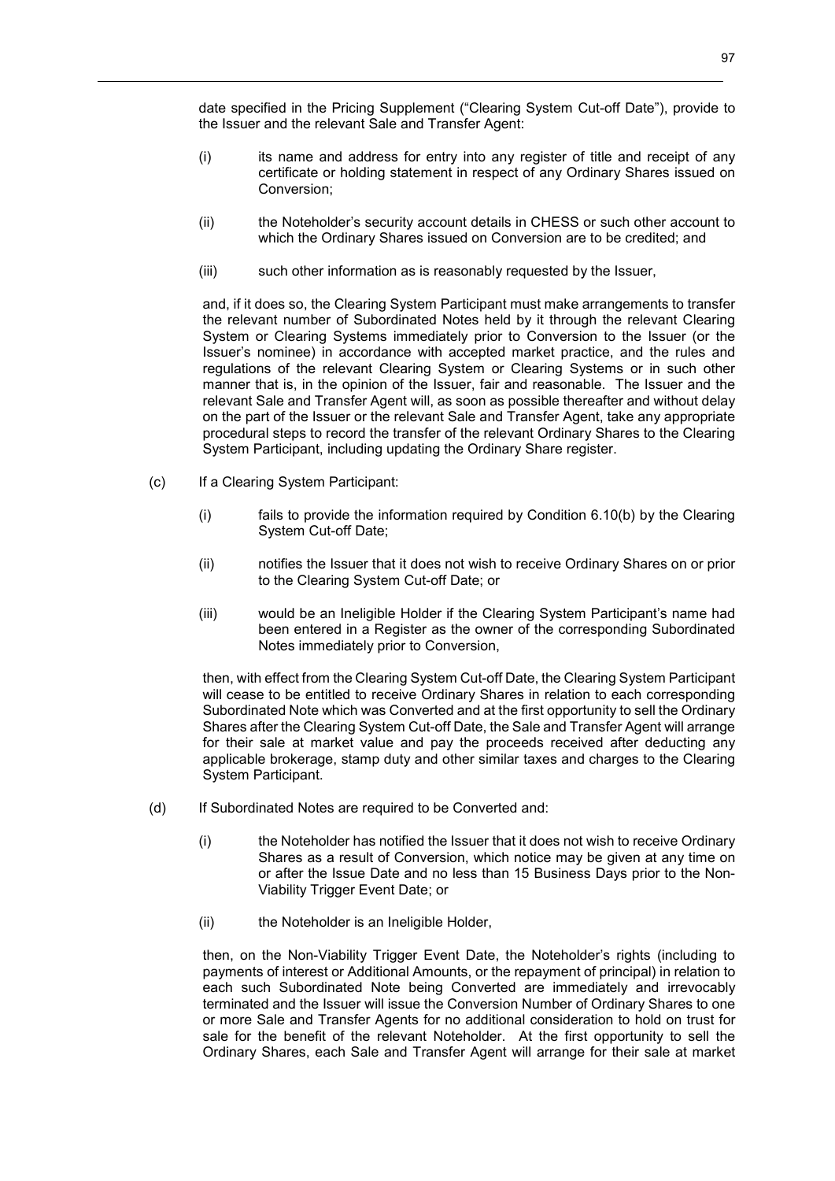date specified in the Pricing Supplement ("Clearing System Cut-off Date"), provide to the Issuer and the relevant Sale and Transfer Agent:

(i) its name and address for entry into any register of title and receipt of any certificate or holding statement in respect of any Ordinary Shares issued on Conversion;

(ii) the Noteholder's security account details in CHESS or such other account to which the Ordinary Shares issued on Conversion are to be credited; and

(iii) such other information as is reasonably requested by the Issuer,

and, if it does so, the Clearing System Participant must make arrangements to transfer the relevant number of Subordinated Notes held by it through the relevant Clearing System or Clearing Systems immediately prior to Conversion to the Issuer (or the Issuer's nominee) in accordance with accepted market practice, and the rules and regulations of the relevant Clearing System or Clearing Systems or in such other manner that is, in the opinion of the Issuer, fair and reasonable. The Issuer and the relevant Sale and Transfer Agent will, as soon as possible thereafter and without delay on the part of the Issuer or the relevant Sale and Transfer Agent, take any appropriate procedural steps to record the transfer of the relevant Ordinary Shares to the Clearing System Participant, including updating the Ordinary Share register.

(c) If a Clearing System Participant:

(i) fails to provide the information required by Condition 6.10(b) by the Clearing System Cut-off Date;

(ii) notifies the Issuer that it does not wish to receive Ordinary Shares on or prior to the Clearing System Cut-off Date; or

(iii) would be an Ineligible Holder if the Clearing System Participant's name had been entered in a Register as the owner of the corresponding Subordinated Notes immediately prior to Conversion,

then, with effect from the Clearing System Cut-off Date, the Clearing System Participant will cease to be entitled to receive Ordinary Shares in relation to each corresponding Subordinated Note which was Converted and at the first opportunity to sell the Ordinary Shares after the Clearing System Cut-off Date, the Sale and Transfer Agent will arrange for their sale at market value and pay the proceeds received after deducting any applicable brokerage, stamp duty and other similar taxes and charges to the Clearing System Participant.

(d) If Subordinated Notes are required to be Converted and:

(i) the Noteholder has notified the Issuer that it does not wish to receive Ordinary Shares as a result of Conversion, which notice may be given at any time on or after the Issue Date and no less than 15 Business Days prior to the Non-Viability Trigger Event Date; or

(ii) the Noteholder is an Ineligible Holder,

then, on the Non-Viability Trigger Event Date, the Noteholder's rights (including to payments of interest or Additional Amounts, or the repayment of principal) in relation to each such Subordinated Note being Converted are immediately and irrevocably terminated and the Issuer will issue the Conversion Number of Ordinary Shares to one or more Sale and Transfer Agents for no additional consideration to hold on trust for sale for the benefit of the relevant Noteholder. At the first opportunity to sell the Ordinary Shares, each Sale and Transfer Agent will arrange for their sale at market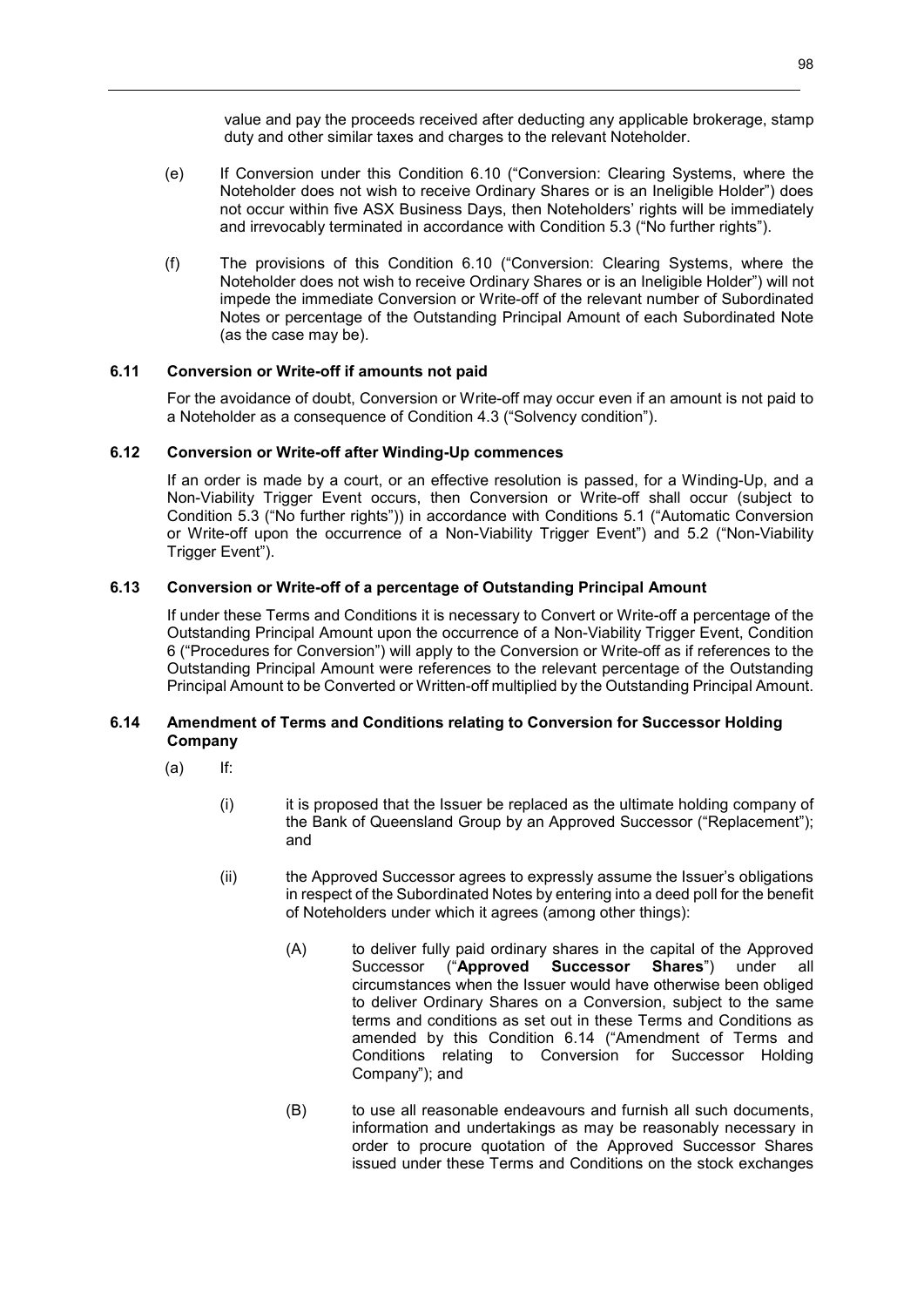value and pay the proceeds received after deducting any applicable brokerage, stamp duty and other similar taxes and charges to the relevant Noteholder.

(e) If Conversion under this Condition 6.10 ("Conversion: Clearing Systems, where the Noteholder does not wish to receive Ordinary Shares or is an Ineligible Holder") does not occur within five ASX Business Days, then Noteholders' rights will be immediately and irrevocably terminated in accordance with Condition 5.3 ("No further rights").

(f) The provisions of this Condition 6.10 ("Conversion: Clearing Systems, where the Noteholder does not wish to receive Ordinary Shares or is an Ineligible Holder") will not impede the immediate Conversion or Write-off of the relevant number of Subordinated Notes or percentage of the Outstanding Principal Amount of each Subordinated Note (as the case may be).

### 6.11 Conversion or Write-off if amounts not paid

For the avoidance of doubt, Conversion or Write-off may occur even if an amount is not paid to a Noteholder as a consequence of Condition 4.3 ("Solvency condition").

### 6.12 Conversion or Write-off after Winding-Up commences

If an order is made by a court, or an effective resolution is passed, for a Winding-Up, and a Non-Viability Trigger Event occurs, then Conversion or Write-off shall occur (subject to Condition 5.3 ("No further rights")) in accordance with Conditions 5.1 ("Automatic Conversion or Write-off upon the occurrence of a Non-Viability Trigger Event") and 5.2 ("Non-Viability Trigger Event").

### 6.13 Conversion or Write-off of a percentage of Outstanding Principal Amount

If under these Terms and Conditions it is necessary to Convert or Write-off a percentage of the Outstanding Principal Amount upon the occurrence of a Non-Viability Trigger Event, Condition 6 ("Procedures for Conversion") will apply to the Conversion or Write-off as if references to the Outstanding Principal Amount were references to the relevant percentage of the Outstanding Principal Amount to be Converted or Written-off multiplied by the Outstanding Principal Amount.

### 6.14 Amendment of Terms and Conditions relating to Conversion for Successor Holding Company

(a) If:

(i) it is proposed that the Issuer be replaced as the ultimate holding company of the Bank of Queensland Group by an Approved Successor ("Replacement"); and

(ii) the Approved Successor agrees to expressly assume the Issuer's obligations in respect of the Subordinated Notes by entering into a deed poll for the benefit of Noteholders under which it agrees (among other things):

(A) to deliver fully paid ordinary shares in the capital of the Approved Successor ("**Approved Successor Shares**") under all circumstances when the Issuer would have otherwise been obliged to deliver Ordinary Shares on a Conversion, subject to the same terms and conditions as set out in these Terms and Conditions as amended by this Condition 6.14 ("Amendment of Terms and Conditions relating to Conversion for Successor Holding Company"); and

(B) to use all reasonable endeavours and furnish all such documents, information and undertakings as may be reasonably necessary in order to procure quotation of the Approved Successor Shares issued under these Terms and Conditions on the stock exchanges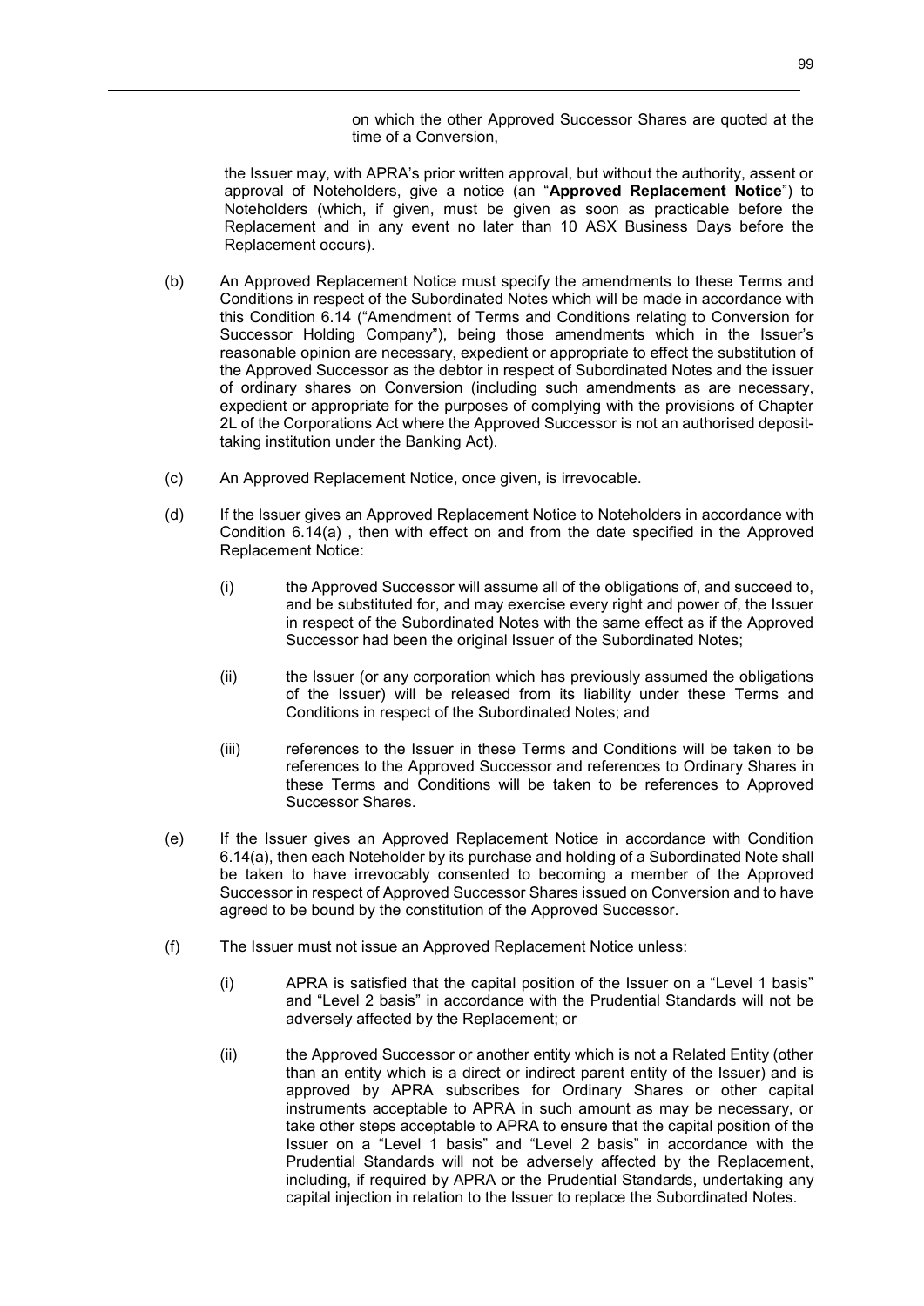on which the other Approved Successor Shares are quoted at the time of a Conversion,

the Issuer may, with APRA's prior written approval, but without the authority, assent or approval of Noteholders, give a notice (an "**Approved Replacement Notice**") to Noteholders (which, if given, must be given as soon as practicable before the Replacement and in any event no later than 10 ASX Business Days before the Replacement occurs).

(b) An Approved Replacement Notice must specify the amendments to these Terms and Conditions in respect of the Subordinated Notes which will be made in accordance with this Condition 6.14 ("Amendment of Terms and Conditions relating to Conversion for Successor Holding Company"), being those amendments which in the Issuer's reasonable opinion are necessary, expedient or appropriate to effect the substitution of the Approved Successor as the debtor in respect of Subordinated Notes and the issuer of ordinary shares on Conversion (including such amendments as are necessary, expedient or appropriate for the purposes of complying with the provisions of Chapter 2L of the Corporations Act where the Approved Successor is not an authorised deposit-taking institution under the Banking Act).

(c) An Approved Replacement Notice, once given, is irrevocable.

(d) If the Issuer gives an Approved Replacement Notice to Noteholders in accordance with Condition 6.14(a) , then with effect on and from the date specified in the Approved Replacement Notice:

  (i) the Approved Successor will assume all of the obligations of, and succeed to, and be substituted for, and may exercise every right and power of, the Issuer in respect of the Subordinated Notes with the same effect as if the Approved Successor had been the original Issuer of the Subordinated Notes;

  (ii) the Issuer (or any corporation which has previously assumed the obligations of the Issuer) will be released from its liability under these Terms and Conditions in respect of the Subordinated Notes; and

  (iii) references to the Issuer in these Terms and Conditions will be taken to be references to the Approved Successor and references to Ordinary Shares in these Terms and Conditions will be taken to be references to Approved Successor Shares.

(e) If the Issuer gives an Approved Replacement Notice in accordance with Condition 6.14(a), then each Noteholder by its purchase and holding of a Subordinated Note shall be taken to have irrevocably consented to becoming a member of the Approved Successor in respect of Approved Successor Shares issued on Conversion and to have agreed to be bound by the constitution of the Approved Successor.

(f) The Issuer must not issue an Approved Replacement Notice unless:

  (i) APRA is satisfied that the capital position of the Issuer on a "Level 1 basis" and "Level 2 basis" in accordance with the Prudential Standards will not be adversely affected by the Replacement; or

  (ii) the Approved Successor or another entity which is not a Related Entity (other than an entity which is a direct or indirect parent entity of the Issuer) and is approved by APRA subscribes for Ordinary Shares or other capital instruments acceptable to APRA in such amount as may be necessary, or take other steps acceptable to APRA to ensure that the capital position of the Issuer on a "Level 1 basis" and "Level 2 basis" in accordance with the Prudential Standards will not be adversely affected by the Replacement, including, if required by APRA or the Prudential Standards, undertaking any capital injection in relation to the Issuer to replace the Subordinated Notes.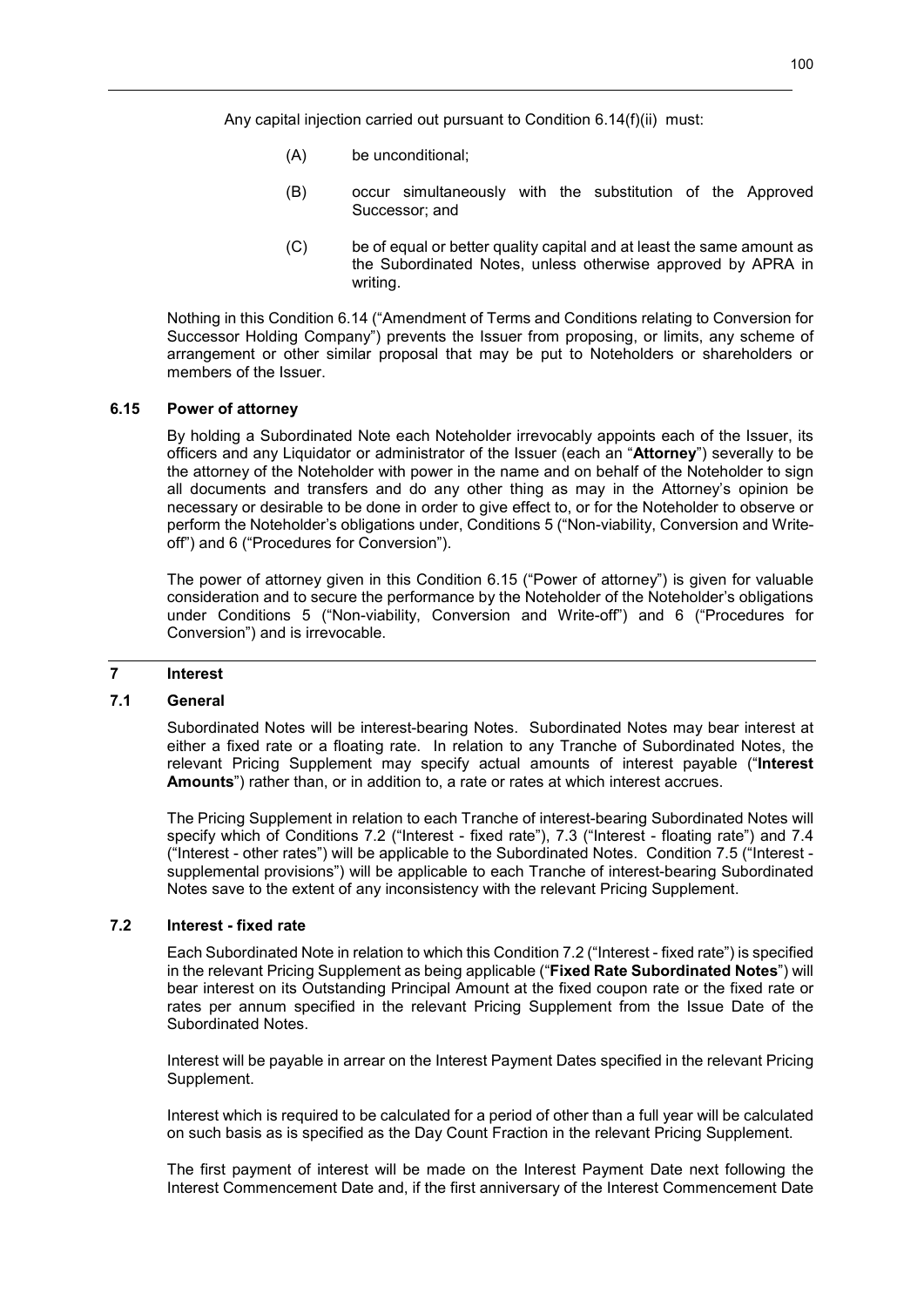Any capital injection carried out pursuant to Condition 6.14(f)(ii) must:

(A) be unconditional;

(B) occur simultaneously with the substitution of the Approved Successor; and

(C) be of equal or better quality capital and at least the same amount as the Subordinated Notes, unless otherwise approved by APRA in writing.

Nothing in this Condition 6.14 ("Amendment of Terms and Conditions relating to Conversion for Successor Holding Company") prevents the Issuer from proposing, or limits, any scheme of arrangement or other similar proposal that may be put to Noteholders or shareholders or members of the Issuer.

### 6.15 Power of attorney

By holding a Subordinated Note each Noteholder irrevocably appoints each of the Issuer, its officers and any Liquidator or administrator of the Issuer (each an "**Attorney**") severally to be the attorney of the Noteholder with power in the name and on behalf of the Noteholder to sign all documents and transfers and do any other thing as may in the Attorney's opinion be necessary or desirable to be done in order to give effect to, or for the Noteholder to observe or perform the Noteholder's obligations under, Conditions 5 ("Non-viability, Conversion and Write-off") and 6 ("Procedures for Conversion").

The power of attorney given in this Condition 6.15 ("Power of attorney") is given for valuable consideration and to secure the performance by the Noteholder of the Noteholder's obligations under Conditions 5 ("Non-viability, Conversion and Write-off") and 6 ("Procedures for Conversion") and is irrevocable.

## 7 Interest

### 7.1 General

Subordinated Notes will be interest-bearing Notes. Subordinated Notes may bear interest at either a fixed rate or a floating rate. In relation to any Tranche of Subordinated Notes, the relevant Pricing Supplement may specify actual amounts of interest payable ("**Interest Amounts**") rather than, or in addition to, a rate or rates at which interest accrues.

The Pricing Supplement in relation to each Tranche of interest-bearing Subordinated Notes will specify which of Conditions 7.2 ("Interest - fixed rate"), 7.3 ("Interest - floating rate") and 7.4 ("Interest - other rates") will be applicable to the Subordinated Notes. Condition 7.5 ("Interest - supplemental provisions") will be applicable to each Tranche of interest-bearing Subordinated Notes save to the extent of any inconsistency with the relevant Pricing Supplement.

### 7.2 Interest - fixed rate

Each Subordinated Note in relation to which this Condition 7.2 ("Interest - fixed rate") is specified in the relevant Pricing Supplement as being applicable ("**Fixed Rate Subordinated Notes**") will bear interest on its Outstanding Principal Amount at the fixed coupon rate or the fixed rate or rates per annum specified in the relevant Pricing Supplement from the Issue Date of the Subordinated Notes.

Interest will be payable in arrear on the Interest Payment Dates specified in the relevant Pricing Supplement.

Interest which is required to be calculated for a period of other than a full year will be calculated on such basis as is specified as the Day Count Fraction in the relevant Pricing Supplement.

The first payment of interest will be made on the Interest Payment Date next following the Interest Commencement Date and, if the first anniversary of the Interest Commencement Date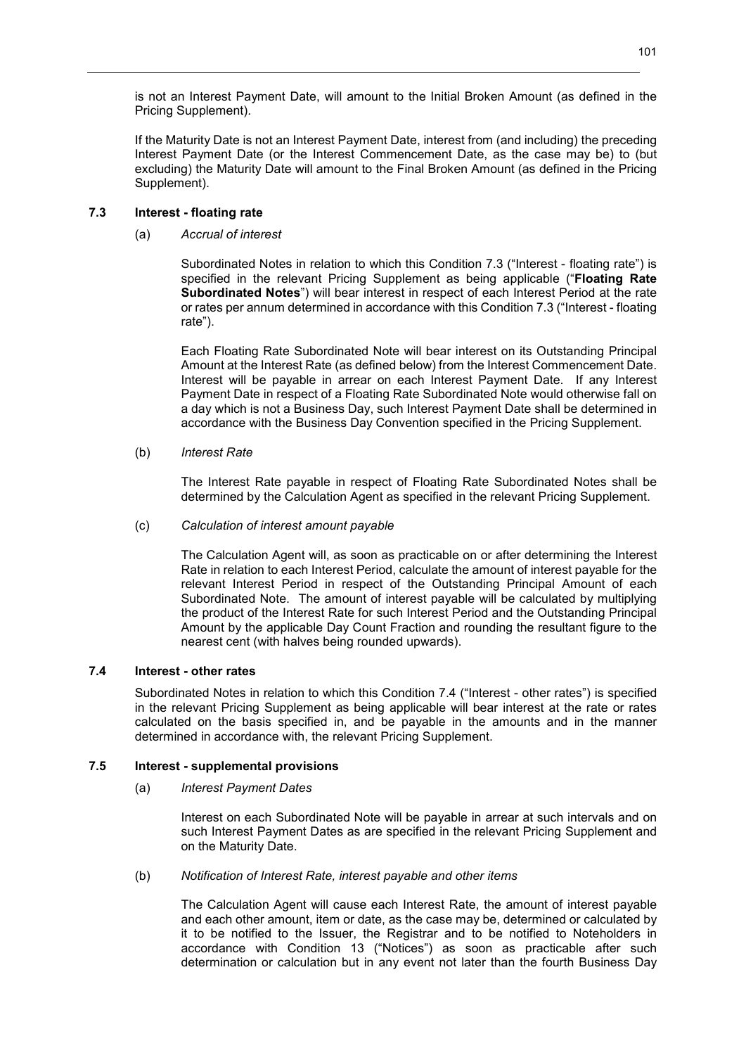is not an Interest Payment Date, will amount to the Initial Broken Amount (as defined in the Pricing Supplement).

If the Maturity Date is not an Interest Payment Date, interest from (and including) the preceding Interest Payment Date (or the Interest Commencement Date, as the case may be) to (but excluding) the Maturity Date will amount to the Final Broken Amount (as defined in the Pricing Supplement).

### 7.3 Interest - floating rate

(a) *Accrual of interest*

Subordinated Notes in relation to which this Condition 7.3 ("Interest - floating rate") is specified in the relevant Pricing Supplement as being applicable ("**Floating Rate Subordinated Notes**") will bear interest in respect of each Interest Period at the rate or rates per annum determined in accordance with this Condition 7.3 ("Interest - floating rate").

Each Floating Rate Subordinated Note will bear interest on its Outstanding Principal Amount at the Interest Rate (as defined below) from the Interest Commencement Date. Interest will be payable in arrear on each Interest Payment Date. If any Interest Payment Date in respect of a Floating Rate Subordinated Note would otherwise fall on a day which is not a Business Day, such Interest Payment Date shall be determined in accordance with the Business Day Convention specified in the Pricing Supplement.

(b) *Interest Rate*

The Interest Rate payable in respect of Floating Rate Subordinated Notes shall be determined by the Calculation Agent as specified in the relevant Pricing Supplement.

(c) *Calculation of interest amount payable*

The Calculation Agent will, as soon as practicable on or after determining the Interest Rate in relation to each Interest Period, calculate the amount of interest payable for the relevant Interest Period in respect of the Outstanding Principal Amount of each Subordinated Note. The amount of interest payable will be calculated by multiplying the product of the Interest Rate for such Interest Period and the Outstanding Principal Amount by the applicable Day Count Fraction and rounding the resultant figure to the nearest cent (with halves being rounded upwards).

### 7.4 Interest - other rates

Subordinated Notes in relation to which this Condition 7.4 ("Interest - other rates") is specified in the relevant Pricing Supplement as being applicable will bear interest at the rate or rates calculated on the basis specified in, and be payable in the amounts and in the manner determined in accordance with, the relevant Pricing Supplement.

### 7.5 Interest - supplemental provisions

(a) *Interest Payment Dates*

Interest on each Subordinated Note will be payable in arrear at such intervals and on such Interest Payment Dates as are specified in the relevant Pricing Supplement and on the Maturity Date.

(b) *Notification of Interest Rate, interest payable and other items*

The Calculation Agent will cause each Interest Rate, the amount of interest payable and each other amount, item or date, as the case may be, determined or calculated by it to be notified to the Issuer, the Registrar and to be notified to Noteholders in accordance with Condition 13 ("Notices") as soon as practicable after such determination or calculation but in any event not later than the fourth Business Day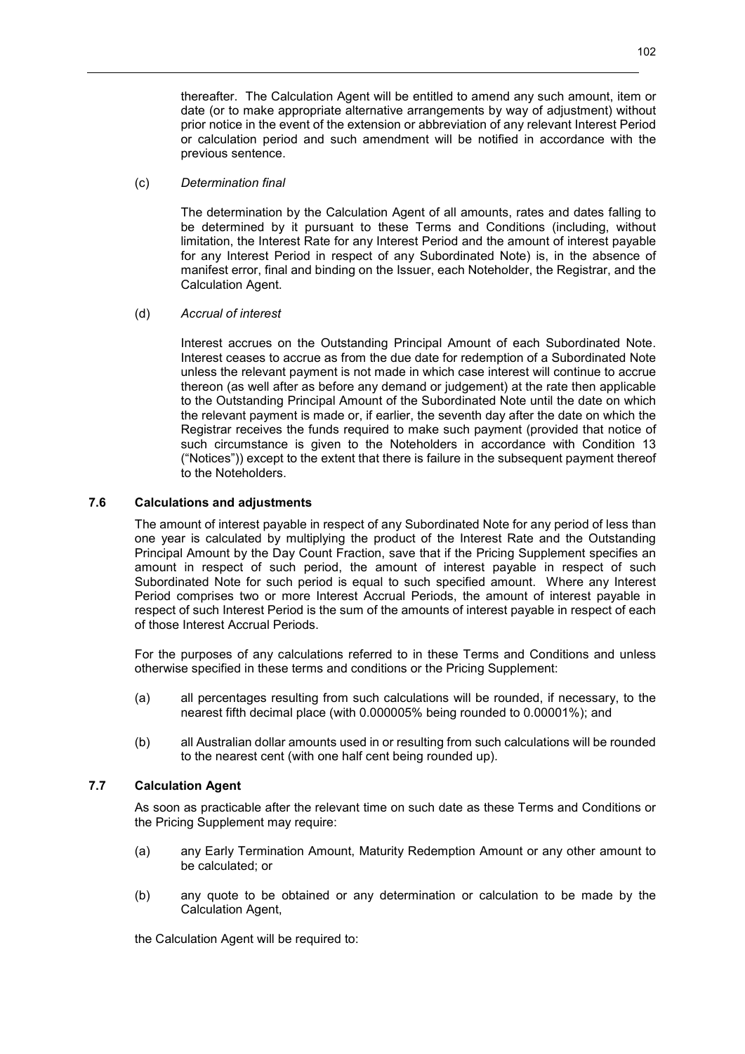thereafter. The Calculation Agent will be entitled to amend any such amount, item or date (or to make appropriate alternative arrangements by way of adjustment) without prior notice in the event of the extension or abbreviation of any relevant Interest Period or calculation period and such amendment will be notified in accordance with the previous sentence.

(c) *Determination final*

The determination by the Calculation Agent of all amounts, rates and dates falling to be determined by it pursuant to these Terms and Conditions (including, without limitation, the Interest Rate for any Interest Period and the amount of interest payable for any Interest Period in respect of any Subordinated Note) is, in the absence of manifest error, final and binding on the Issuer, each Noteholder, the Registrar, and the Calculation Agent.

(d) *Accrual of interest*

Interest accrues on the Outstanding Principal Amount of each Subordinated Note. Interest ceases to accrue as from the due date for redemption of a Subordinated Note unless the relevant payment is not made in which case interest will continue to accrue thereon (as well after as before any demand or judgement) at the rate then applicable to the Outstanding Principal Amount of the Subordinated Note until the date on which the relevant payment is made or, if earlier, the seventh day after the date on which the Registrar receives the funds required to make such payment (provided that notice of such circumstance is given to the Noteholders in accordance with Condition 13 ("Notices")) except to the extent that there is failure in the subsequent payment thereof to the Noteholders.

### 7.6 Calculations and adjustments

The amount of interest payable in respect of any Subordinated Note for any period of less than one year is calculated by multiplying the product of the Interest Rate and the Outstanding Principal Amount by the Day Count Fraction, save that if the Pricing Supplement specifies an amount in respect of such period, the amount of interest payable in respect of such Subordinated Note for such period is equal to such specified amount. Where any Interest Period comprises two or more Interest Accrual Periods, the amount of interest payable in respect of such Interest Period is the sum of the amounts of interest payable in respect of each of those Interest Accrual Periods.

For the purposes of any calculations referred to in these Terms and Conditions and unless otherwise specified in these terms and conditions or the Pricing Supplement:

(a) all percentages resulting from such calculations will be rounded, if necessary, to the nearest fifth decimal place (with 0.000005% being rounded to 0.00001%); and

(b) all Australian dollar amounts used in or resulting from such calculations will be rounded to the nearest cent (with one half cent being rounded up).

### 7.7 Calculation Agent

As soon as practicable after the relevant time on such date as these Terms and Conditions or the Pricing Supplement may require:

(a) any Early Termination Amount, Maturity Redemption Amount or any other amount to be calculated; or

(b) any quote to be obtained or any determination or calculation to be made by the Calculation Agent,

the Calculation Agent will be required to: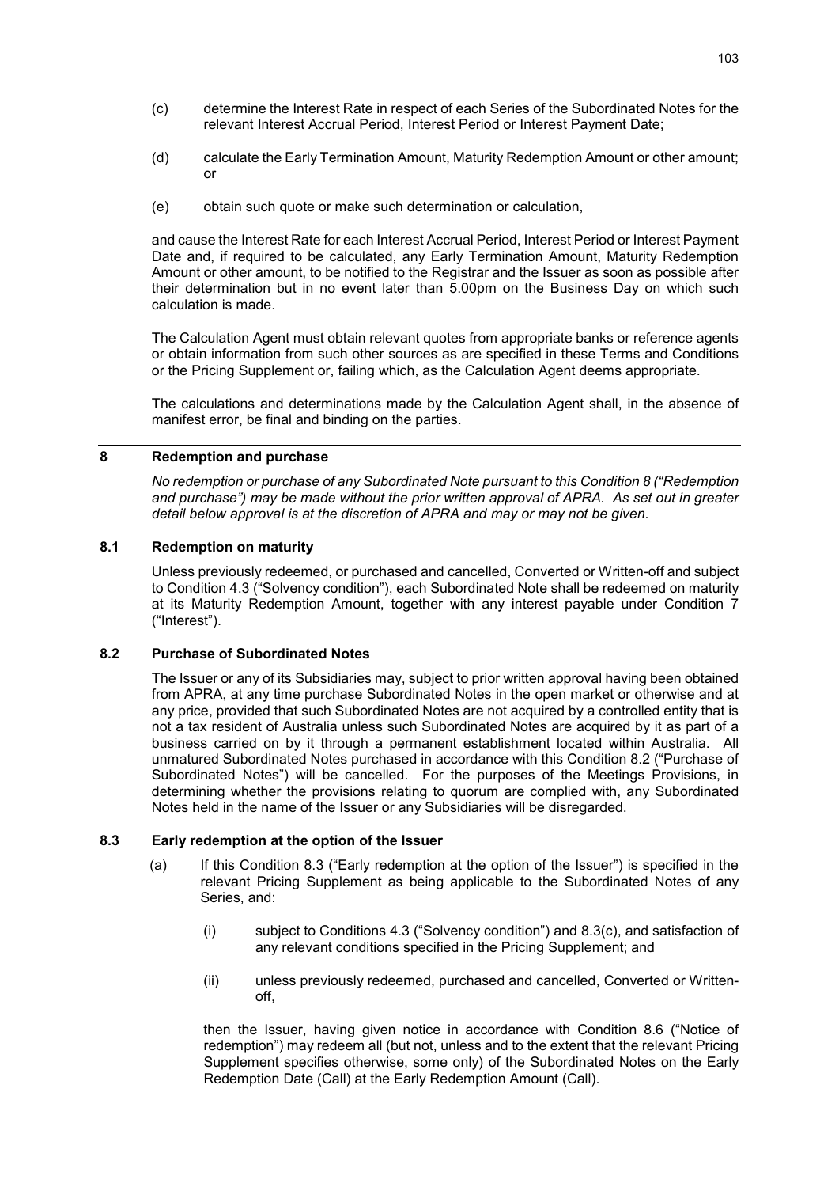(c) determine the Interest Rate in respect of each Series of the Subordinated Notes for the relevant Interest Accrual Period, Interest Period or Interest Payment Date;

(d) calculate the Early Termination Amount, Maturity Redemption Amount or other amount; or

(e) obtain such quote or make such determination or calculation,

and cause the Interest Rate for each Interest Accrual Period, Interest Period or Interest Payment Date and, if required to be calculated, any Early Termination Amount, Maturity Redemption Amount or other amount, to be notified to the Registrar and the Issuer as soon as possible after their determination but in no event later than 5.00pm on the Business Day on which such calculation is made.

The Calculation Agent must obtain relevant quotes from appropriate banks or reference agents or obtain information from such other sources as are specified in these Terms and Conditions or the Pricing Supplement or, failing which, as the Calculation Agent deems appropriate.

The calculations and determinations made by the Calculation Agent shall, in the absence of manifest error, be final and binding on the parties.

## 8 Redemption and purchase

*No redemption or purchase of any Subordinated Note pursuant to this Condition 8 ("Redemption and purchase") may be made without the prior written approval of APRA. As set out in greater detail below approval is at the discretion of APRA and may or may not be given.*

### 8.1 Redemption on maturity

Unless previously redeemed, or purchased and cancelled, Converted or Written-off and subject to Condition 4.3 ("Solvency condition"), each Subordinated Note shall be redeemed on maturity at its Maturity Redemption Amount, together with any interest payable under Condition 7 ("Interest").

### 8.2 Purchase of Subordinated Notes

The Issuer or any of its Subsidiaries may, subject to prior written approval having been obtained from APRA, at any time purchase Subordinated Notes in the open market or otherwise and at any price, provided that such Subordinated Notes are not acquired by a controlled entity that is not a tax resident of Australia unless such Subordinated Notes are acquired by it as part of a business carried on by it through a permanent establishment located within Australia. All unmatured Subordinated Notes purchased in accordance with this Condition 8.2 ("Purchase of Subordinated Notes") will be cancelled. For the purposes of the Meetings Provisions, in determining whether the provisions relating to quorum are complied with, any Subordinated Notes held in the name of the Issuer or any Subsidiaries will be disregarded.

### 8.3 Early redemption at the option of the Issuer

(a) If this Condition 8.3 ("Early redemption at the option of the Issuer") is specified in the relevant Pricing Supplement as being applicable to the Subordinated Notes of any Series, and:

(i) subject to Conditions 4.3 ("Solvency condition") and 8.3(c), and satisfaction of any relevant conditions specified in the Pricing Supplement; and

(ii) unless previously redeemed, purchased and cancelled, Converted or Written-off,

then the Issuer, having given notice in accordance with Condition 8.6 ("Notice of redemption") may redeem all (but not, unless and to the extent that the relevant Pricing Supplement specifies otherwise, some only) of the Subordinated Notes on the Early Redemption Date (Call) at the Early Redemption Amount (Call).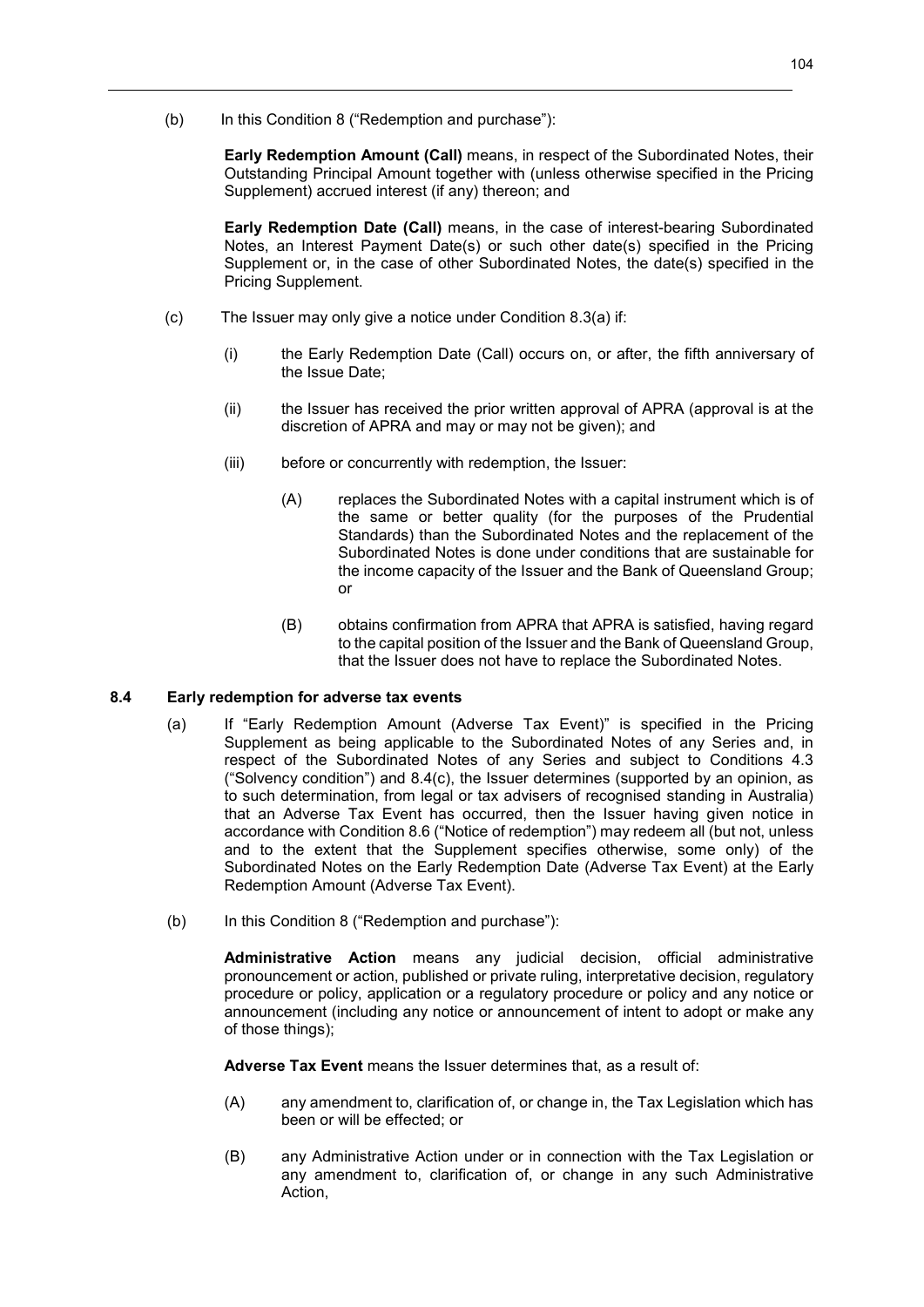(b) In this Condition 8 ("Redemption and purchase"):

**Early Redemption Amount (Call)** means, in respect of the Subordinated Notes, their Outstanding Principal Amount together with (unless otherwise specified in the Pricing Supplement) accrued interest (if any) thereon; and

**Early Redemption Date (Call)** means, in the case of interest-bearing Subordinated Notes, an Interest Payment Date(s) or such other date(s) specified in the Pricing Supplement or, in the case of other Subordinated Notes, the date(s) specified in the Pricing Supplement.

(c) The Issuer may only give a notice under Condition 8.3(a) if:

(i) the Early Redemption Date (Call) occurs on, or after, the fifth anniversary of the Issue Date;

(ii) the Issuer has received the prior written approval of APRA (approval is at the discretion of APRA and may or may not be given); and

(iii) before or concurrently with redemption, the Issuer:

(A) replaces the Subordinated Notes with a capital instrument which is of the same or better quality (for the purposes of the Prudential Standards) than the Subordinated Notes and the replacement of the Subordinated Notes is done under conditions that are sustainable for the income capacity of the Issuer and the Bank of Queensland Group; or

(B) obtains confirmation from APRA that APRA is satisfied, having regard to the capital position of the Issuer and the Bank of Queensland Group, that the Issuer does not have to replace the Subordinated Notes.

### 8.4 Early redemption for adverse tax events

(a) If "Early Redemption Amount (Adverse Tax Event)" is specified in the Pricing Supplement as being applicable to the Subordinated Notes of any Series and, in respect of the Subordinated Notes of any Series and subject to Conditions 4.3 ("Solvency condition") and 8.4(c), the Issuer determines (supported by an opinion, as to such determination, from legal or tax advisers of recognised standing in Australia) that an Adverse Tax Event has occurred, then the Issuer having given notice in accordance with Condition 8.6 ("Notice of redemption") may redeem all (but not, unless and to the extent that the Supplement specifies otherwise, some only) of the Subordinated Notes on the Early Redemption Date (Adverse Tax Event) at the Early Redemption Amount (Adverse Tax Event).

(b) In this Condition 8 ("Redemption and purchase"):

**Administrative Action** means any judicial decision, official administrative pronouncement or action, published or private ruling, interpretative decision, regulatory procedure or policy, application or a regulatory procedure or policy and any notice or announcement (including any notice or announcement of intent to adopt or make any of those things);

**Adverse Tax Event** means the Issuer determines that, as a result of:

(A) any amendment to, clarification of, or change in, the Tax Legislation which has been or will be effected; or

(B) any Administrative Action under or in connection with the Tax Legislation or any amendment to, clarification of, or change in any such Administrative Action,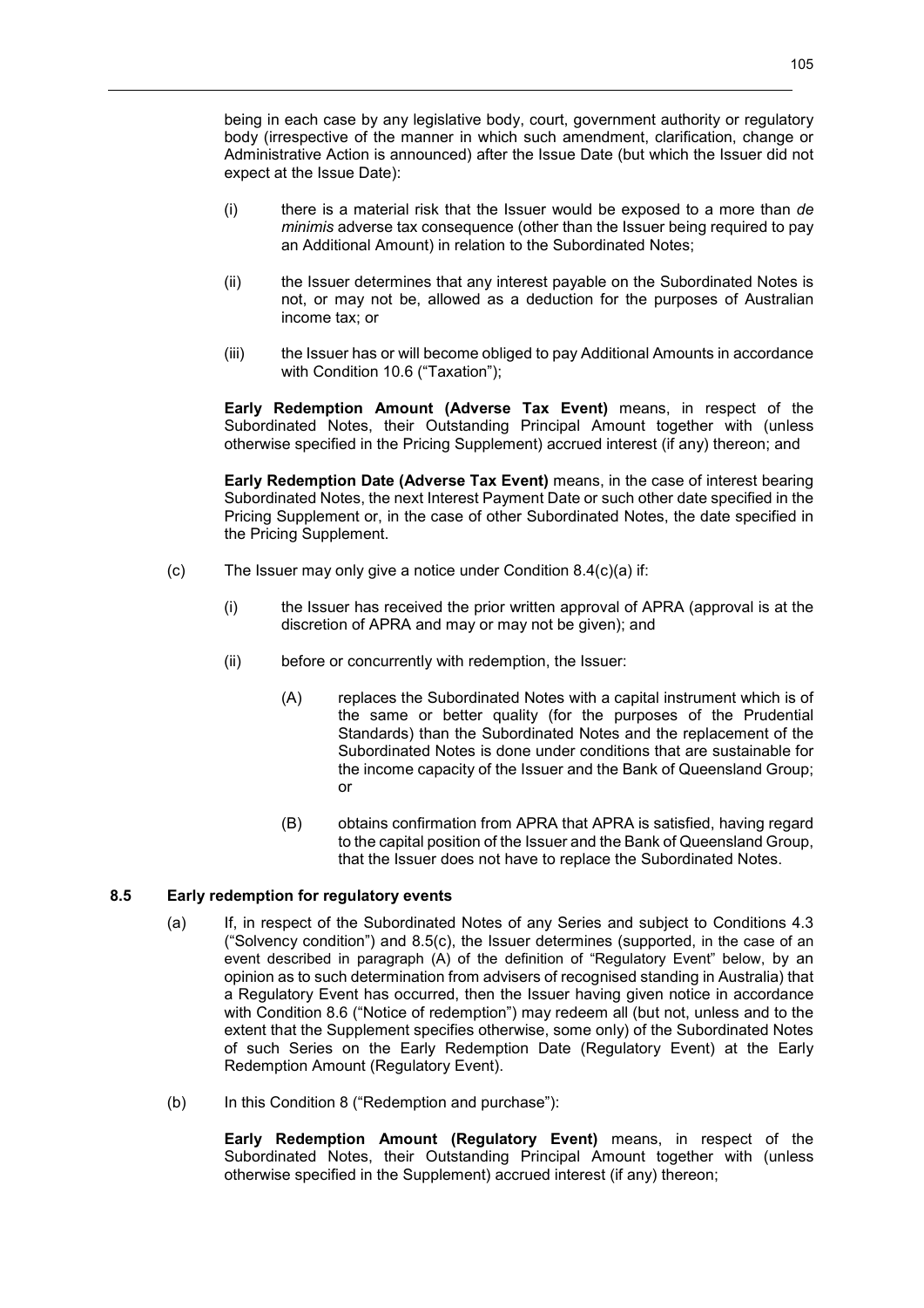being in each case by any legislative body, court, government authority or regulatory body (irrespective of the manner in which such amendment, clarification, change or Administrative Action is announced) after the Issue Date (but which the Issuer did not expect at the Issue Date):

(i) there is a material risk that the Issuer would be exposed to a more than *de minimis* adverse tax consequence (other than the Issuer being required to pay an Additional Amount) in relation to the Subordinated Notes;

(ii) the Issuer determines that any interest payable on the Subordinated Notes is not, or may not be, allowed as a deduction for the purposes of Australian income tax; or

(iii) the Issuer has or will become obliged to pay Additional Amounts in accordance with Condition 10.6 ("Taxation");

**Early Redemption Amount (Adverse Tax Event)** means, in respect of the Subordinated Notes, their Outstanding Principal Amount together with (unless otherwise specified in the Pricing Supplement) accrued interest (if any) thereon; and

**Early Redemption Date (Adverse Tax Event)** means, in the case of interest bearing Subordinated Notes, the next Interest Payment Date or such other date specified in the Pricing Supplement or, in the case of other Subordinated Notes, the date specified in the Pricing Supplement.

(c) The Issuer may only give a notice under Condition 8.4(c)(a) if:

(i) the Issuer has received the prior written approval of APRA (approval is at the discretion of APRA and may or may not be given); and

(ii) before or concurrently with redemption, the Issuer:

(A) replaces the Subordinated Notes with a capital instrument which is of the same or better quality (for the purposes of the Prudential Standards) than the Subordinated Notes and the replacement of the Subordinated Notes is done under conditions that are sustainable for the income capacity of the Issuer and the Bank of Queensland Group; or

(B) obtains confirmation from APRA that APRA is satisfied, having regard to the capital position of the Issuer and the Bank of Queensland Group, that the Issuer does not have to replace the Subordinated Notes.

### 8.5 Early redemption for regulatory events

(a) If, in respect of the Subordinated Notes of any Series and subject to Conditions 4.3 ("Solvency condition") and 8.5(c), the Issuer determines (supported, in the case of an event described in paragraph (A) of the definition of "Regulatory Event" below, by an opinion as to such determination from advisers of recognised standing in Australia) that a Regulatory Event has occurred, then the Issuer having given notice in accordance with Condition 8.6 ("Notice of redemption") may redeem all (but not, unless and to the extent that the Supplement specifies otherwise, some only) of the Subordinated Notes of such Series on the Early Redemption Date (Regulatory Event) at the Early Redemption Amount (Regulatory Event).

(b) In this Condition 8 ("Redemption and purchase"):

**Early Redemption Amount (Regulatory Event)** means, in respect of the Subordinated Notes, their Outstanding Principal Amount together with (unless otherwise specified in the Supplement) accrued interest (if any) thereon;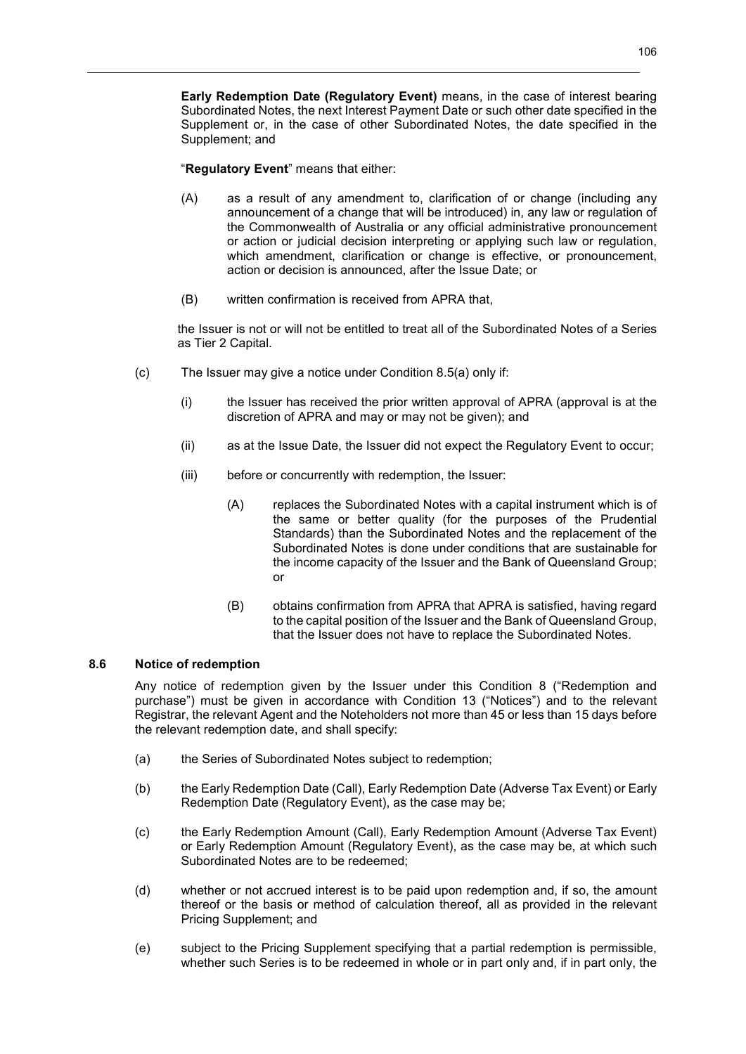**Early Redemption Date (Regulatory Event)** means, in the case of interest bearing Subordinated Notes, the next Interest Payment Date or such other date specified in the Supplement or, in the case of other Subordinated Notes, the date specified in the Supplement; and

"**Regulatory Event**" means that either:

(A) as a result of any amendment to, clarification of or change (including any announcement of a change that will be introduced) in, any law or regulation of the Commonwealth of Australia or any official administrative pronouncement or action or judicial decision interpreting or applying such law or regulation, which amendment, clarification or change is effective, or pronouncement, action or decision is announced, after the Issue Date; or

(B) written confirmation is received from APRA that,

the Issuer is not or will not be entitled to treat all of the Subordinated Notes of a Series as Tier 2 Capital.

(c) The Issuer may give a notice under Condition 8.5(a) only if:

(i) the Issuer has received the prior written approval of APRA (approval is at the discretion of APRA and may or may not be given); and

(ii) as at the Issue Date, the Issuer did not expect the Regulatory Event to occur;

(iii) before or concurrently with redemption, the Issuer:

(A) replaces the Subordinated Notes with a capital instrument which is of the same or better quality (for the purposes of the Prudential Standards) than the Subordinated Notes and the replacement of the Subordinated Notes is done under conditions that are sustainable for the income capacity of the Issuer and the Bank of Queensland Group; or

(B) obtains confirmation from APRA that APRA is satisfied, having regard to the capital position of the Issuer and the Bank of Queensland Group, that the Issuer does not have to replace the Subordinated Notes.

### 8.6 Notice of redemption

Any notice of redemption given by the Issuer under this Condition 8 ("Redemption and purchase") must be given in accordance with Condition 13 ("Notices") and to the relevant Registrar, the relevant Agent and the Noteholders not more than 45 or less than 15 days before the relevant redemption date, and shall specify:

(a) the Series of Subordinated Notes subject to redemption;

(b) the Early Redemption Date (Call), Early Redemption Date (Adverse Tax Event) or Early Redemption Date (Regulatory Event), as the case may be;

(c) the Early Redemption Amount (Call), Early Redemption Amount (Adverse Tax Event) or Early Redemption Amount (Regulatory Event), as the case may be, at which such Subordinated Notes are to be redeemed;

(d) whether or not accrued interest is to be paid upon redemption and, if so, the amount thereof or the basis or method of calculation thereof, all as provided in the relevant Pricing Supplement; and

(e) subject to the Pricing Supplement specifying that a partial redemption is permissible, whether such Series is to be redeemed in whole or in part only and, if in part only, the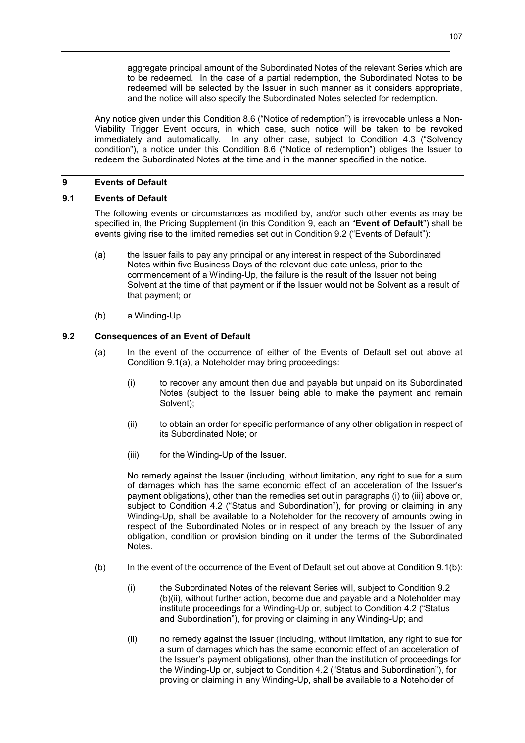aggregate principal amount of the Subordinated Notes of the relevant Series which are to be redeemed. In the case of a partial redemption, the Subordinated Notes to be redeemed will be selected by the Issuer in such manner as it considers appropriate, and the notice will also specify the Subordinated Notes selected for redemption.

Any notice given under this Condition 8.6 ("Notice of redemption") is irrevocable unless a Non-Viability Trigger Event occurs, in which case, such notice will be taken to be revoked immediately and automatically. In any other case, subject to Condition 4.3 ("Solvency condition"), a notice under this Condition 8.6 ("Notice of redemption") obliges the Issuer to redeem the Subordinated Notes at the time and in the manner specified in the notice.

## 9 Events of Default

### 9.1 Events of Default

The following events or circumstances as modified by, and/or such other events as may be specified in, the Pricing Supplement (in this Condition 9, each an "**Event of Default**") shall be events giving rise to the limited remedies set out in Condition 9.2 ("Events of Default"):

(a) the Issuer fails to pay any principal or any interest in respect of the Subordinated Notes within five Business Days of the relevant due date unless, prior to the commencement of a Winding-Up, the failure is the result of the Issuer not being Solvent at the time of that payment or if the Issuer would not be Solvent as a result of that payment; or

(b) a Winding-Up.

### 9.2 Consequences of an Event of Default

(a) In the event of the occurrence of either of the Events of Default set out above at Condition 9.1(a), a Noteholder may bring proceedings:

(i) to recover any amount then due and payable but unpaid on its Subordinated Notes (subject to the Issuer being able to make the payment and remain Solvent);

(ii) to obtain an order for specific performance of any other obligation in respect of its Subordinated Note; or

(iii) for the Winding-Up of the Issuer.

No remedy against the Issuer (including, without limitation, any right to sue for a sum of damages which has the same economic effect of an acceleration of the Issuer's payment obligations), other than the remedies set out in paragraphs (i) to (iii) above or, subject to Condition 4.2 ("Status and Subordination"), for proving or claiming in any Winding-Up, shall be available to a Noteholder for the recovery of amounts owing in respect of the Subordinated Notes or in respect of any breach by the Issuer of any obligation, condition or provision binding on it under the terms of the Subordinated Notes.

(b) In the event of the occurrence of the Event of Default set out above at Condition 9.1(b):

(i) the Subordinated Notes of the relevant Series will, subject to Condition 9.2 (b)(ii), without further action, become due and payable and a Noteholder may institute proceedings for a Winding-Up or, subject to Condition 4.2 ("Status and Subordination"), for proving or claiming in any Winding-Up; and

(ii) no remedy against the Issuer (including, without limitation, any right to sue for a sum of damages which has the same economic effect of an acceleration of the Issuer's payment obligations), other than the institution of proceedings for the Winding-Up or, subject to Condition 4.2 ("Status and Subordination"), for proving or claiming in any Winding-Up, shall be available to a Noteholder of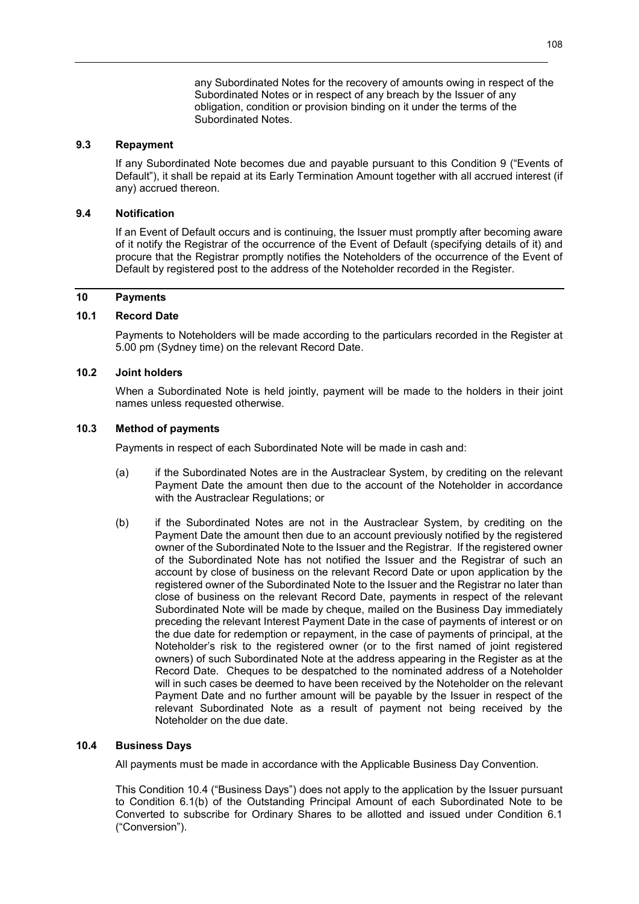any Subordinated Notes for the recovery of amounts owing in respect of the Subordinated Notes or in respect of any breach by the Issuer of any obligation, condition or provision binding on it under the terms of the Subordinated Notes.

### 9.3 Repayment

If any Subordinated Note becomes due and payable pursuant to this Condition 9 ("Events of Default"), it shall be repaid at its Early Termination Amount together with all accrued interest (if any) accrued thereon.

### 9.4 Notification

If an Event of Default occurs and is continuing, the Issuer must promptly after becoming aware of it notify the Registrar of the occurrence of the Event of Default (specifying details of it) and procure that the Registrar promptly notifies the Noteholders of the occurrence of the Event of Default by registered post to the address of the Noteholder recorded in the Register.

## 10 Payments

### 10.1 Record Date

Payments to Noteholders will be made according to the particulars recorded in the Register at 5.00 pm (Sydney time) on the relevant Record Date.

### 10.2 Joint holders

When a Subordinated Note is held jointly, payment will be made to the holders in their joint names unless requested otherwise.

### 10.3 Method of payments

Payments in respect of each Subordinated Note will be made in cash and:

(a) if the Subordinated Notes are in the Austraclear System, by crediting on the relevant Payment Date the amount then due to the account of the Noteholder in accordance with the Austraclear Regulations; or

(b) if the Subordinated Notes are not in the Austraclear System, by crediting on the Payment Date the amount then due to an account previously notified by the registered owner of the Subordinated Note to the Issuer and the Registrar. If the registered owner of the Subordinated Note has not notified the Issuer and the Registrar of such an account by close of business on the relevant Record Date or upon application by the registered owner of the Subordinated Note to the Issuer and the Registrar no later than close of business on the relevant Record Date, payments in respect of the relevant Subordinated Note will be made by cheque, mailed on the Business Day immediately preceding the relevant Interest Payment Date in the case of payments of interest or on the due date for redemption or repayment, in the case of payments of principal, at the Noteholder's risk to the registered owner (or to the first named of joint registered owners) of such Subordinated Note at the address appearing in the Register as at the Record Date. Cheques to be despatched to the nominated address of a Noteholder will in such cases be deemed to have been received by the Noteholder on the relevant Payment Date and no further amount will be payable by the Issuer in respect of the relevant Subordinated Note as a result of payment not being received by the Noteholder on the due date.

### 10.4 Business Days

All payments must be made in accordance with the Applicable Business Day Convention.

This Condition 10.4 ("Business Days") does not apply to the application by the Issuer pursuant to Condition 6.1(b) of the Outstanding Principal Amount of each Subordinated Note to be Converted to subscribe for Ordinary Shares to be allotted and issued under Condition 6.1 ("Conversion").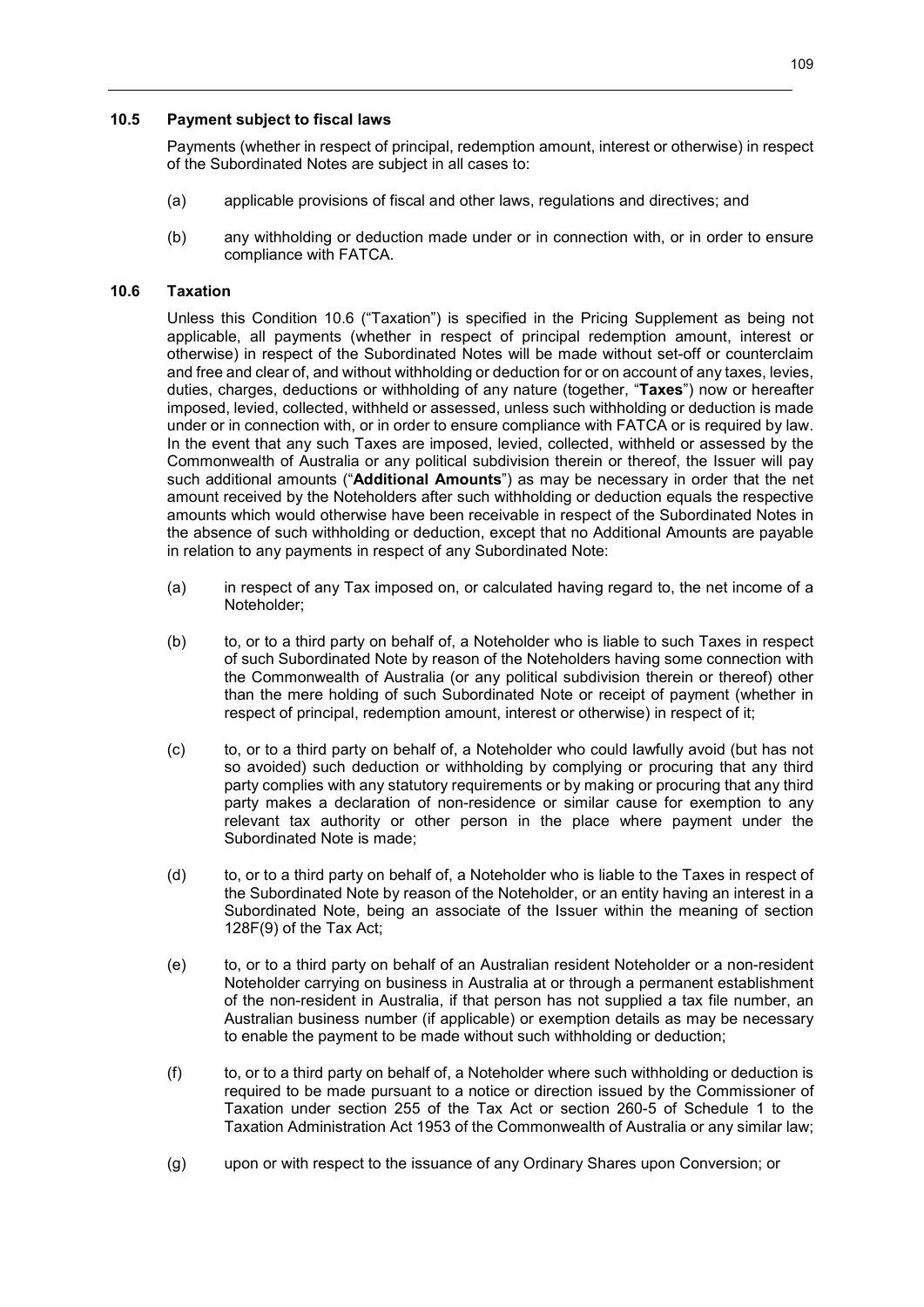### 10.5 Payment subject to fiscal laws

Payments (whether in respect of principal, redemption amount, interest or otherwise) in respect of the Subordinated Notes are subject in all cases to:

(a) applicable provisions of fiscal and other laws, regulations and directives; and

(b) any withholding or deduction made under or in connection with, or in order to ensure compliance with FATCA.

### 10.6 Taxation

Unless this Condition 10.6 ("Taxation") is specified in the Pricing Supplement as being not applicable, all payments (whether in respect of principal redemption amount, interest or otherwise) in respect of the Subordinated Notes will be made without set-off or counterclaim and free and clear of, and without withholding or deduction for or on account of any taxes, levies, duties, charges, deductions or withholding of any nature (together, "**Taxes**") now or hereafter imposed, levied, collected, withheld or assessed, unless such withholding or deduction is made under or in connection with, or in order to ensure compliance with FATCA or is required by law. In the event that any such Taxes are imposed, levied, collected, withheld or assessed by the Commonwealth of Australia or any political subdivision therein or thereof, the Issuer will pay such additional amounts ("**Additional Amounts**") as may be necessary in order that the net amount received by the Noteholders after such withholding or deduction equals the respective amounts which would otherwise have been receivable in respect of the Subordinated Notes in the absence of such withholding or deduction, except that no Additional Amounts are payable in relation to any payments in respect of any Subordinated Note:

(a) in respect of any Tax imposed on, or calculated having regard to, the net income of a Noteholder;

(b) to, or to a third party on behalf of, a Noteholder who is liable to such Taxes in respect of such Subordinated Note by reason of the Noteholders having some connection with the Commonwealth of Australia (or any political subdivision therein or thereof) other than the mere holding of such Subordinated Note or receipt of payment (whether in respect of principal, redemption amount, interest or otherwise) in respect of it;

(c) to, or to a third party on behalf of, a Noteholder who could lawfully avoid (but has not so avoided) such deduction or withholding by complying or procuring that any third party complies with any statutory requirements or by making or procuring that any third party makes a declaration of non-residence or similar cause for exemption to any relevant tax authority or other person in the place where payment under the Subordinated Note is made;

(d) to, or to a third party on behalf of, a Noteholder who is liable to the Taxes in respect of the Subordinated Note by reason of the Noteholder, or an entity having an interest in a Subordinated Note, being an associate of the Issuer within the meaning of section 128F(9) of the Tax Act;

(e) to, or to a third party on behalf of an Australian resident Noteholder or a non-resident Noteholder carrying on business in Australia at or through a permanent establishment of the non-resident in Australia, if that person has not supplied a tax file number, an Australian business number (if applicable) or exemption details as may be necessary to enable the payment to be made without such withholding or deduction;

(f) to, or to a third party on behalf of, a Noteholder where such withholding or deduction is required to be made pursuant to a notice or direction issued by the Commissioner of Taxation under section 255 of the Tax Act or section 260-5 of Schedule 1 to the Taxation Administration Act 1953 of the Commonwealth of Australia or any similar law;

(g) upon or with respect to the issuance of any Ordinary Shares upon Conversion; or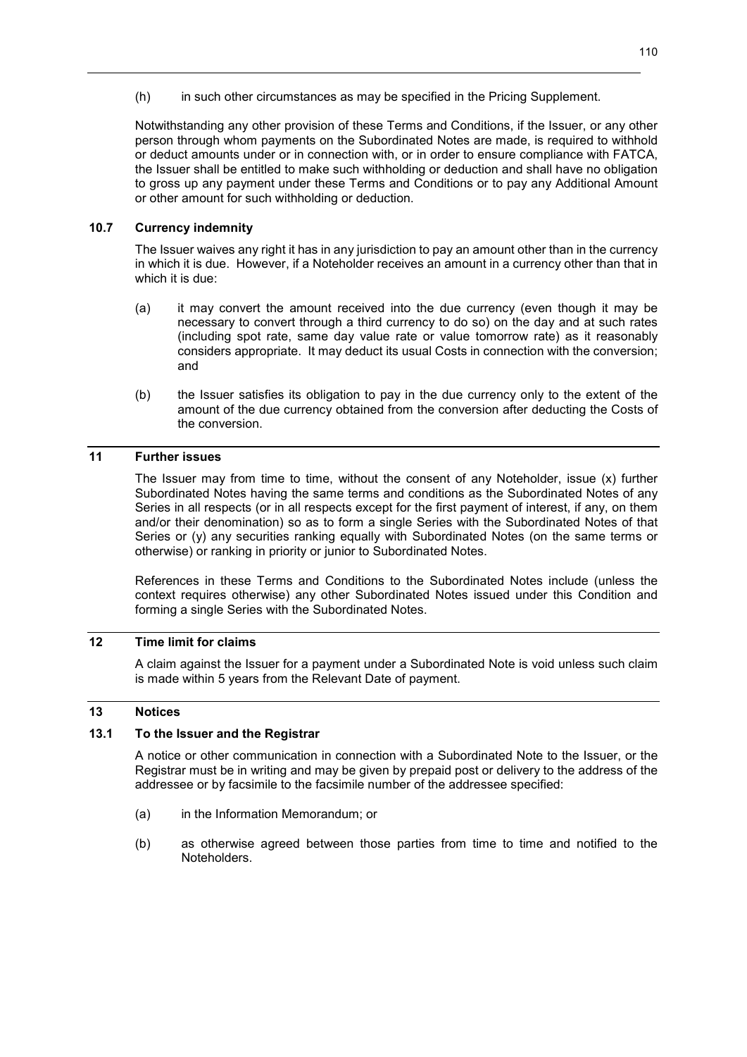(h) in such other circumstances as may be specified in the Pricing Supplement.

Notwithstanding any other provision of these Terms and Conditions, if the Issuer, or any other person through whom payments on the Subordinated Notes are made, is required to withhold or deduct amounts under or in connection with, or in order to ensure compliance with FATCA, the Issuer shall be entitled to make such withholding or deduction and shall have no obligation to gross up any payment under these Terms and Conditions or to pay any Additional Amount or other amount for such withholding or deduction.

### 10.7 Currency indemnity

The Issuer waives any right it has in any jurisdiction to pay an amount other than in the currency in which it is due. However, if a Noteholder receives an amount in a currency other than that in which it is due:

(a) it may convert the amount received into the due currency (even though it may be necessary to convert through a third currency to do so) on the day and at such rates (including spot rate, same day value rate or value tomorrow rate) as it reasonably considers appropriate. It may deduct its usual Costs in connection with the conversion; and

(b) the Issuer satisfies its obligation to pay in the due currency only to the extent of the amount of the due currency obtained from the conversion after deducting the Costs of the conversion.

## 11 Further issues

The Issuer may from time to time, without the consent of any Noteholder, issue (x) further Subordinated Notes having the same terms and conditions as the Subordinated Notes of any Series in all respects (or in all respects except for the first payment of interest, if any, on them and/or their denomination) so as to form a single Series with the Subordinated Notes of that Series or (y) any securities ranking equally with Subordinated Notes (on the same terms or otherwise) or ranking in priority or junior to Subordinated Notes.

References in these Terms and Conditions to the Subordinated Notes include (unless the context requires otherwise) any other Subordinated Notes issued under this Condition and forming a single Series with the Subordinated Notes.

## 12 Time limit for claims

A claim against the Issuer for a payment under a Subordinated Note is void unless such claim is made within 5 years from the Relevant Date of payment.

## 13 Notices

### 13.1 To the Issuer and the Registrar

A notice or other communication in connection with a Subordinated Note to the Issuer, or the Registrar must be in writing and may be given by prepaid post or delivery to the address of the addressee or by facsimile to the facsimile number of the addressee specified:

(a) in the Information Memorandum; or

(b) as otherwise agreed between those parties from time to time and notified to the Noteholders.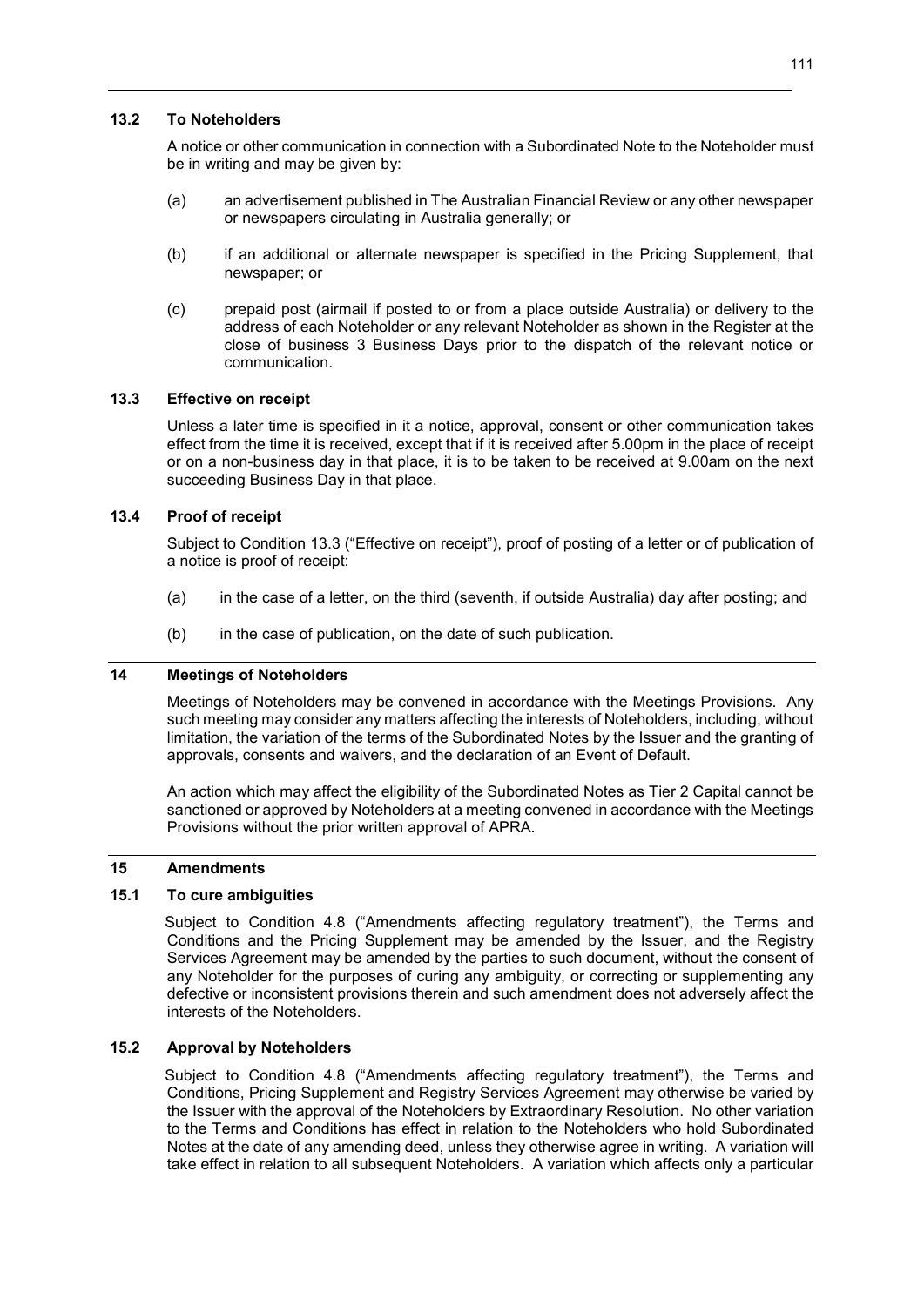### 13.2 To Noteholders

A notice or other communication in connection with a Subordinated Note to the Noteholder must be in writing and may be given by:

(a) an advertisement published in The Australian Financial Review or any other newspaper or newspapers circulating in Australia generally; or

(b) if an additional or alternate newspaper is specified in the Pricing Supplement, that newspaper; or

(c) prepaid post (airmail if posted to or from a place outside Australia) or delivery to the address of each Noteholder or any relevant Noteholder as shown in the Register at the close of business 3 Business Days prior to the dispatch of the relevant notice or communication.

### 13.3 Effective on receipt

Unless a later time is specified in it a notice, approval, consent or other communication takes effect from the time it is received, except that if it is received after 5.00pm in the place of receipt or on a non-business day in that place, it is to be taken to be received at 9.00am on the next succeeding Business Day in that place.

### 13.4 Proof of receipt

Subject to Condition 13.3 ("Effective on receipt"), proof of posting of a letter or of publication of a notice is proof of receipt:

(a) in the case of a letter, on the third (seventh, if outside Australia) day after posting; and

(b) in the case of publication, on the date of such publication.

## 14 Meetings of Noteholders

Meetings of Noteholders may be convened in accordance with the Meetings Provisions. Any such meeting may consider any matters affecting the interests of Noteholders, including, without limitation, the variation of the terms of the Subordinated Notes by the Issuer and the granting of approvals, consents and waivers, and the declaration of an Event of Default.

An action which may affect the eligibility of the Subordinated Notes as Tier 2 Capital cannot be sanctioned or approved by Noteholders at a meeting convened in accordance with the Meetings Provisions without the prior written approval of APRA.

## 15 Amendments

### 15.1 To cure ambiguities

Subject to Condition 4.8 ("Amendments affecting regulatory treatment"), the Terms and Conditions and the Pricing Supplement may be amended by the Issuer, and the Registry Services Agreement may be amended by the parties to such document, without the consent of any Noteholder for the purposes of curing any ambiguity, or correcting or supplementing any defective or inconsistent provisions therein and such amendment does not adversely affect the interests of the Noteholders.

### 15.2 Approval by Noteholders

Subject to Condition 4.8 ("Amendments affecting regulatory treatment"), the Terms and Conditions, Pricing Supplement and Registry Services Agreement may otherwise be varied by the Issuer with the approval of the Noteholders by Extraordinary Resolution. No other variation to the Terms and Conditions has effect in relation to the Noteholders who hold Subordinated Notes at the date of any amending deed, unless they otherwise agree in writing. A variation will take effect in relation to all subsequent Noteholders. A variation which affects only a particular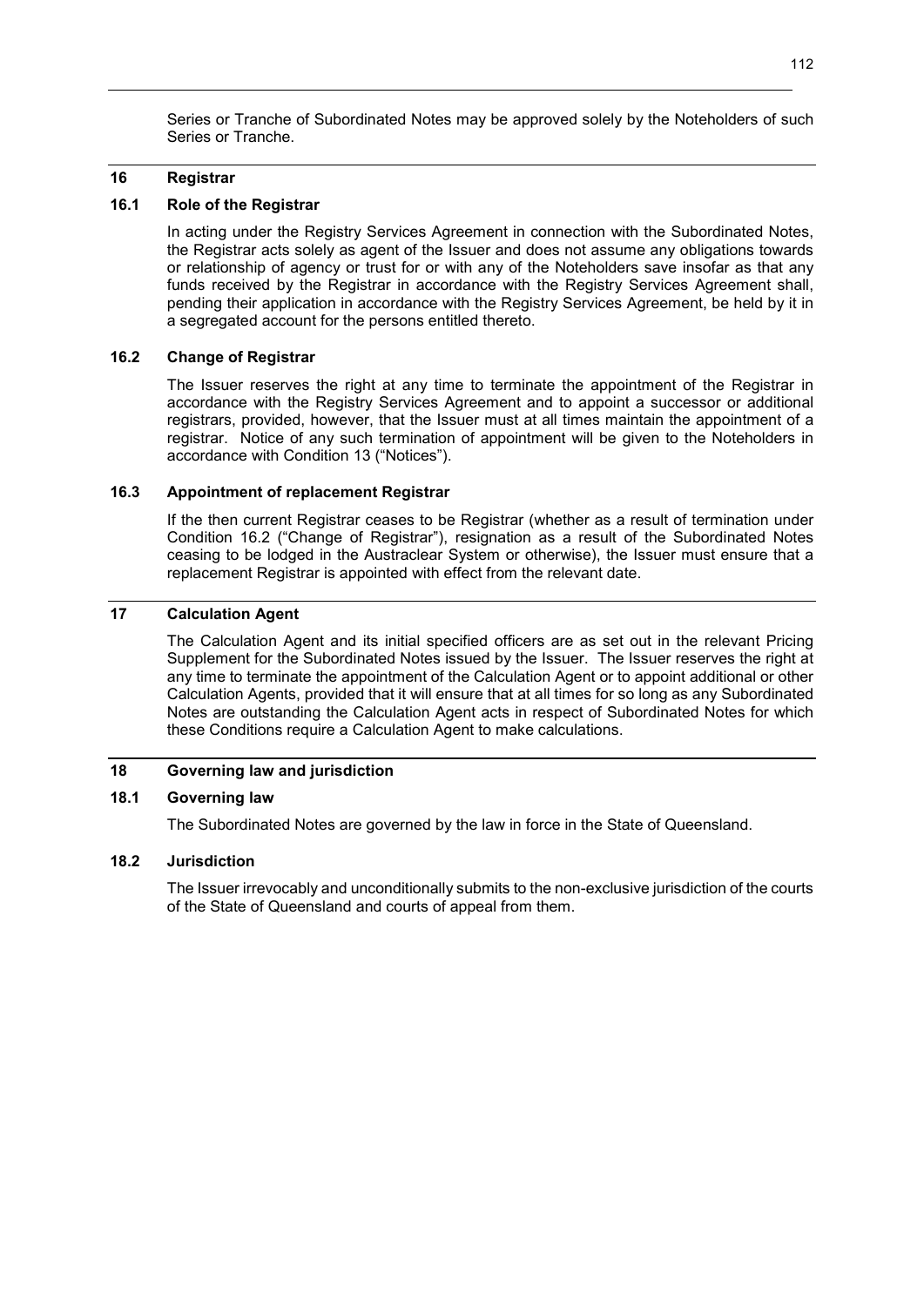Series or Tranche of Subordinated Notes may be approved solely by the Noteholders of such Series or Tranche.

## 16 Registrar

### 16.1 Role of the Registrar

In acting under the Registry Services Agreement in connection with the Subordinated Notes, the Registrar acts solely as agent of the Issuer and does not assume any obligations towards or relationship of agency or trust for or with any of the Noteholders save insofar as that any funds received by the Registrar in accordance with the Registry Services Agreement shall, pending their application in accordance with the Registry Services Agreement, be held by it in a segregated account for the persons entitled thereto.

### 16.2 Change of Registrar

The Issuer reserves the right at any time to terminate the appointment of the Registrar in accordance with the Registry Services Agreement and to appoint a successor or additional registrars, provided, however, that the Issuer must at all times maintain the appointment of a registrar. Notice of any such termination of appointment will be given to the Noteholders in accordance with Condition 13 ("Notices").

### 16.3 Appointment of replacement Registrar

If the then current Registrar ceases to be Registrar (whether as a result of termination under Condition 16.2 ("Change of Registrar"), resignation as a result of the Subordinated Notes ceasing to be lodged in the Austraclear System or otherwise), the Issuer must ensure that a replacement Registrar is appointed with effect from the relevant date.

## 17 Calculation Agent

The Calculation Agent and its initial specified officers are as set out in the relevant Pricing Supplement for the Subordinated Notes issued by the Issuer. The Issuer reserves the right at any time to terminate the appointment of the Calculation Agent or to appoint additional or other Calculation Agents, provided that it will ensure that at all times for so long as any Subordinated Notes are outstanding the Calculation Agent acts in respect of Subordinated Notes for which these Conditions require a Calculation Agent to make calculations.

## 18 Governing law and jurisdiction

### 18.1 Governing law

The Subordinated Notes are governed by the law in force in the State of Queensland.

### 18.2 Jurisdiction

The Issuer irrevocably and unconditionally submits to the non-exclusive jurisdiction of the courts of the State of Queensland and courts of appeal from them.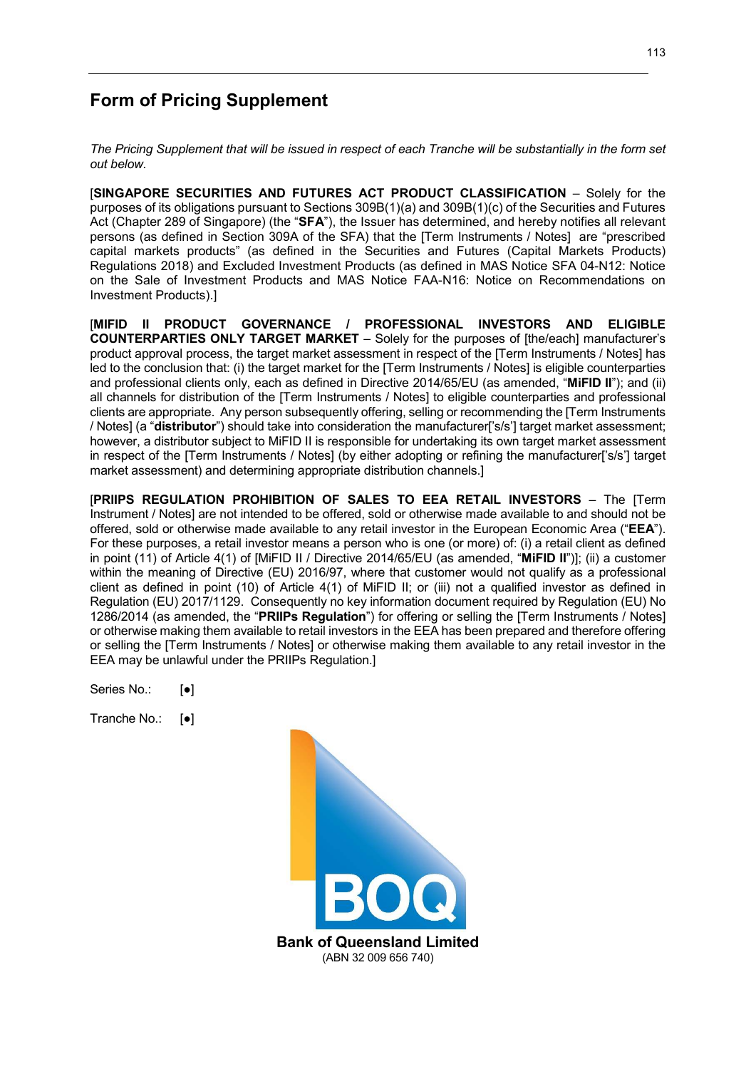# Form of Pricing Supplement

*The Pricing Supplement that will be issued in respect of each Tranche will be substantially in the form set out below.*

[**SINGAPORE SECURITIES AND FUTURES ACT PRODUCT CLASSIFICATION** – Solely for the purposes of its obligations pursuant to Sections 309B(1)(a) and 309B(1)(c) of the Securities and Futures Act (Chapter 289 of Singapore) (the "**SFA**"), the Issuer has determined, and hereby notifies all relevant persons (as defined in Section 309A of the SFA) that the [Term Instruments / Notes] are "prescribed capital markets products" (as defined in the Securities and Futures (Capital Markets Products) Regulations 2018) and Excluded Investment Products (as defined in MAS Notice SFA 04-N12: Notice on the Sale of Investment Products and MAS Notice FAA-N16: Notice on Recommendations on Investment Products).]

[**MIFID II PRODUCT GOVERNANCE / PROFESSIONAL INVESTORS AND ELIGIBLE COUNTERPARTIES ONLY TARGET MARKET** – Solely for the purposes of [the/each] manufacturer's product approval process, the target market assessment in respect of the [Term Instruments / Notes] has led to the conclusion that: (i) the target market for the [Term Instruments / Notes] is eligible counterparties and professional clients only, each as defined in Directive 2014/65/EU (as amended, "**MiFID II**"); and (ii) all channels for distribution of the [Term Instruments / Notes] to eligible counterparties and professional clients are appropriate. Any person subsequently offering, selling or recommending the [Term Instruments / Notes] (a "**distributor**") should take into consideration the manufacturer['s/s'] target market assessment; however, a distributor subject to MiFID II is responsible for undertaking its own target market assessment in respect of the [Term Instruments / Notes] (by either adopting or refining the manufacturer['s/s'] target market assessment) and determining appropriate distribution channels.]

[**PRIIPS REGULATION PROHIBITION OF SALES TO EEA RETAIL INVESTORS** – The [Term Instrument / Notes] are not intended to be offered, sold or otherwise made available to and should not be offered, sold or otherwise made available to any retail investor in the European Economic Area ("**EEA**"). For these purposes, a retail investor means a person who is one (or more) of: (i) a retail client as defined in point (11) of Article 4(1) of [MiFID II / Directive 2014/65/EU (as amended, "**MiFID II**")]; (ii) a customer within the meaning of Directive (EU) 2016/97, where that customer would not qualify as a professional client as defined in point (10) of Article 4(1) of MiFID II; or (iii) not a qualified investor as defined in Regulation (EU) 2017/1129. Consequently no key information document required by Regulation (EU) No 1286/2014 (as amended, the "**PRIIPs Regulation**") for offering or selling the [Term Instruments / Notes] or otherwise making them available to retail investors in the EEA has been prepared and therefore offering or selling the [Term Instruments / Notes] or otherwise making them available to any retail investor in the EEA may be unlawful under the PRIIPs Regulation.]

Series No.: [●]

Tranche No.: [●]

**Bank of Queensland Limited**
(ABN 32 009 656 740)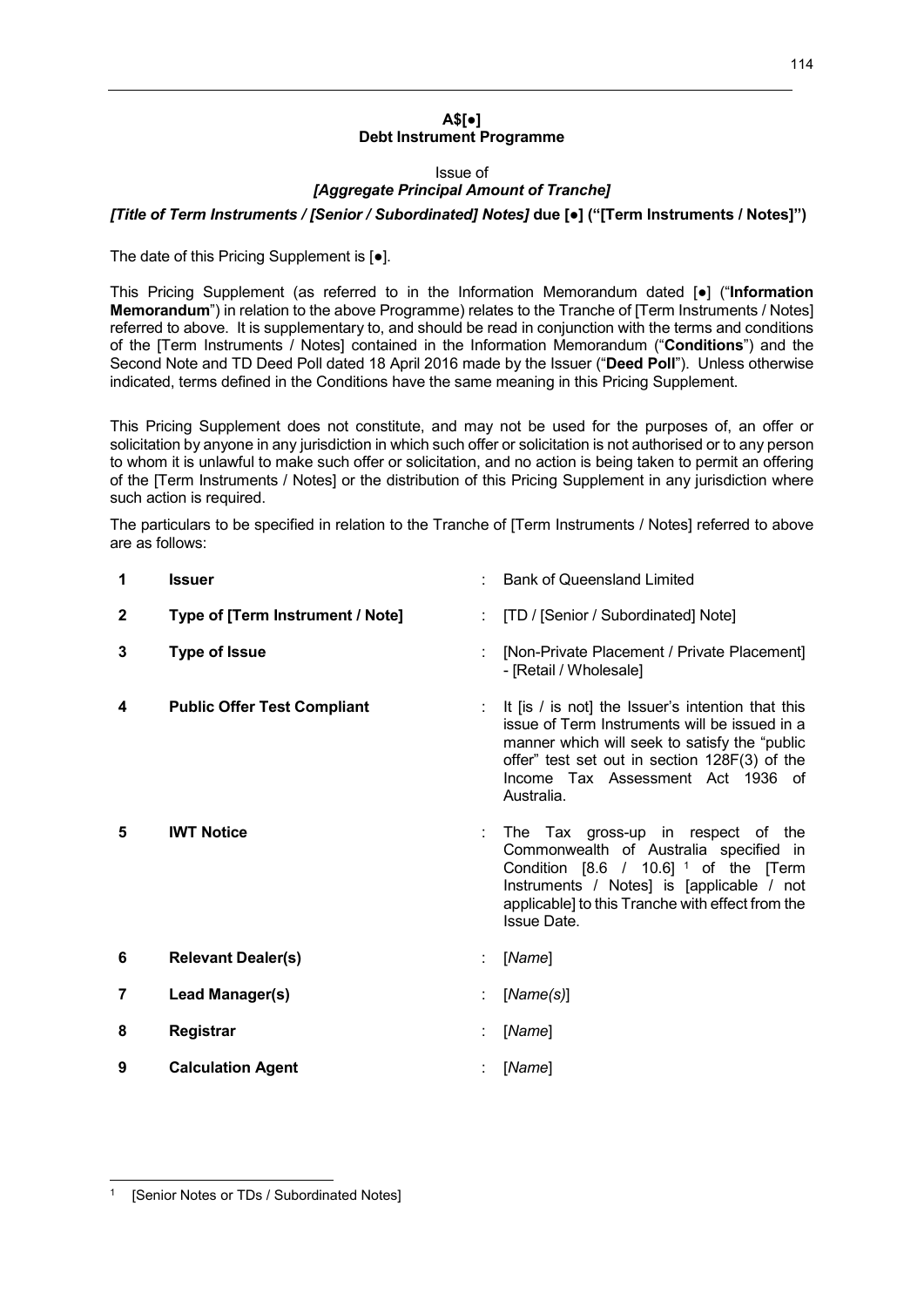**A$[●]**
**Debt Instrument Programme**

Issue of
***[Aggregate Principal Amount of Tranche]***

***[Title of Term Instruments / [Senior / Subordinated] Notes]*** **due [●] ("[Term Instruments / Notes]")**

The date of this Pricing Supplement is [●].

This Pricing Supplement (as referred to in the Information Memorandum dated [●] ("**Information Memorandum**") in relation to the above Programme) relates to the Tranche of [Term Instruments / Notes] referred to above. It is supplementary to, and should be read in conjunction with the terms and conditions of the [Term Instruments / Notes] contained in the Information Memorandum ("**Conditions**") and the Second Note and TD Deed Poll dated 18 April 2016 made by the Issuer ("**Deed Poll**"). Unless otherwise indicated, terms defined in the Conditions have the same meaning in this Pricing Supplement.

This Pricing Supplement does not constitute, and may not be used for the purposes of, an offer or solicitation by anyone in any jurisdiction in which such offer or solicitation is not authorised or to any person to whom it is unlawful to make such offer or solicitation, and no action is being taken to permit an offering of the [Term Instruments / Notes] or the distribution of this Pricing Supplement in any jurisdiction where such action is required.

The particulars to be specified in relation to the Tranche of [Term Instruments / Notes] referred to above are as follows:

| | | | |
|---|---|---|---|
| **1** | **Issuer** | : | Bank of Queensland Limited |
| **2** | **Type of [Term Instrument / Note]** | : | [TD / [Senior / Subordinated] Note] |
| **3** | **Type of Issue** | : | [Non-Private Placement / Private Placement] - [Retail / Wholesale] |
| **4** | **Public Offer Test Compliant** | : | It [is / is not] the Issuer's intention that this issue of Term Instruments will be issued in a manner which will seek to satisfy the "public offer" test set out in section 128F(3) of the Income Tax Assessment Act 1936 of Australia. |
| **5** | **IWT Notice** | : | The Tax gross-up in respect of the Commonwealth of Australia specified in Condition [8.6 / 10.6] [1] of the [Term Instruments / Notes] is [applicable / not applicable] to this Tranche with effect from the Issue Date. |
| **6** | **Relevant Dealer(s)** | : | [*Name*] |
| **7** | **Lead Manager(s)** | : | [*Name(s)*] |
| **8** | **Registrar** | : | [*Name*] |
| **9** | **Calculation Agent** | : | [*Name*] |

[1] [Senior Notes or TDs / Subordinated Notes]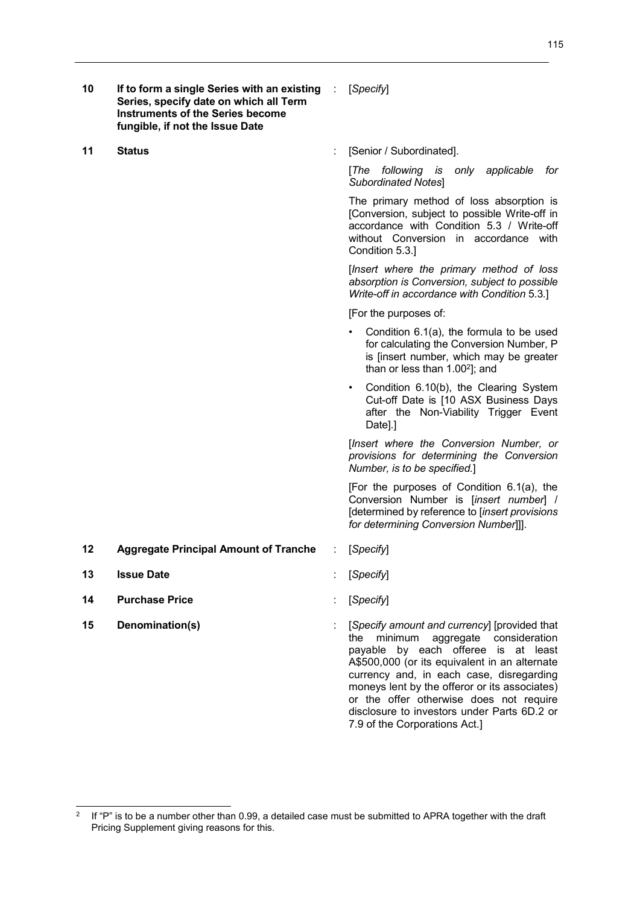| | | | |
|---|---|---|---|
| **10** | **If to form a single Series with an existing Series, specify date on which all Term Instruments of the Series become fungible, if not the Issue Date** | : | [*Specify*] |
| **11** | **Status** | : | [Senior / Subordinated].<br><br>[*The following is only applicable for Subordinated Notes*]<br><br>The primary method of loss absorption is [Conversion, subject to possible Write-off in accordance with Condition 5.3 / Write-off without Conversion in accordance with Condition 5.3.]<br><br>[*Insert where the primary method of loss absorption is Conversion, subject to possible Write-off in accordance with Condition* 5.3.]<br><br>[For the purposes of:<br><br>• Condition 6.1(a), the formula to be used for calculating the Conversion Number, P is [insert number, which may be greater than or less than 1.00[2]]; and<br><br>• Condition 6.10(b), the Clearing System Cut-off Date is [10 ASX Business Days after the Non-Viability Trigger Event Date].]<br><br>[*Insert where the Conversion Number, or provisions for determining the Conversion Number, is to be specified.*]<br><br>[For the purposes of Condition 6.1(a), the Conversion Number is [*insert number*] / [determined by reference to [*insert provisions for determining Conversion Number*]]]. |
| **12** | **Aggregate Principal Amount of Tranche** | : | [*Specify*] |
| **13** | **Issue Date** | : | [*Specify*] |
| **14** | **Purchase Price** | : | [*Specify*] |
| **15** | **Denomination(s)** | : | [*Specify amount and currency*] [provided that the minimum aggregate consideration payable by each offeree is at least A$500,000 (or its equivalent in an alternate currency and, in each case, disregarding moneys lent by the offeror or its associates) or the offer otherwise does not require disclosure to investors under Parts 6D.2 or 7.9 of the Corporations Act.] |

[2] If "P" is to be a number other than 0.99, a detailed case must be submitted to APRA together with the draft Pricing Supplement giving reasons for this.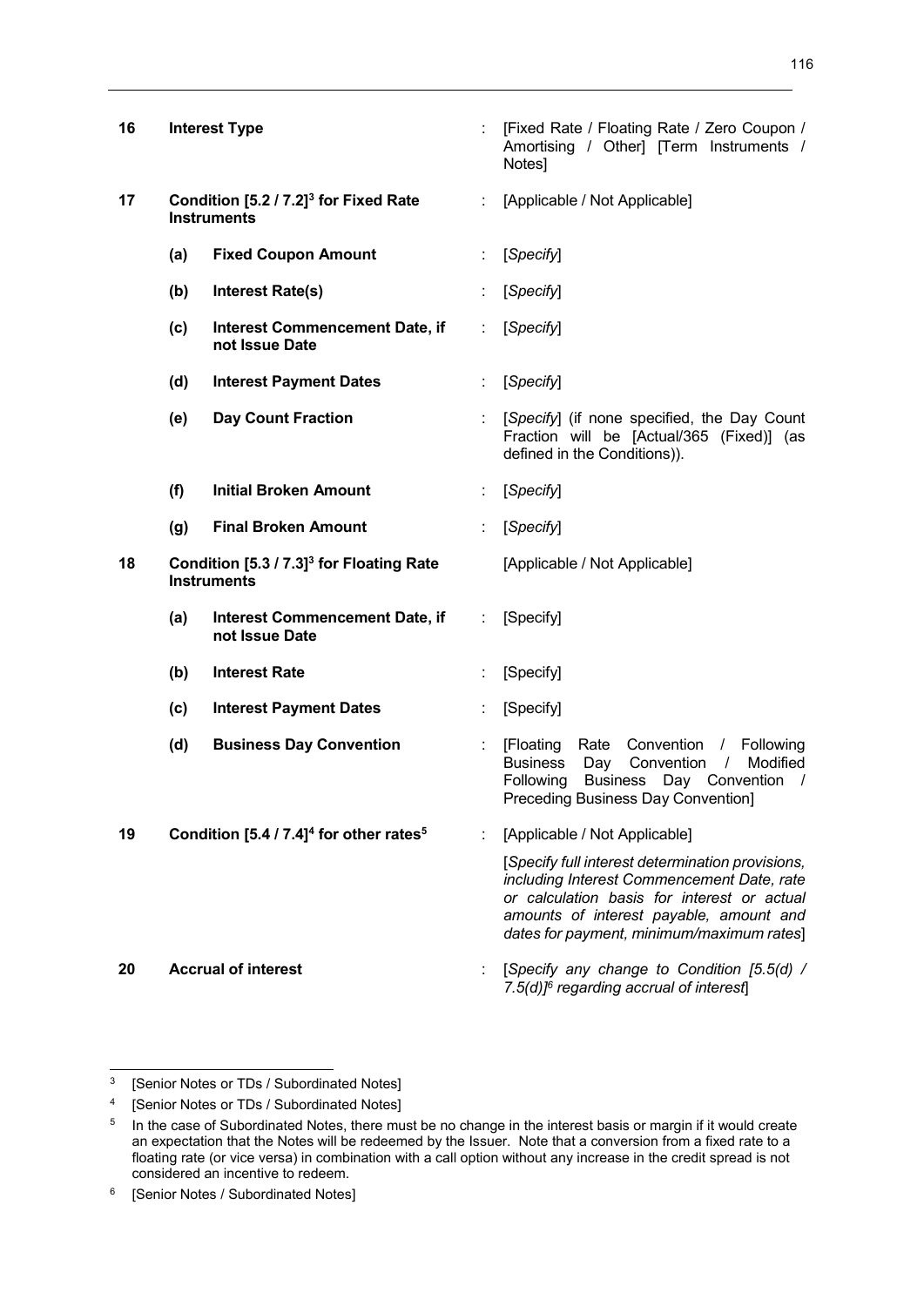| | | | | |
|---|---|---|---|---|
| **16** | **Interest Type** | | : | [Fixed Rate / Floating Rate / Zero Coupon / Amortising / Other] [Term Instruments / Notes] |
| **17** | **Condition [5.2 / 7.2][3] for Fixed Rate Instruments** | | : | [Applicable / Not Applicable] |
| | **(a)** | **Fixed Coupon Amount** | : | [*Specify*] |
| | **(b)** | **Interest Rate(s)** | : | [*Specify*] |
| | **(c)** | **Interest Commencement Date, if not Issue Date** | : | [*Specify*] |
| | **(d)** | **Interest Payment Dates** | : | [*Specify*] |
| | **(e)** | **Day Count Fraction** | : | [*Specify*] (if none specified, the Day Count Fraction will be [Actual/365 (Fixed)] (as defined in the Conditions)). |
| | **(f)** | **Initial Broken Amount** | : | [*Specify*] |
| | **(g)** | **Final Broken Amount** | : | [*Specify*] |
| **18** | **Condition [5.3 / 7.3][3] for Floating Rate Instruments** | | | [Applicable / Not Applicable] |
| | **(a)** | **Interest Commencement Date, if not Issue Date** | : | [Specify] |
| | **(b)** | **Interest Rate** | : | [Specify] |
| | **(c)** | **Interest Payment Dates** | : | [Specify] |
| | **(d)** | **Business Day Convention** | : | [Floating Rate Convention / Following Business Day Convention / Modified Following Business Day Convention / Preceding Business Day Convention] |
| **19** | **Condition [5.4 / 7.4][4] for other rates[5]** | | : | [Applicable / Not Applicable]<br><br>[*Specify full interest determination provisions, including Interest Commencement Date, rate or calculation basis for interest or actual amounts of interest payable, amount and dates for payment, minimum/maximum rates*] |
| **20** | **Accrual of interest** | | : | [*Specify any change to Condition [5.5(d) / 7.5(d)][6] regarding accrual of interest*] |

---

[3] [Senior Notes or TDs / Subordinated Notes]

[4] [Senior Notes or TDs / Subordinated Notes]

[5] In the case of Subordinated Notes, there must be no change in the interest basis or margin if it would create an expectation that the Notes will be redeemed by the Issuer. Note that a conversion from a fixed rate to a floating rate (or vice versa) in combination with a call option without any increase in the credit spread is not considered an incentive to redeem.

[6] [Senior Notes / Subordinated Notes]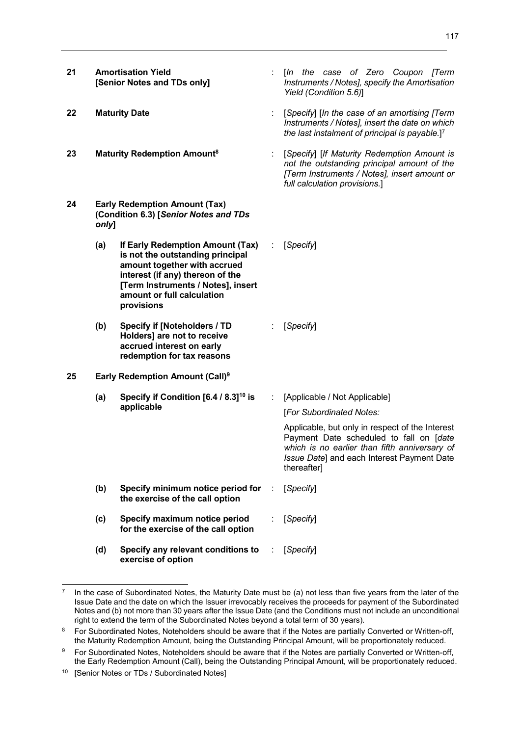| | | | | |
|---|---|---|---|---|
| **21** | **Amortisation Yield [Senior Notes and TDs only]** | | : | [*In the case of Zero Coupon [Term Instruments / Notes], specify the Amortisation Yield (Condition 5.6)*] |
| **22** | **Maturity Date** | | : | [*Specify*] [*In the case of an amortising [Term Instruments / Notes], insert the date on which the last instalment of principal is payable.*][7] |
| **23** | **Maturity Redemption Amount**[8] | | : | [*Specify*] [*If Maturity Redemption Amount is not the outstanding principal amount of the [Term Instruments / Notes], insert amount or full calculation provisions.*] |
| **24** | **Early Redemption Amount (Tax) (Condition 6.3) [*Senior Notes and TDs only*]** | | | |
| | **(a)** | **If Early Redemption Amount (Tax) is not the outstanding principal amount together with accrued interest (if any) thereon of the [Term Instruments / Notes], insert amount or full calculation provisions** | : | [*Specify*] |
| | **(b)** | **Specify if [Noteholders / TD Holders] are not to receive accrued interest on early redemption for tax reasons** | : | [*Specify*] |
| **25** | **Early Redemption Amount (Call)**[9] | | | |
| | **(a)** | **Specify if Condition [6.4 / 8.3]**[10] **is applicable** | : | [Applicable / Not Applicable]<br><br>[*For Subordinated Notes:*<br><br>Applicable, but only in respect of the Interest Payment Date scheduled to fall on [*date which is no earlier than fifth anniversary of Issue Date*] and each Interest Payment Date thereafter] |
| | **(b)** | **Specify minimum notice period for the exercise of the call option** | : | [*Specify*] |
| | **(c)** | **Specify maximum notice period for the exercise of the call option** | : | [*Specify*] |
| | **(d)** | **Specify any relevant conditions to exercise of option** | : | [*Specify*] |

[7] In the case of Subordinated Notes, the Maturity Date must be (a) not less than five years from the later of the Issue Date and the date on which the Issuer irrevocably receives the proceeds for payment of the Subordinated Notes and (b) not more than 30 years after the Issue Date (and the Conditions must not include an unconditional right to extend the term of the Subordinated Notes beyond a total term of 30 years).

[8] For Subordinated Notes, Noteholders should be aware that if the Notes are partially Converted or Written-off, the Maturity Redemption Amount, being the Outstanding Principal Amount, will be proportionately reduced.

[9] For Subordinated Notes, Noteholders should be aware that if the Notes are partially Converted or Written-off, the Early Redemption Amount (Call), being the Outstanding Principal Amount, will be proportionately reduced.

[10] [Senior Notes or TDs / Subordinated Notes]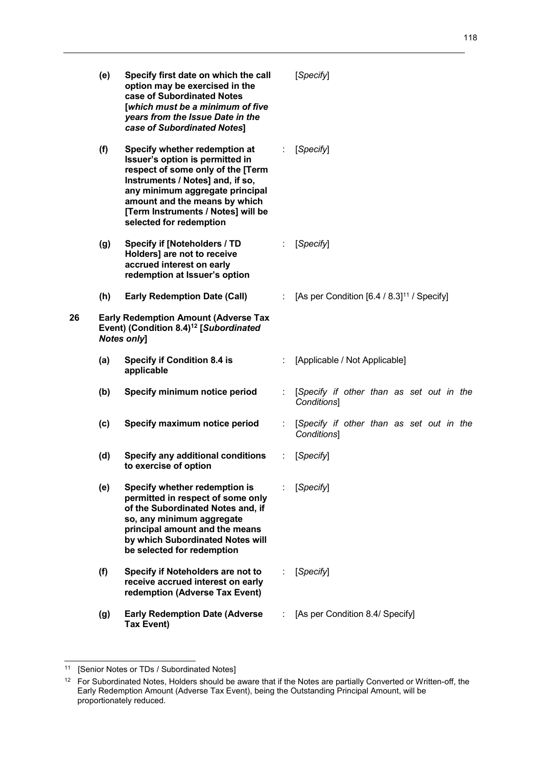| | | | | |
|---|---|---|---|---|
| | **(e)** | **Specify first date on which the call option may be exercised in the case of Subordinated Notes [*which must be a minimum of five years from the Issue Date in the case of Subordinated Notes*]** | | [*Specify*] |
| | **(f)** | **Specify whether redemption at Issuer's option is permitted in respect of some only of the [Term Instruments / Notes] and, if so, any minimum aggregate principal amount and the means by which [Term Instruments / Notes] will be selected for redemption** | : | [*Specify*] |
| | **(g)** | **Specify if [Noteholders / TD Holders] are not to receive accrued interest on early redemption at Issuer's option** | : | [*Specify*] |
| | **(h)** | **Early Redemption Date (Call)** | : | [As per Condition [6.4 / 8.3][11] / Specify] |
| **26** | | **Early Redemption Amount (Adverse Tax Event) (Condition 8.4)[12] [*Subordinated Notes only*]** | | |
| | **(a)** | **Specify if Condition 8.4 is applicable** | : | [Applicable / Not Applicable] |
| | **(b)** | **Specify minimum notice period** | : | [*Specify if other than as set out in the Conditions*] |
| | **(c)** | **Specify maximum notice period** | : | [*Specify if other than as set out in the Conditions*] |
| | **(d)** | **Specify any additional conditions to exercise of option** | : | [*Specify*] |
| | **(e)** | **Specify whether redemption is permitted in respect of some only of the Subordinated Notes and, if so, any minimum aggregate principal amount and the means by which Subordinated Notes will be selected for redemption** | : | [*Specify*] |
| | **(f)** | **Specify if Noteholders are not to receive accrued interest on early redemption (Adverse Tax Event)** | : | [*Specify*] |
| | **(g)** | **Early Redemption Date (Adverse Tax Event)** | : | [As per Condition 8.4/ Specify] |

[11] [Senior Notes or TDs / Subordinated Notes]

[12] For Subordinated Notes, Holders should be aware that if the Notes are partially Converted or Written-off, the Early Redemption Amount (Adverse Tax Event), being the Outstanding Principal Amount, will be proportionately reduced.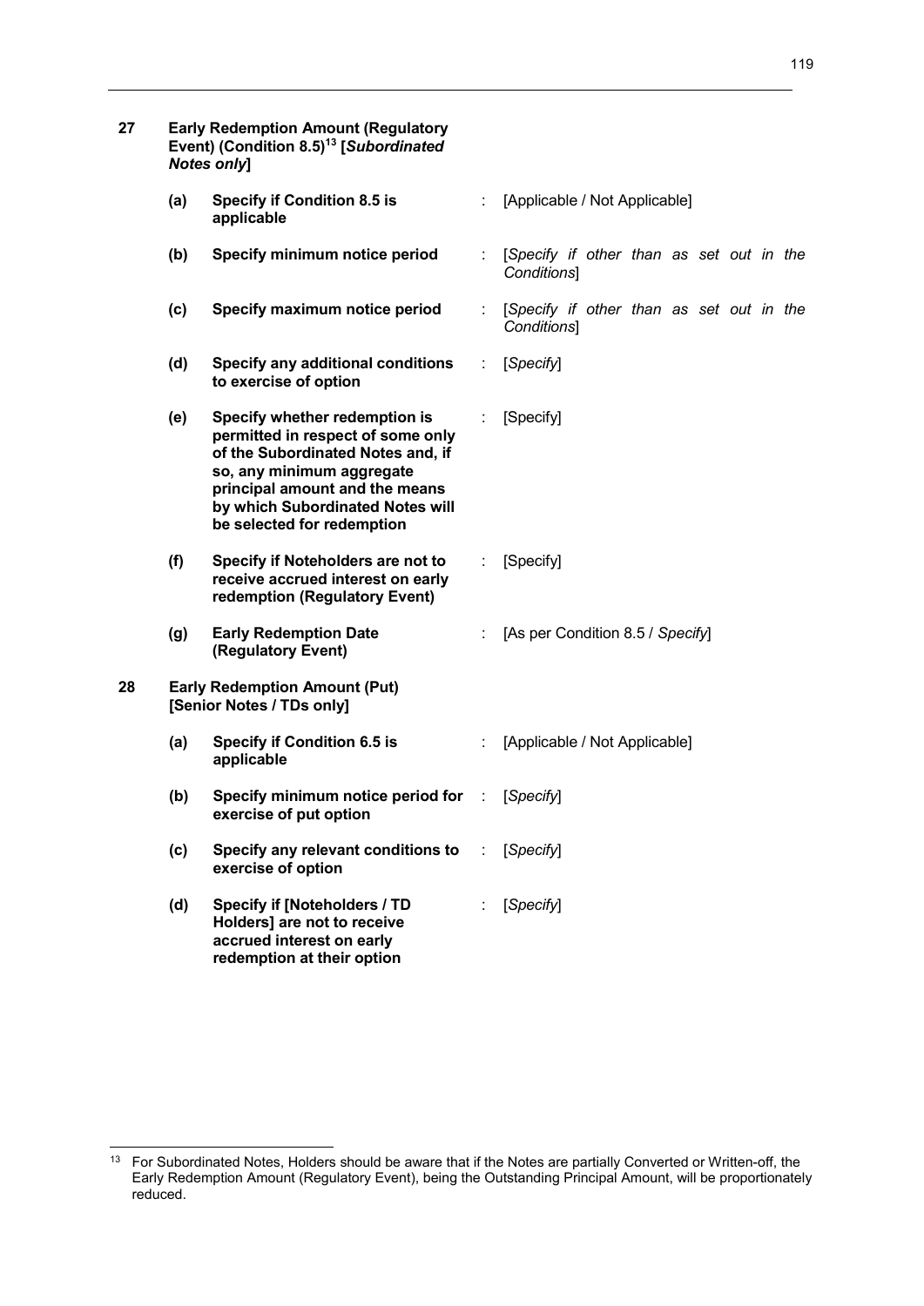| | | | |
|---|---|---|---|
| **27** | **Early Redemption Amount (Regulatory Event) (Condition 8.5)**[13] **[*Subordinated Notes only*]** | | |
| | **(a)** | **Specify if Condition 8.5 is applicable** | : [Applicable / Not Applicable] |
| | **(b)** | **Specify minimum notice period** | : [*Specify if other than as set out in the Conditions*] |
| | **(c)** | **Specify maximum notice period** | : [*Specify if other than as set out in the Conditions*] |
| | **(d)** | **Specify any additional conditions to exercise of option** | : [*Specify*] |
| | **(e)** | **Specify whether redemption is permitted in respect of some only of the Subordinated Notes and, if so, any minimum aggregate principal amount and the means by which Subordinated Notes will be selected for redemption** | : [Specify] |
| | **(f)** | **Specify if Noteholders are not to receive accrued interest on early redemption (Regulatory Event)** | : [Specify] |
| | **(g)** | **Early Redemption Date (Regulatory Event)** | : [As per Condition 8.5 / *Specify*] |
| **28** | **Early Redemption Amount (Put) [Senior Notes / TDs only]** | | |
| | **(a)** | **Specify if Condition 6.5 is applicable** | : [Applicable / Not Applicable] |
| | **(b)** | **Specify minimum notice period for exercise of put option** | : [*Specify*] |
| | **(c)** | **Specify any relevant conditions to exercise of option** | : [*Specify*] |
| | **(d)** | **Specify if [Noteholders / TD Holders] are not to receive accrued interest on early redemption at their option** | : [*Specify*] |

[13] For Subordinated Notes, Holders should be aware that if the Notes are partially Converted or Written-off, the Early Redemption Amount (Regulatory Event), being the Outstanding Principal Amount, will be proportionately reduced.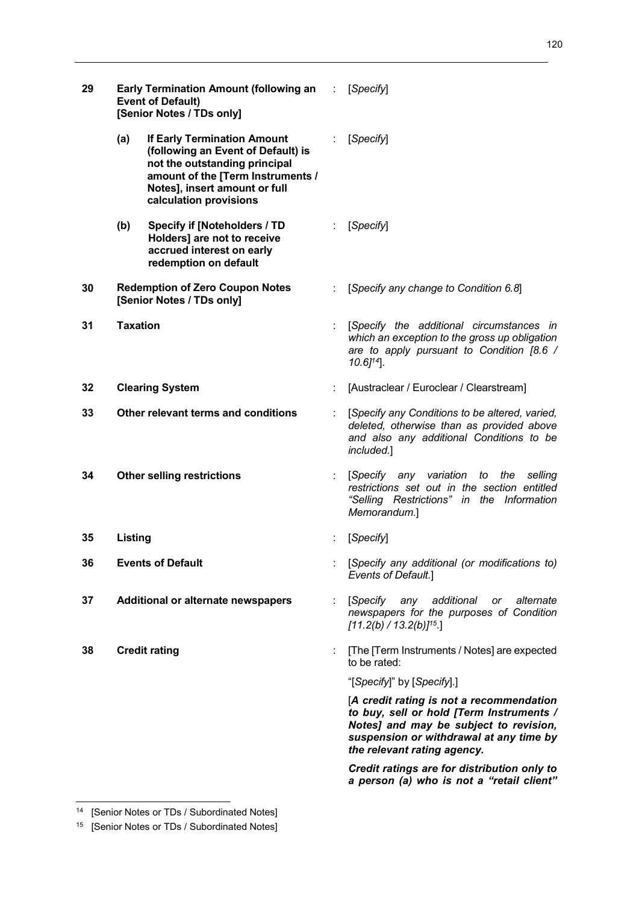| | | | |
|---|---|---|---|
| **29** | **Early Termination Amount (following an Event of Default) [Senior Notes / TDs only]** | : | [*Specify*] |
| | **(a) If Early Termination Amount (following an Event of Default) is not the outstanding principal amount of the [Term Instruments / Notes], insert amount or full calculation provisions** | : | [*Specify*] |
| | **(b) Specify if [Noteholders / TD Holders] are not to receive accrued interest on early redemption on default** | : | [*Specify*] |
| **30** | **Redemption of Zero Coupon Notes [Senior Notes / TDs only]** | : | [*Specify any change to Condition 6.8*] |
| **31** | **Taxation** | : | [*Specify the additional circumstances in which an exception to the gross up obligation are to apply pursuant to Condition [8.6 / 10.6]*[14]]. |
| **32** | **Clearing System** | : | [Austraclear / Euroclear / Clearstream] |
| **33** | **Other relevant terms and conditions** | : | [*Specify any Conditions to be altered, varied, deleted, otherwise than as provided above and also any additional Conditions to be included.*] |
| **34** | **Other selling restrictions** | : | [*Specify any variation to the selling restrictions set out in the section entitled "Selling Restrictions" in the Information Memorandum.*] |
| **35** | **Listing** | : | [*Specify*] |
| **36** | **Events of Default** | : | [*Specify any additional (or modifications to) Events of Default.*] |
| **37** | **Additional or alternate newspapers** | : | [*Specify any additional or alternate newspapers for the purposes of Condition [11.2(b) / 13.2(b)]*[15].] |
| **38** | **Credit rating** | : | [The [Term Instruments / Notes] are expected to be rated:<br><br>"[*Specify*]" by [*Specify*].]<br><br>[***A credit rating is not a recommendation to buy, sell or hold [Term Instruments / Notes] and may be subject to revision, suspension or withdrawal at any time by the relevant rating agency.***<br><br>***Credit ratings are for distribution only to a person (a) who is not a "retail client"*** |

[14] [Senior Notes or TDs / Subordinated Notes]

[15] [Senior Notes or TDs / Subordinated Notes]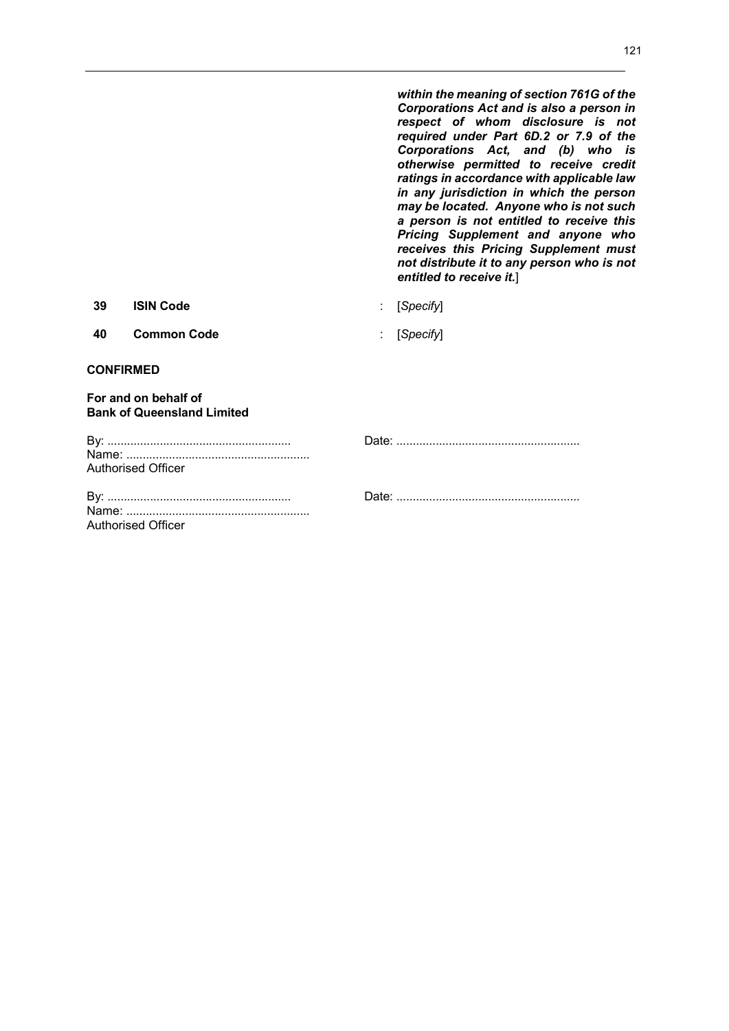| | | | |
|---|---|---|---|
| | | | ***within the meaning of section 761G of the Corporations Act and is also a person in respect of whom disclosure is not required under Part 6D.2 or 7.9 of the Corporations Act, and (b) who is otherwise permitted to receive credit ratings in accordance with applicable law in any jurisdiction in which the person may be located. Anyone who is not such a person is not entitled to receive this Pricing Supplement and anyone who receives this Pricing Supplement must not distribute it to any person who is not entitled to receive it.***] |
| **39** | **ISIN Code** | : | [*Specify*] |
| **40** | **Common Code** | : | [*Specify*] |

**CONFIRMED**

**For and on behalf of**
**Bank of Queensland Limited**

By: ........................................................ Date: ........................................................
Name: ........................................................
Authorised Officer

By: ........................................................ Date: ........................................................
Name: ........................................................
Authorised Officer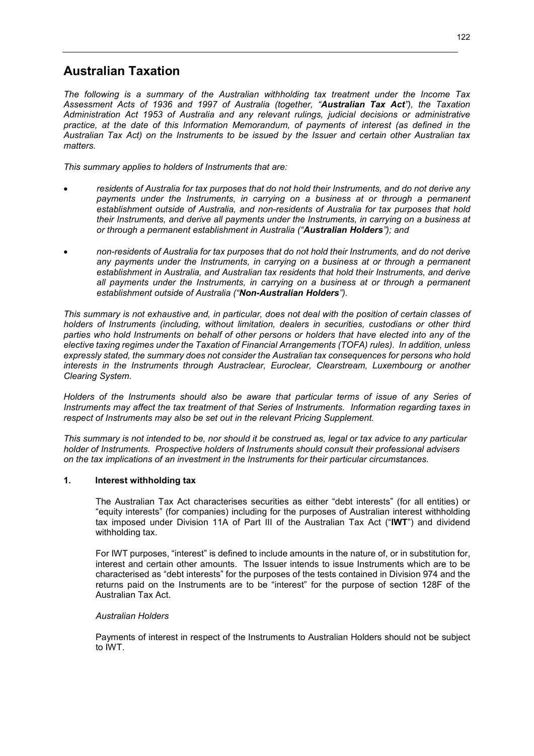# Australian Taxation

*The following is a summary of the Australian withholding tax treatment under the Income Tax Assessment Acts of 1936 and 1997 of Australia (together, "**Australian Tax Act**"), the Taxation Administration Act 1953 of Australia and any relevant rulings, judicial decisions or administrative practice, at the date of this Information Memorandum, of payments of interest (as defined in the Australian Tax Act) on the Instruments to be issued by the Issuer and certain other Australian tax matters.*

*This summary applies to holders of Instruments that are:*

- *residents of Australia for tax purposes that do not hold their Instruments, and do not derive any payments under the Instruments, in carrying on a business at or through a permanent establishment outside of Australia, and non-residents of Australia for tax purposes that hold their Instruments, and derive all payments under the Instruments, in carrying on a business at or through a permanent establishment in Australia ("**Australian Holders**"); and*
- *non-residents of Australia for tax purposes that do not hold their Instruments, and do not derive any payments under the Instruments, in carrying on a business at or through a permanent establishment in Australia, and Australian tax residents that hold their Instruments, and derive all payments under the Instruments, in carrying on a business at or through a permanent establishment outside of Australia ("**Non-Australian Holders**").*

*This summary is not exhaustive and, in particular, does not deal with the position of certain classes of holders of Instruments (including, without limitation, dealers in securities, custodians or other third parties who hold Instruments on behalf of other persons or holders that have elected into any of the elective taxing regimes under the Taxation of Financial Arrangements (TOFA) rules). In addition, unless expressly stated, the summary does not consider the Australian tax consequences for persons who hold interests in the Instruments through Austraclear, Euroclear, Clearstream, Luxembourg or another Clearing System.*

*Holders of the Instruments should also be aware that particular terms of issue of any Series of Instruments may affect the tax treatment of that Series of Instruments. Information regarding taxes in respect of Instruments may also be set out in the relevant Pricing Supplement.*

*This summary is not intended to be, nor should it be construed as, legal or tax advice to any particular holder of Instruments. Prospective holders of Instruments should consult their professional advisers on the tax implications of an investment in the Instruments for their particular circumstances.*

## 1. Interest withholding tax

The Australian Tax Act characterises securities as either "debt interests" (for all entities) or "equity interests" (for companies) including for the purposes of Australian interest withholding tax imposed under Division 11A of Part III of the Australian Tax Act ("**IWT**") and dividend withholding tax.

For IWT purposes, "interest" is defined to include amounts in the nature of, or in substitution for, interest and certain other amounts. The Issuer intends to issue Instruments which are to be characterised as "debt interests" for the purposes of the tests contained in Division 974 and the returns paid on the Instruments are to be "interest" for the purpose of section 128F of the Australian Tax Act.

*Australian Holders*

Payments of interest in respect of the Instruments to Australian Holders should not be subject to IWT.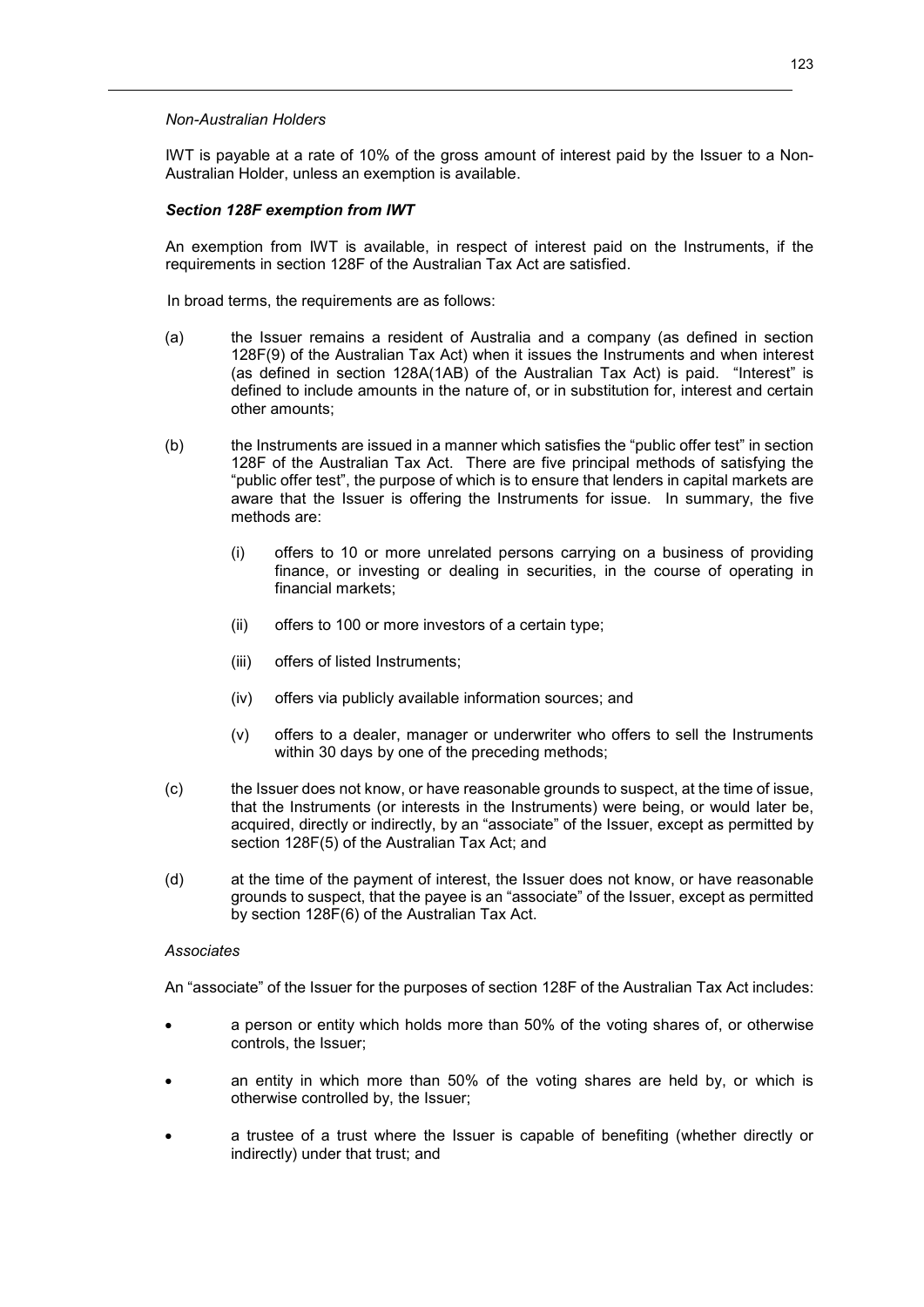*Non-Australian Holders*

IWT is payable at a rate of 10% of the gross amount of interest paid by the Issuer to a Non-Australian Holder, unless an exemption is available.

***Section 128F exemption from IWT***

An exemption from IWT is available, in respect of interest paid on the Instruments, if the requirements in section 128F of the Australian Tax Act are satisfied.

In broad terms, the requirements are as follows:

(a) the Issuer remains a resident of Australia and a company (as defined in section 128F(9) of the Australian Tax Act) when it issues the Instruments and when interest (as defined in section 128A(1AB) of the Australian Tax Act) is paid. "Interest" is defined to include amounts in the nature of, or in substitution for, interest and certain other amounts;

(b) the Instruments are issued in a manner which satisfies the "public offer test" in section 128F of the Australian Tax Act. There are five principal methods of satisfying the "public offer test", the purpose of which is to ensure that lenders in capital markets are aware that the Issuer is offering the Instruments for issue. In summary, the five methods are:

   (i) offers to 10 or more unrelated persons carrying on a business of providing finance, or investing or dealing in securities, in the course of operating in financial markets;

   (ii) offers to 100 or more investors of a certain type;

   (iii) offers of listed Instruments;

   (iv) offers via publicly available information sources; and

   (v) offers to a dealer, manager or underwriter who offers to sell the Instruments within 30 days by one of the preceding methods;

(c) the Issuer does not know, or have reasonable grounds to suspect, at the time of issue, that the Instruments (or interests in the Instruments) were being, or would later be, acquired, directly or indirectly, by an "associate" of the Issuer, except as permitted by section 128F(5) of the Australian Tax Act; and

(d) at the time of the payment of interest, the Issuer does not know, or have reasonable grounds to suspect, that the payee is an "associate" of the Issuer, except as permitted by section 128F(6) of the Australian Tax Act.

*Associates*

An "associate" of the Issuer for the purposes of section 128F of the Australian Tax Act includes:

- a person or entity which holds more than 50% of the voting shares of, or otherwise controls, the Issuer;
- an entity in which more than 50% of the voting shares are held by, or which is otherwise controlled by, the Issuer;
- a trustee of a trust where the Issuer is capable of benefiting (whether directly or indirectly) under that trust; and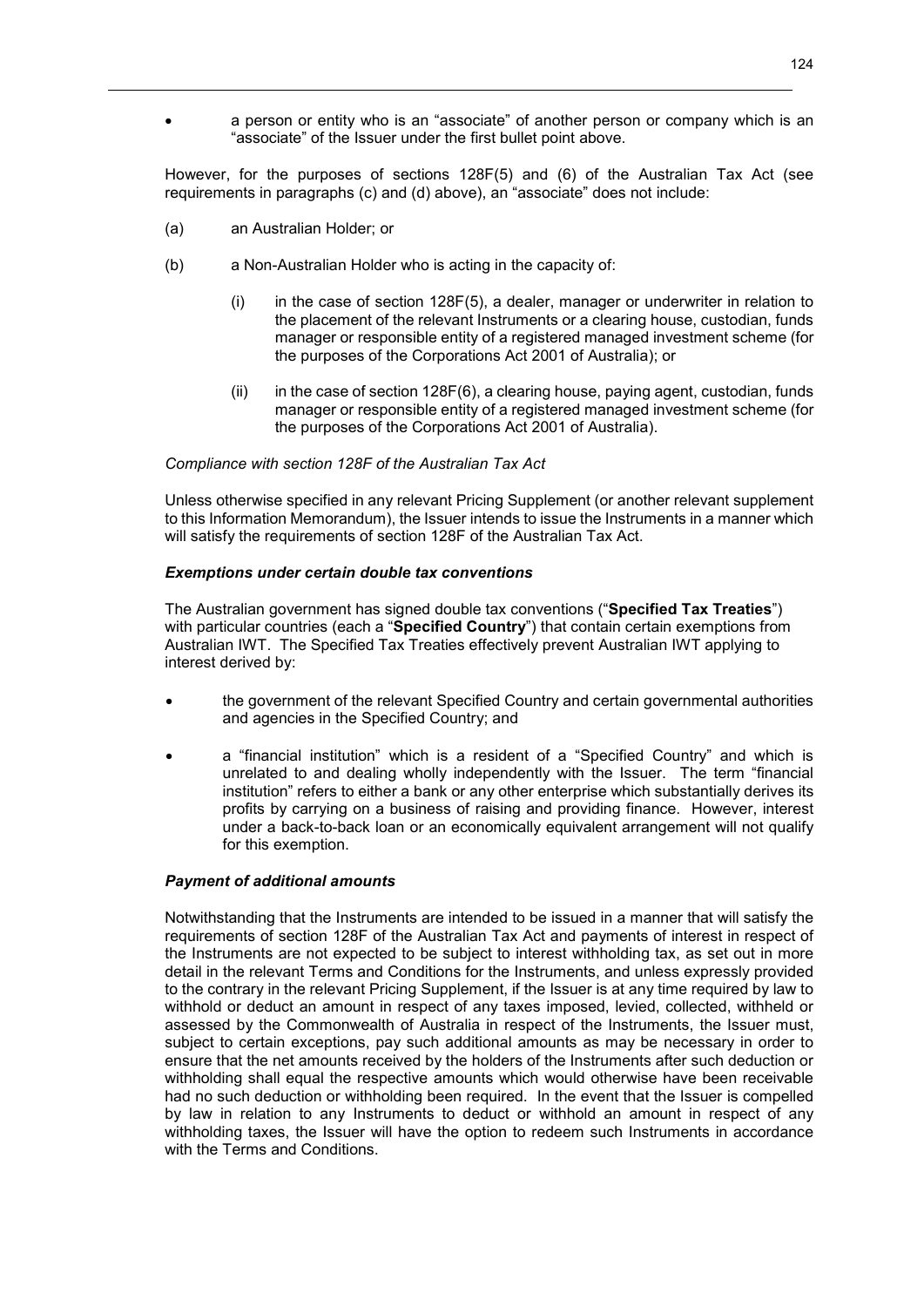- a person or entity who is an "associate" of another person or company which is an "associate" of the Issuer under the first bullet point above.

However, for the purposes of sections 128F(5) and (6) of the Australian Tax Act (see requirements in paragraphs (c) and (d) above), an "associate" does not include:

(a) an Australian Holder; or

(b) a Non-Australian Holder who is acting in the capacity of:

(i) in the case of section 128F(5), a dealer, manager or underwriter in relation to the placement of the relevant Instruments or a clearing house, custodian, funds manager or responsible entity of a registered managed investment scheme (for the purposes of the Corporations Act 2001 of Australia); or

(ii) in the case of section 128F(6), a clearing house, paying agent, custodian, funds manager or responsible entity of a registered managed investment scheme (for the purposes of the Corporations Act 2001 of Australia).

*Compliance with section 128F of the Australian Tax Act*

Unless otherwise specified in any relevant Pricing Supplement (or another relevant supplement to this Information Memorandum), the Issuer intends to issue the Instruments in a manner which will satisfy the requirements of section 128F of the Australian Tax Act.

***Exemptions under certain double tax conventions***

The Australian government has signed double tax conventions ("**Specified Tax Treaties**") with particular countries (each a "**Specified Country**") that contain certain exemptions from Australian IWT. The Specified Tax Treaties effectively prevent Australian IWT applying to interest derived by:

- the government of the relevant Specified Country and certain governmental authorities and agencies in the Specified Country; and
- a "financial institution" which is a resident of a "Specified Country" and which is unrelated to and dealing wholly independently with the Issuer. The term "financial institution" refers to either a bank or any other enterprise which substantially derives its profits by carrying on a business of raising and providing finance. However, interest under a back-to-back loan or an economically equivalent arrangement will not qualify for this exemption.

***Payment of additional amounts***

Notwithstanding that the Instruments are intended to be issued in a manner that will satisfy the requirements of section 128F of the Australian Tax Act and payments of interest in respect of the Instruments are not expected to be subject to interest withholding tax, as set out in more detail in the relevant Terms and Conditions for the Instruments, and unless expressly provided to the contrary in the relevant Pricing Supplement, if the Issuer is at any time required by law to withhold or deduct an amount in respect of any taxes imposed, levied, collected, withheld or assessed by the Commonwealth of Australia in respect of the Instruments, the Issuer must, subject to certain exceptions, pay such additional amounts as may be necessary in order to ensure that the net amounts received by the holders of the Instruments after such deduction or withholding shall equal the respective amounts which would otherwise have been receivable had no such deduction or withholding been required. In the event that the Issuer is compelled by law in relation to any Instruments to deduct or withhold an amount in respect of any withholding taxes, the Issuer will have the option to redeem such Instruments in accordance with the Terms and Conditions.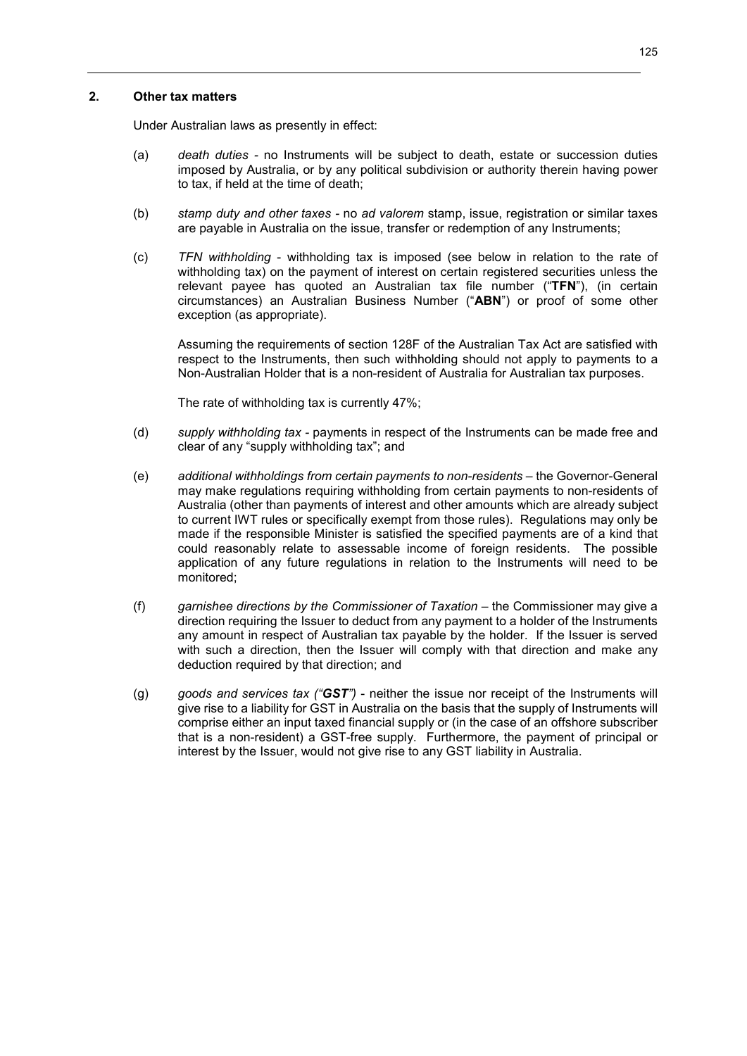## 2. Other tax matters

Under Australian laws as presently in effect:

(a) *death duties* - no Instruments will be subject to death, estate or succession duties imposed by Australia, or by any political subdivision or authority therein having power to tax, if held at the time of death;

(b) *stamp duty and other taxes* - no *ad valorem* stamp, issue, registration or similar taxes are payable in Australia on the issue, transfer or redemption of any Instruments;

(c) *TFN withholding* - withholding tax is imposed (see below in relation to the rate of withholding tax) on the payment of interest on certain registered securities unless the relevant payee has quoted an Australian tax file number ("**TFN**"), (in certain circumstances) an Australian Business Number ("**ABN**") or proof of some other exception (as appropriate).

   Assuming the requirements of section 128F of the Australian Tax Act are satisfied with respect to the Instruments, then such withholding should not apply to payments to a Non-Australian Holder that is a non-resident of Australia for Australian tax purposes.

   The rate of withholding tax is currently 47%;

(d) *supply withholding tax* - payments in respect of the Instruments can be made free and clear of any "supply withholding tax"; and

(e) *additional withholdings from certain payments to non-residents* – the Governor-General may make regulations requiring withholding from certain payments to non-residents of Australia (other than payments of interest and other amounts which are already subject to current IWT rules or specifically exempt from those rules). Regulations may only be made if the responsible Minister is satisfied the specified payments are of a kind that could reasonably relate to assessable income of foreign residents. The possible application of any future regulations in relation to the Instruments will need to be monitored;

(f) *garnishee directions by the Commissioner of Taxation* – the Commissioner may give a direction requiring the Issuer to deduct from any payment to a holder of the Instruments any amount in respect of Australian tax payable by the holder. If the Issuer is served with such a direction, then the Issuer will comply with that direction and make any deduction required by that direction; and

(g) *goods and services tax ("**GST**")* - neither the issue nor receipt of the Instruments will give rise to a liability for GST in Australia on the basis that the supply of Instruments will comprise either an input taxed financial supply or (in the case of an offshore subscriber that is a non-resident) a GST-free supply. Furthermore, the payment of principal or interest by the Issuer, would not give rise to any GST liability in Australia.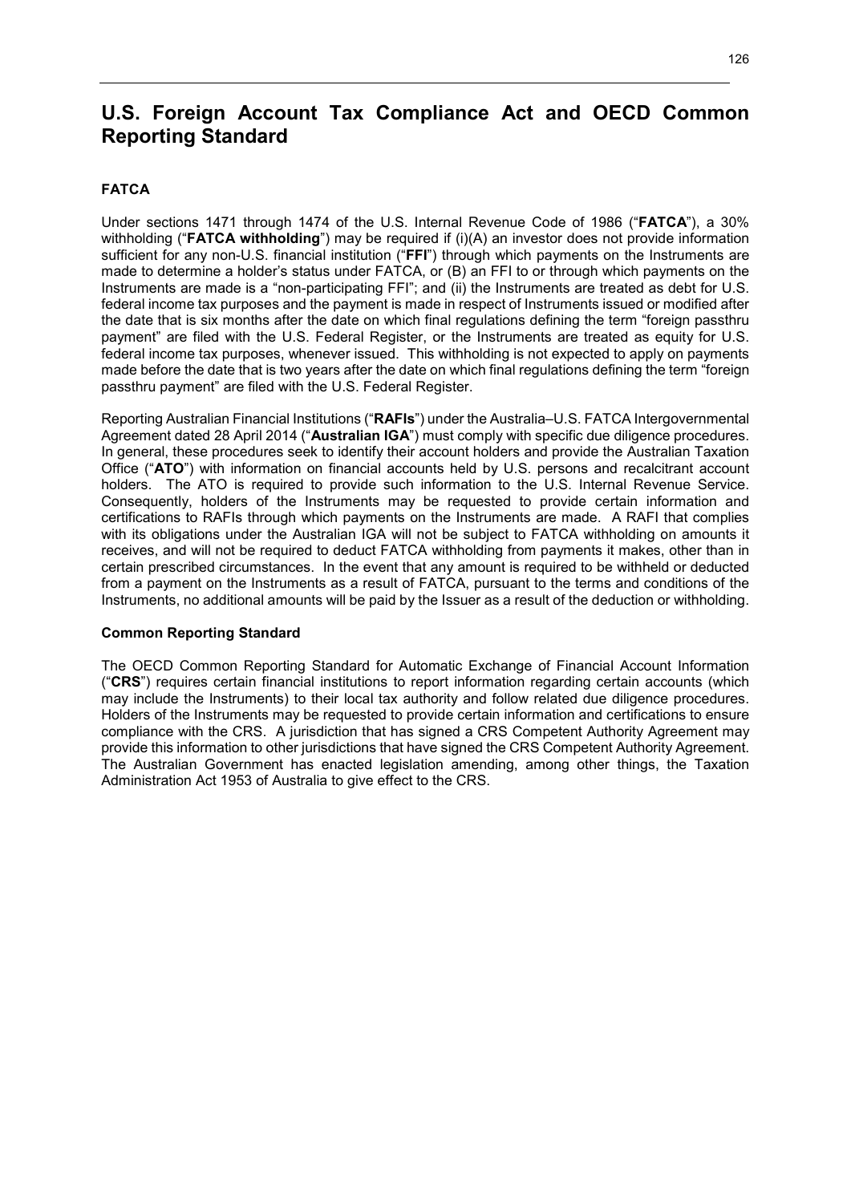# U.S. Foreign Account Tax Compliance Act and OECD Common Reporting Standard

### FATCA

Under sections 1471 through 1474 of the U.S. Internal Revenue Code of 1986 ("**FATCA**"), a 30% withholding ("**FATCA withholding**") may be required if (i)(A) an investor does not provide information sufficient for any non-U.S. financial institution ("**FFI**") through which payments on the Instruments are made to determine a holder's status under FATCA, or (B) an FFI to or through which payments on the Instruments are made is a "non-participating FFI"; and (ii) the Instruments are treated as debt for U.S. federal income tax purposes and the payment is made in respect of Instruments issued or modified after the date that is six months after the date on which final regulations defining the term "foreign passthru payment" are filed with the U.S. Federal Register, or the Instruments are treated as equity for U.S. federal income tax purposes, whenever issued. This withholding is not expected to apply on payments made before the date that is two years after the date on which final regulations defining the term "foreign passthru payment" are filed with the U.S. Federal Register.

Reporting Australian Financial Institutions ("**RAFIs**") under the Australia–U.S. FATCA Intergovernmental Agreement dated 28 April 2014 ("**Australian IGA**") must comply with specific due diligence procedures. In general, these procedures seek to identify their account holders and provide the Australian Taxation Office ("**ATO**") with information on financial accounts held by U.S. persons and recalcitrant account holders. The ATO is required to provide such information to the U.S. Internal Revenue Service. Consequently, holders of the Instruments may be requested to provide certain information and certifications to RAFIs through which payments on the Instruments are made. A RAFI that complies with its obligations under the Australian IGA will not be subject to FATCA withholding on amounts it receives, and will not be required to deduct FATCA withholding from payments it makes, other than in certain prescribed circumstances. In the event that any amount is required to be withheld or deducted from a payment on the Instruments as a result of FATCA, pursuant to the terms and conditions of the Instruments, no additional amounts will be paid by the Issuer as a result of the deduction or withholding.

### Common Reporting Standard

The OECD Common Reporting Standard for Automatic Exchange of Financial Account Information ("**CRS**") requires certain financial institutions to report information regarding certain accounts (which may include the Instruments) to their local tax authority and follow related due diligence procedures. Holders of the Instruments may be requested to provide certain information and certifications to ensure compliance with the CRS. A jurisdiction that has signed a CRS Competent Authority Agreement may provide this information to other jurisdictions that have signed the CRS Competent Authority Agreement. The Australian Government has enacted legislation amending, among other things, the Taxation Administration Act 1953 of Australia to give effect to the CRS.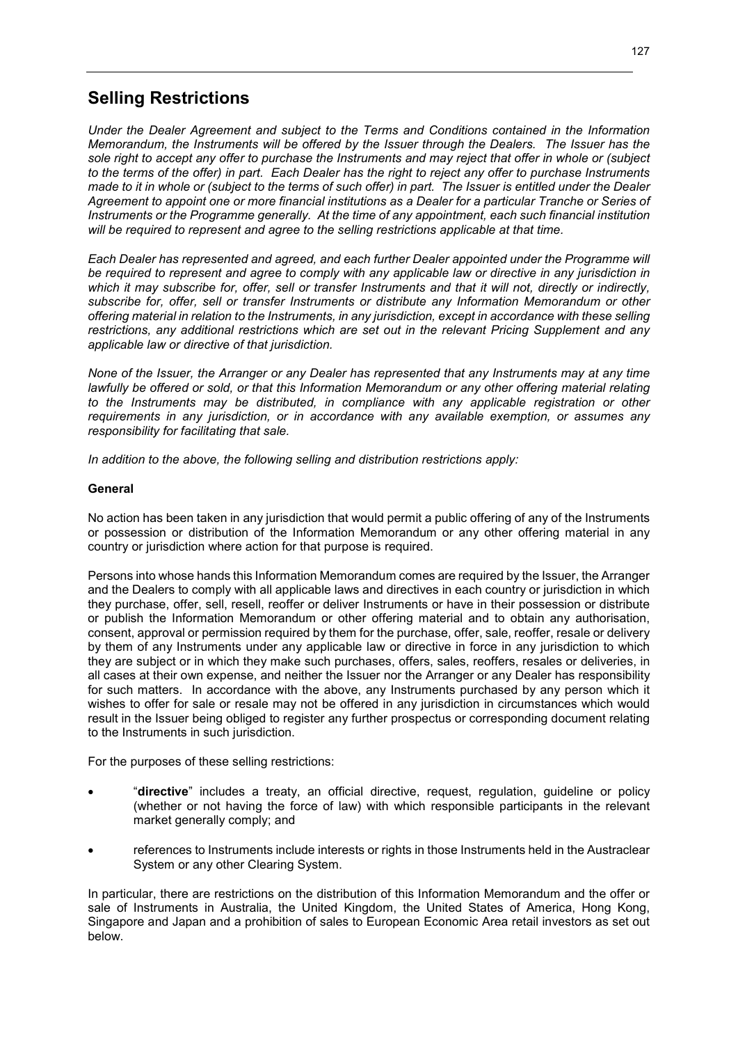# Selling Restrictions

*Under the Dealer Agreement and subject to the Terms and Conditions contained in the Information Memorandum, the Instruments will be offered by the Issuer through the Dealers. The Issuer has the sole right to accept any offer to purchase the Instruments and may reject that offer in whole or (subject to the terms of the offer) in part. Each Dealer has the right to reject any offer to purchase Instruments made to it in whole or (subject to the terms of such offer) in part. The Issuer is entitled under the Dealer Agreement to appoint one or more financial institutions as a Dealer for a particular Tranche or Series of Instruments or the Programme generally. At the time of any appointment, each such financial institution will be required to represent and agree to the selling restrictions applicable at that time.*

*Each Dealer has represented and agreed, and each further Dealer appointed under the Programme will be required to represent and agree to comply with any applicable law or directive in any jurisdiction in which it may subscribe for, offer, sell or transfer Instruments and that it will not, directly or indirectly, subscribe for, offer, sell or transfer Instruments or distribute any Information Memorandum or other offering material in relation to the Instruments, in any jurisdiction, except in accordance with these selling restrictions, any additional restrictions which are set out in the relevant Pricing Supplement and any applicable law or directive of that jurisdiction.*

*None of the Issuer, the Arranger or any Dealer has represented that any Instruments may at any time lawfully be offered or sold, or that this Information Memorandum or any other offering material relating to the Instruments may be distributed, in compliance with any applicable registration or other requirements in any jurisdiction, or in accordance with any available exemption, or assumes any responsibility for facilitating that sale.*

*In addition to the above, the following selling and distribution restrictions apply:*

**General**

No action has been taken in any jurisdiction that would permit a public offering of any of the Instruments or possession or distribution of the Information Memorandum or any other offering material in any country or jurisdiction where action for that purpose is required.

Persons into whose hands this Information Memorandum comes are required by the Issuer, the Arranger and the Dealers to comply with all applicable laws and directives in each country or jurisdiction in which they purchase, offer, sell, resell, reoffer or deliver Instruments or have in their possession or distribute or publish the Information Memorandum or other offering material and to obtain any authorisation, consent, approval or permission required by them for the purchase, offer, sale, reoffer, resale or delivery by them of any Instruments under any applicable law or directive in force in any jurisdiction to which they are subject or in which they make such purchases, offers, sales, reoffers, resales or deliveries, in all cases at their own expense, and neither the Issuer nor the Arranger or any Dealer has responsibility for such matters. In accordance with the above, any Instruments purchased by any person which it wishes to offer for sale or resale may not be offered in any jurisdiction in circumstances which would result in the Issuer being obliged to register any further prospectus or corresponding document relating to the Instruments in such jurisdiction.

For the purposes of these selling restrictions:

- "**directive**" includes a treaty, an official directive, request, regulation, guideline or policy (whether or not having the force of law) with which responsible participants in the relevant market generally comply; and
- references to Instruments include interests or rights in those Instruments held in the Austraclear System or any other Clearing System.

In particular, there are restrictions on the distribution of this Information Memorandum and the offer or sale of Instruments in Australia, the United Kingdom, the United States of America, Hong Kong, Singapore and Japan and a prohibition of sales to European Economic Area retail investors as set out below.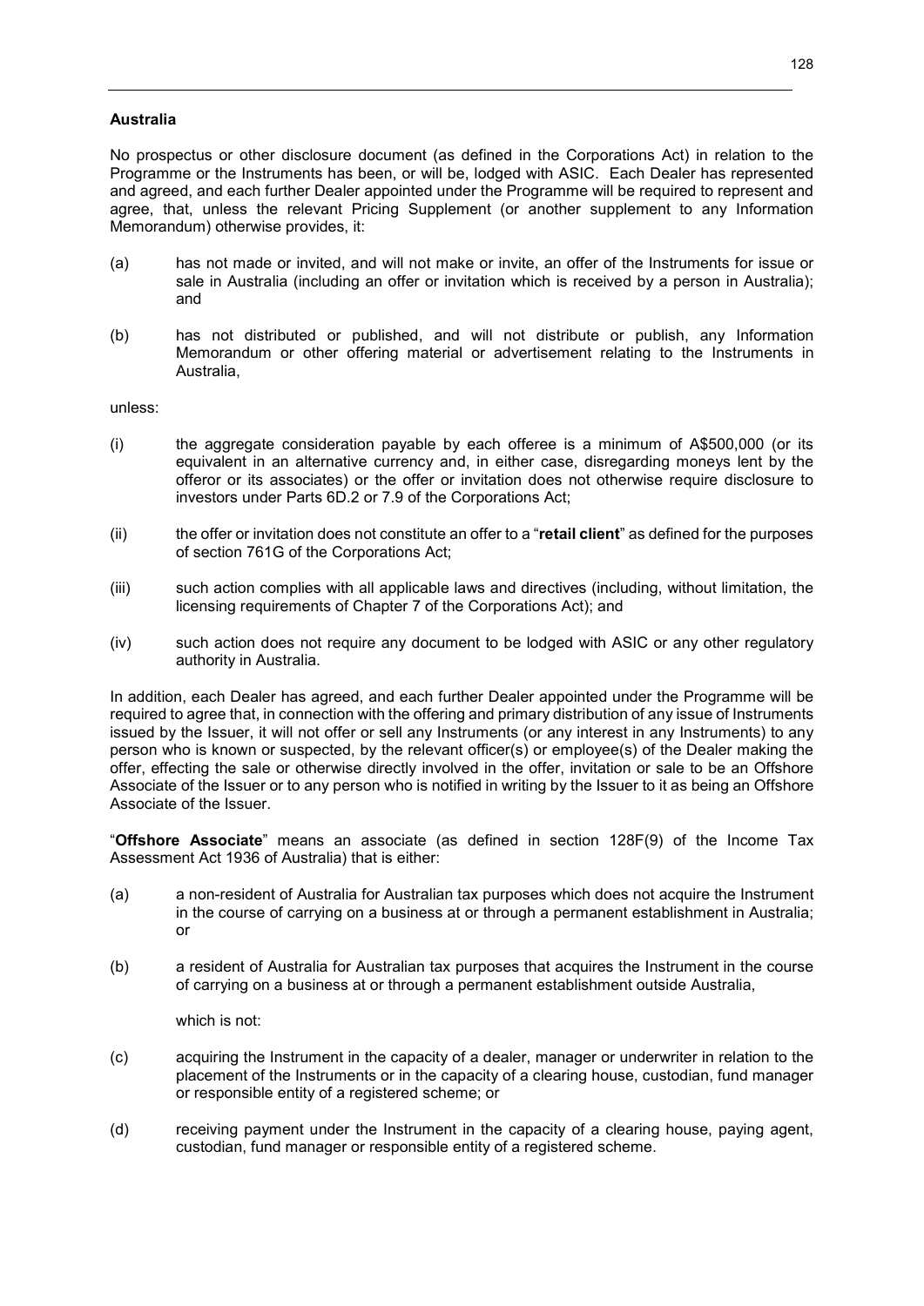**Australia**

No prospectus or other disclosure document (as defined in the Corporations Act) in relation to the Programme or the Instruments has been, or will be, lodged with ASIC. Each Dealer has represented and agreed, and each further Dealer appointed under the Programme will be required to represent and agree, that, unless the relevant Pricing Supplement (or another supplement to any Information Memorandum) otherwise provides, it:

(a) has not made or invited, and will not make or invite, an offer of the Instruments for issue or sale in Australia (including an offer or invitation which is received by a person in Australia); and

(b) has not distributed or published, and will not distribute or publish, any Information Memorandum or other offering material or advertisement relating to the Instruments in Australia,

unless:

(i) the aggregate consideration payable by each offeree is a minimum of A$500,000 (or its equivalent in an alternative currency and, in either case, disregarding moneys lent by the offeror or its associates) or the offer or invitation does not otherwise require disclosure to investors under Parts 6D.2 or 7.9 of the Corporations Act;

(ii) the offer or invitation does not constitute an offer to a "**retail client**" as defined for the purposes of section 761G of the Corporations Act;

(iii) such action complies with all applicable laws and directives (including, without limitation, the licensing requirements of Chapter 7 of the Corporations Act); and

(iv) such action does not require any document to be lodged with ASIC or any other regulatory authority in Australia.

In addition, each Dealer has agreed, and each further Dealer appointed under the Programme will be required to agree that, in connection with the offering and primary distribution of any issue of Instruments issued by the Issuer, it will not offer or sell any Instruments (or any interest in any Instruments) to any person who is known or suspected, by the relevant officer(s) or employee(s) of the Dealer making the offer, effecting the sale or otherwise directly involved in the offer, invitation or sale to be an Offshore Associate of the Issuer or to any person who is notified in writing by the Issuer to it as being an Offshore Associate of the Issuer.

"**Offshore Associate**" means an associate (as defined in section 128F(9) of the Income Tax Assessment Act 1936 of Australia) that is either:

(a) a non-resident of Australia for Australian tax purposes which does not acquire the Instrument in the course of carrying on a business at or through a permanent establishment in Australia; or

(b) a resident of Australia for Australian tax purposes that acquires the Instrument in the course of carrying on a business at or through a permanent establishment outside Australia,

which is not:

(c) acquiring the Instrument in the capacity of a dealer, manager or underwriter in relation to the placement of the Instruments or in the capacity of a clearing house, custodian, fund manager or responsible entity of a registered scheme; or

(d) receiving payment under the Instrument in the capacity of a clearing house, paying agent, custodian, fund manager or responsible entity of a registered scheme.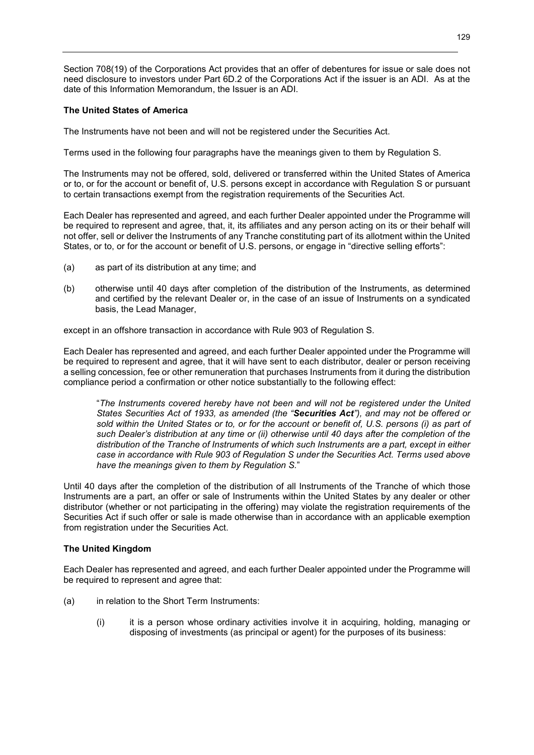Section 708(19) of the Corporations Act provides that an offer of debentures for issue or sale does not need disclosure to investors under Part 6D.2 of the Corporations Act if the issuer is an ADI. As at the date of this Information Memorandum, the Issuer is an ADI.

**The United States of America**

The Instruments have not been and will not be registered under the Securities Act.

Terms used in the following four paragraphs have the meanings given to them by Regulation S.

The Instruments may not be offered, sold, delivered or transferred within the United States of America or to, or for the account or benefit of, U.S. persons except in accordance with Regulation S or pursuant to certain transactions exempt from the registration requirements of the Securities Act.

Each Dealer has represented and agreed, and each further Dealer appointed under the Programme will be required to represent and agree, that, it, its affiliates and any person acting on its or their behalf will not offer, sell or deliver the Instruments of any Tranche constituting part of its allotment within the United States, or to, or for the account or benefit of U.S. persons, or engage in "directive selling efforts":

(a) as part of its distribution at any time; and

(b) otherwise until 40 days after completion of the distribution of the Instruments, as determined and certified by the relevant Dealer or, in the case of an issue of Instruments on a syndicated basis, the Lead Manager,

except in an offshore transaction in accordance with Rule 903 of Regulation S.

Each Dealer has represented and agreed, and each further Dealer appointed under the Programme will be required to represent and agree, that it will have sent to each distributor, dealer or person receiving a selling concession, fee or other remuneration that purchases Instruments from it during the distribution compliance period a confirmation or other notice substantially to the following effect:

> "*The Instruments covered hereby have not been and will not be registered under the United States Securities Act of 1933, as amended (the "**Securities Act**"), and may not be offered or sold within the United States or to, or for the account or benefit of, U.S. persons (i) as part of such Dealer's distribution at any time or (ii) otherwise until 40 days after the completion of the distribution of the Tranche of Instruments of which such Instruments are a part, except in either case in accordance with Rule 903 of Regulation S under the Securities Act. Terms used above have the meanings given to them by Regulation S.*"

Until 40 days after the completion of the distribution of all Instruments of the Tranche of which those Instruments are a part, an offer or sale of Instruments within the United States by any dealer or other distributor (whether or not participating in the offering) may violate the registration requirements of the Securities Act if such offer or sale is made otherwise than in accordance with an applicable exemption from registration under the Securities Act.

**The United Kingdom**

Each Dealer has represented and agreed, and each further Dealer appointed under the Programme will be required to represent and agree that:

(a) in relation to the Short Term Instruments:

  (i) it is a person whose ordinary activities involve it in acquiring, holding, managing or disposing of investments (as principal or agent) for the purposes of its business: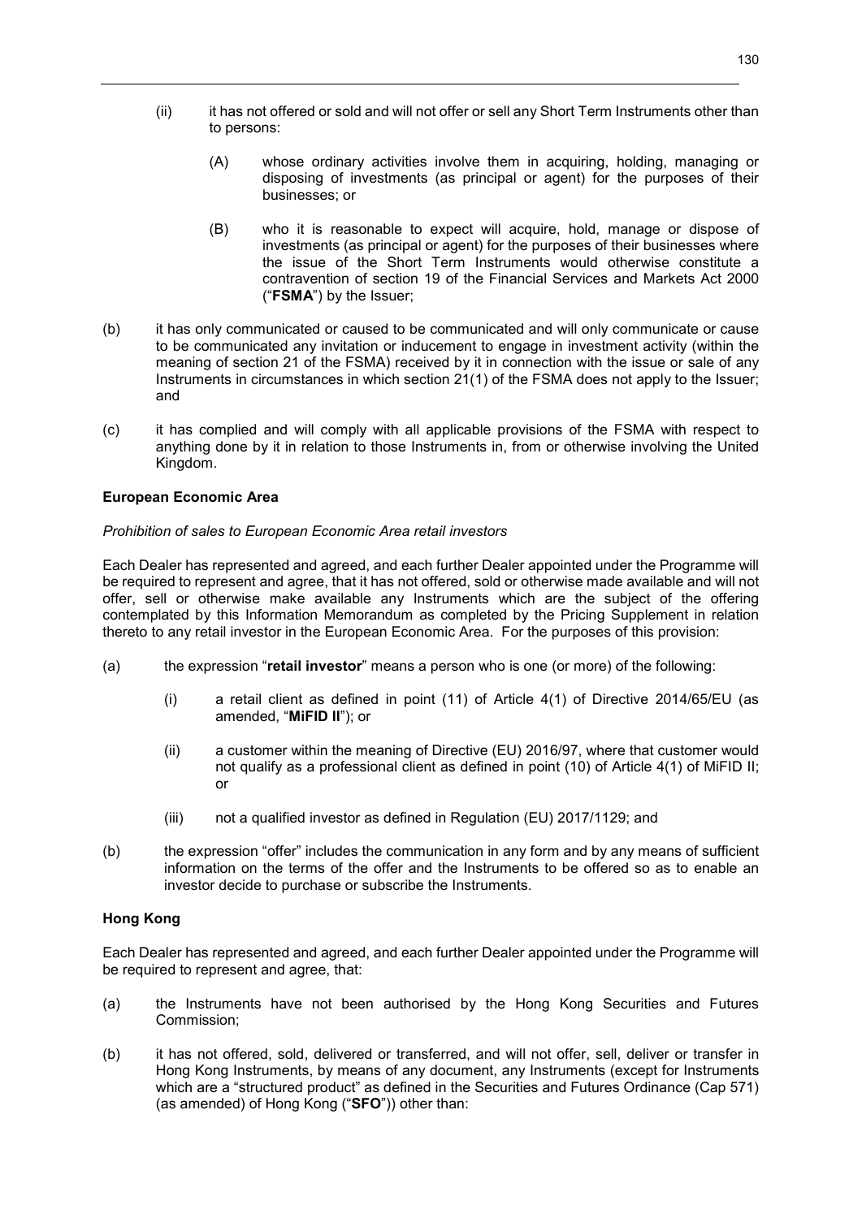(ii) it has not offered or sold and will not offer or sell any Short Term Instruments other than to persons:

(A) whose ordinary activities involve them in acquiring, holding, managing or disposing of investments (as principal or agent) for the purposes of their businesses; or

(B) who it is reasonable to expect will acquire, hold, manage or dispose of investments (as principal or agent) for the purposes of their businesses where the issue of the Short Term Instruments would otherwise constitute a contravention of section 19 of the Financial Services and Markets Act 2000 ("**FSMA**") by the Issuer;

(b) it has only communicated or caused to be communicated and will only communicate or cause to be communicated any invitation or inducement to engage in investment activity (within the meaning of section 21 of the FSMA) received by it in connection with the issue or sale of any Instruments in circumstances in which section 21(1) of the FSMA does not apply to the Issuer; and

(c) it has complied and will comply with all applicable provisions of the FSMA with respect to anything done by it in relation to those Instruments in, from or otherwise involving the United Kingdom.

**European Economic Area**

*Prohibition of sales to European Economic Area retail investors*

Each Dealer has represented and agreed, and each further Dealer appointed under the Programme will be required to represent and agree, that it has not offered, sold or otherwise made available and will not offer, sell or otherwise make available any Instruments which are the subject of the offering contemplated by this Information Memorandum as completed by the Pricing Supplement in relation thereto to any retail investor in the European Economic Area. For the purposes of this provision:

(a) the expression "**retail investor**" means a person who is one (or more) of the following:

(i) a retail client as defined in point (11) of Article 4(1) of Directive 2014/65/EU (as amended, "**MiFID II**"); or

(ii) a customer within the meaning of Directive (EU) 2016/97, where that customer would not qualify as a professional client as defined in point (10) of Article 4(1) of MiFID II; or

(iii) not a qualified investor as defined in Regulation (EU) 2017/1129; and

(b) the expression "offer" includes the communication in any form and by any means of sufficient information on the terms of the offer and the Instruments to be offered so as to enable an investor decide to purchase or subscribe the Instruments.

**Hong Kong**

Each Dealer has represented and agreed, and each further Dealer appointed under the Programme will be required to represent and agree, that:

(a) the Instruments have not been authorised by the Hong Kong Securities and Futures Commission;

(b) it has not offered, sold, delivered or transferred, and will not offer, sell, deliver or transfer in Hong Kong Instruments, by means of any document, any Instruments (except for Instruments which are a "structured product" as defined in the Securities and Futures Ordinance (Cap 571) (as amended) of Hong Kong ("**SFO**")) other than: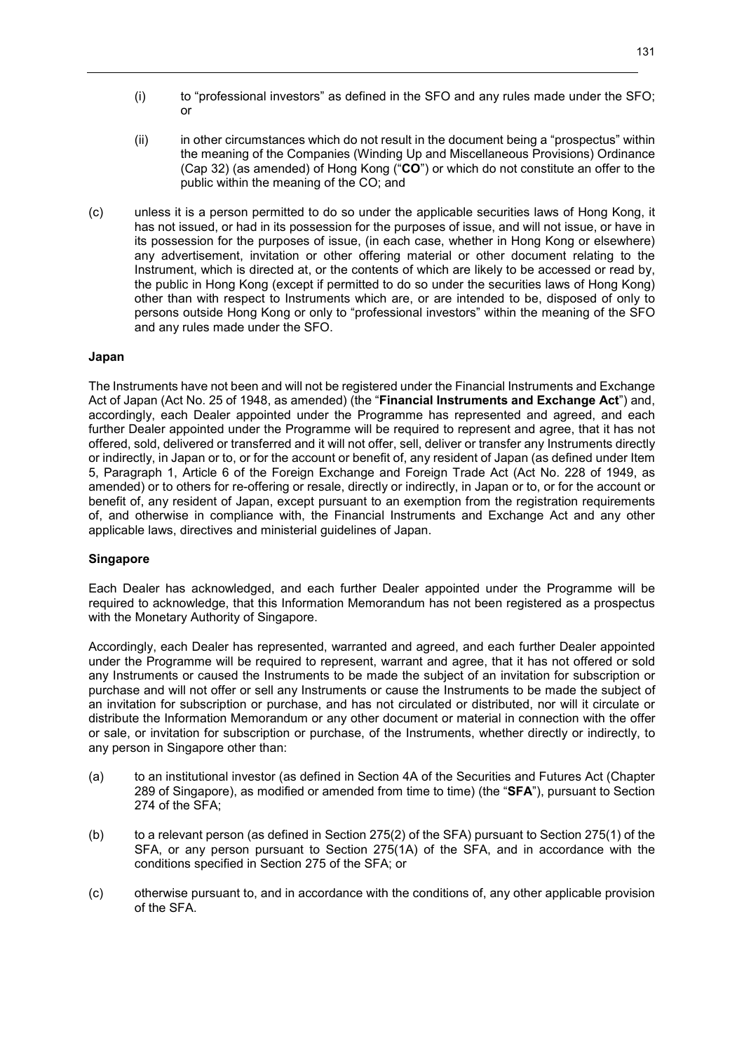(i) to "professional investors" as defined in the SFO and any rules made under the SFO; or

(ii) in other circumstances which do not result in the document being a "prospectus" within the meaning of the Companies (Winding Up and Miscellaneous Provisions) Ordinance (Cap 32) (as amended) of Hong Kong ("**CO**") or which do not constitute an offer to the public within the meaning of the CO; and

(c) unless it is a person permitted to do so under the applicable securities laws of Hong Kong, it has not issued, or had in its possession for the purposes of issue, and will not issue, or have in its possession for the purposes of issue, (in each case, whether in Hong Kong or elsewhere) any advertisement, invitation or other offering material or other document relating to the Instrument, which is directed at, or the contents of which are likely to be accessed or read by, the public in Hong Kong (except if permitted to do so under the securities laws of Hong Kong) other than with respect to Instruments which are, or are intended to be, disposed of only to persons outside Hong Kong or only to "professional investors" within the meaning of the SFO and any rules made under the SFO.

**Japan**

The Instruments have not been and will not be registered under the Financial Instruments and Exchange Act of Japan (Act No. 25 of 1948, as amended) (the "**Financial Instruments and Exchange Act**") and, accordingly, each Dealer appointed under the Programme has represented and agreed, and each further Dealer appointed under the Programme will be required to represent and agree, that it has not offered, sold, delivered or transferred and it will not offer, sell, deliver or transfer any Instruments directly or indirectly, in Japan or to, or for the account or benefit of, any resident of Japan (as defined under Item 5, Paragraph 1, Article 6 of the Foreign Exchange and Foreign Trade Act (Act No. 228 of 1949, as amended) or to others for re-offering or resale, directly or indirectly, in Japan or to, or for the account or benefit of, any resident of Japan, except pursuant to an exemption from the registration requirements of, and otherwise in compliance with, the Financial Instruments and Exchange Act and any other applicable laws, directives and ministerial guidelines of Japan.

**Singapore**

Each Dealer has acknowledged, and each further Dealer appointed under the Programme will be required to acknowledge, that this Information Memorandum has not been registered as a prospectus with the Monetary Authority of Singapore.

Accordingly, each Dealer has represented, warranted and agreed, and each further Dealer appointed under the Programme will be required to represent, warrant and agree, that it has not offered or sold any Instruments or caused the Instruments to be made the subject of an invitation for subscription or purchase and will not offer or sell any Instruments or cause the Instruments to be made the subject of an invitation for subscription or purchase, and has not circulated or distributed, nor will it circulate or distribute the Information Memorandum or any other document or material in connection with the offer or sale, or invitation for subscription or purchase, of the Instruments, whether directly or indirectly, to any person in Singapore other than:

(a) to an institutional investor (as defined in Section 4A of the Securities and Futures Act (Chapter 289 of Singapore), as modified or amended from time to time) (the "**SFA**"), pursuant to Section 274 of the SFA;

(b) to a relevant person (as defined in Section 275(2) of the SFA) pursuant to Section 275(1) of the SFA, or any person pursuant to Section 275(1A) of the SFA, and in accordance with the conditions specified in Section 275 of the SFA; or

(c) otherwise pursuant to, and in accordance with the conditions of, any other applicable provision of the SFA.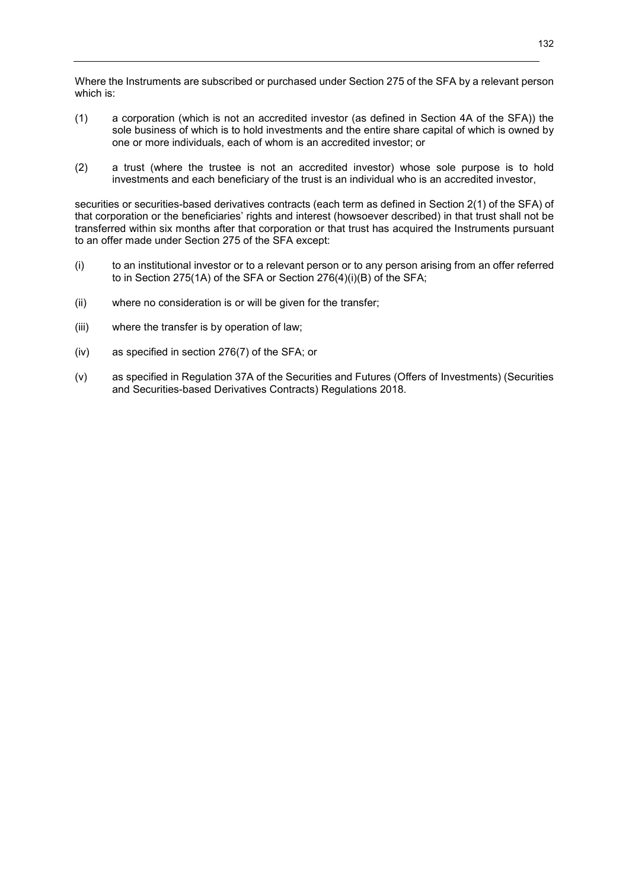Where the Instruments are subscribed or purchased under Section 275 of the SFA by a relevant person which is:

(1) a corporation (which is not an accredited investor (as defined in Section 4A of the SFA)) the sole business of which is to hold investments and the entire share capital of which is owned by one or more individuals, each of whom is an accredited investor; or

(2) a trust (where the trustee is not an accredited investor) whose sole purpose is to hold investments and each beneficiary of the trust is an individual who is an accredited investor,

securities or securities-based derivatives contracts (each term as defined in Section 2(1) of the SFA) of that corporation or the beneficiaries' rights and interest (howsoever described) in that trust shall not be transferred within six months after that corporation or that trust has acquired the Instruments pursuant to an offer made under Section 275 of the SFA except:

(i) to an institutional investor or to a relevant person or to any person arising from an offer referred to in Section 275(1A) of the SFA or Section 276(4)(i)(B) of the SFA;

(ii) where no consideration is or will be given for the transfer;

(iii) where the transfer is by operation of law;

(iv) as specified in section 276(7) of the SFA; or

(v) as specified in Regulation 37A of the Securities and Futures (Offers of Investments) (Securities and Securities-based Derivatives Contracts) Regulations 2018.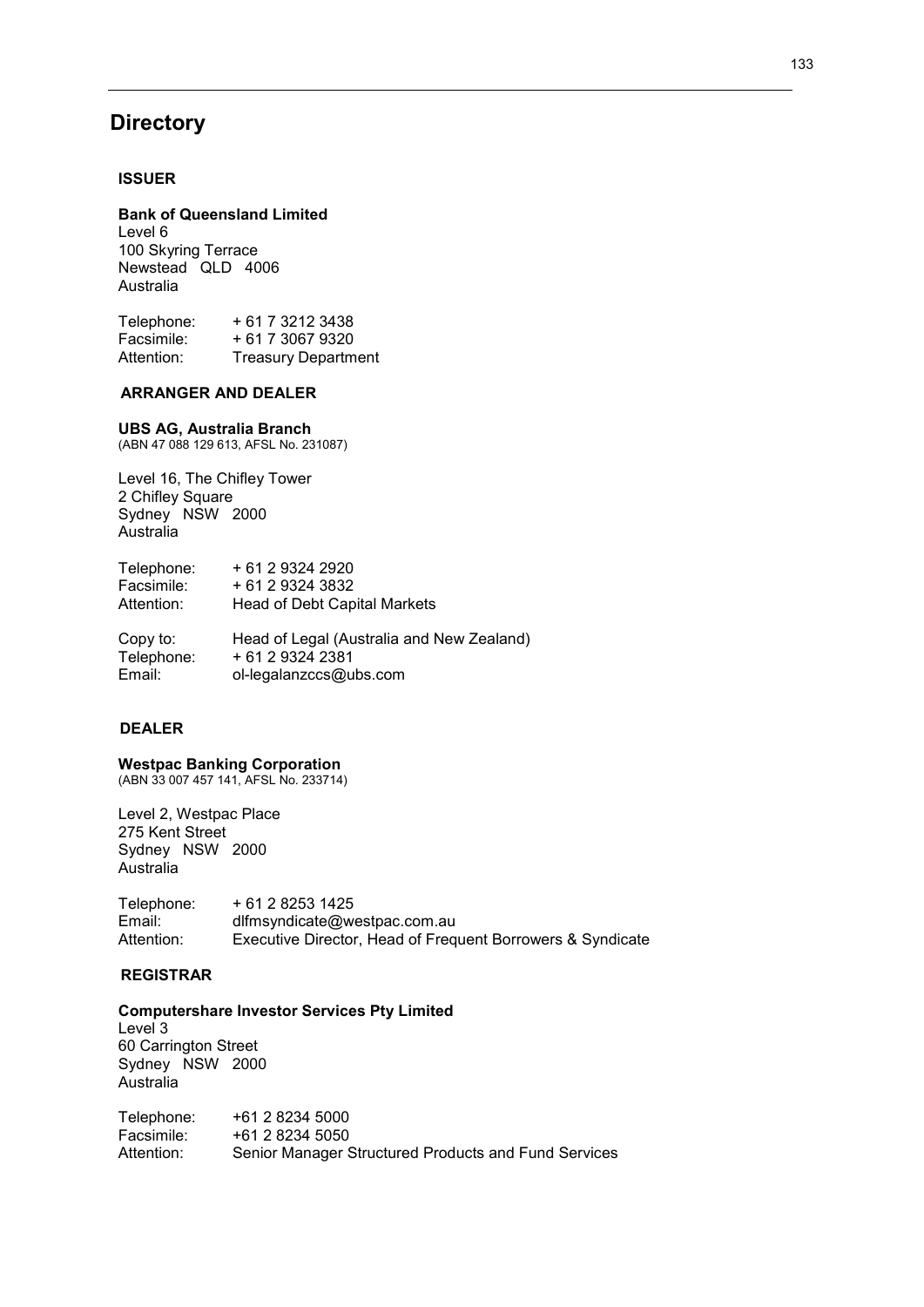# Directory

**ISSUER**

**Bank of Queensland Limited**
Level 6
100 Skyring Terrace
Newstead QLD 4006
Australia

Telephone: + 61 7 3212 3438
Facsimile: + 61 7 3067 9320
Attention: Treasury Department

**ARRANGER AND DEALER**

**UBS AG, Australia Branch**
(ABN 47 088 129 613, AFSL No. 231087)

Level 16, The Chifley Tower
2 Chifley Square
Sydney NSW 2000
Australia

Telephone: + 61 2 9324 2920
Facsimile: + 61 2 9324 3832
Attention: Head of Debt Capital Markets

Copy to: Head of Legal (Australia and New Zealand)
Telephone: + 61 2 9324 2381
Email: ol-legalanzccs@ubs.com

**DEALER**

**Westpac Banking Corporation**
(ABN 33 007 457 141, AFSL No. 233714)

Level 2, Westpac Place
275 Kent Street
Sydney NSW 2000
Australia

Telephone: + 61 2 8253 1425
Email: dlfmsyndicate@westpac.com.au
Attention: Executive Director, Head of Frequent Borrowers & Syndicate

**REGISTRAR**

**Computershare Investor Services Pty Limited**
Level 3
60 Carrington Street
Sydney NSW 2000
Australia

Telephone: +61 2 8234 5000
Facsimile: +61 2 8234 5050
Attention: Senior Manager Structured Products and Fund Services